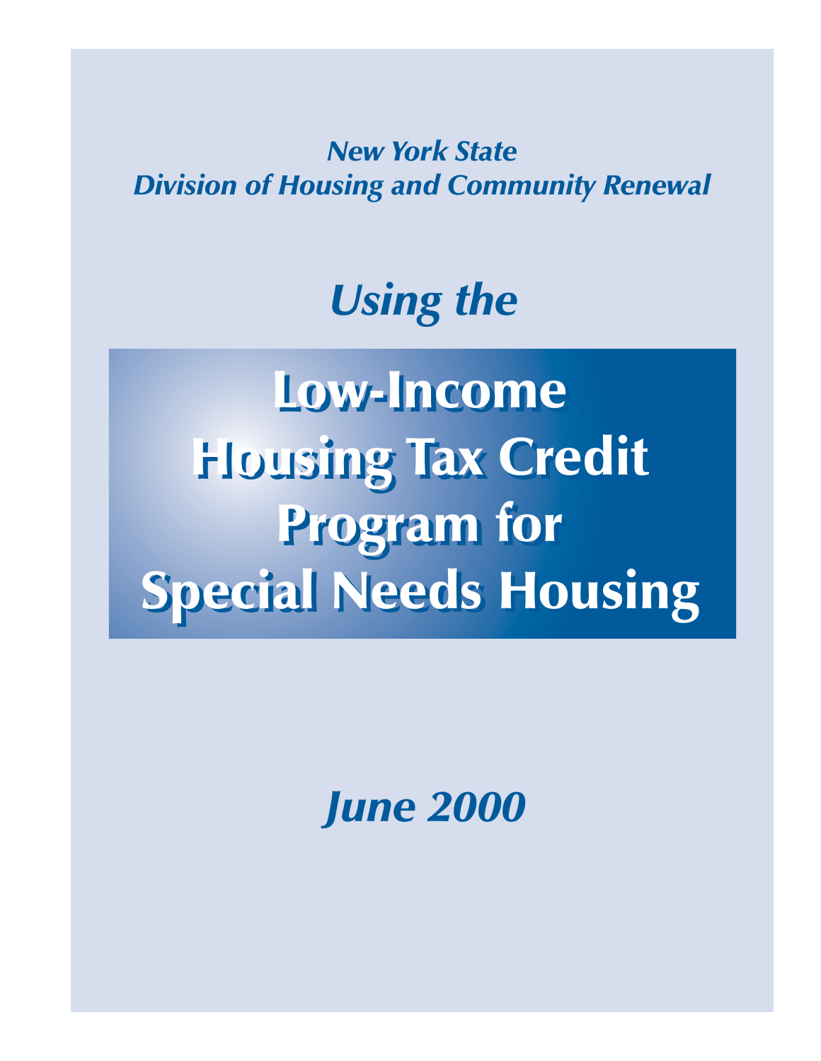*New York State*
*Division of Housing and Community Renewal*

## *Using the*

# Low-Income Housing Tax Credit Program for Special Needs Housing

*June 2000*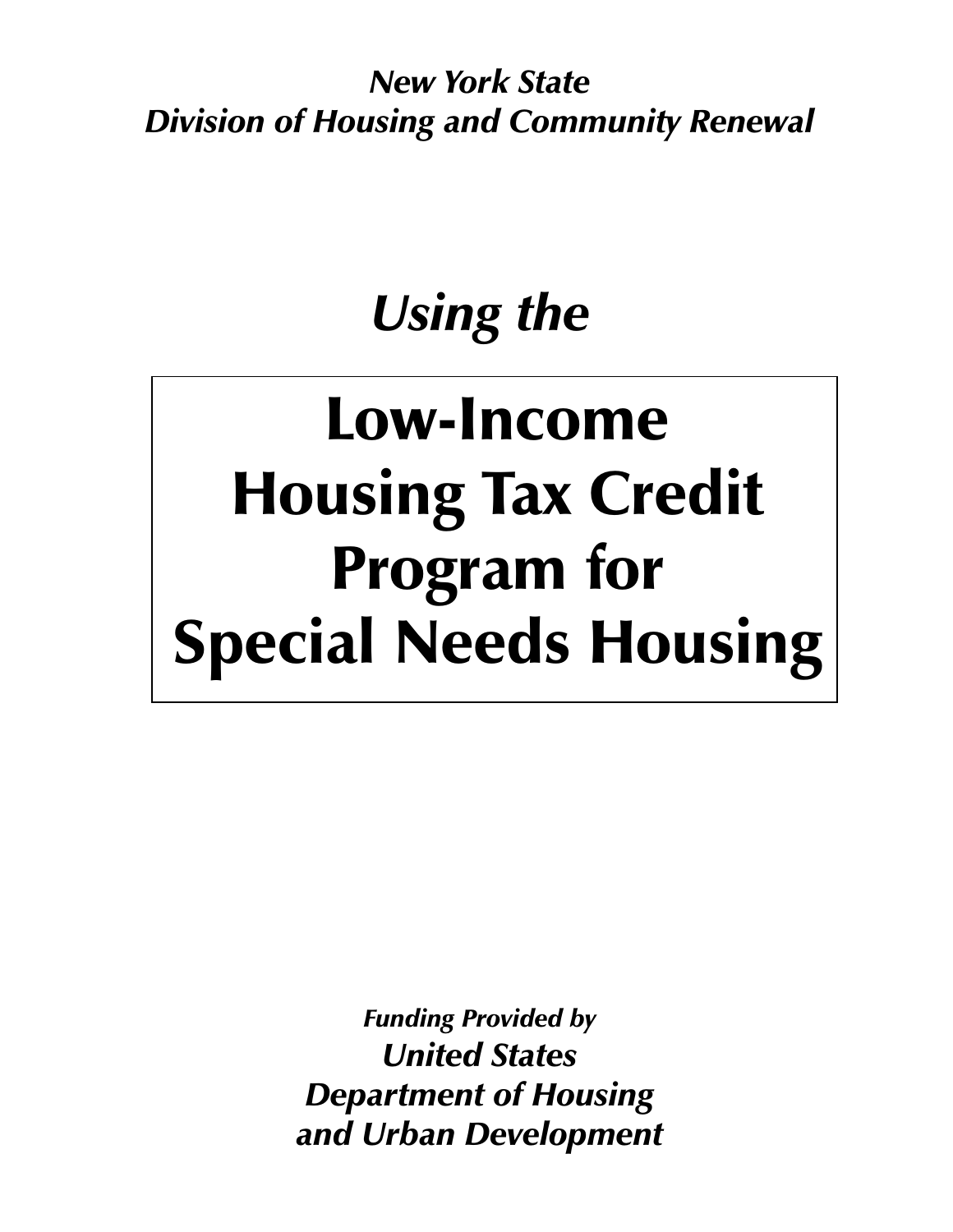*New York State*
*Division of Housing and Community Renewal*

*Using the*

# Low-Income Housing Tax Credit Program for Special Needs Housing

***Funding Provided by***
***United States***
***Department of Housing***
***and Urban Development***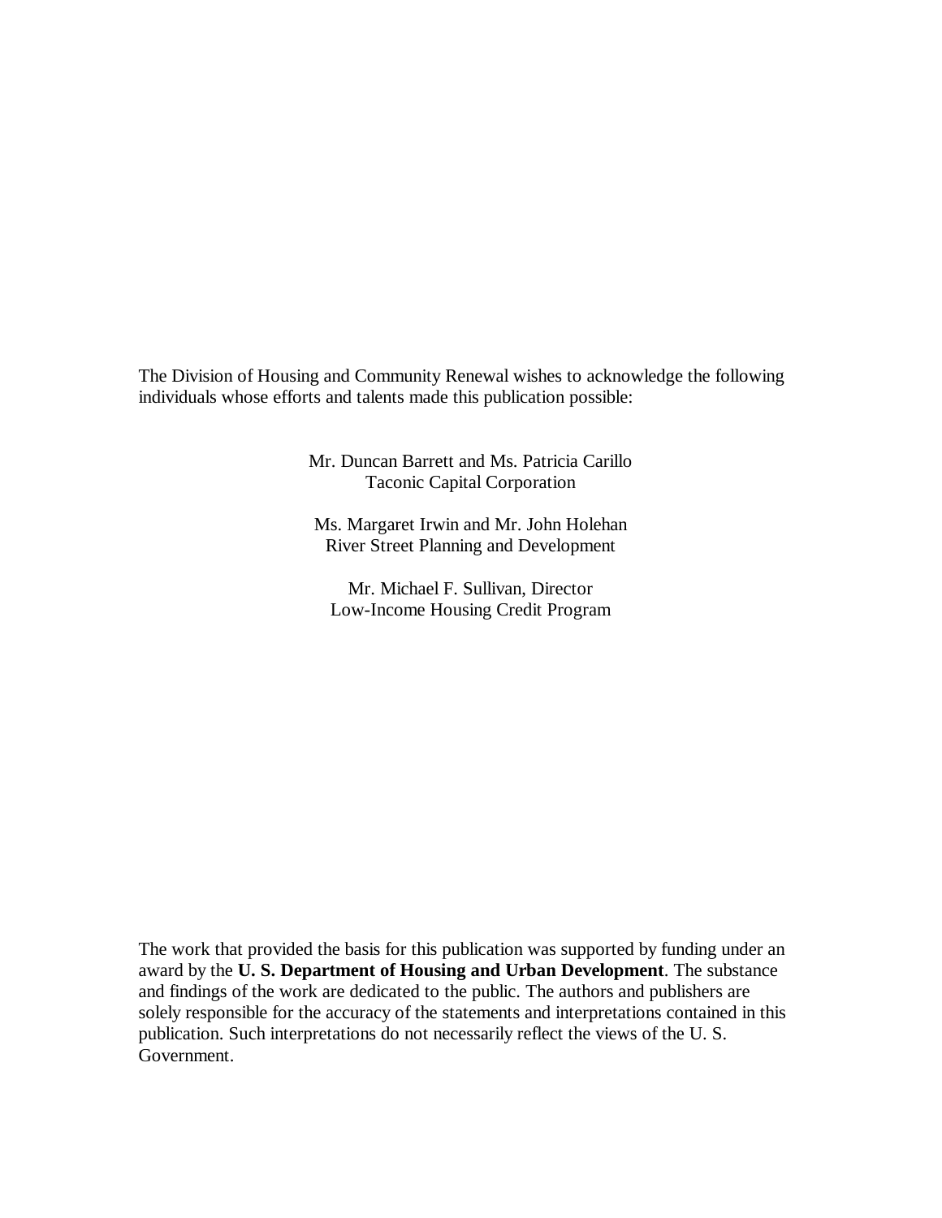The Division of Housing and Community Renewal wishes to acknowledge the following individuals whose efforts and talents made this publication possible:

Mr. Duncan Barrett and Ms. Patricia Carillo
Taconic Capital Corporation

Ms. Margaret Irwin and Mr. John Holehan
River Street Planning and Development

Mr. Michael F. Sullivan, Director
Low-Income Housing Credit Program

The work that provided the basis for this publication was supported by funding under an award by the **U. S. Department of Housing and Urban Development**. The substance and findings of the work are dedicated to the public. The authors and publishers are solely responsible for the accuracy of the statements and interpretations contained in this publication. Such interpretations do not necessarily reflect the views of the U. S. Government.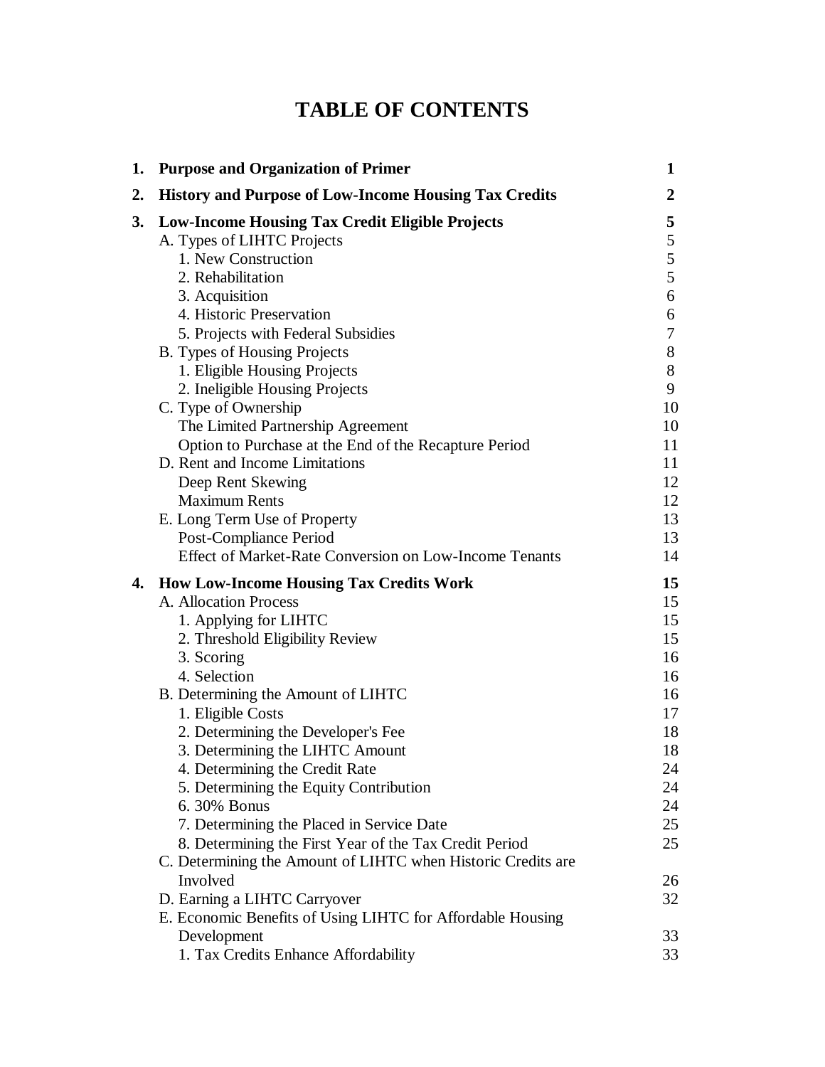# TABLE OF CONTENTS

| | | |
|---|---|---|
| **1.** | **Purpose and Organization of Primer** | **1** |
| **2.** | **History and Purpose of Low-Income Housing Tax Credits** | **2** |
| **3.** | **Low-Income Housing Tax Credit Eligible Projects** | **5** |
| | A. Types of LIHTC Projects | 5 |
| | 1. New Construction | 5 |
| | 2. Rehabilitation | 5 |
| | 3. Acquisition | 6 |
| | 4. Historic Preservation | 6 |
| | 5. Projects with Federal Subsidies | 7 |
| | B. Types of Housing Projects | 8 |
| | 1. Eligible Housing Projects | 8 |
| | 2. Ineligible Housing Projects | 9 |
| | C. Type of Ownership | 10 |
| | The Limited Partnership Agreement | 10 |
| | Option to Purchase at the End of the Recapture Period | 11 |
| | D. Rent and Income Limitations | 11 |
| | Deep Rent Skewing | 12 |
| | Maximum Rents | 12 |
| | E. Long Term Use of Property | 13 |
| | Post-Compliance Period | 13 |
| | Effect of Market-Rate Conversion on Low-Income Tenants | 14 |
| **4.** | **How Low-Income Housing Tax Credits Work** | **15** |
| | A. Allocation Process | 15 |
| | 1. Applying for LIHTC | 15 |
| | 2. Threshold Eligibility Review | 15 |
| | 3. Scoring | 16 |
| | 4. Selection | 16 |
| | B. Determining the Amount of LIHTC | 16 |
| | 1. Eligible Costs | 17 |
| | 2. Determining the Developer's Fee | 18 |
| | 3. Determining the LIHTC Amount | 18 |
| | 4. Determining the Credit Rate | 24 |
| | 5. Determining the Equity Contribution | 24 |
| | 6. 30% Bonus | 24 |
| | 7. Determining the Placed in Service Date | 25 |
| | 8. Determining the First Year of the Tax Credit Period | 25 |
| | C. Determining the Amount of LIHTC when Historic Credits are Involved | 26 |
| | D. Earning a LIHTC Carryover | 32 |
| | E. Economic Benefits of Using LIHTC for Affordable Housing Development | 33 |
| | 1. Tax Credits Enhance Affordability | 33 |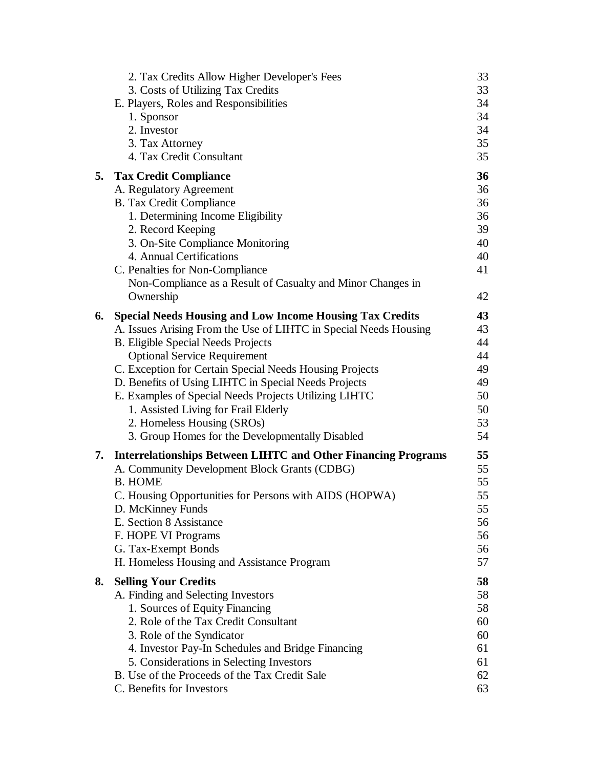| | | |
|---|---|---|
| | 2. Tax Credits Allow Higher Developer's Fees | 33 |
| | 3. Costs of Utilizing Tax Credits | 33 |
| | E. Players, Roles and Responsibilities | 34 |
| | 1. Sponsor | 34 |
| | 2. Investor | 34 |
| | 3. Tax Attorney | 35 |
| | 4. Tax Credit Consultant | 35 |
| **5.** | **Tax Credit Compliance** | **36** |
| | A. Regulatory Agreement | 36 |
| | B. Tax Credit Compliance | 36 |
| | 1. Determining Income Eligibility | 36 |
| | 2. Record Keeping | 39 |
| | 3. On-Site Compliance Monitoring | 40 |
| | 4. Annual Certifications | 40 |
| | C. Penalties for Non-Compliance | 41 |
| | Non-Compliance as a Result of Casualty and Minor Changes in Ownership | 42 |
| **6.** | **Special Needs Housing and Low Income Housing Tax Credits** | **43** |
| | A. Issues Arising From the Use of LIHTC in Special Needs Housing | 43 |
| | B. Eligible Special Needs Projects | 44 |
| | Optional Service Requirement | 44 |
| | C. Exception for Certain Special Needs Housing Projects | 49 |
| | D. Benefits of Using LIHTC in Special Needs Projects | 49 |
| | E. Examples of Special Needs Projects Utilizing LIHTC | 50 |
| | 1. Assisted Living for Frail Elderly | 50 |
| | 2. Homeless Housing (SROs) | 53 |
| | 3. Group Homes for the Developmentally Disabled | 54 |
| **7.** | **Interrelationships Between LIHTC and Other Financing Programs** | **55** |
| | A. Community Development Block Grants (CDBG) | 55 |
| | B. HOME | 55 |
| | C. Housing Opportunities for Persons with AIDS (HOPWA) | 55 |
| | D. McKinney Funds | 55 |
| | E. Section 8 Assistance | 56 |
| | F. HOPE VI Programs | 56 |
| | G. Tax-Exempt Bonds | 56 |
| | H. Homeless Housing and Assistance Program | 57 |
| **8.** | **Selling Your Credits** | **58** |
| | A. Finding and Selecting Investors | 58 |
| | 1. Sources of Equity Financing | 58 |
| | 2. Role of the Tax Credit Consultant | 60 |
| | 3. Role of the Syndicator | 60 |
| | 4. Investor Pay-In Schedules and Bridge Financing | 61 |
| | 5. Considerations in Selecting Investors | 61 |
| | B. Use of the Proceeds of the Tax Credit Sale | 62 |
| | C. Benefits for Investors | 63 |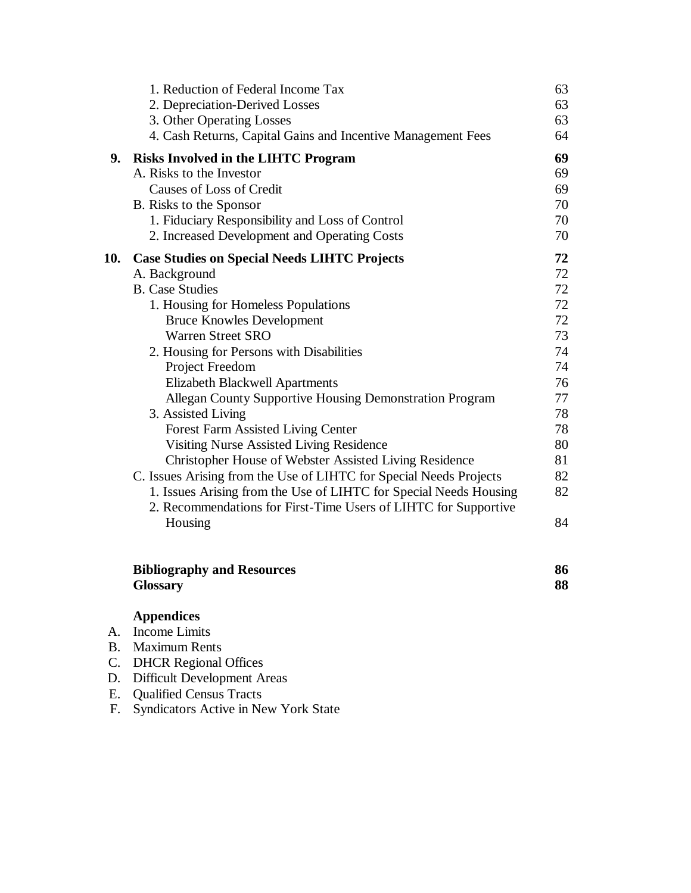| | | |
|---|---|---|
| | 1. Reduction of Federal Income Tax | 63 |
| | 2. Depreciation-Derived Losses | 63 |
| | 3. Other Operating Losses | 63 |
| | 4. Cash Returns, Capital Gains and Incentive Management Fees | 64 |
| **9.** | **Risks Involved in the LIHTC Program** | **69** |
| | A. Risks to the Investor | 69 |
| | Causes of Loss of Credit | 69 |
| | B. Risks to the Sponsor | 70 |
| | 1. Fiduciary Responsibility and Loss of Control | 70 |
| | 2. Increased Development and Operating Costs | 70 |
| **10.** | **Case Studies on Special Needs LIHTC Projects** | **72** |
| | A. Background | 72 |
| | B. Case Studies | 72 |
| | 1. Housing for Homeless Populations | 72 |
| | Bruce Knowles Development | 72 |
| | Warren Street SRO | 73 |
| | 2. Housing for Persons with Disabilities | 74 |
| | Project Freedom | 74 |
| | Elizabeth Blackwell Apartments | 76 |
| | Allegan County Supportive Housing Demonstration Program | 77 |
| | 3. Assisted Living | 78 |
| | Forest Farm Assisted Living Center | 78 |
| | Visiting Nurse Assisted Living Residence | 80 |
| | Christopher House of Webster Assisted Living Residence | 81 |
| | C. Issues Arising from the Use of LIHTC for Special Needs Projects | 82 |
| | 1. Issues Arising from the Use of LIHTC for Special Needs Housing | 82 |
| | 2. Recommendations for First-Time Users of LIHTC for Supportive Housing | 84 |
| | **Bibliography and Resources** | **86** |
| | **Glossary** | **88** |

**Appendices**

A. Income Limits
B. Maximum Rents
C. DHCR Regional Offices
D. Difficult Development Areas
E. Qualified Census Tracts
F. Syndicators Active in New York State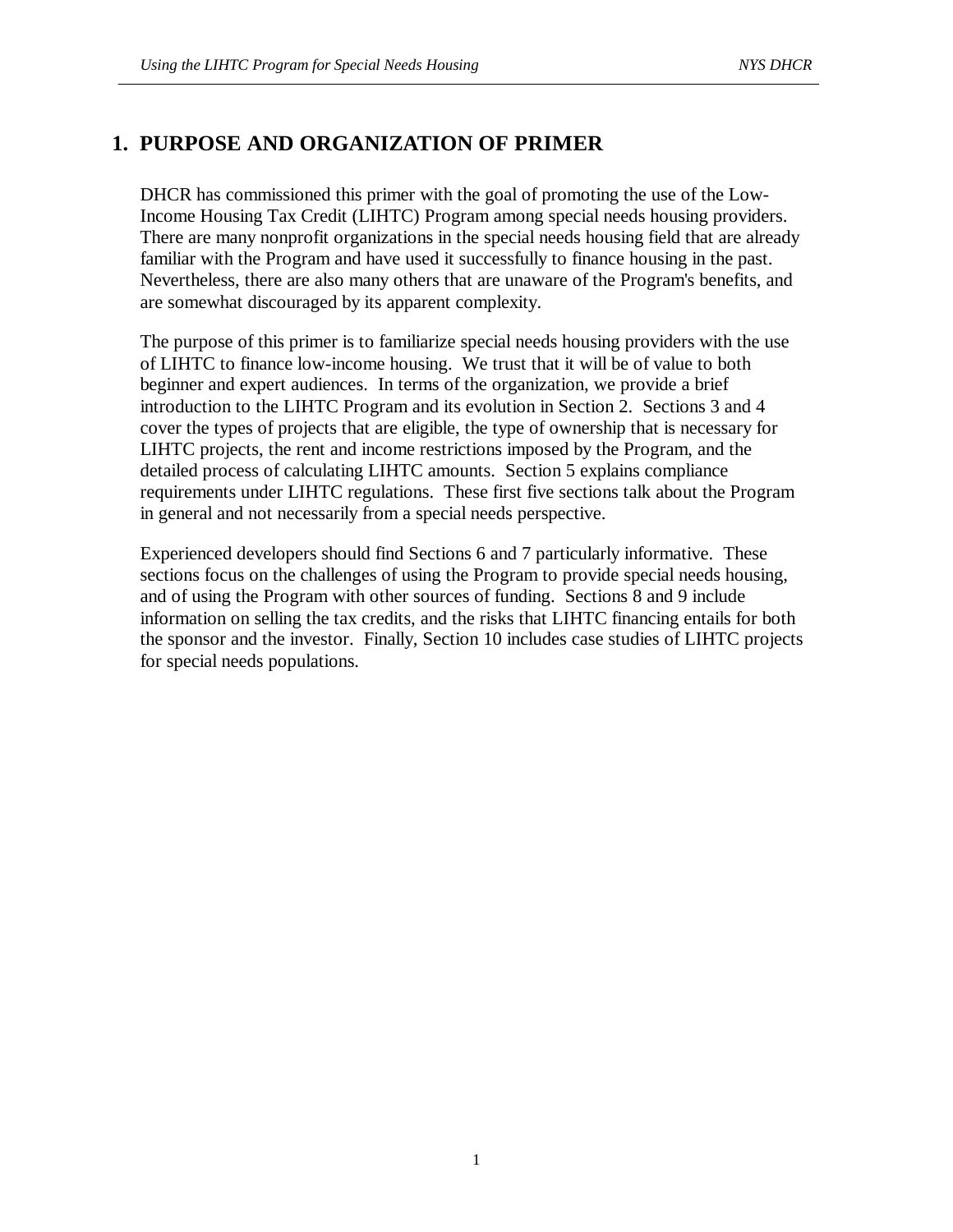# 1. PURPOSE AND ORGANIZATION OF PRIMER

DHCR has commissioned this primer with the goal of promoting the use of the Low-Income Housing Tax Credit (LIHTC) Program among special needs housing providers. There are many nonprofit organizations in the special needs housing field that are already familiar with the Program and have used it successfully to finance housing in the past. Nevertheless, there are also many others that are unaware of the Program's benefits, and are somewhat discouraged by its apparent complexity.

The purpose of this primer is to familiarize special needs housing providers with the use of LIHTC to finance low-income housing. We trust that it will be of value to both beginner and expert audiences. In terms of the organization, we provide a brief introduction to the LIHTC Program and its evolution in Section 2. Sections 3 and 4 cover the types of projects that are eligible, the type of ownership that is necessary for LIHTC projects, the rent and income restrictions imposed by the Program, and the detailed process of calculating LIHTC amounts. Section 5 explains compliance requirements under LIHTC regulations. These first five sections talk about the Program in general and not necessarily from a special needs perspective.

Experienced developers should find Sections 6 and 7 particularly informative. These sections focus on the challenges of using the Program to provide special needs housing, and of using the Program with other sources of funding. Sections 8 and 9 include information on selling the tax credits, and the risks that LIHTC financing entails for both the sponsor and the investor. Finally, Section 10 includes case studies of LIHTC projects for special needs populations.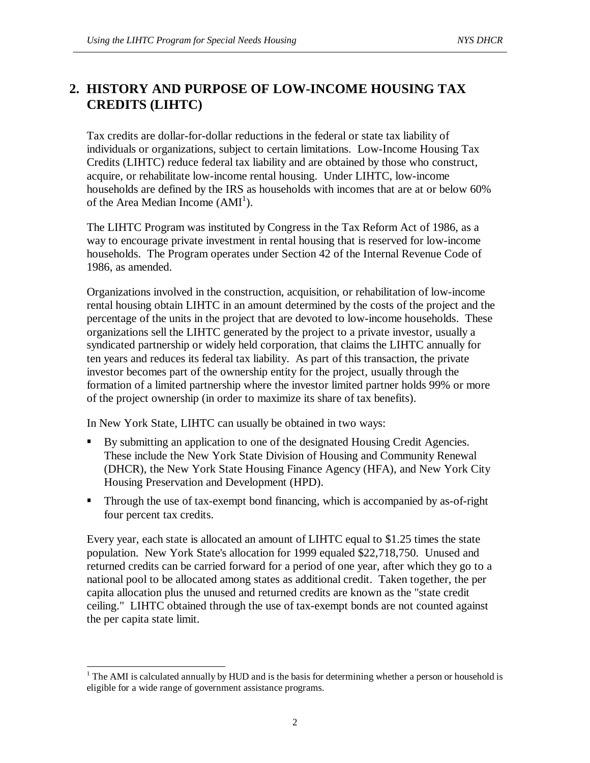## 2. HISTORY AND PURPOSE OF LOW-INCOME HOUSING TAX CREDITS (LIHTC)

Tax credits are dollar-for-dollar reductions in the federal or state tax liability of individuals or organizations, subject to certain limitations. Low-Income Housing Tax Credits (LIHTC) reduce federal tax liability and are obtained by those who construct, acquire, or rehabilitate low-income rental housing. Under LIHTC, low-income households are defined by the IRS as households with incomes that are at or below 60% of the Area Median Income (AMI[1]).

The LIHTC Program was instituted by Congress in the Tax Reform Act of 1986, as a way to encourage private investment in rental housing that is reserved for low-income households. The Program operates under Section 42 of the Internal Revenue Code of 1986, as amended.

Organizations involved in the construction, acquisition, or rehabilitation of low-income rental housing obtain LIHTC in an amount determined by the costs of the project and the percentage of the units in the project that are devoted to low-income households. These organizations sell the LIHTC generated by the project to a private investor, usually a syndicated partnership or widely held corporation, that claims the LIHTC annually for ten years and reduces its federal tax liability. As part of this transaction, the private investor becomes part of the ownership entity for the project, usually through the formation of a limited partnership where the investor limited partner holds 99% or more of the project ownership (in order to maximize its share of tax benefits).

In New York State, LIHTC can usually be obtained in two ways:

- By submitting an application to one of the designated Housing Credit Agencies. These include the New York State Division of Housing and Community Renewal (DHCR), the New York State Housing Finance Agency (HFA), and New York City Housing Preservation and Development (HPD).
- Through the use of tax-exempt bond financing, which is accompanied by as-of-right four percent tax credits.

Every year, each state is allocated an amount of LIHTC equal to $1.25 times the state population. New York State's allocation for 1999 equaled $22,718,750. Unused and returned credits can be carried forward for a period of one year, after which they go to a national pool to be allocated among states as additional credit. Taken together, the per capita allocation plus the unused and returned credits are known as the "state credit ceiling." LIHTC obtained through the use of tax-exempt bonds are not counted against the per capita state limit.

---

[1] The AMI is calculated annually by HUD and is the basis for determining whether a person or household is eligible for a wide range of government assistance programs.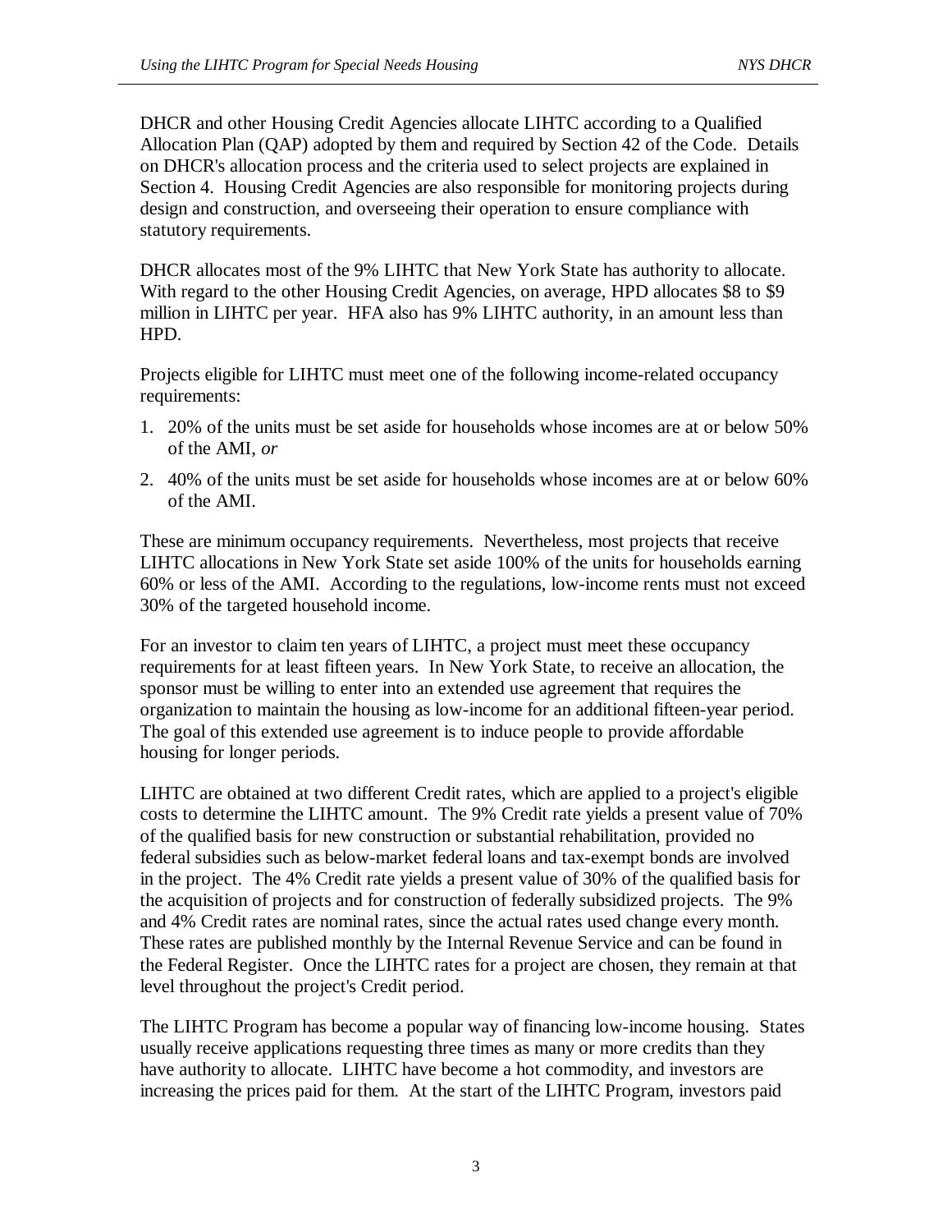DHCR and other Housing Credit Agencies allocate LIHTC according to a Qualified Allocation Plan (QAP) adopted by them and required by Section 42 of the Code. Details on DHCR's allocation process and the criteria used to select projects are explained in Section 4. Housing Credit Agencies are also responsible for monitoring projects during design and construction, and overseeing their operation to ensure compliance with statutory requirements.

DHCR allocates most of the 9% LIHTC that New York State has authority to allocate. With regard to the other Housing Credit Agencies, on average, HPD allocates $8 to $9 million in LIHTC per year. HFA also has 9% LIHTC authority, in an amount less than HPD.

Projects eligible for LIHTC must meet one of the following income-related occupancy requirements:

1. 20% of the units must be set aside for households whose incomes are at or below 50% of the AMI, *or*
2. 40% of the units must be set aside for households whose incomes are at or below 60% of the AMI.

These are minimum occupancy requirements. Nevertheless, most projects that receive LIHTC allocations in New York State set aside 100% of the units for households earning 60% or less of the AMI. According to the regulations, low-income rents must not exceed 30% of the targeted household income.

For an investor to claim ten years of LIHTC, a project must meet these occupancy requirements for at least fifteen years. In New York State, to receive an allocation, the sponsor must be willing to enter into an extended use agreement that requires the organization to maintain the housing as low-income for an additional fifteen-year period. The goal of this extended use agreement is to induce people to provide affordable housing for longer periods.

LIHTC are obtained at two different Credit rates, which are applied to a project's eligible costs to determine the LIHTC amount. The 9% Credit rate yields a present value of 70% of the qualified basis for new construction or substantial rehabilitation, provided no federal subsidies such as below-market federal loans and tax-exempt bonds are involved in the project. The 4% Credit rate yields a present value of 30% of the qualified basis for the acquisition of projects and for construction of federally subsidized projects. The 9% and 4% Credit rates are nominal rates, since the actual rates used change every month. These rates are published monthly by the Internal Revenue Service and can be found in the Federal Register. Once the LIHTC rates for a project are chosen, they remain at that level throughout the project's Credit period.

The LIHTC Program has become a popular way of financing low-income housing. States usually receive applications requesting three times as many or more credits than they have authority to allocate. LIHTC have become a hot commodity, and investors are increasing the prices paid for them. At the start of the LIHTC Program, investors paid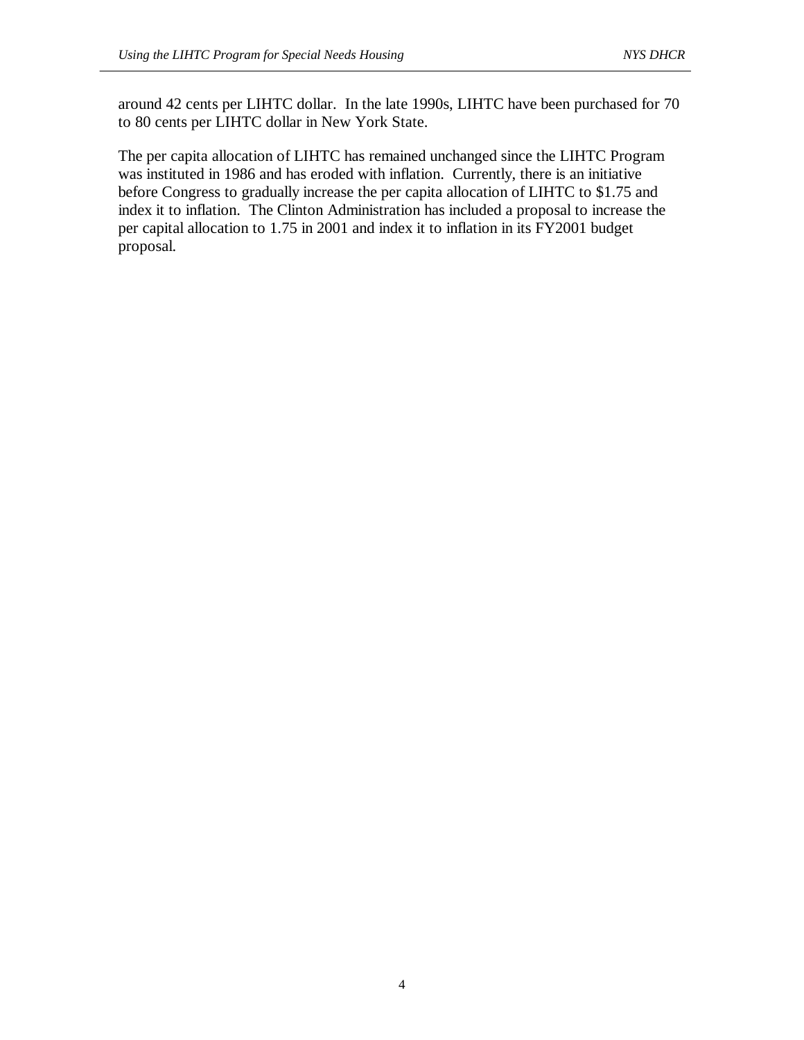around 42 cents per LIHTC dollar. In the late 1990s, LIHTC have been purchased for 70 to 80 cents per LIHTC dollar in New York State.

The per capita allocation of LIHTC has remained unchanged since the LIHTC Program was instituted in 1986 and has eroded with inflation. Currently, there is an initiative before Congress to gradually increase the per capita allocation of LIHTC to $1.75 and index it to inflation. The Clinton Administration has included a proposal to increase the per capital allocation to 1.75 in 2001 and index it to inflation in its FY2001 budget proposal.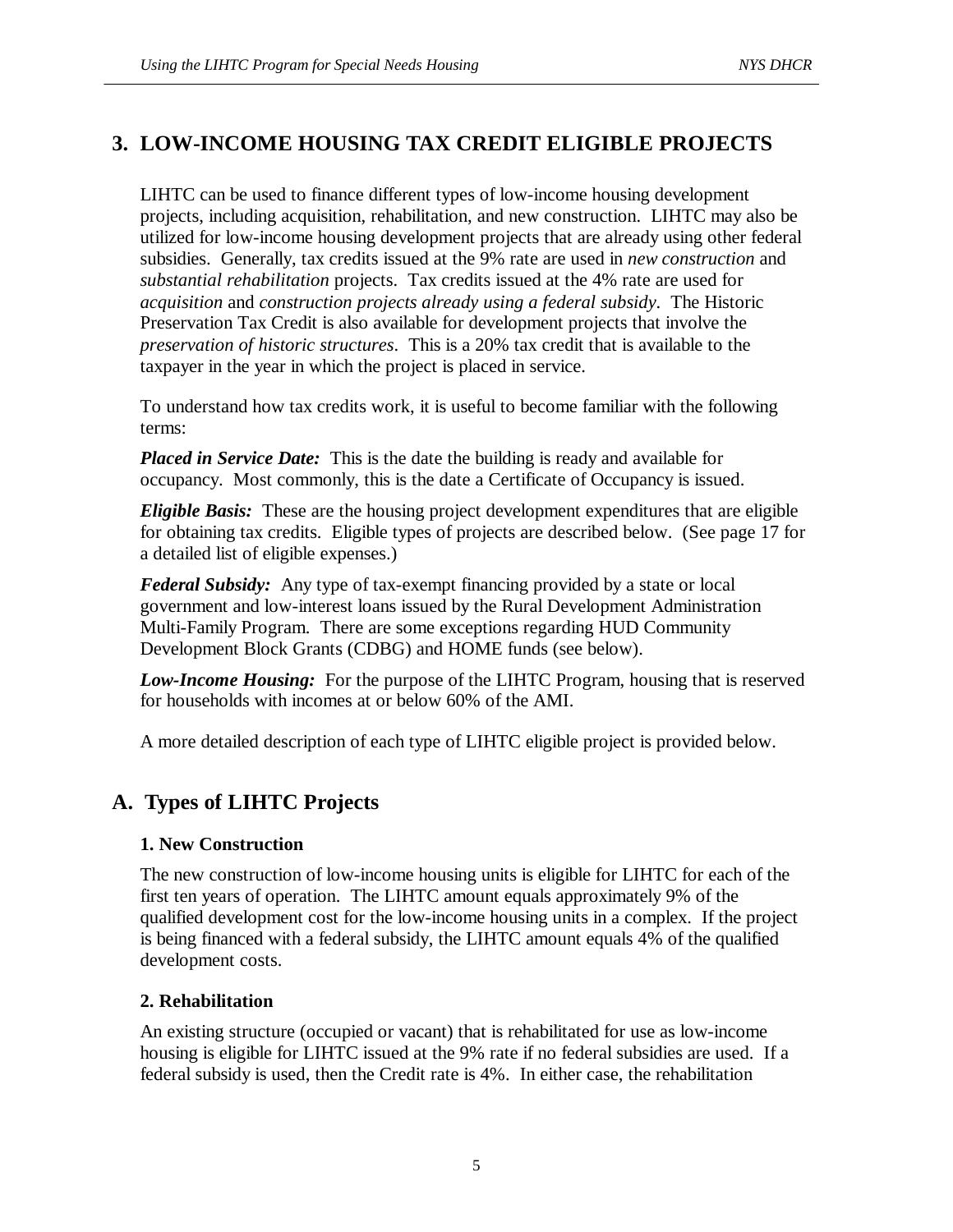## 3. LOW-INCOME HOUSING TAX CREDIT ELIGIBLE PROJECTS

LIHTC can be used to finance different types of low-income housing development projects, including acquisition, rehabilitation, and new construction. LIHTC may also be utilized for low-income housing development projects that are already using other federal subsidies. Generally, tax credits issued at the 9% rate are used in *new construction* and *substantial rehabilitation* projects. Tax credits issued at the 4% rate are used for *acquisition* and *construction projects already using a federal subsidy*. The Historic Preservation Tax Credit is also available for development projects that involve the *preservation of historic structures*. This is a 20% tax credit that is available to the taxpayer in the year in which the project is placed in service.

To understand how tax credits work, it is useful to become familiar with the following terms:

***Placed in Service Date:*** This is the date the building is ready and available for occupancy. Most commonly, this is the date a Certificate of Occupancy is issued.

***Eligible Basis:*** These are the housing project development expenditures that are eligible for obtaining tax credits. Eligible types of projects are described below. (See page 17 for a detailed list of eligible expenses.)

***Federal Subsidy:*** Any type of tax-exempt financing provided by a state or local government and low-interest loans issued by the Rural Development Administration Multi-Family Program. There are some exceptions regarding HUD Community Development Block Grants (CDBG) and HOME funds (see below).

***Low-Income Housing:*** For the purpose of the LIHTC Program, housing that is reserved for households with incomes at or below 60% of the AMI.

A more detailed description of each type of LIHTC eligible project is provided below.

## A. Types of LIHTC Projects

### 1. New Construction

The new construction of low-income housing units is eligible for LIHTC for each of the first ten years of operation. The LIHTC amount equals approximately 9% of the qualified development cost for the low-income housing units in a complex. If the project is being financed with a federal subsidy, the LIHTC amount equals 4% of the qualified development costs.

### 2. Rehabilitation

An existing structure (occupied or vacant) that is rehabilitated for use as low-income housing is eligible for LIHTC issued at the 9% rate if no federal subsidies are used. If a federal subsidy is used, then the Credit rate is 4%. In either case, the rehabilitation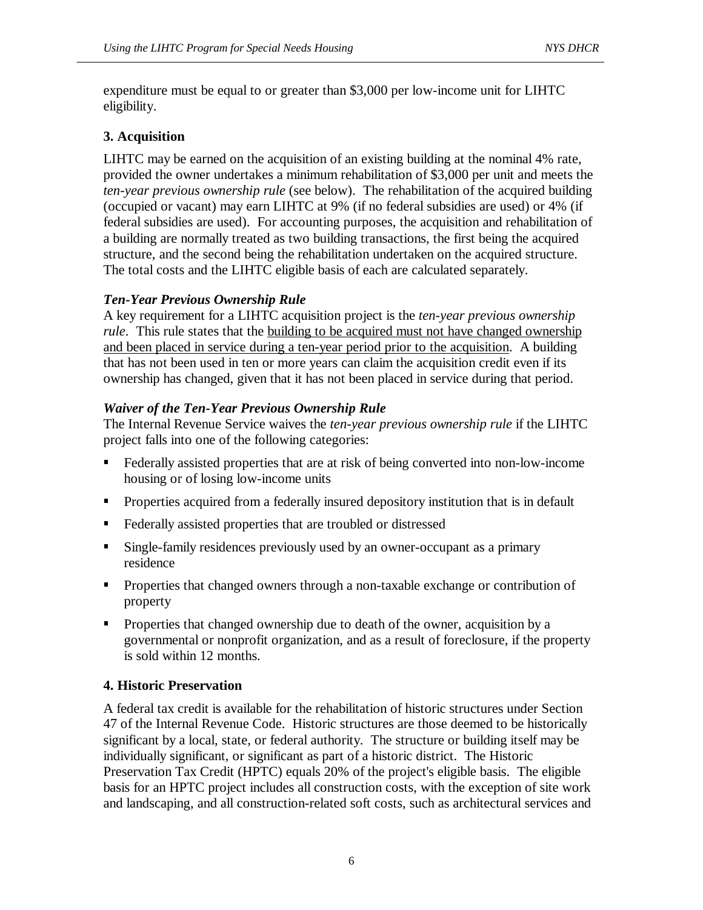expenditure must be equal to or greater than $3,000 per low-income unit for LIHTC eligibility.

### 3. Acquisition

LIHTC may be earned on the acquisition of an existing building at the nominal 4% rate, provided the owner undertakes a minimum rehabilitation of $3,000 per unit and meets the *ten-year previous ownership rule* (see below). The rehabilitation of the acquired building (occupied or vacant) may earn LIHTC at 9% (if no federal subsidies are used) or 4% (if federal subsidies are used). For accounting purposes, the acquisition and rehabilitation of a building are normally treated as two building transactions, the first being the acquired structure, and the second being the rehabilitation undertaken on the acquired structure. The total costs and the LIHTC eligible basis of each are calculated separately.

#### *Ten-Year Previous Ownership Rule*

A key requirement for a LIHTC acquisition project is the *ten-year previous ownership rule*. This rule states that the building to be acquired must not have changed ownership and been placed in service during a ten-year period prior to the acquisition. A building that has not been used in ten or more years can claim the acquisition credit even if its ownership has changed, given that it has not been placed in service during that period.

#### *Waiver of the Ten-Year Previous Ownership Rule*

The Internal Revenue Service waives the *ten-year previous ownership rule* if the LIHTC project falls into one of the following categories:

- Federally assisted properties that are at risk of being converted into non-low-income housing or of losing low-income units
- Properties acquired from a federally insured depository institution that is in default
- Federally assisted properties that are troubled or distressed
- Single-family residences previously used by an owner-occupant as a primary residence
- Properties that changed owners through a non-taxable exchange or contribution of property
- Properties that changed ownership due to death of the owner, acquisition by a governmental or nonprofit organization, and as a result of foreclosure, if the property is sold within 12 months.

### 4. Historic Preservation

A federal tax credit is available for the rehabilitation of historic structures under Section 47 of the Internal Revenue Code. Historic structures are those deemed to be historically significant by a local, state, or federal authority. The structure or building itself may be individually significant, or significant as part of a historic district. The Historic Preservation Tax Credit (HPTC) equals 20% of the project's eligible basis. The eligible basis for an HPTC project includes all construction costs, with the exception of site work and landscaping, and all construction-related soft costs, such as architectural services and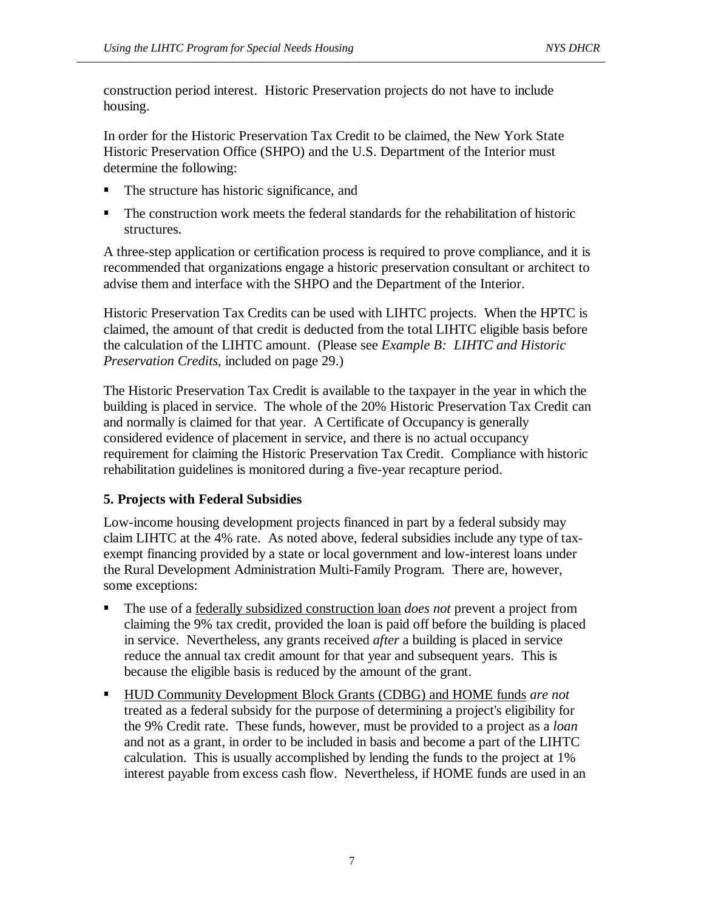construction period interest. Historic Preservation projects do not have to include housing.

In order for the Historic Preservation Tax Credit to be claimed, the New York State Historic Preservation Office (SHPO) and the U.S. Department of the Interior must determine the following:

- The structure has historic significance, and
- The construction work meets the federal standards for the rehabilitation of historic structures.

A three-step application or certification process is required to prove compliance, and it is recommended that organizations engage a historic preservation consultant or architect to advise them and interface with the SHPO and the Department of the Interior.

Historic Preservation Tax Credits can be used with LIHTC projects. When the HPTC is claimed, the amount of that credit is deducted from the total LIHTC eligible basis before the calculation of the LIHTC amount. (Please see *Example B: LIHTC and Historic Preservation Credits*, included on page 29.)

The Historic Preservation Tax Credit is available to the taxpayer in the year in which the building is placed in service. The whole of the 20% Historic Preservation Tax Credit can and normally is claimed for that year. A Certificate of Occupancy is generally considered evidence of placement in service, and there is no actual occupancy requirement for claiming the Historic Preservation Tax Credit. Compliance with historic rehabilitation guidelines is monitored during a five-year recapture period.

### 5. Projects with Federal Subsidies

Low-income housing development projects financed in part by a federal subsidy may claim LIHTC at the 4% rate. As noted above, federal subsidies include any type of tax-exempt financing provided by a state or local government and low-interest loans under the Rural Development Administration Multi-Family Program. There are, however, some exceptions:

- The use of a federally subsidized construction loan *does not* prevent a project from claiming the 9% tax credit, provided the loan is paid off before the building is placed in service. Nevertheless, any grants received *after* a building is placed in service reduce the annual tax credit amount for that year and subsequent years. This is because the eligible basis is reduced by the amount of the grant.
- HUD Community Development Block Grants (CDBG) and HOME funds *are not* treated as a federal subsidy for the purpose of determining a project's eligibility for the 9% Credit rate. These funds, however, must be provided to a project as a *loan* and not as a grant, in order to be included in basis and become a part of the LIHTC calculation. This is usually accomplished by lending the funds to the project at 1% interest payable from excess cash flow. Nevertheless, if HOME funds are used in an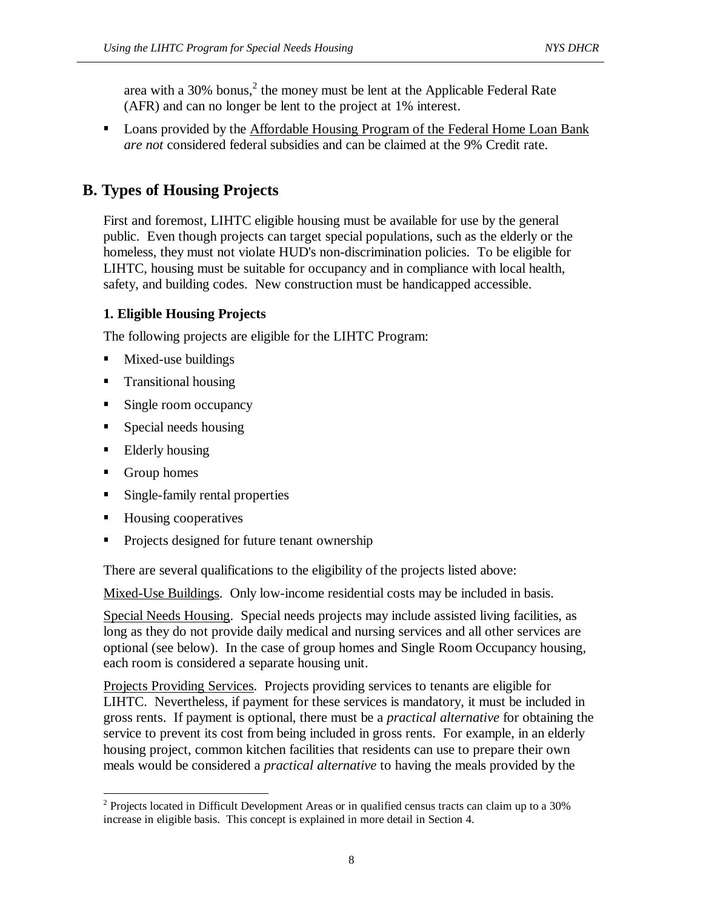area with a 30% bonus,[2] the money must be lent at the Applicable Federal Rate (AFR) and can no longer be lent to the project at 1% interest.

- Loans provided by the Affordable Housing Program of the Federal Home Loan Bank *are not* considered federal subsidies and can be claimed at the 9% Credit rate.

## B. Types of Housing Projects

First and foremost, LIHTC eligible housing must be available for use by the general public. Even though projects can target special populations, such as the elderly or the homeless, they must not violate HUD's non-discrimination policies. To be eligible for LIHTC, housing must be suitable for occupancy and in compliance with local health, safety, and building codes. New construction must be handicapped accessible.

### 1. Eligible Housing Projects

The following projects are eligible for the LIHTC Program:

- Mixed-use buildings
- Transitional housing
- Single room occupancy
- Special needs housing
- Elderly housing
- Group homes
- Single-family rental properties
- Housing cooperatives
- Projects designed for future tenant ownership

There are several qualifications to the eligibility of the projects listed above:

Mixed-Use Buildings. Only low-income residential costs may be included in basis.

Special Needs Housing. Special needs projects may include assisted living facilities, as long as they do not provide daily medical and nursing services and all other services are optional (see below). In the case of group homes and Single Room Occupancy housing, each room is considered a separate housing unit.

Projects Providing Services. Projects providing services to tenants are eligible for LIHTC. Nevertheless, if payment for these services is mandatory, it must be included in gross rents. If payment is optional, there must be a *practical alternative* for obtaining the service to prevent its cost from being included in gross rents. For example, in an elderly housing project, common kitchen facilities that residents can use to prepare their own meals would be considered a *practical alternative* to having the meals provided by the

[2] Projects located in Difficult Development Areas or in qualified census tracts can claim up to a 30% increase in eligible basis. This concept is explained in more detail in Section 4.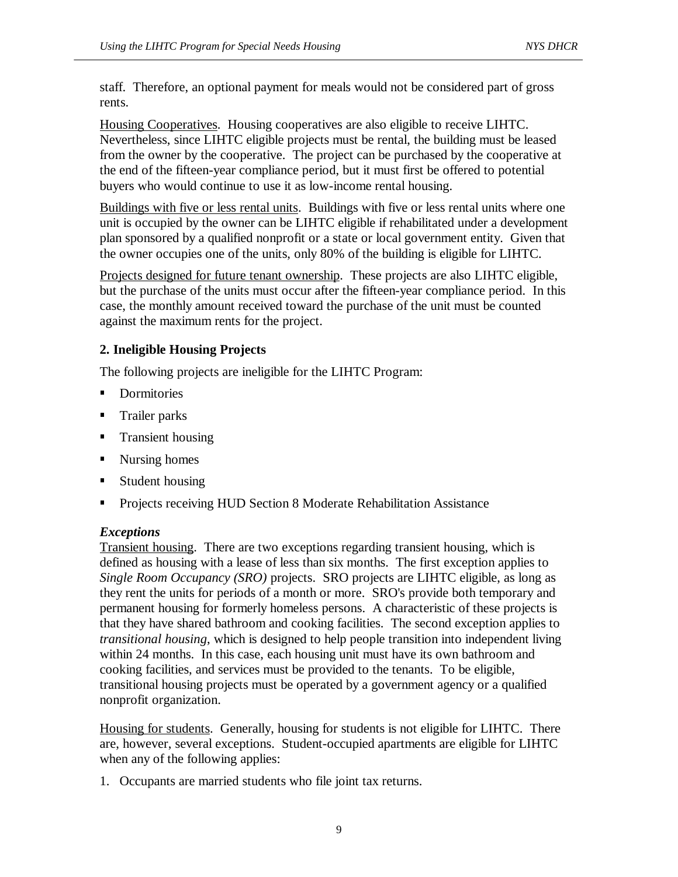staff. Therefore, an optional payment for meals would not be considered part of gross rents.

Housing Cooperatives. Housing cooperatives are also eligible to receive LIHTC. Nevertheless, since LIHTC eligible projects must be rental, the building must be leased from the owner by the cooperative. The project can be purchased by the cooperative at the end of the fifteen-year compliance period, but it must first be offered to potential buyers who would continue to use it as low-income rental housing.

Buildings with five or less rental units. Buildings with five or less rental units where one unit is occupied by the owner can be LIHTC eligible if rehabilitated under a development plan sponsored by a qualified nonprofit or a state or local government entity. Given that the owner occupies one of the units, only 80% of the building is eligible for LIHTC.

Projects designed for future tenant ownership. These projects are also LIHTC eligible, but the purchase of the units must occur after the fifteen-year compliance period. In this case, the monthly amount received toward the purchase of the unit must be counted against the maximum rents for the project.

### 2. Ineligible Housing Projects

The following projects are ineligible for the LIHTC Program:

- Dormitories
- Trailer parks
- Transient housing
- Nursing homes
- Student housing
- Projects receiving HUD Section 8 Moderate Rehabilitation Assistance

***Exceptions***

Transient housing. There are two exceptions regarding transient housing, which is defined as housing with a lease of less than six months. The first exception applies to *Single Room Occupancy (SRO)* projects. SRO projects are LIHTC eligible, as long as they rent the units for periods of a month or more. SRO's provide both temporary and permanent housing for formerly homeless persons. A characteristic of these projects is that they have shared bathroom and cooking facilities. The second exception applies to *transitional housing*, which is designed to help people transition into independent living within 24 months. In this case, each housing unit must have its own bathroom and cooking facilities, and services must be provided to the tenants. To be eligible, transitional housing projects must be operated by a government agency or a qualified nonprofit organization.

Housing for students. Generally, housing for students is not eligible for LIHTC. There are, however, several exceptions. Student-occupied apartments are eligible for LIHTC when any of the following applies:

1. Occupants are married students who file joint tax returns.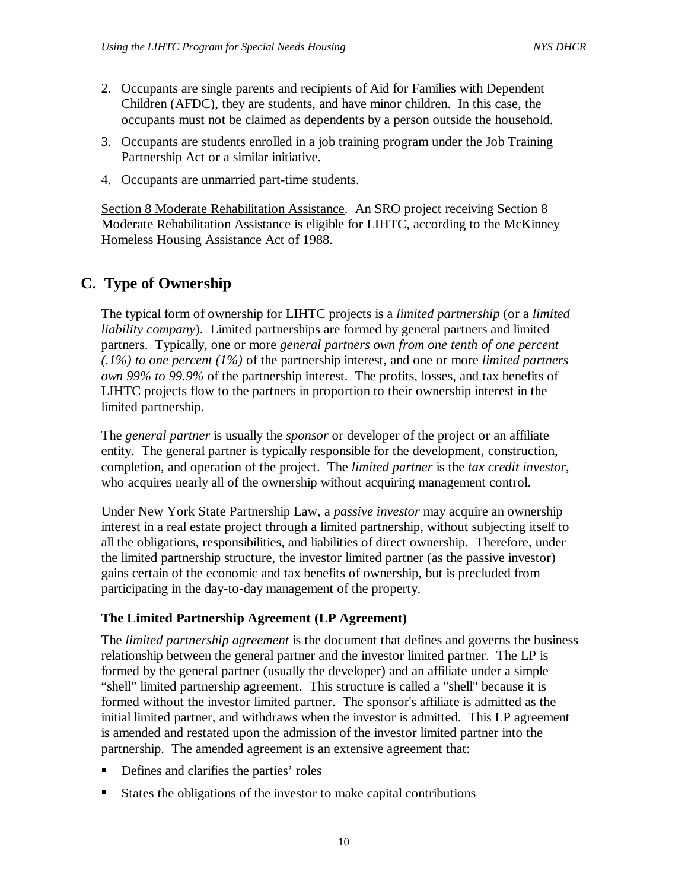2. Occupants are single parents and recipients of Aid for Families with Dependent Children (AFDC), they are students, and have minor children. In this case, the occupants must not be claimed as dependents by a person outside the household.
3. Occupants are students enrolled in a job training program under the Job Training Partnership Act or a similar initiative.
4. Occupants are unmarried part-time students.

<u>Section 8 Moderate Rehabilitation Assistance</u>. An SRO project receiving Section 8 Moderate Rehabilitation Assistance is eligible for LIHTC, according to the McKinney Homeless Housing Assistance Act of 1988.

## C. Type of Ownership

The typical form of ownership for LIHTC projects is a *limited partnership* (or a *limited liability company*). Limited partnerships are formed by general partners and limited partners. Typically, one or more *general partners own from one tenth of one percent (.1%) to one percent (1%)* of the partnership interest, and one or more *limited partners own 99% to 99.9%* of the partnership interest. The profits, losses, and tax benefits of LIHTC projects flow to the partners in proportion to their ownership interest in the limited partnership.

The *general partner* is usually the *sponsor* or developer of the project or an affiliate entity. The general partner is typically responsible for the development, construction, completion, and operation of the project. The *limited partner* is the *tax credit investor*, who acquires nearly all of the ownership without acquiring management control.

Under New York State Partnership Law, a *passive investor* may acquire an ownership interest in a real estate project through a limited partnership, without subjecting itself to all the obligations, responsibilities, and liabilities of direct ownership. Therefore, under the limited partnership structure, the investor limited partner (as the passive investor) gains certain of the economic and tax benefits of ownership, but is precluded from participating in the day-to-day management of the property.

### The Limited Partnership Agreement (LP Agreement)

The *limited partnership agreement* is the document that defines and governs the business relationship between the general partner and the investor limited partner. The LP is formed by the general partner (usually the developer) and an affiliate under a simple "shell" limited partnership agreement. This structure is called a "shell" because it is formed without the investor limited partner. The sponsor's affiliate is admitted as the initial limited partner, and withdraws when the investor is admitted. This LP agreement is amended and restated upon the admission of the investor limited partner into the partnership. The amended agreement is an extensive agreement that:

- Defines and clarifies the parties' roles
- States the obligations of the investor to make capital contributions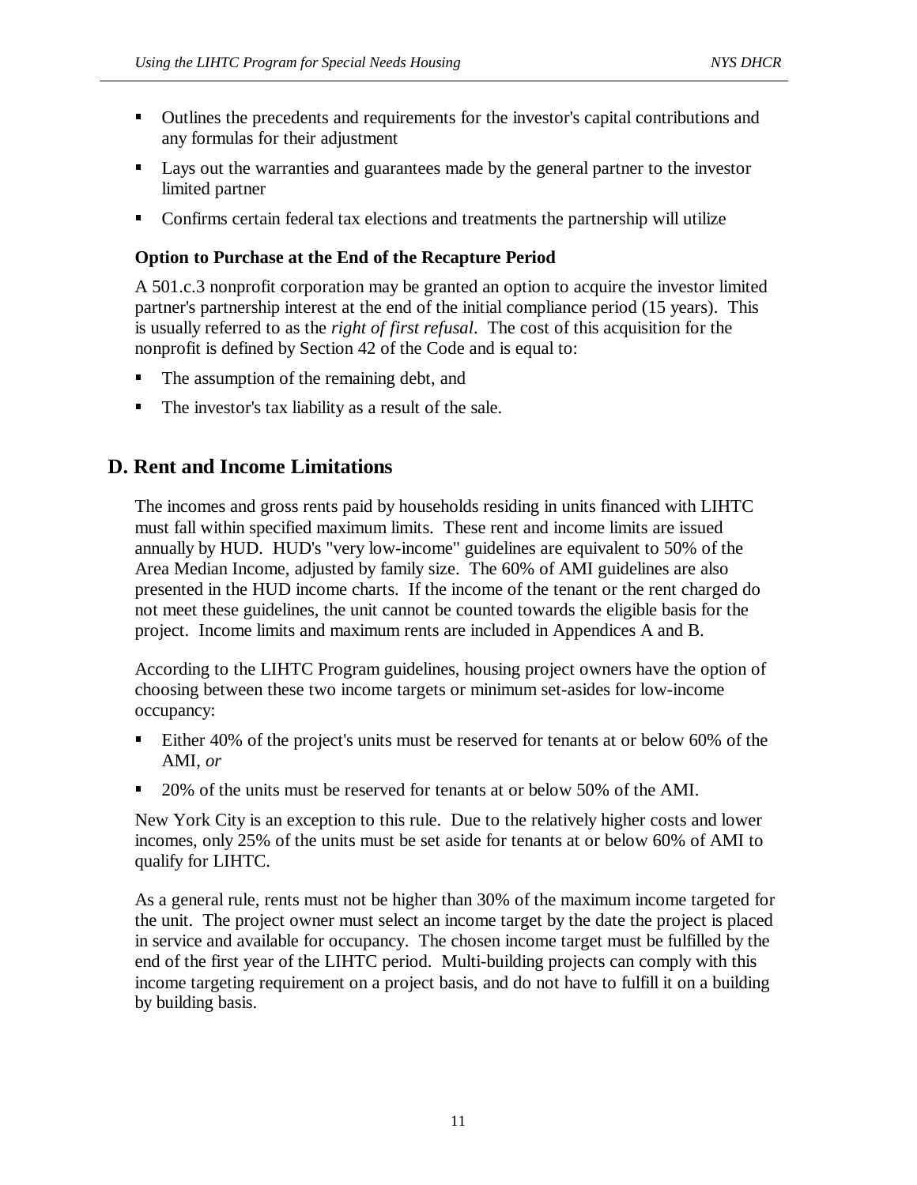- Outlines the precedents and requirements for the investor's capital contributions and any formulas for their adjustment
- Lays out the warranties and guarantees made by the general partner to the investor limited partner
- Confirms certain federal tax elections and treatments the partnership will utilize

### Option to Purchase at the End of the Recapture Period

A 501.c.3 nonprofit corporation may be granted an option to acquire the investor limited partner's partnership interest at the end of the initial compliance period (15 years). This is usually referred to as the *right of first refusal*. The cost of this acquisition for the nonprofit is defined by Section 42 of the Code and is equal to:

- The assumption of the remaining debt, and
- The investor's tax liability as a result of the sale.

## D. Rent and Income Limitations

The incomes and gross rents paid by households residing in units financed with LIHTC must fall within specified maximum limits. These rent and income limits are issued annually by HUD. HUD's "very low-income" guidelines are equivalent to 50% of the Area Median Income, adjusted by family size. The 60% of AMI guidelines are also presented in the HUD income charts. If the income of the tenant or the rent charged do not meet these guidelines, the unit cannot be counted towards the eligible basis for the project. Income limits and maximum rents are included in Appendices A and B.

According to the LIHTC Program guidelines, housing project owners have the option of choosing between these two income targets or minimum set-asides for low-income occupancy:

- Either 40% of the project's units must be reserved for tenants at or below 60% of the AMI, *or*
- 20% of the units must be reserved for tenants at or below 50% of the AMI.

New York City is an exception to this rule. Due to the relatively higher costs and lower incomes, only 25% of the units must be set aside for tenants at or below 60% of AMI to qualify for LIHTC.

As a general rule, rents must not be higher than 30% of the maximum income targeted for the unit. The project owner must select an income target by the date the project is placed in service and available for occupancy. The chosen income target must be fulfilled by the end of the first year of the LIHTC period. Multi-building projects can comply with this income targeting requirement on a project basis, and do not have to fulfill it on a building by building basis.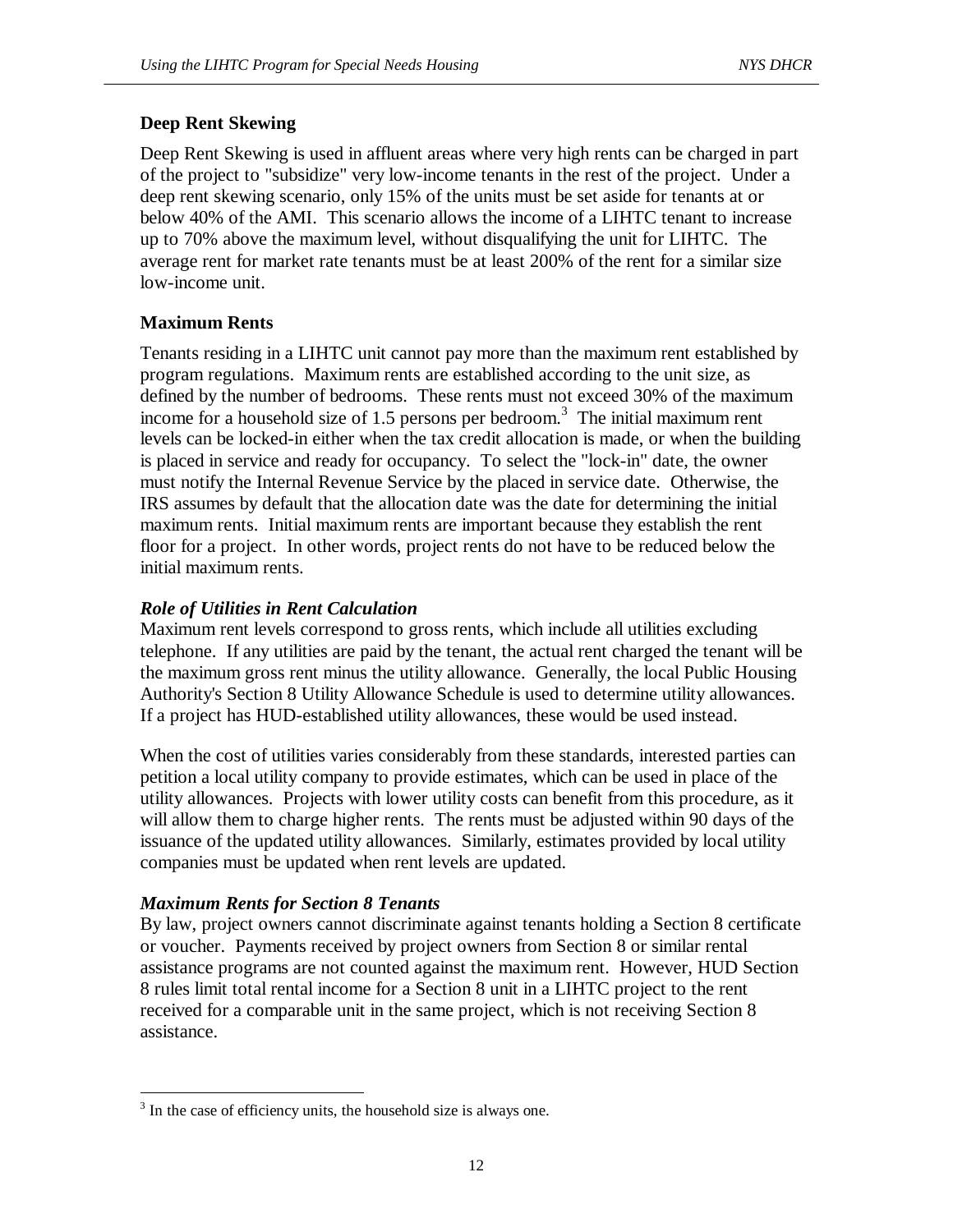### Deep Rent Skewing

Deep Rent Skewing is used in affluent areas where very high rents can be charged in part of the project to "subsidize" very low-income tenants in the rest of the project. Under a deep rent skewing scenario, only 15% of the units must be set aside for tenants at or below 40% of the AMI. This scenario allows the income of a LIHTC tenant to increase up to 70% above the maximum level, without disqualifying the unit for LIHTC. The average rent for market rate tenants must be at least 200% of the rent for a similar size low-income unit.

### Maximum Rents

Tenants residing in a LIHTC unit cannot pay more than the maximum rent established by program regulations. Maximum rents are established according to the unit size, as defined by the number of bedrooms. These rents must not exceed 30% of the maximum income for a household size of 1.5 persons per bedroom.[3] The initial maximum rent levels can be locked-in either when the tax credit allocation is made, or when the building is placed in service and ready for occupancy. To select the "lock-in" date, the owner must notify the Internal Revenue Service by the placed in service date. Otherwise, the IRS assumes by default that the allocation date was the date for determining the initial maximum rents. Initial maximum rents are important because they establish the rent floor for a project. In other words, project rents do not have to be reduced below the initial maximum rents.

#### *Role of Utilities in Rent Calculation*

Maximum rent levels correspond to gross rents, which include all utilities excluding telephone. If any utilities are paid by the tenant, the actual rent charged the tenant will be the maximum gross rent minus the utility allowance. Generally, the local Public Housing Authority's Section 8 Utility Allowance Schedule is used to determine utility allowances. If a project has HUD-established utility allowances, these would be used instead.

When the cost of utilities varies considerably from these standards, interested parties can petition a local utility company to provide estimates, which can be used in place of the utility allowances. Projects with lower utility costs can benefit from this procedure, as it will allow them to charge higher rents. The rents must be adjusted within 90 days of the issuance of the updated utility allowances. Similarly, estimates provided by local utility companies must be updated when rent levels are updated.

#### *Maximum Rents for Section 8 Tenants*

By law, project owners cannot discriminate against tenants holding a Section 8 certificate or voucher. Payments received by project owners from Section 8 or similar rental assistance programs are not counted against the maximum rent. However, HUD Section 8 rules limit total rental income for a Section 8 unit in a LIHTC project to the rent received for a comparable unit in the same project, which is not receiving Section 8 assistance.

---

[3] In the case of efficiency units, the household size is always one.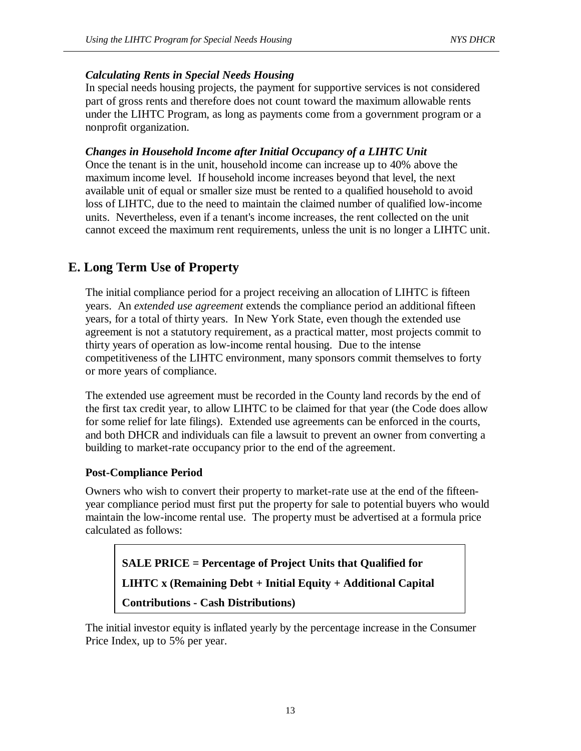***Calculating Rents in Special Needs Housing***

In special needs housing projects, the payment for supportive services is not considered part of gross rents and therefore does not count toward the maximum allowable rents under the LIHTC Program, as long as payments come from a government program or a nonprofit organization.

***Changes in Household Income after Initial Occupancy of a LIHTC Unit***

Once the tenant is in the unit, household income can increase up to 40% above the maximum income level. If household income increases beyond that level, the next available unit of equal or smaller size must be rented to a qualified household to avoid loss of LIHTC, due to the need to maintain the claimed number of qualified low-income units. Nevertheless, even if a tenant's income increases, the rent collected on the unit cannot exceed the maximum rent requirements, unless the unit is no longer a LIHTC unit.

## E. Long Term Use of Property

The initial compliance period for a project receiving an allocation of LIHTC is fifteen years. An *extended use agreement* extends the compliance period an additional fifteen years, for a total of thirty years. In New York State, even though the extended use agreement is not a statutory requirement, as a practical matter, most projects commit to thirty years of operation as low-income rental housing. Due to the intense competitiveness of the LIHTC environment, many sponsors commit themselves to forty or more years of compliance.

The extended use agreement must be recorded in the County land records by the end of the first tax credit year, to allow LIHTC to be claimed for that year (the Code does allow for some relief for late filings). Extended use agreements can be enforced in the courts, and both DHCR and individuals can file a lawsuit to prevent an owner from converting a building to market-rate occupancy prior to the end of the agreement.

**Post-Compliance Period**

Owners who wish to convert their property to market-rate use at the end of the fifteen-year compliance period must first put the property for sale to potential buyers who would maintain the low-income rental use. The property must be advertised at a formula price calculated as follows:

**SALE PRICE = Percentage of Project Units that Qualified for LIHTC x (Remaining Debt + Initial Equity + Additional Capital Contributions - Cash Distributions)**

The initial investor equity is inflated yearly by the percentage increase in the Consumer Price Index, up to 5% per year.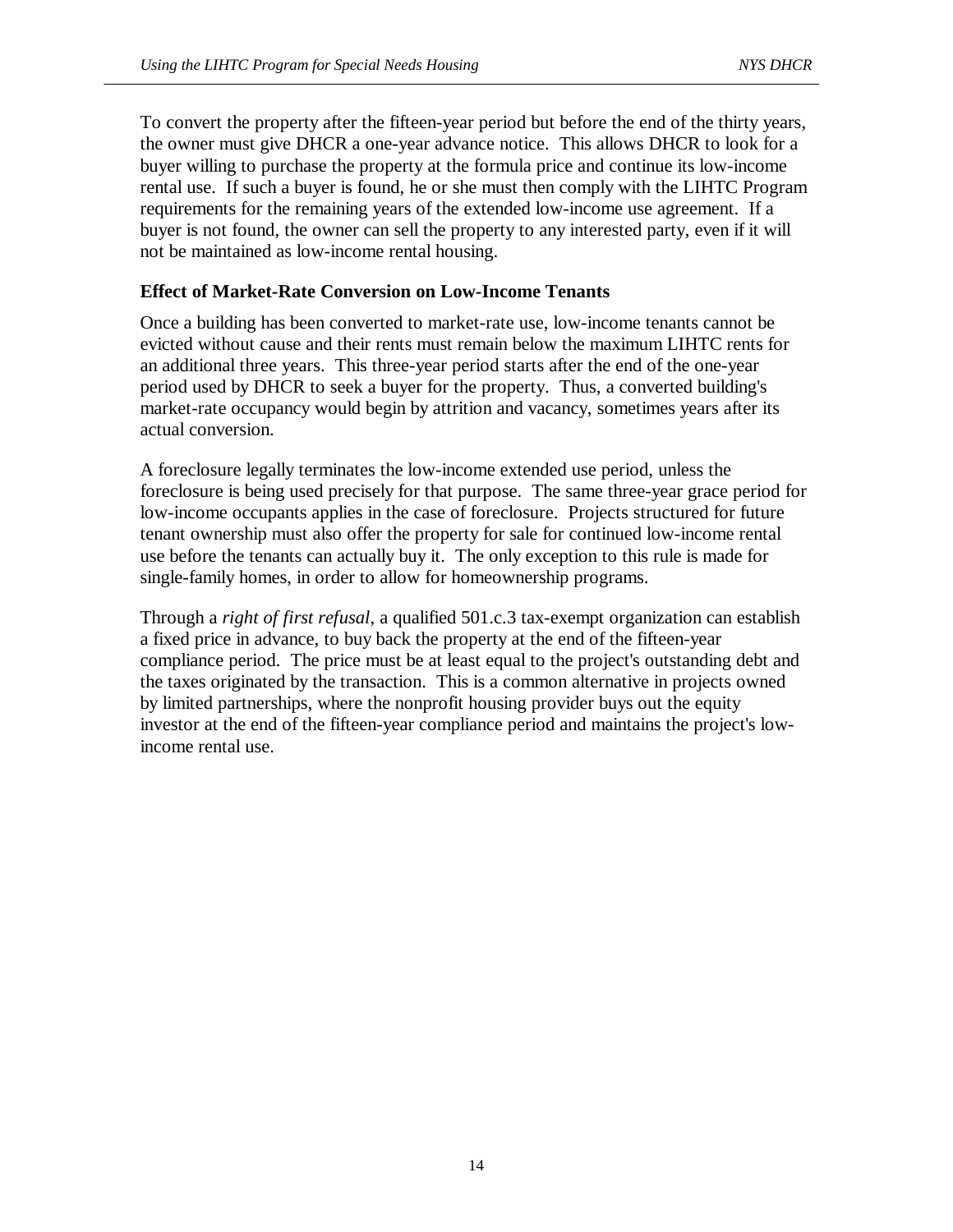To convert the property after the fifteen-year period but before the end of the thirty years, the owner must give DHCR a one-year advance notice. This allows DHCR to look for a buyer willing to purchase the property at the formula price and continue its low-income rental use. If such a buyer is found, he or she must then comply with the LIHTC Program requirements for the remaining years of the extended low-income use agreement. If a buyer is not found, the owner can sell the property to any interested party, even if it will not be maintained as low-income rental housing.

**Effect of Market-Rate Conversion on Low-Income Tenants**

Once a building has been converted to market-rate use, low-income tenants cannot be evicted without cause and their rents must remain below the maximum LIHTC rents for an additional three years. This three-year period starts after the end of the one-year period used by DHCR to seek a buyer for the property. Thus, a converted building's market-rate occupancy would begin by attrition and vacancy, sometimes years after its actual conversion.

A foreclosure legally terminates the low-income extended use period, unless the foreclosure is being used precisely for that purpose. The same three-year grace period for low-income occupants applies in the case of foreclosure. Projects structured for future tenant ownership must also offer the property for sale for continued low-income rental use before the tenants can actually buy it. The only exception to this rule is made for single-family homes, in order to allow for homeownership programs.

Through a *right of first refusal*, a qualified 501.c.3 tax-exempt organization can establish a fixed price in advance, to buy back the property at the end of the fifteen-year compliance period. The price must be at least equal to the project's outstanding debt and the taxes originated by the transaction. This is a common alternative in projects owned by limited partnerships, where the nonprofit housing provider buys out the equity investor at the end of the fifteen-year compliance period and maintains the project's low-income rental use.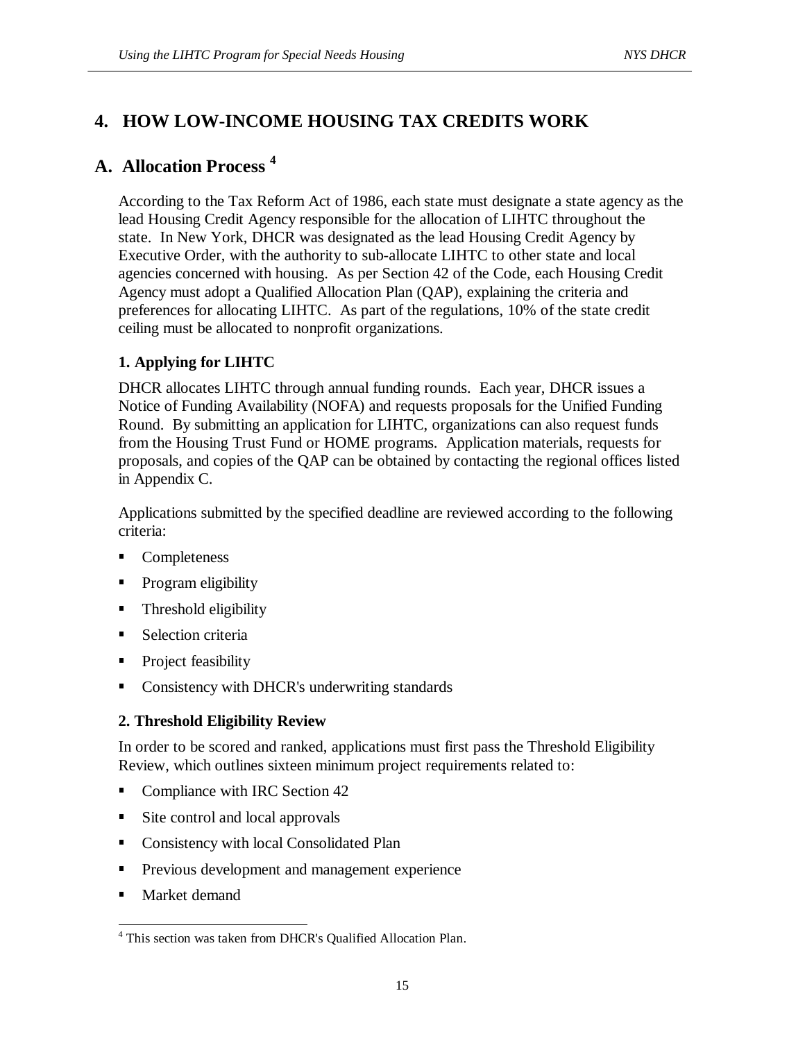# 4. HOW LOW-INCOME HOUSING TAX CREDITS WORK

## A. Allocation Process [4]

According to the Tax Reform Act of 1986, each state must designate a state agency as the lead Housing Credit Agency responsible for the allocation of LIHTC throughout the state. In New York, DHCR was designated as the lead Housing Credit Agency by Executive Order, with the authority to sub-allocate LIHTC to other state and local agencies concerned with housing. As per Section 42 of the Code, each Housing Credit Agency must adopt a Qualified Allocation Plan (QAP), explaining the criteria and preferences for allocating LIHTC. As part of the regulations, 10% of the state credit ceiling must be allocated to nonprofit organizations.

### 1. Applying for LIHTC

DHCR allocates LIHTC through annual funding rounds. Each year, DHCR issues a Notice of Funding Availability (NOFA) and requests proposals for the Unified Funding Round. By submitting an application for LIHTC, organizations can also request funds from the Housing Trust Fund or HOME programs. Application materials, requests for proposals, and copies of the QAP can be obtained by contacting the regional offices listed in Appendix C.

Applications submitted by the specified deadline are reviewed according to the following criteria:

- Completeness
- Program eligibility
- Threshold eligibility
- Selection criteria
- Project feasibility
- Consistency with DHCR's underwriting standards

### 2. Threshold Eligibility Review

In order to be scored and ranked, applications must first pass the Threshold Eligibility Review, which outlines sixteen minimum project requirements related to:

- Compliance with IRC Section 42
- Site control and local approvals
- Consistency with local Consolidated Plan
- Previous development and management experience
- Market demand

[4] This section was taken from DHCR's Qualified Allocation Plan.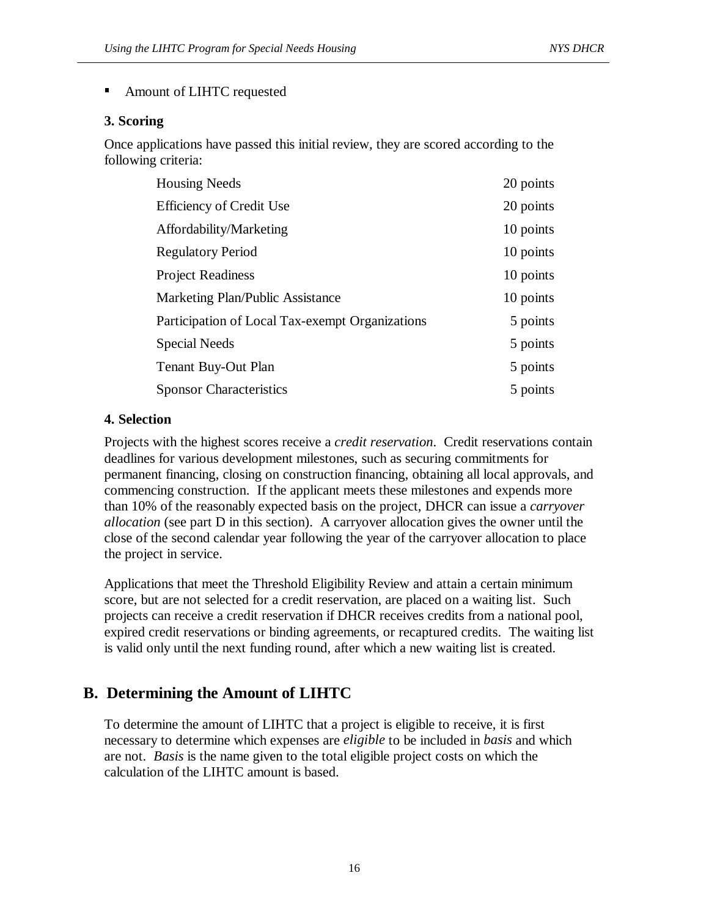- Amount of LIHTC requested

### 3. Scoring

Once applications have passed this initial review, they are scored according to the following criteria:

| Criteria | Points |
| --- | --- |
| Housing Needs | 20 points |
| Efficiency of Credit Use | 20 points |
| Affordability/Marketing | 10 points |
| Regulatory Period | 10 points |
| Project Readiness | 10 points |
| Marketing Plan/Public Assistance | 10 points |
| Participation of Local Tax-exempt Organizations | 5 points |
| Special Needs | 5 points |
| Tenant Buy-Out Plan | 5 points |
| Sponsor Characteristics | 5 points |

### 4. Selection

Projects with the highest scores receive a *credit reservation*. Credit reservations contain deadlines for various development milestones, such as securing commitments for permanent financing, closing on construction financing, obtaining all local approvals, and commencing construction. If the applicant meets these milestones and expends more than 10% of the reasonably expected basis on the project, DHCR can issue a *carryover allocation* (see part D in this section). A carryover allocation gives the owner until the close of the second calendar year following the year of the carryover allocation to place the project in service.

Applications that meet the Threshold Eligibility Review and attain a certain minimum score, but are not selected for a credit reservation, are placed on a waiting list. Such projects can receive a credit reservation if DHCR receives credits from a national pool, expired credit reservations or binding agreements, or recaptured credits. The waiting list is valid only until the next funding round, after which a new waiting list is created.

## B. Determining the Amount of LIHTC

To determine the amount of LIHTC that a project is eligible to receive, it is first necessary to determine which expenses are *eligible* to be included in *basis* and which are not. *Basis* is the name given to the total eligible project costs on which the calculation of the LIHTC amount is based.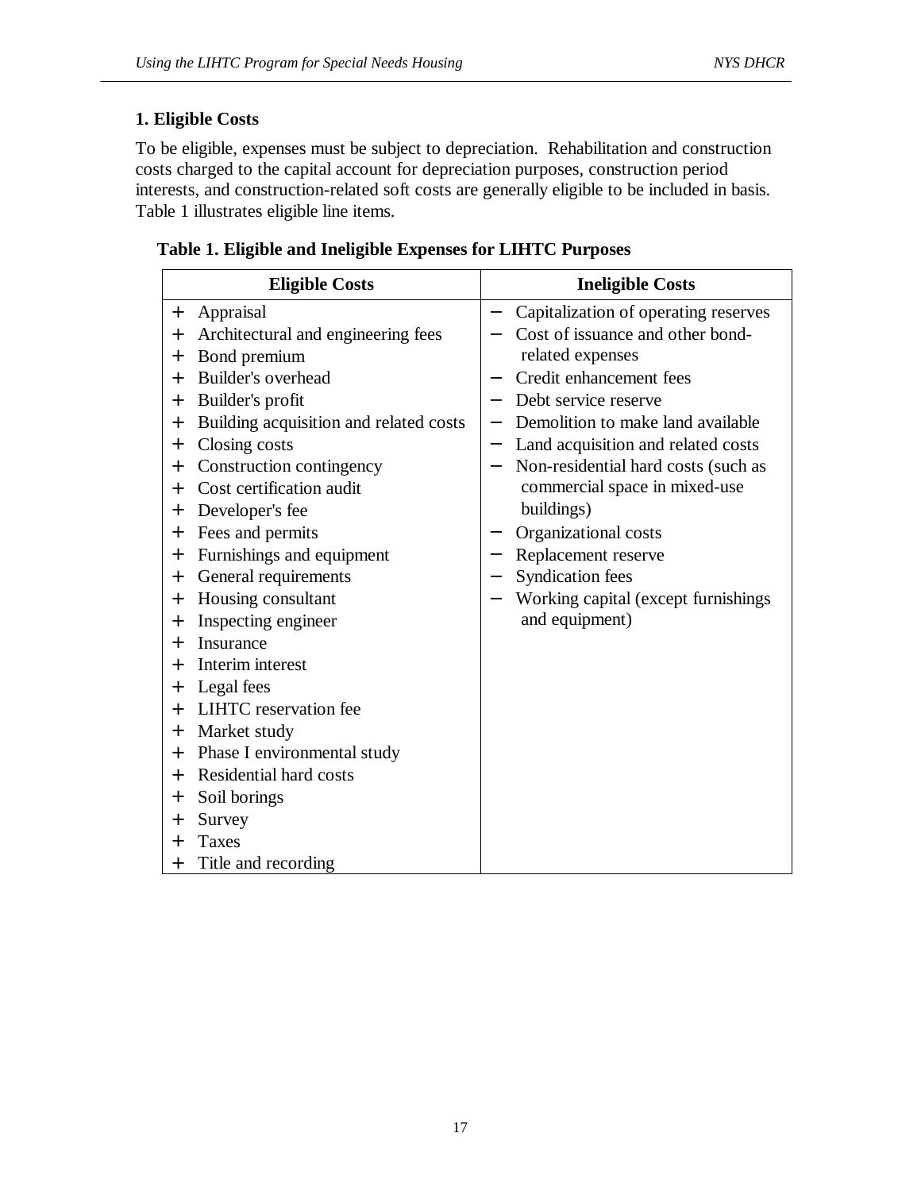### 1. Eligible Costs

To be eligible, expenses must be subject to depreciation. Rehabilitation and construction costs charged to the capital account for depreciation purposes, construction period interests, and construction-related soft costs are generally eligible to be included in basis. Table 1 illustrates eligible line items.

**Table 1. Eligible and Ineligible Expenses for LIHTC Purposes**

| Eligible Costs | Ineligible Costs |
|---|---|
| + Appraisal | − Capitalization of operating reserves |
| + Architectural and engineering fees | − Cost of issuance and other bond-related expenses |
| + Bond premium | − Credit enhancement fees |
| + Builder's overhead | − Debt service reserve |
| + Builder's profit | − Demolition to make land available |
| + Building acquisition and related costs | − Land acquisition and related costs |
| + Closing costs | − Non-residential hard costs (such as commercial space in mixed-use buildings) |
| + Construction contingency | − Organizational costs |
| + Cost certification audit | − Replacement reserve |
| + Developer's fee | − Syndication fees |
| + Fees and permits | − Working capital (except furnishings and equipment) |
| + Furnishings and equipment | |
| + General requirements | |
| + Housing consultant | |
| + Inspecting engineer | |
| + Insurance | |
| + Interim interest | |
| + Legal fees | |
| + LIHTC reservation fee | |
| + Market study | |
| + Phase I environmental study | |
| + Residential hard costs | |
| + Soil borings | |
| + Survey | |
| + Taxes | |
| + Title and recording | |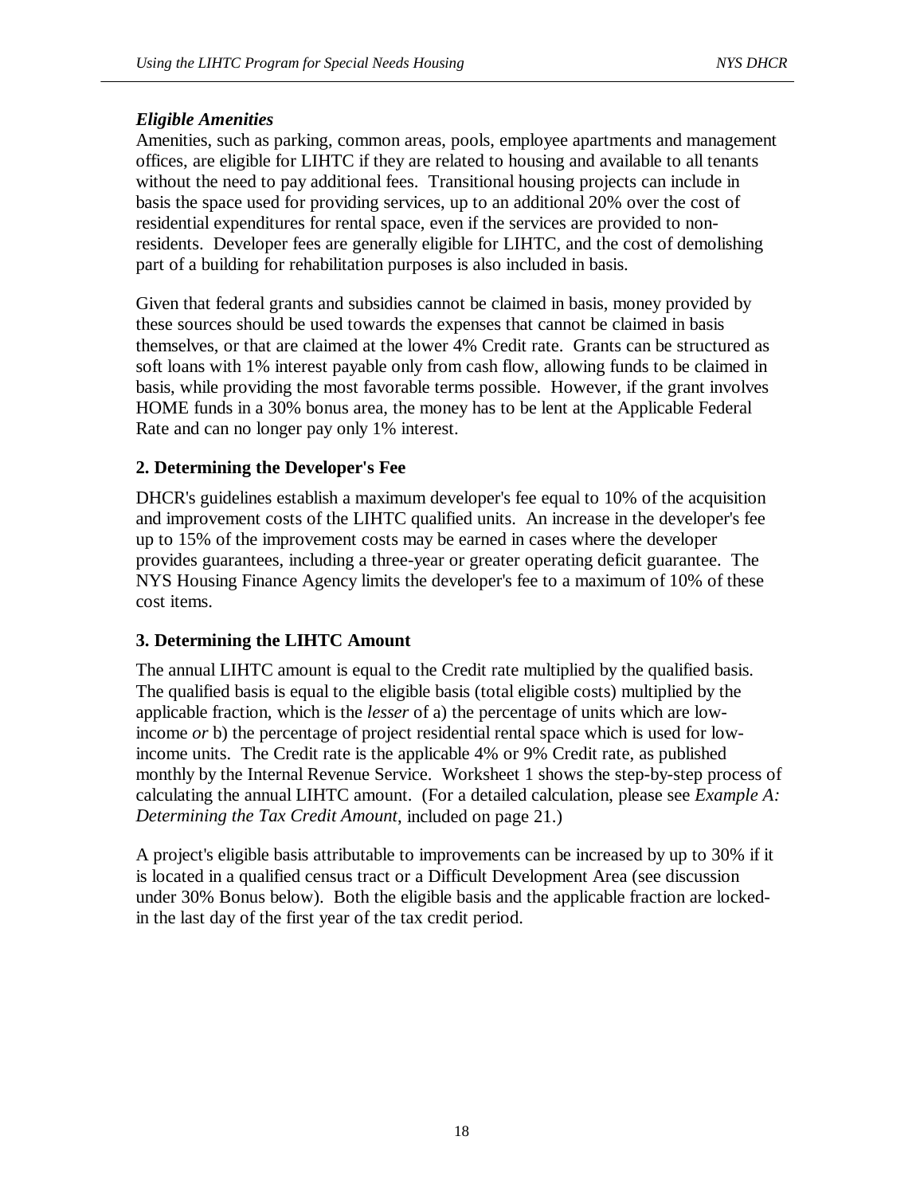### *Eligible Amenities*

Amenities, such as parking, common areas, pools, employee apartments and management offices, are eligible for LIHTC if they are related to housing and available to all tenants without the need to pay additional fees. Transitional housing projects can include in basis the space used for providing services, up to an additional 20% over the cost of residential expenditures for rental space, even if the services are provided to non-residents. Developer fees are generally eligible for LIHTC, and the cost of demolishing part of a building for rehabilitation purposes is also included in basis.

Given that federal grants and subsidies cannot be claimed in basis, money provided by these sources should be used towards the expenses that cannot be claimed in basis themselves, or that are claimed at the lower 4% Credit rate. Grants can be structured as soft loans with 1% interest payable only from cash flow, allowing funds to be claimed in basis, while providing the most favorable terms possible. However, if the grant involves HOME funds in a 30% bonus area, the money has to be lent at the Applicable Federal Rate and can no longer pay only 1% interest.

## 2. Determining the Developer's Fee

DHCR's guidelines establish a maximum developer's fee equal to 10% of the acquisition and improvement costs of the LIHTC qualified units. An increase in the developer's fee up to 15% of the improvement costs may be earned in cases where the developer provides guarantees, including a three-year or greater operating deficit guarantee. The NYS Housing Finance Agency limits the developer's fee to a maximum of 10% of these cost items.

## 3. Determining the LIHTC Amount

The annual LIHTC amount is equal to the Credit rate multiplied by the qualified basis. The qualified basis is equal to the eligible basis (total eligible costs) multiplied by the applicable fraction, which is the *lesser* of a) the percentage of units which are low-income *or* b) the percentage of project residential rental space which is used for low-income units. The Credit rate is the applicable 4% or 9% Credit rate, as published monthly by the Internal Revenue Service. Worksheet 1 shows the step-by-step process of calculating the annual LIHTC amount. (For a detailed calculation, please see *Example A: Determining the Tax Credit Amount*, included on page 21.)

A project's eligible basis attributable to improvements can be increased by up to 30% if it is located in a qualified census tract or a Difficult Development Area (see discussion under 30% Bonus below). Both the eligible basis and the applicable fraction are locked-in the last day of the first year of the tax credit period.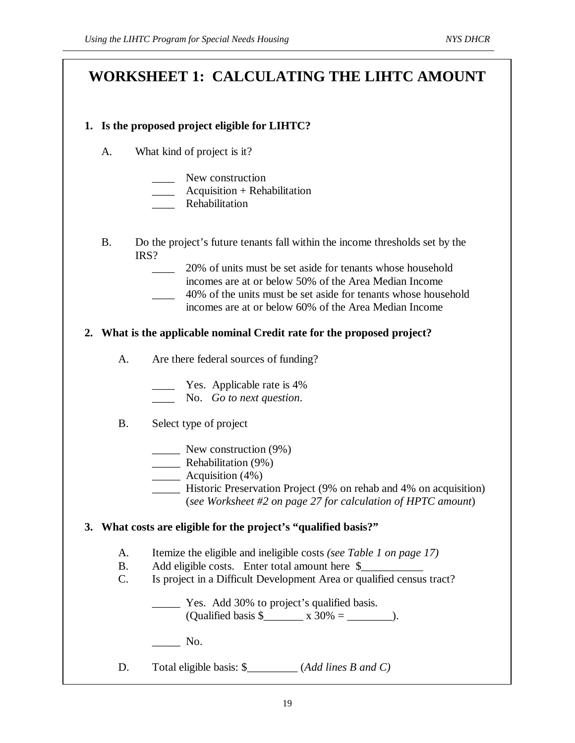# WORKSHEET 1: CALCULATING THE LIHTC AMOUNT

**1. Is the proposed project eligible for LIHTC?**

A. What kind of project is it?

____ New construction
____ Acquisition + Rehabilitation
____ Rehabilitation

B. Do the project's future tenants fall within the income thresholds set by the IRS?

____ 20% of units must be set aside for tenants whose household incomes are at or below 50% of the Area Median Income
____ 40% of the units must be set aside for tenants whose household incomes are at or below 60% of the Area Median Income

**2. What is the applicable nominal Credit rate for the proposed project?**

A. Are there federal sources of funding?

____ Yes. Applicable rate is 4%
____ No. *Go to next question.*

B. Select type of project

_____ New construction (9%)
_____ Rehabilitation (9%)
_____ Acquisition (4%)
_____ Historic Preservation Project (9% on rehab and 4% on acquisition) (*see Worksheet #2 on page 27 for calculation of HPTC amount*)

**3. What costs are eligible for the project's "qualified basis?"**

A. Itemize the eligible and ineligible costs *(see Table 1 on page 17)*
B. Add eligible costs. Enter total amount here $___________
C. Is project in a Difficult Development Area or qualified census tract?

_____ Yes. Add 30% to project's qualified basis.
(Qualified basis $_______ x 30% = ________).

_____ No.

D. Total eligible basis: $_________ (*Add lines B and C*)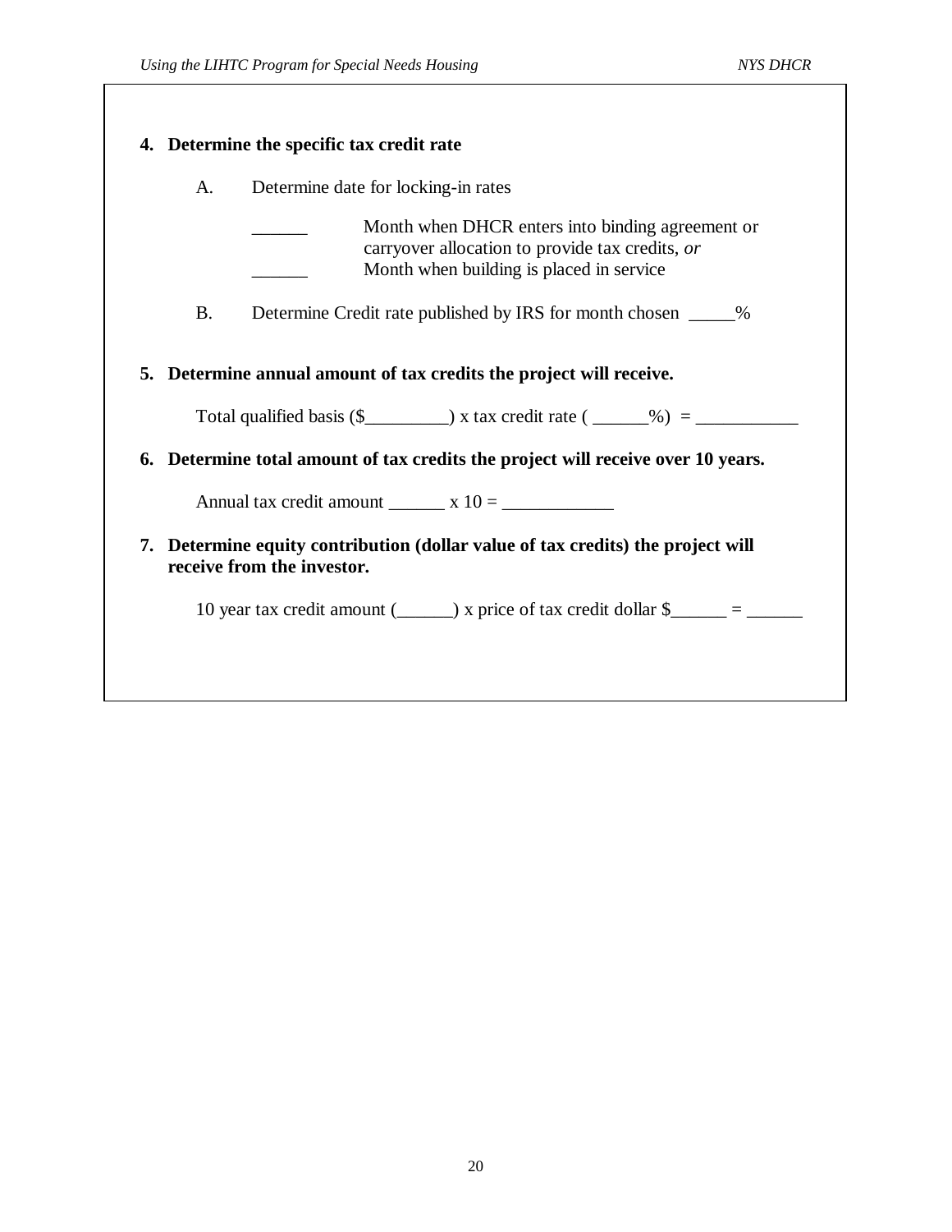**4. Determine the specific tax credit rate**

A. Determine date for locking-in rates

______ Month when DHCR enters into binding agreement or carryover allocation to provide tax credits, *or*

______ Month when building is placed in service

B. Determine Credit rate published by IRS for month chosen _____%

**5. Determine annual amount of tax credits the project will receive.**

Total qualified basis ($_________) x tax credit rate ( ______%) = ___________

**6. Determine total amount of tax credits the project will receive over 10 years.**

Annual tax credit amount ______ x 10 = ____________

**7. Determine equity contribution (dollar value of tax credits) the project will receive from the investor.**

10 year tax credit amount (______) x price of tax credit dollar $______ = ______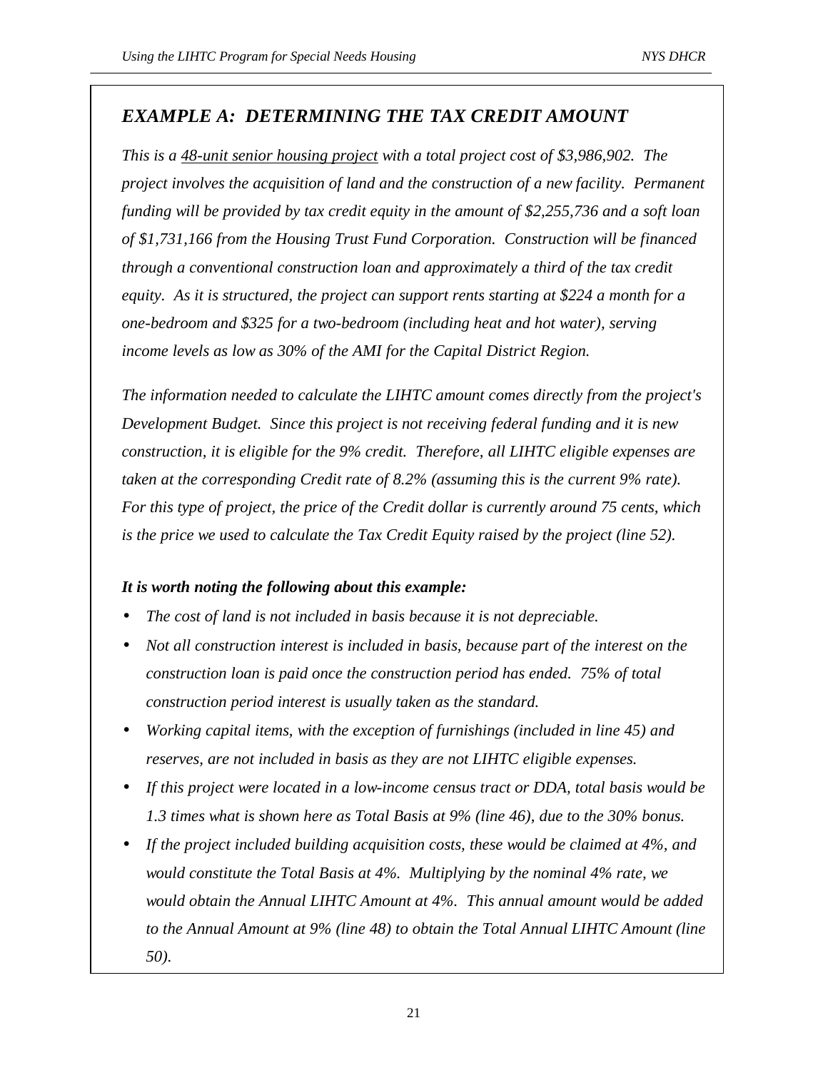## *EXAMPLE A: DETERMINING THE TAX CREDIT AMOUNT*

*This is a <u>48-unit senior housing project</u> with a total project cost of $3,986,902. The project involves the acquisition of land and the construction of a new facility. Permanent funding will be provided by tax credit equity in the amount of $2,255,736 and a soft loan of $1,731,166 from the Housing Trust Fund Corporation. Construction will be financed through a conventional construction loan and approximately a third of the tax credit equity. As it is structured, the project can support rents starting at $224 a month for a one-bedroom and $325 for a two-bedroom (including heat and hot water), serving income levels as low as 30% of the AMI for the Capital District Region.*

*The information needed to calculate the LIHTC amount comes directly from the project's Development Budget. Since this project is not receiving federal funding and it is new construction, it is eligible for the 9% credit. Therefore, all LIHTC eligible expenses are taken at the corresponding Credit rate of 8.2% (assuming this is the current 9% rate). For this type of project, the price of the Credit dollar is currently around 75 cents, which is the price we used to calculate the Tax Credit Equity raised by the project (line 52).*

***It is worth noting the following about this example:***

- *The cost of land is not included in basis because it is not depreciable.*
- *Not all construction interest is included in basis, because part of the interest on the construction loan is paid once the construction period has ended. 75% of total construction period interest is usually taken as the standard.*
- *Working capital items, with the exception of furnishings (included in line 45) and reserves, are not included in basis as they are not LIHTC eligible expenses.*
- *If this project were located in a low-income census tract or DDA, total basis would be 1.3 times what is shown here as Total Basis at 9% (line 46), due to the 30% bonus.*
- *If the project included building acquisition costs, these would be claimed at 4%, and would constitute the Total Basis at 4%. Multiplying by the nominal 4% rate, we would obtain the Annual LIHTC Amount at 4%. This annual amount would be added to the Annual Amount at 9% (line 48) to obtain the Total Annual LIHTC Amount (line 50).*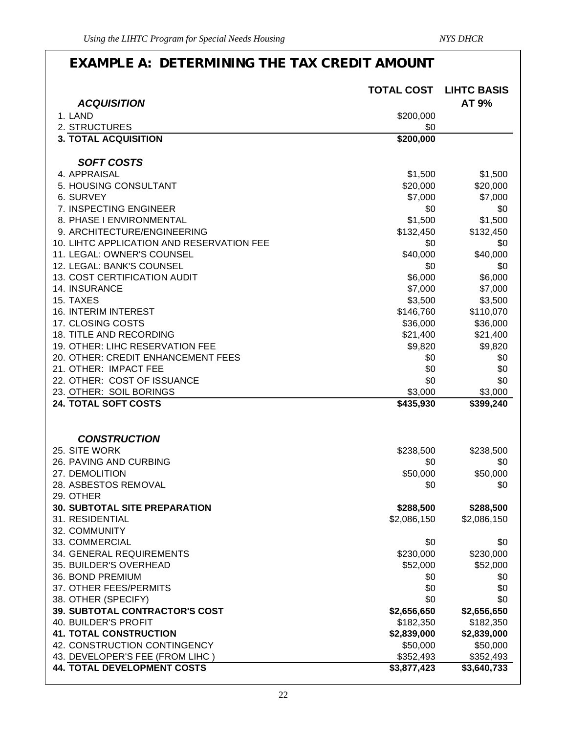## EXAMPLE A: DETERMINING THE TAX CREDIT AMOUNT

| | TOTAL COST | LIHTC BASIS AT 9% |
|---|---|---|
| ***ACQUISITION*** | | |
| 1. LAND | $200,000 | |
| 2. STRUCTURES | $0 | |
| **3. TOTAL ACQUISITION** | **$200,000** | |
| ***SOFT COSTS*** | | |
| 4. APPRAISAL | $1,500 | $1,500 |
| 5. HOUSING CONSULTANT | $20,000 | $20,000 |
| 6. SURVEY | $7,000 | $7,000 |
| 7. INSPECTING ENGINEER | $0 | $0 |
| 8. PHASE I ENVIRONMENTAL | $1,500 | $1,500 |
| 9. ARCHITECTURE/ENGINEERING | $132,450 | $132,450 |
| 10. LIHTC APPLICATION AND RESERVATION FEE | $0 | $0 |
| 11. LEGAL: OWNER'S COUNSEL | $40,000 | $40,000 |
| 12. LEGAL: BANK'S COUNSEL | $0 | $0 |
| 13. COST CERTIFICATION AUDIT | $6,000 | $6,000 |
| 14. INSURANCE | $7,000 | $7,000 |
| 15. TAXES | $3,500 | $3,500 |
| 16. INTERIM INTEREST | $146,760 | $110,070 |
| 17. CLOSING COSTS | $36,000 | $36,000 |
| 18. TITLE AND RECORDING | $21,400 | $21,400 |
| 19. OTHER: LIHC RESERVATION FEE | $9,820 | $9,820 |
| 20. OTHER: CREDIT ENHANCEMENT FEES | $0 | $0 |
| 21. OTHER: IMPACT FEE | $0 | $0 |
| 22. OTHER: COST OF ISSUANCE | $0 | $0 |
| 23. OTHER: SOIL BORINGS | $3,000 | $3,000 |
| **24. TOTAL SOFT COSTS** | **$435,930** | **$399,240** |
| ***CONSTRUCTION*** | | |
| 25. SITE WORK | $238,500 | $238,500 |
| 26. PAVING AND CURBING | $0 | $0 |
| 27. DEMOLITION | $50,000 | $50,000 |
| 28. ASBESTOS REMOVAL | $0 | $0 |
| 29. OTHER | | |
| **30. SUBTOTAL SITE PREPARATION** | **$288,500** | **$288,500** |
| 31. RESIDENTIAL | $2,086,150 | $2,086,150 |
| 32. COMMUNITY | | |
| 33. COMMERCIAL | $0 | $0 |
| 34. GENERAL REQUIREMENTS | $230,000 | $230,000 |
| 35. BUILDER'S OVERHEAD | $52,000 | $52,000 |
| 36. BOND PREMIUM | $0 | $0 |
| 37. OTHER FEES/PERMITS | $0 | $0 |
| 38. OTHER (SPECIFY) | $0 | $0 |
| **39. SUBTOTAL CONTRACTOR'S COST** | **$2,656,650** | **$2,656,650** |
| 40. BUILDER'S PROFIT | $182,350 | $182,350 |
| **41. TOTAL CONSTRUCTION** | **$2,839,000** | **$2,839,000** |
| 42. CONSTRUCTION CONTINGENCY | $50,000 | $50,000 |
| 43. DEVELOPER'S FEE (FROM LIHC ) | $352,493 | $352,493 |
| **44. TOTAL DEVELOPMENT COSTS** | **$3,877,423** | **$3,640,733** |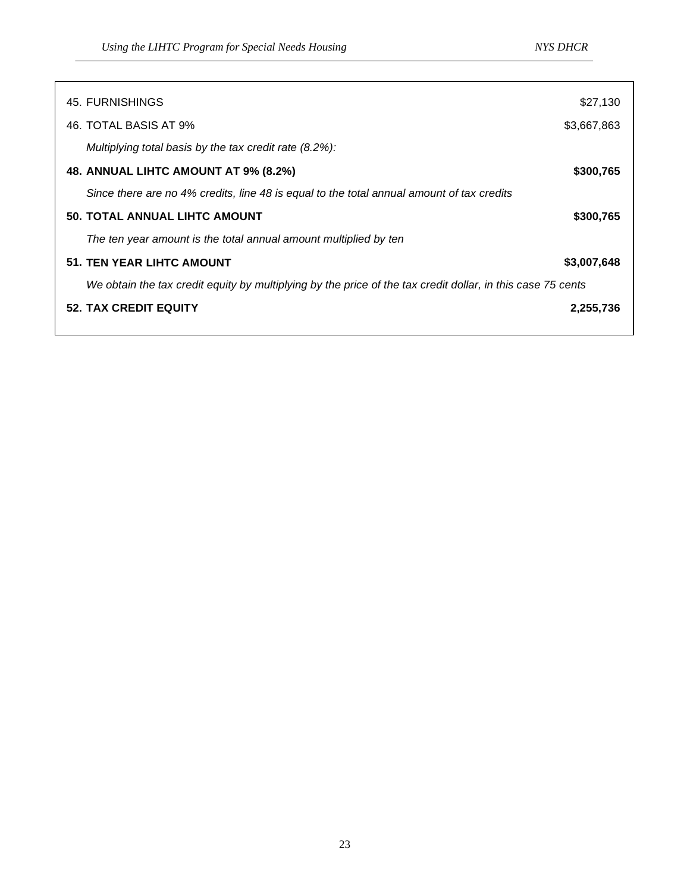| | |
|---|---|
| 45. FURNISHINGS | $27,130 |
| 46. TOTAL BASIS AT 9% | $3,667,863 |
| *Multiplying total basis by the tax credit rate (8.2%):* | |
| **48. ANNUAL LIHTC AMOUNT AT 9% (8.2%)** | **$300,765** |
| *Since there are no 4% credits, line 48 is equal to the total annual amount of tax credits* | |
| **50. TOTAL ANNUAL LIHTC AMOUNT** | **$300,765** |
| *The ten year amount is the total annual amount multiplied by ten* | |
| **51. TEN YEAR LIHTC AMOUNT** | **$3,007,648** |
| *We obtain the tax credit equity by multiplying by the price of the tax credit dollar, in this case 75 cents* | |
| **52. TAX CREDIT EQUITY** | **2,255,736** |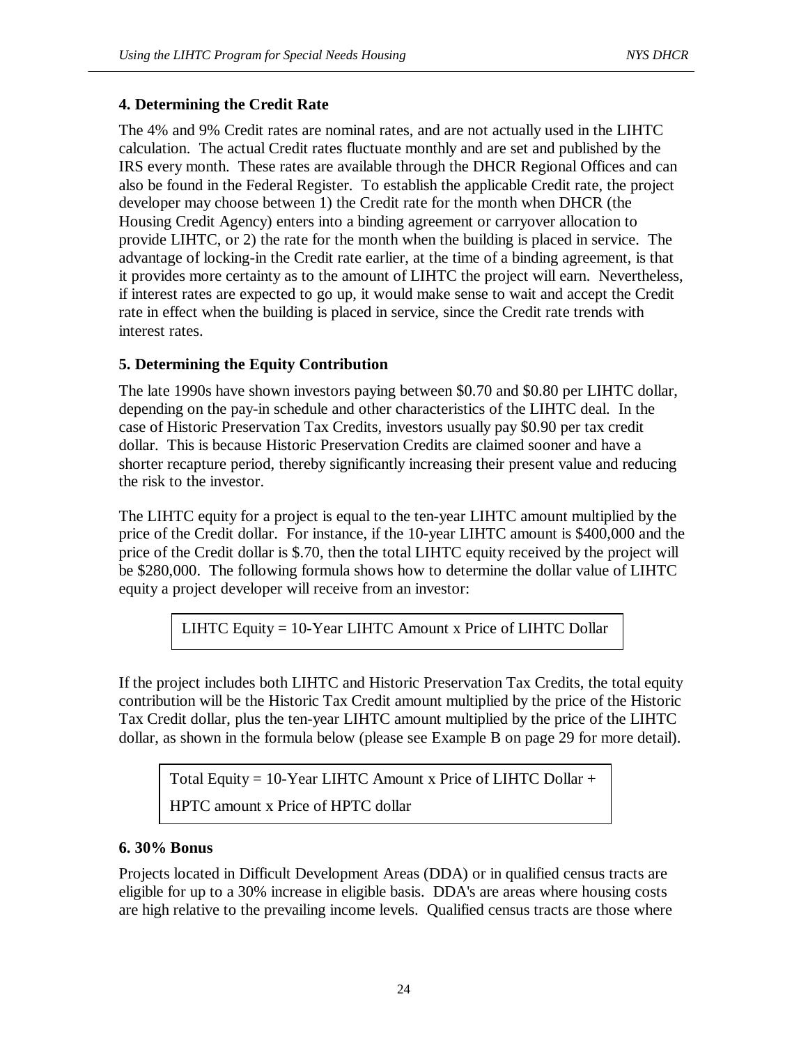### 4. Determining the Credit Rate

The 4% and 9% Credit rates are nominal rates, and are not actually used in the LIHTC calculation. The actual Credit rates fluctuate monthly and are set and published by the IRS every month. These rates are available through the DHCR Regional Offices and can also be found in the Federal Register. To establish the applicable Credit rate, the project developer may choose between 1) the Credit rate for the month when DHCR (the Housing Credit Agency) enters into a binding agreement or carryover allocation to provide LIHTC, or 2) the rate for the month when the building is placed in service. The advantage of locking-in the Credit rate earlier, at the time of a binding agreement, is that it provides more certainty as to the amount of LIHTC the project will earn. Nevertheless, if interest rates are expected to go up, it would make sense to wait and accept the Credit rate in effect when the building is placed in service, since the Credit rate trends with interest rates.

### 5. Determining the Equity Contribution

The late 1990s have shown investors paying between $0.70 and $0.80 per LIHTC dollar, depending on the pay-in schedule and other characteristics of the LIHTC deal. In the case of Historic Preservation Tax Credits, investors usually pay $0.90 per tax credit dollar. This is because Historic Preservation Credits are claimed sooner and have a shorter recapture period, thereby significantly increasing their present value and reducing the risk to the investor.

The LIHTC equity for a project is equal to the ten-year LIHTC amount multiplied by the price of the Credit dollar. For instance, if the 10-year LIHTC amount is $400,000 and the price of the Credit dollar is $.70, then the total LIHTC equity received by the project will be $280,000. The following formula shows how to determine the dollar value of LIHTC equity a project developer will receive from an investor:

> LIHTC Equity = 10-Year LIHTC Amount x Price of LIHTC Dollar

If the project includes both LIHTC and Historic Preservation Tax Credits, the total equity contribution will be the Historic Tax Credit amount multiplied by the price of the Historic Tax Credit dollar, plus the ten-year LIHTC amount multiplied by the price of the LIHTC dollar, as shown in the formula below (please see Example B on page 29 for more detail).

> Total Equity = 10-Year LIHTC Amount x Price of LIHTC Dollar +
>
> HPTC amount x Price of HPTC dollar

### 6. 30% Bonus

Projects located in Difficult Development Areas (DDA) or in qualified census tracts are eligible for up to a 30% increase in eligible basis. DDA's are areas where housing costs are high relative to the prevailing income levels. Qualified census tracts are those where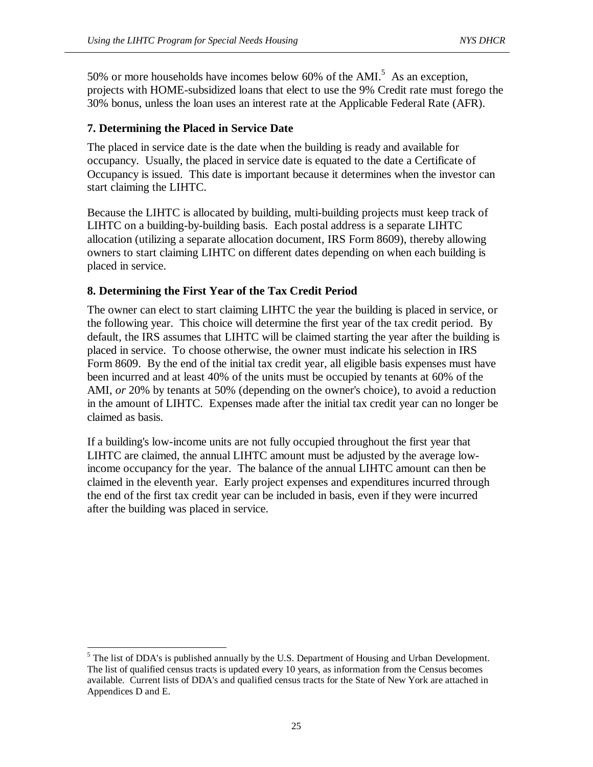50% or more households have incomes below 60% of the AMI.[5] As an exception, projects with HOME-subsidized loans that elect to use the 9% Credit rate must forego the 30% bonus, unless the loan uses an interest rate at the Applicable Federal Rate (AFR).

### 7. Determining the Placed in Service Date

The placed in service date is the date when the building is ready and available for occupancy. Usually, the placed in service date is equated to the date a Certificate of Occupancy is issued. This date is important because it determines when the investor can start claiming the LIHTC.

Because the LIHTC is allocated by building, multi-building projects must keep track of LIHTC on a building-by-building basis. Each postal address is a separate LIHTC allocation (utilizing a separate allocation document, IRS Form 8609), thereby allowing owners to start claiming LIHTC on different dates depending on when each building is placed in service.

### 8. Determining the First Year of the Tax Credit Period

The owner can elect to start claiming LIHTC the year the building is placed in service, or the following year. This choice will determine the first year of the tax credit period. By default, the IRS assumes that LIHTC will be claimed starting the year after the building is placed in service. To choose otherwise, the owner must indicate his selection in IRS Form 8609. By the end of the initial tax credit year, all eligible basis expenses must have been incurred and at least 40% of the units must be occupied by tenants at 60% of the AMI, *or* 20% by tenants at 50% (depending on the owner's choice), to avoid a reduction in the amount of LIHTC. Expenses made after the initial tax credit year can no longer be claimed as basis.

If a building's low-income units are not fully occupied throughout the first year that LIHTC are claimed, the annual LIHTC amount must be adjusted by the average low-income occupancy for the year. The balance of the annual LIHTC amount can then be claimed in the eleventh year. Early project expenses and expenditures incurred through the end of the first tax credit year can be included in basis, even if they were incurred after the building was placed in service.

---

[5] The list of DDA's is published annually by the U.S. Department of Housing and Urban Development. The list of qualified census tracts is updated every 10 years, as information from the Census becomes available. Current lists of DDA's and qualified census tracts for the State of New York are attached in Appendices D and E.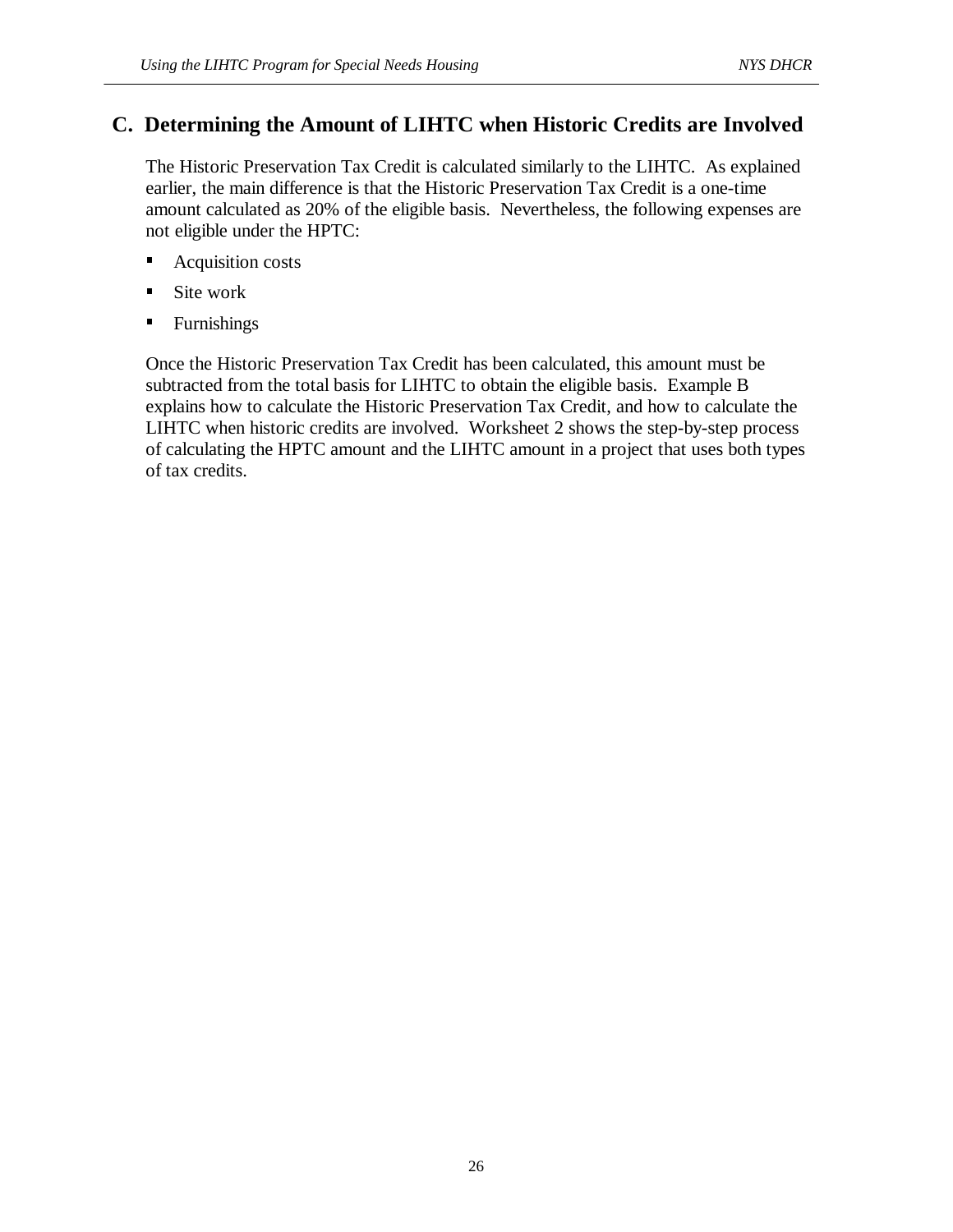## C. Determining the Amount of LIHTC when Historic Credits are Involved

The Historic Preservation Tax Credit is calculated similarly to the LIHTC. As explained earlier, the main difference is that the Historic Preservation Tax Credit is a one-time amount calculated as 20% of the eligible basis. Nevertheless, the following expenses are not eligible under the HPTC:

- Acquisition costs
- Site work
- Furnishings

Once the Historic Preservation Tax Credit has been calculated, this amount must be subtracted from the total basis for LIHTC to obtain the eligible basis. Example B explains how to calculate the Historic Preservation Tax Credit, and how to calculate the LIHTC when historic credits are involved. Worksheet 2 shows the step-by-step process of calculating the HPTC amount and the LIHTC amount in a project that uses both types of tax credits.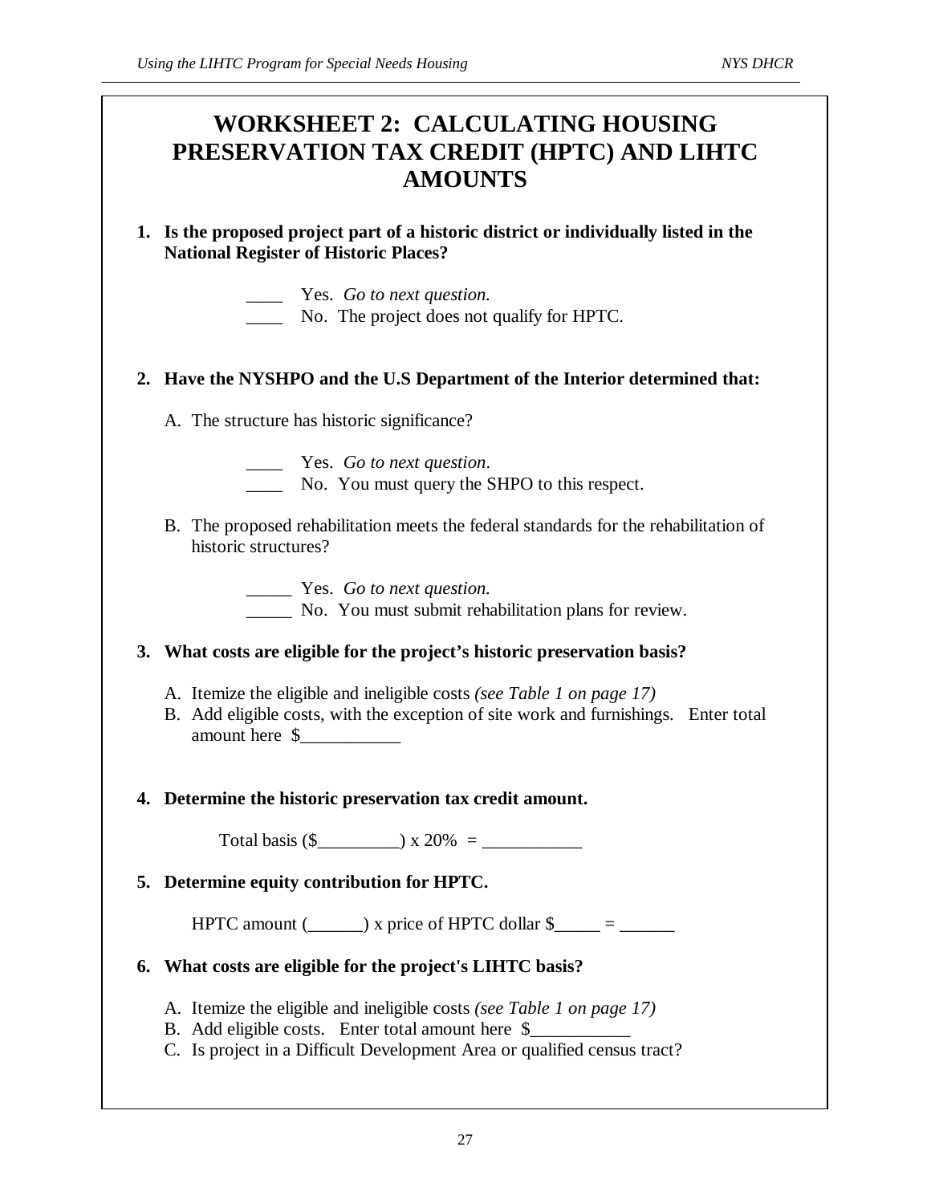# WORKSHEET 2: CALCULATING HOUSING PRESERVATION TAX CREDIT (HPTC) AND LIHTC AMOUNTS

**1. Is the proposed project part of a historic district or individually listed in the National Register of Historic Places?**

____ Yes. *Go to next question.*
____ No. The project does not qualify for HPTC.

**2. Have the NYSHPO and the U.S Department of the Interior determined that:**

A. The structure has historic significance?

____ Yes. *Go to next question*.
____ No. You must query the SHPO to this respect.

B. The proposed rehabilitation meets the federal standards for the rehabilitation of historic structures?

_____ Yes. *Go to next question.*
_____ No. You must submit rehabilitation plans for review.

**3. What costs are eligible for the project's historic preservation basis?**

A. Itemize the eligible and ineligible costs *(see Table 1 on page 17)*
B. Add eligible costs, with the exception of site work and furnishings. Enter total amount here $___________

**4. Determine the historic preservation tax credit amount.**

Total basis ($_________) x 20% = ___________

**5. Determine equity contribution for HPTC.**

HPTC amount (______) x price of HPTC dollar $_____ = ______

**6. What costs are eligible for the project's LIHTC basis?**

A. Itemize the eligible and ineligible costs *(see Table 1 on page 17)*
B. Add eligible costs. Enter total amount here $___________
C. Is project in a Difficult Development Area or qualified census tract?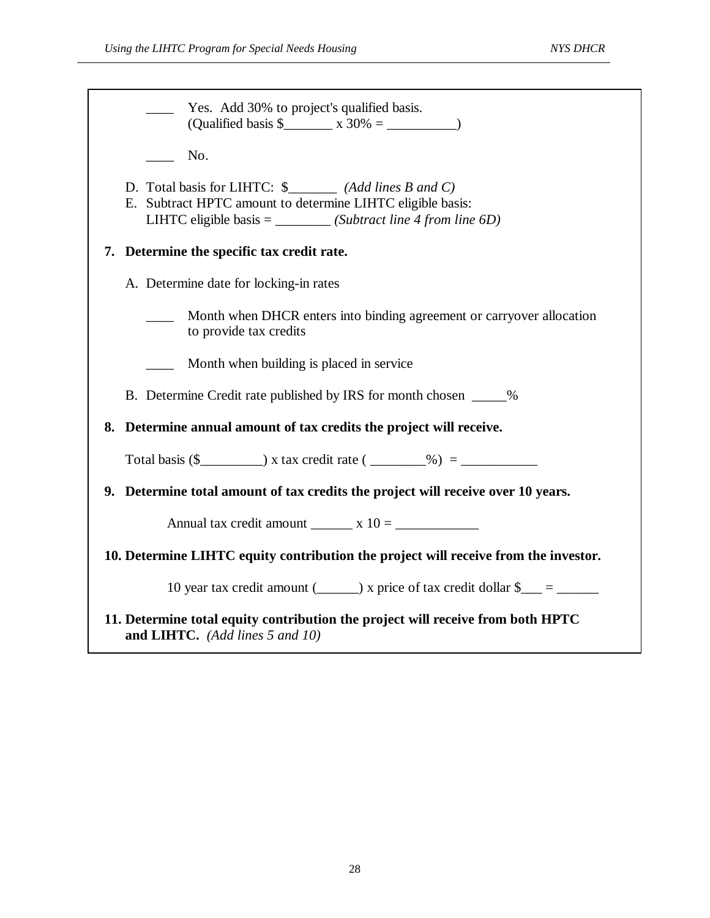____ Yes. Add 30% to project's qualified basis.
(Qualified basis $_______ x 30% = __________)

____ No.

D. Total basis for LIHTC: $_______ *(Add lines B and C)*
E. Subtract HPTC amount to determine LIHTC eligible basis:
LIHTC eligible basis = ________ *(Subtract line 4 from line 6D)*

**7. Determine the specific tax credit rate.**

A. Determine date for locking-in rates

____ Month when DHCR enters into binding agreement or carryover allocation to provide tax credits

____ Month when building is placed in service

B. Determine Credit rate published by IRS for month chosen _____%

**8. Determine annual amount of tax credits the project will receive.**

Total basis ($_________) x tax credit rate ( ________%) = ___________

**9. Determine total amount of tax credits the project will receive over 10 years.**

Annual tax credit amount ______ x 10 = ____________

**10. Determine LIHTC equity contribution the project will receive from the investor.**

10 year tax credit amount (______) x price of tax credit dollar $___ = ______

**11. Determine total equity contribution the project will receive from both HPTC and LIHTC.** *(Add lines 5 and 10)*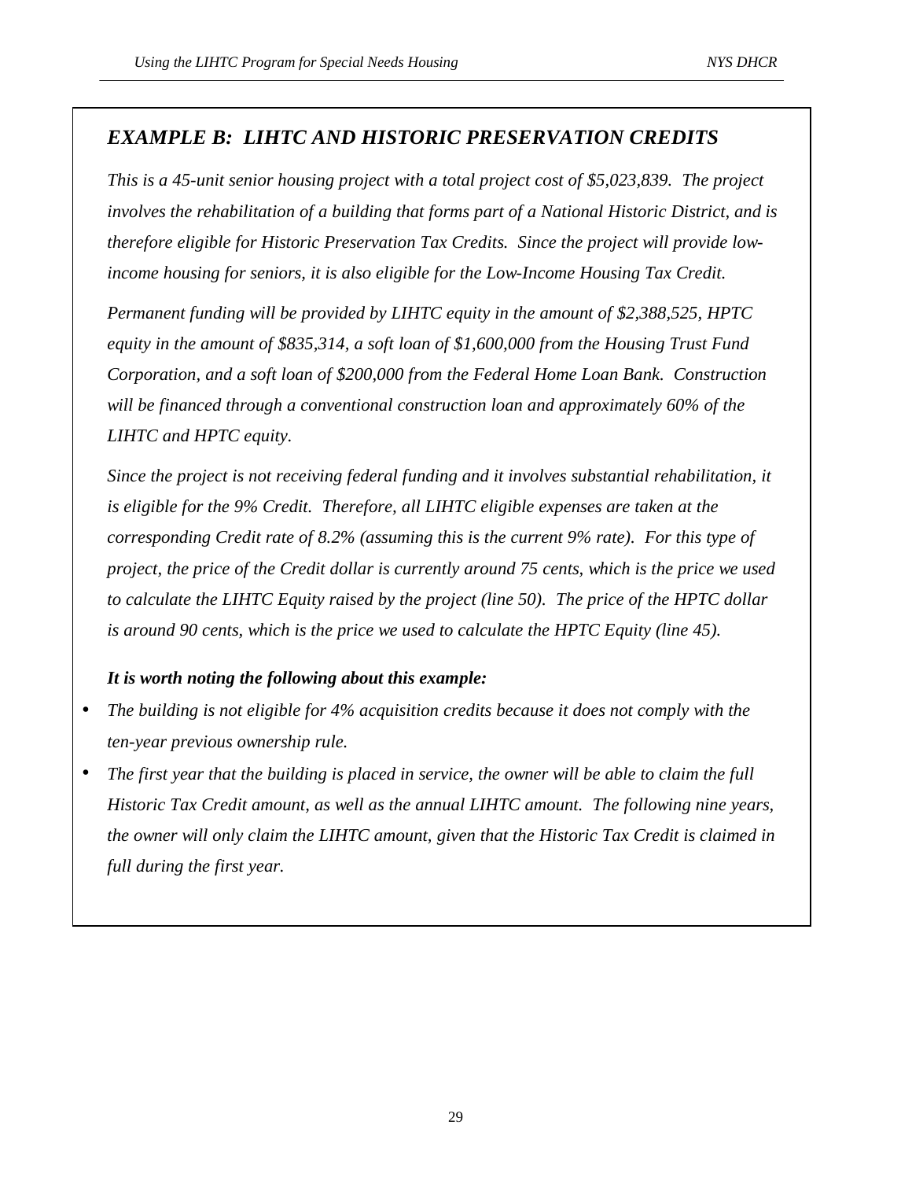## *EXAMPLE B: LIHTC AND HISTORIC PRESERVATION CREDITS*

*This is a 45-unit senior housing project with a total project cost of $5,023,839. The project involves the rehabilitation of a building that forms part of a National Historic District, and is therefore eligible for Historic Preservation Tax Credits. Since the project will provide low-income housing for seniors, it is also eligible for the Low-Income Housing Tax Credit.*

*Permanent funding will be provided by LIHTC equity in the amount of $2,388,525, HPTC equity in the amount of $835,314, a soft loan of $1,600,000 from the Housing Trust Fund Corporation, and a soft loan of $200,000 from the Federal Home Loan Bank. Construction will be financed through a conventional construction loan and approximately 60% of the LIHTC and HPTC equity.*

*Since the project is not receiving federal funding and it involves substantial rehabilitation, it is eligible for the 9% Credit. Therefore, all LIHTC eligible expenses are taken at the corresponding Credit rate of 8.2% (assuming this is the current 9% rate). For this type of project, the price of the Credit dollar is currently around 75 cents, which is the price we used to calculate the LIHTC Equity raised by the project (line 50). The price of the HPTC dollar is around 90 cents, which is the price we used to calculate the HPTC Equity (line 45).*

***It is worth noting the following about this example:***

- *The building is not eligible for 4% acquisition credits because it does not comply with the ten-year previous ownership rule.*
- *The first year that the building is placed in service, the owner will be able to claim the full Historic Tax Credit amount, as well as the annual LIHTC amount. The following nine years, the owner will only claim the LIHTC amount, given that the Historic Tax Credit is claimed in full during the first year.*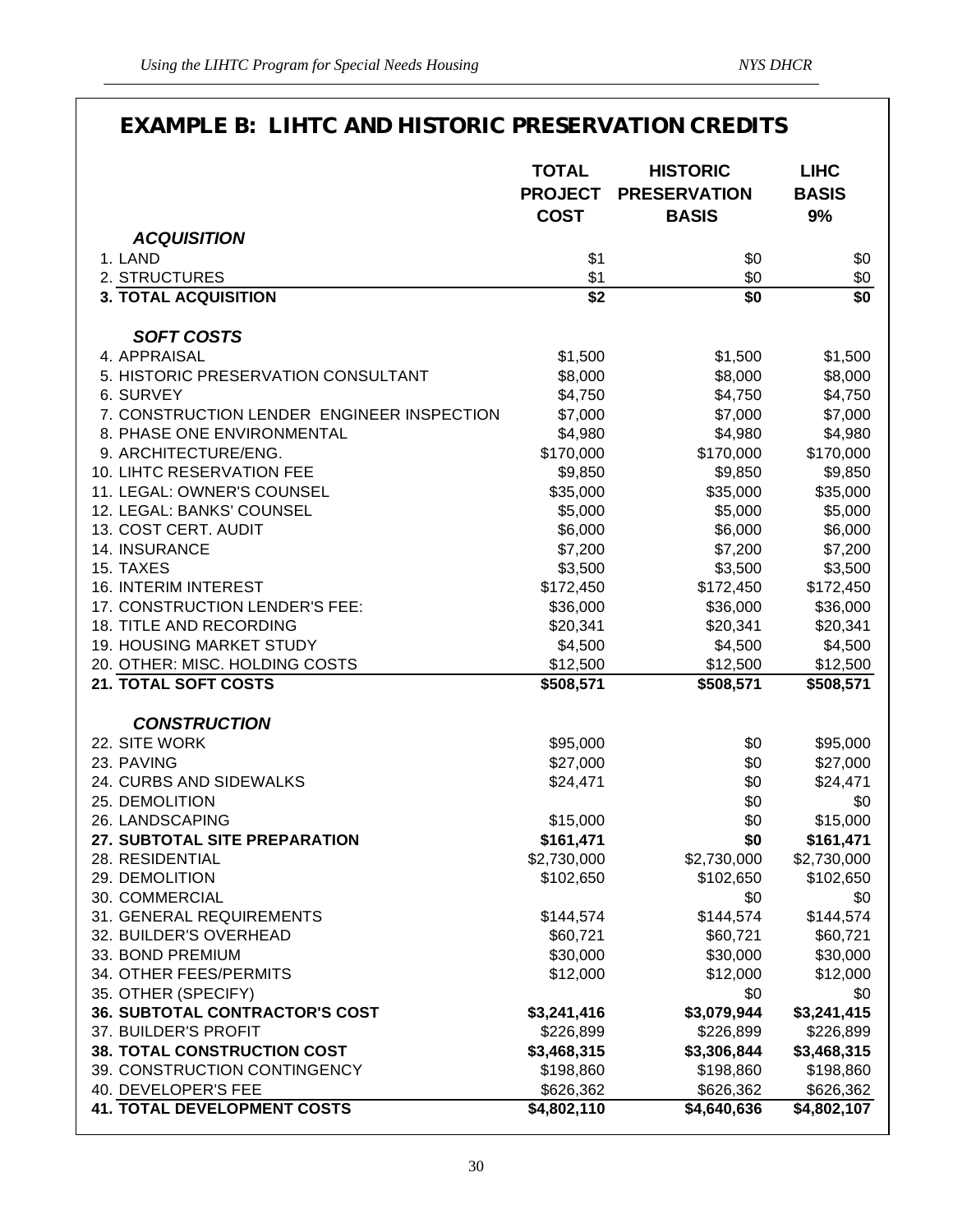## EXAMPLE B: LIHTC AND HISTORIC PRESERVATION CREDITS

| | TOTAL PROJECT COST | HISTORIC PRESERVATION BASIS | LIHC BASIS 9% |
|---|---|---|---|
| ***ACQUISITION*** | | | |
| 1. LAND | $1 | $0 | $0 |
| 2. STRUCTURES | $1 | $0 | $0 |
| **3. TOTAL ACQUISITION** | **$2** | **$0** | **$0** |
| ***SOFT COSTS*** | | | |
| 4. APPRAISAL | $1,500 | $1,500 | $1,500 |
| 5. HISTORIC PRESERVATION CONSULTANT | $8,000 | $8,000 | $8,000 |
| 6. SURVEY | $4,750 | $4,750 | $4,750 |
| 7. CONSTRUCTION LENDER ENGINEER INSPECTION | $7,000 | $7,000 | $7,000 |
| 8. PHASE ONE ENVIRONMENTAL | $4,980 | $4,980 | $4,980 |
| 9. ARCHITECTURE/ENG. | $170,000 | $170,000 | $170,000 |
| 10. LIHTC RESERVATION FEE | $9,850 | $9,850 | $9,850 |
| 11. LEGAL: OWNER'S COUNSEL | $35,000 | $35,000 | $35,000 |
| 12. LEGAL: BANKS' COUNSEL | $5,000 | $5,000 | $5,000 |
| 13. COST CERT. AUDIT | $6,000 | $6,000 | $6,000 |
| 14. INSURANCE | $7,200 | $7,200 | $7,200 |
| 15. TAXES | $3,500 | $3,500 | $3,500 |
| 16. INTERIM INTEREST | $172,450 | $172,450 | $172,450 |
| 17. CONSTRUCTION LENDER'S FEE: | $36,000 | $36,000 | $36,000 |
| 18. TITLE AND RECORDING | $20,341 | $20,341 | $20,341 |
| 19. HOUSING MARKET STUDY | $4,500 | $4,500 | $4,500 |
| 20. OTHER: MISC. HOLDING COSTS | $12,500 | $12,500 | $12,500 |
| **21. TOTAL SOFT COSTS** | **$508,571** | **$508,571** | **$508,571** |
| ***CONSTRUCTION*** | | | |
| 22. SITE WORK | $95,000 | $0 | $95,000 |
| 23. PAVING | $27,000 | $0 | $27,000 |
| 24. CURBS AND SIDEWALKS | $24,471 | $0 | $24,471 |
| 25. DEMOLITION | | $0 | $0 |
| 26. LANDSCAPING | $15,000 | $0 | $15,000 |
| **27. SUBTOTAL SITE PREPARATION** | **$161,471** | **$0** | **$161,471** |
| 28. RESIDENTIAL | $2,730,000 | $2,730,000 | $2,730,000 |
| 29. DEMOLITION | $102,650 | $102,650 | $102,650 |
| 30. COMMERCIAL | | $0 | $0 |
| 31. GENERAL REQUIREMENTS | $144,574 | $144,574 | $144,574 |
| 32. BUILDER'S OVERHEAD | $60,721 | $60,721 | $60,721 |
| 33. BOND PREMIUM | $30,000 | $30,000 | $30,000 |
| 34. OTHER FEES/PERMITS | $12,000 | $12,000 | $12,000 |
| 35. OTHER (SPECIFY) | | $0 | $0 |
| **36. SUBTOTAL CONTRACTOR'S COST** | **$3,241,416** | **$3,079,944** | **$3,241,415** |
| 37. BUILDER'S PROFIT | $226,899 | $226,899 | $226,899 |
| **38. TOTAL CONSTRUCTION COST** | **$3,468,315** | **$3,306,844** | **$3,468,315** |
| 39. CONSTRUCTION CONTINGENCY | $198,860 | $198,860 | $198,860 |
| 40. DEVELOPER'S FEE | $626,362 | $626,362 | $626,362 |
| **41. TOTAL DEVELOPMENT COSTS** | **$4,802,110** | **$4,640,636** | **$4,802,107** |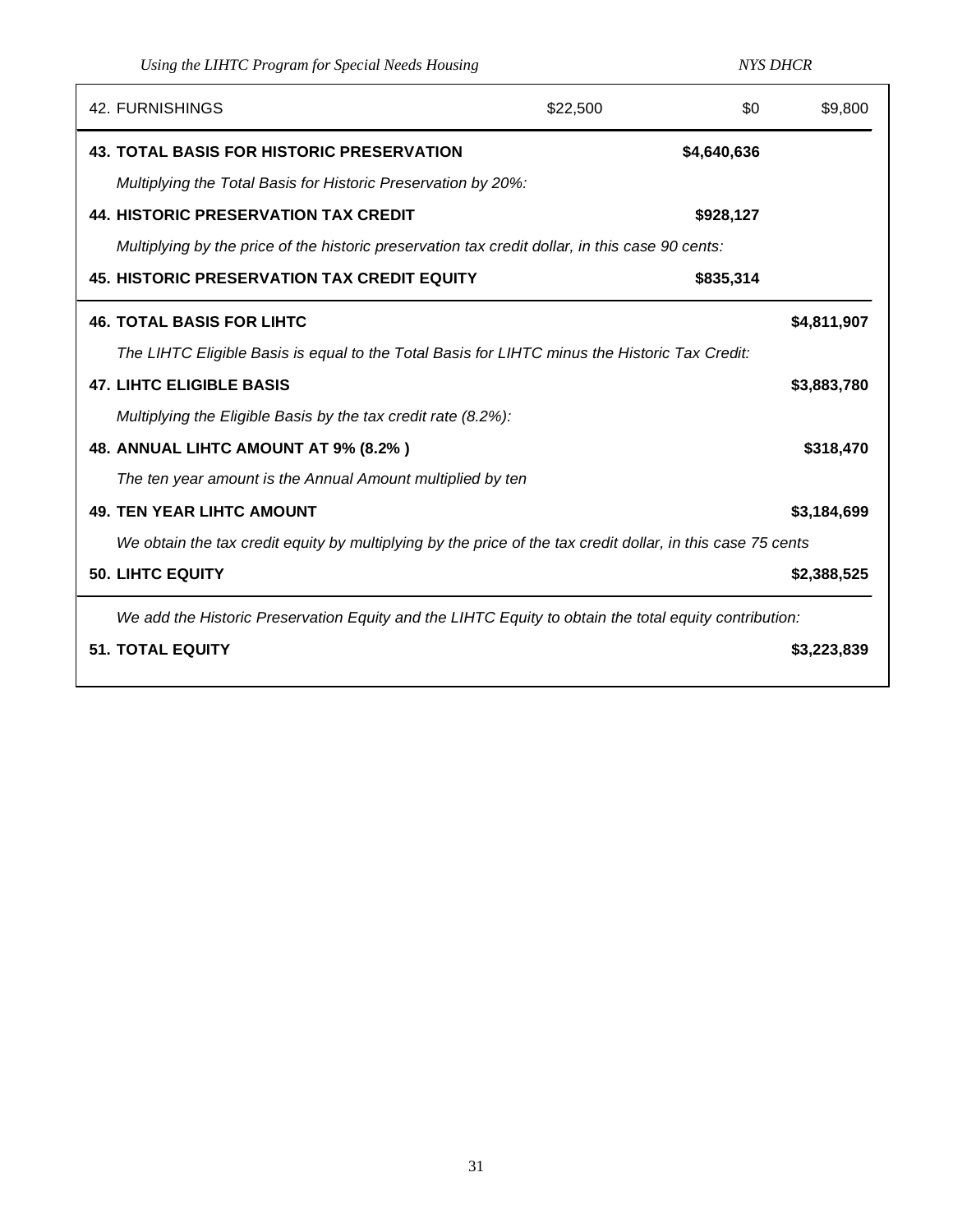| | | | |
|---|---|---|---|
| 42. FURNISHINGS | $22,500 | $0 | $9,800 |
| **43. TOTAL BASIS FOR HISTORIC PRESERVATION** | | **$4,640,636** | |
| *Multiplying the Total Basis for Historic Preservation by 20%:* | | | |
| **44. HISTORIC PRESERVATION TAX CREDIT** | | **$928,127** | |
| *Multiplying by the price of the historic preservation tax credit dollar, in this case 90 cents:* | | | |
| **45. HISTORIC PRESERVATION TAX CREDIT EQUITY** | | **$835,314** | |
| **46. TOTAL BASIS FOR LIHTC** | | | **$4,811,907** |
| *The LIHTC Eligible Basis is equal to the Total Basis for LIHTC minus the Historic Tax Credit:* | | | |
| **47. LIHTC ELIGIBLE BASIS** | | | **$3,883,780** |
| *Multiplying the Eligible Basis by the tax credit rate (8.2%):* | | | |
| **48. ANNUAL LIHTC AMOUNT AT 9% (8.2% )** | | | **$318,470** |
| *The ten year amount is the Annual Amount multiplied by ten* | | | |
| **49. TEN YEAR LIHTC AMOUNT** | | | **$3,184,699** |
| *We obtain the tax credit equity by multiplying by the price of the tax credit dollar, in this case 75 cents* | | | |
| **50. LIHTC EQUITY** | | | **$2,388,525** |
| *We add the Historic Preservation Equity and the LIHTC Equity to obtain the total equity contribution:* | | | |
| **51. TOTAL EQUITY** | | | **$3,223,839** |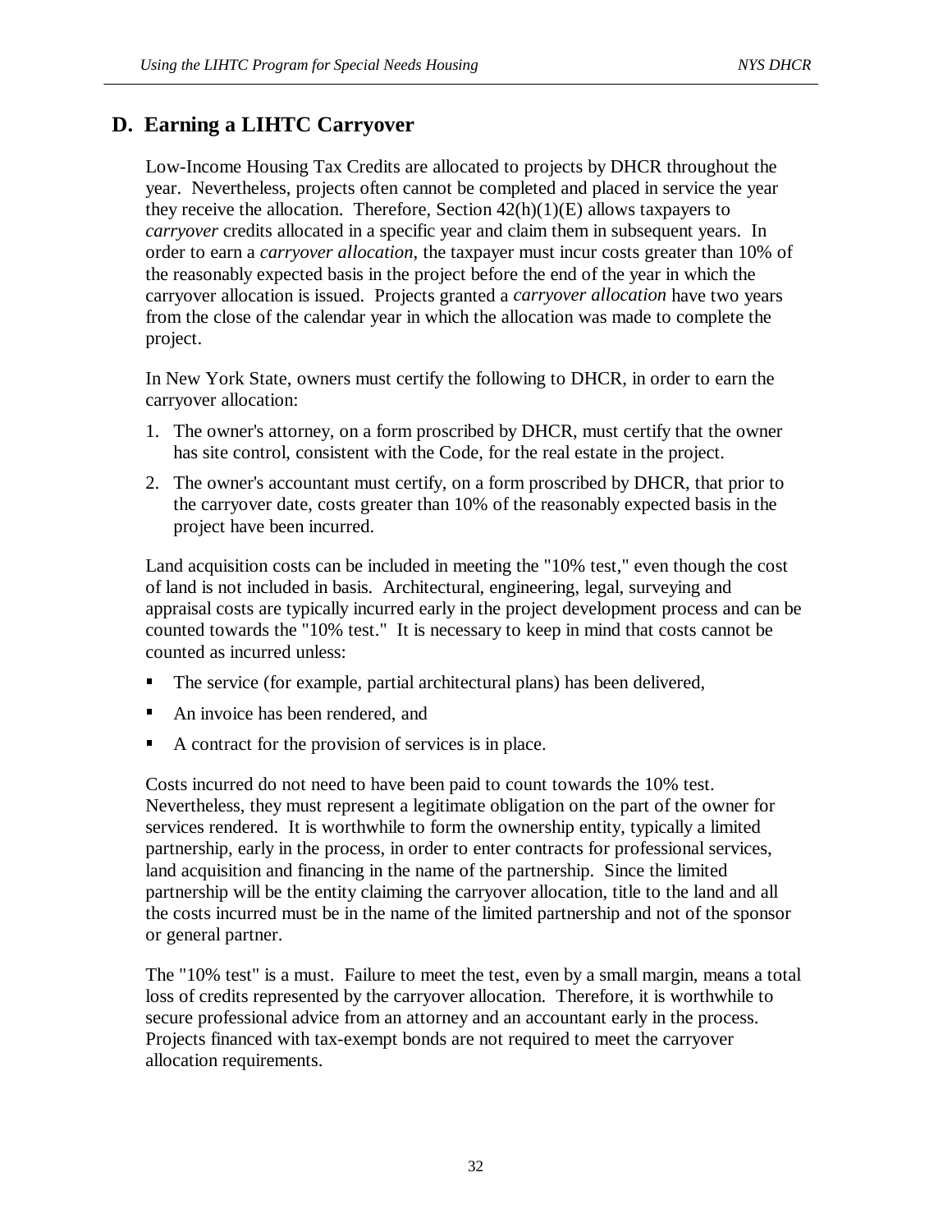## D. Earning a LIHTC Carryover

Low-Income Housing Tax Credits are allocated to projects by DHCR throughout the year. Nevertheless, projects often cannot be completed and placed in service the year they receive the allocation. Therefore, Section 42(h)(1)(E) allows taxpayers to *carryover* credits allocated in a specific year and claim them in subsequent years. In order to earn a *carryover allocation*, the taxpayer must incur costs greater than 10% of the reasonably expected basis in the project before the end of the year in which the carryover allocation is issued. Projects granted a *carryover allocation* have two years from the close of the calendar year in which the allocation was made to complete the project.

In New York State, owners must certify the following to DHCR, in order to earn the carryover allocation:

1. The owner's attorney, on a form proscribed by DHCR, must certify that the owner has site control, consistent with the Code, for the real estate in the project.
2. The owner's accountant must certify, on a form proscribed by DHCR, that prior to the carryover date, costs greater than 10% of the reasonably expected basis in the project have been incurred.

Land acquisition costs can be included in meeting the "10% test," even though the cost of land is not included in basis. Architectural, engineering, legal, surveying and appraisal costs are typically incurred early in the project development process and can be counted towards the "10% test." It is necessary to keep in mind that costs cannot be counted as incurred unless:

- The service (for example, partial architectural plans) has been delivered,
- An invoice has been rendered, and
- A contract for the provision of services is in place.

Costs incurred do not need to have been paid to count towards the 10% test. Nevertheless, they must represent a legitimate obligation on the part of the owner for services rendered. It is worthwhile to form the ownership entity, typically a limited partnership, early in the process, in order to enter contracts for professional services, land acquisition and financing in the name of the partnership. Since the limited partnership will be the entity claiming the carryover allocation, title to the land and all the costs incurred must be in the name of the limited partnership and not of the sponsor or general partner.

The "10% test" is a must. Failure to meet the test, even by a small margin, means a total loss of credits represented by the carryover allocation. Therefore, it is worthwhile to secure professional advice from an attorney and an accountant early in the process. Projects financed with tax-exempt bonds are not required to meet the carryover allocation requirements.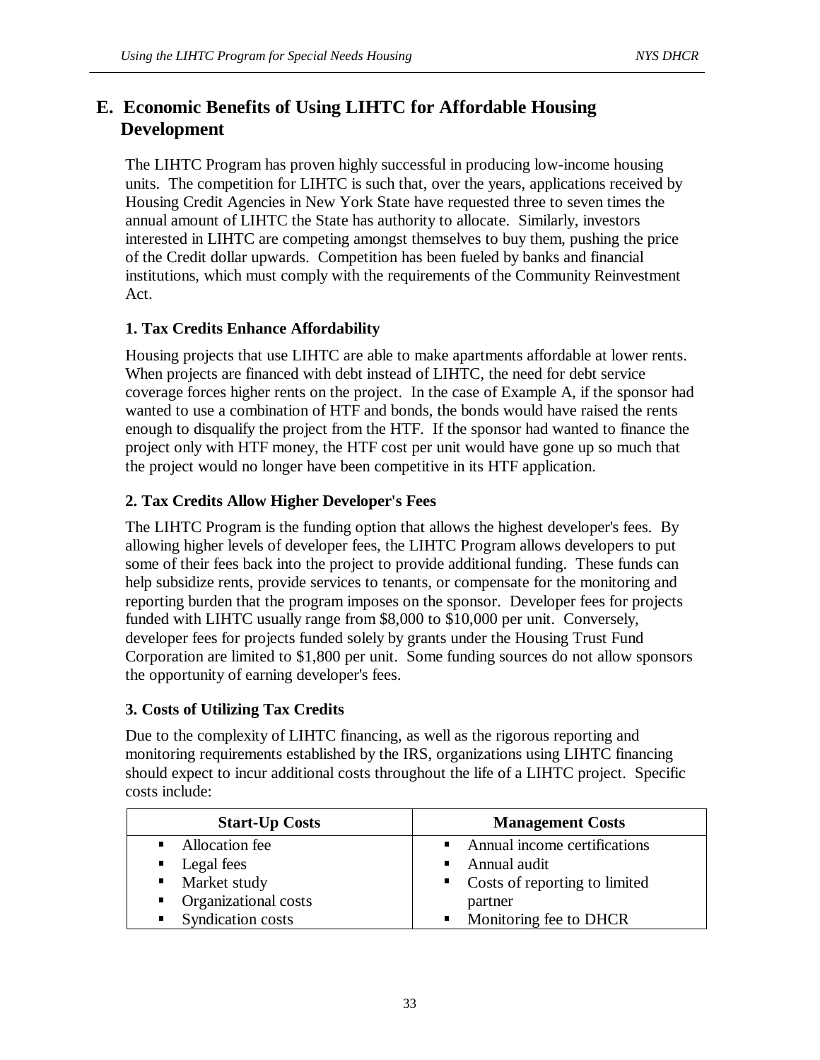## E. Economic Benefits of Using LIHTC for Affordable Housing Development

The LIHTC Program has proven highly successful in producing low-income housing units. The competition for LIHTC is such that, over the years, applications received by Housing Credit Agencies in New York State have requested three to seven times the annual amount of LIHTC the State has authority to allocate. Similarly, investors interested in LIHTC are competing amongst themselves to buy them, pushing the price of the Credit dollar upwards. Competition has been fueled by banks and financial institutions, which must comply with the requirements of the Community Reinvestment Act.

### 1. Tax Credits Enhance Affordability

Housing projects that use LIHTC are able to make apartments affordable at lower rents. When projects are financed with debt instead of LIHTC, the need for debt service coverage forces higher rents on the project. In the case of Example A, if the sponsor had wanted to use a combination of HTF and bonds, the bonds would have raised the rents enough to disqualify the project from the HTF. If the sponsor had wanted to finance the project only with HTF money, the HTF cost per unit would have gone up so much that the project would no longer have been competitive in its HTF application.

### 2. Tax Credits Allow Higher Developer's Fees

The LIHTC Program is the funding option that allows the highest developer's fees. By allowing higher levels of developer fees, the LIHTC Program allows developers to put some of their fees back into the project to provide additional funding. These funds can help subsidize rents, provide services to tenants, or compensate for the monitoring and reporting burden that the program imposes on the sponsor. Developer fees for projects funded with LIHTC usually range from $8,000 to $10,000 per unit. Conversely, developer fees for projects funded solely by grants under the Housing Trust Fund Corporation are limited to $1,800 per unit. Some funding sources do not allow sponsors the opportunity of earning developer's fees.

### 3. Costs of Utilizing Tax Credits

Due to the complexity of LIHTC financing, as well as the rigorous reporting and monitoring requirements established by the IRS, organizations using LIHTC financing should expect to incur additional costs throughout the life of a LIHTC project. Specific costs include:

| Start-Up Costs | Management Costs |
|---|---|
| ▪ Allocation fee<br>▪ Legal fees<br>▪ Market study<br>▪ Organizational costs<br>▪ Syndication costs | ▪ Annual income certifications<br>▪ Annual audit<br>▪ Costs of reporting to limited partner<br>▪ Monitoring fee to DHCR |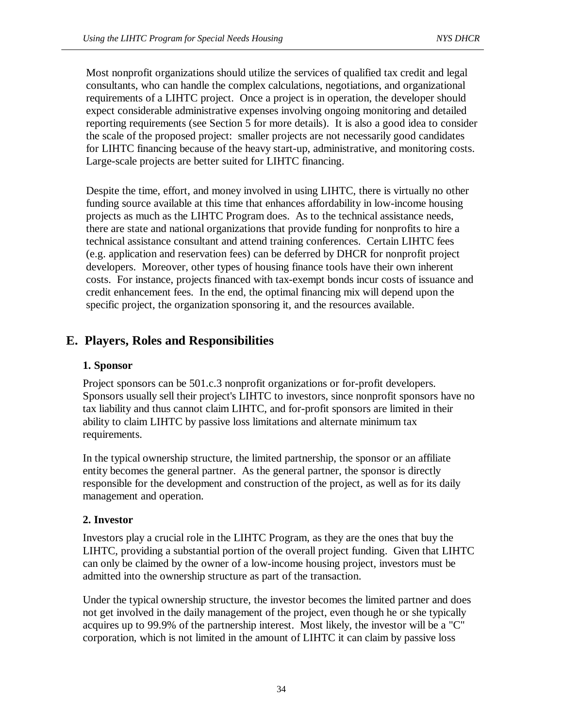Most nonprofit organizations should utilize the services of qualified tax credit and legal consultants, who can handle the complex calculations, negotiations, and organizational requirements of a LIHTC project. Once a project is in operation, the developer should expect considerable administrative expenses involving ongoing monitoring and detailed reporting requirements (see Section 5 for more details). It is also a good idea to consider the scale of the proposed project: smaller projects are not necessarily good candidates for LIHTC financing because of the heavy start-up, administrative, and monitoring costs. Large-scale projects are better suited for LIHTC financing.

Despite the time, effort, and money involved in using LIHTC, there is virtually no other funding source available at this time that enhances affordability in low-income housing projects as much as the LIHTC Program does. As to the technical assistance needs, there are state and national organizations that provide funding for nonprofits to hire a technical assistance consultant and attend training conferences. Certain LIHTC fees (e.g. application and reservation fees) can be deferred by DHCR for nonprofit project developers. Moreover, other types of housing finance tools have their own inherent costs. For instance, projects financed with tax-exempt bonds incur costs of issuance and credit enhancement fees. In the end, the optimal financing mix will depend upon the specific project, the organization sponsoring it, and the resources available.

## E. Players, Roles and Responsibilities

### 1. Sponsor

Project sponsors can be 501.c.3 nonprofit organizations or for-profit developers. Sponsors usually sell their project's LIHTC to investors, since nonprofit sponsors have no tax liability and thus cannot claim LIHTC, and for-profit sponsors are limited in their ability to claim LIHTC by passive loss limitations and alternate minimum tax requirements.

In the typical ownership structure, the limited partnership, the sponsor or an affiliate entity becomes the general partner. As the general partner, the sponsor is directly responsible for the development and construction of the project, as well as for its daily management and operation.

### 2. Investor

Investors play a crucial role in the LIHTC Program, as they are the ones that buy the LIHTC, providing a substantial portion of the overall project funding. Given that LIHTC can only be claimed by the owner of a low-income housing project, investors must be admitted into the ownership structure as part of the transaction.

Under the typical ownership structure, the investor becomes the limited partner and does not get involved in the daily management of the project, even though he or she typically acquires up to 99.9% of the partnership interest. Most likely, the investor will be a "C" corporation, which is not limited in the amount of LIHTC it can claim by passive loss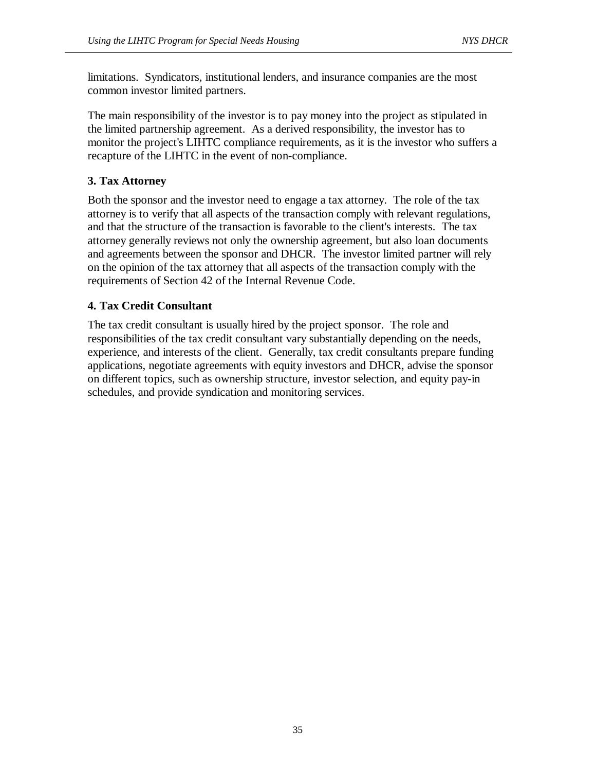limitations.  Syndicators, institutional lenders, and insurance companies are the most common investor limited partners.

The main responsibility of the investor is to pay money into the project as stipulated in the limited partnership agreement.  As a derived responsibility, the investor has to monitor the project's LIHTC compliance requirements, as it is the investor who suffers a recapture of the LIHTC in the event of non-compliance.

### 3. Tax Attorney

Both the sponsor and the investor need to engage a tax attorney.  The role of the tax attorney is to verify that all aspects of the transaction comply with relevant regulations, and that the structure of the transaction is favorable to the client's interests.  The tax attorney generally reviews not only the ownership agreement, but also loan documents and agreements between the sponsor and DHCR.  The investor limited partner will rely on the opinion of the tax attorney that all aspects of the transaction comply with the requirements of Section 42 of the Internal Revenue Code.

### 4. Tax Credit Consultant

The tax credit consultant is usually hired by the project sponsor.  The role and responsibilities of the tax credit consultant vary substantially depending on the needs, experience, and interests of the client.  Generally, tax credit consultants prepare funding applications, negotiate agreements with equity investors and DHCR, advise the sponsor on different topics, such as ownership structure, investor selection, and equity pay-in schedules, and provide syndication and monitoring services.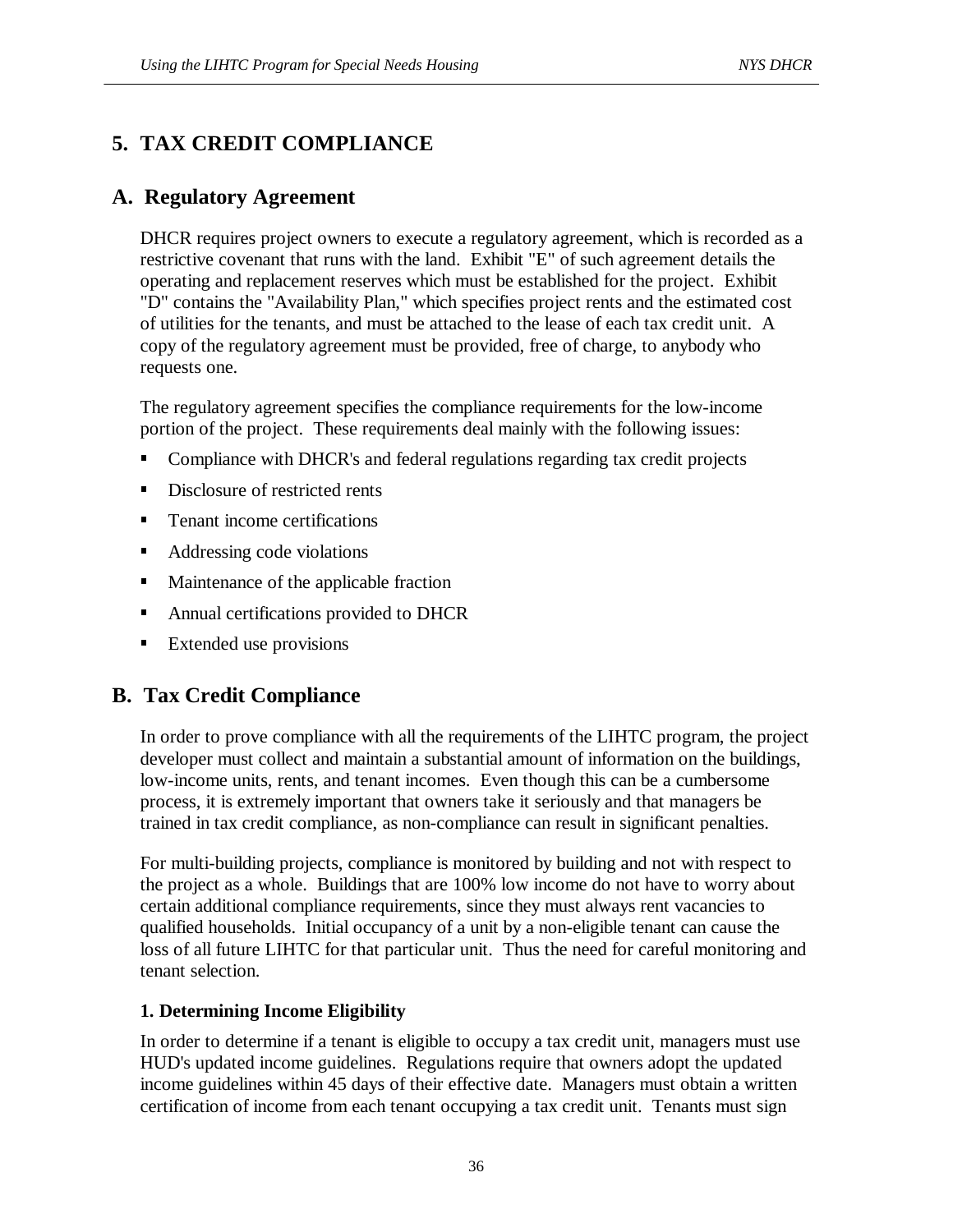# 5. TAX CREDIT COMPLIANCE

## A. Regulatory Agreement

DHCR requires project owners to execute a regulatory agreement, which is recorded as a restrictive covenant that runs with the land. Exhibit "E" of such agreement details the operating and replacement reserves which must be established for the project. Exhibit "D" contains the "Availability Plan," which specifies project rents and the estimated cost of utilities for the tenants, and must be attached to the lease of each tax credit unit. A copy of the regulatory agreement must be provided, free of charge, to anybody who requests one.

The regulatory agreement specifies the compliance requirements for the low-income portion of the project. These requirements deal mainly with the following issues:

- Compliance with DHCR's and federal regulations regarding tax credit projects
- Disclosure of restricted rents
- Tenant income certifications
- Addressing code violations
- Maintenance of the applicable fraction
- Annual certifications provided to DHCR
- Extended use provisions

## B. Tax Credit Compliance

In order to prove compliance with all the requirements of the LIHTC program, the project developer must collect and maintain a substantial amount of information on the buildings, low-income units, rents, and tenant incomes. Even though this can be a cumbersome process, it is extremely important that owners take it seriously and that managers be trained in tax credit compliance, as non-compliance can result in significant penalties.

For multi-building projects, compliance is monitored by building and not with respect to the project as a whole. Buildings that are 100% low income do not have to worry about certain additional compliance requirements, since they must always rent vacancies to qualified households. Initial occupancy of a unit by a non-eligible tenant can cause the loss of all future LIHTC for that particular unit. Thus the need for careful monitoring and tenant selection.

### 1. Determining Income Eligibility

In order to determine if a tenant is eligible to occupy a tax credit unit, managers must use HUD's updated income guidelines. Regulations require that owners adopt the updated income guidelines within 45 days of their effective date. Managers must obtain a written certification of income from each tenant occupying a tax credit unit. Tenants must sign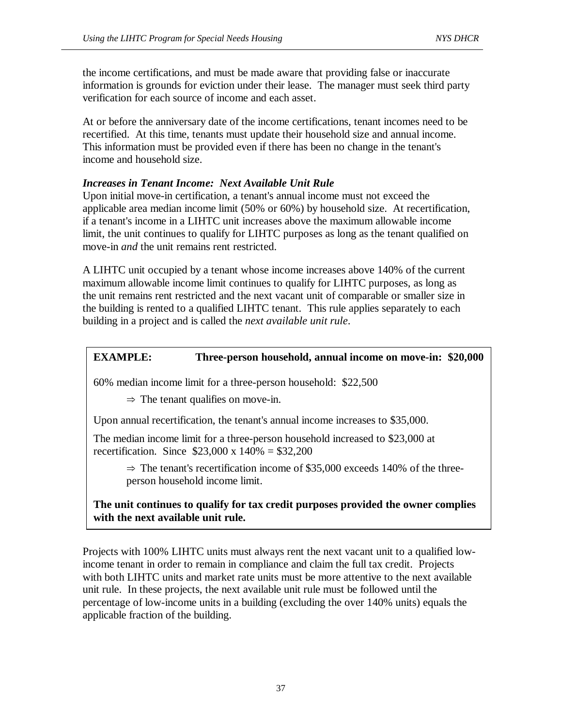the income certifications, and must be made aware that providing false or inaccurate information is grounds for eviction under their lease. The manager must seek third party verification for each source of income and each asset.

At or before the anniversary date of the income certifications, tenant incomes need to be recertified. At this time, tenants must update their household size and annual income. This information must be provided even if there has been no change in the tenant's income and household size.

***Increases in Tenant Income: Next Available Unit Rule***

Upon initial move-in certification, a tenant's annual income must not exceed the applicable area median income limit (50% or 60%) by household size. At recertification, if a tenant's income in a LIHTC unit increases above the maximum allowable income limit, the unit continues to qualify for LIHTC purposes as long as the tenant qualified on move-in *and* the unit remains rent restricted.

A LIHTC unit occupied by a tenant whose income increases above 140% of the current maximum allowable income limit continues to qualify for LIHTC purposes, as long as the unit remains rent restricted and the next vacant unit of comparable or smaller size in the building is rented to a qualified LIHTC tenant. This rule applies separately to each building in a project and is called the *next available unit rule*.

> **EXAMPLE: Three-person household, annual income on move-in: $20,000**
>
> 60% median income limit for a three-person household: $22,500
>
> ⇒ The tenant qualifies on move-in.
>
> Upon annual recertification, the tenant's annual income increases to $35,000.
>
> The median income limit for a three-person household increased to $23,000 at recertification. Since $23,000 x 140% = $32,200
>
> ⇒ The tenant's recertification income of $35,000 exceeds 140% of the three-person household income limit.
>
> **The unit continues to qualify for tax credit purposes provided the owner complies with the next available unit rule.**

Projects with 100% LIHTC units must always rent the next vacant unit to a qualified low-income tenant in order to remain in compliance and claim the full tax credit. Projects with both LIHTC units and market rate units must be more attentive to the next available unit rule. In these projects, the next available unit rule must be followed until the percentage of low-income units in a building (excluding the over 140% units) equals the applicable fraction of the building.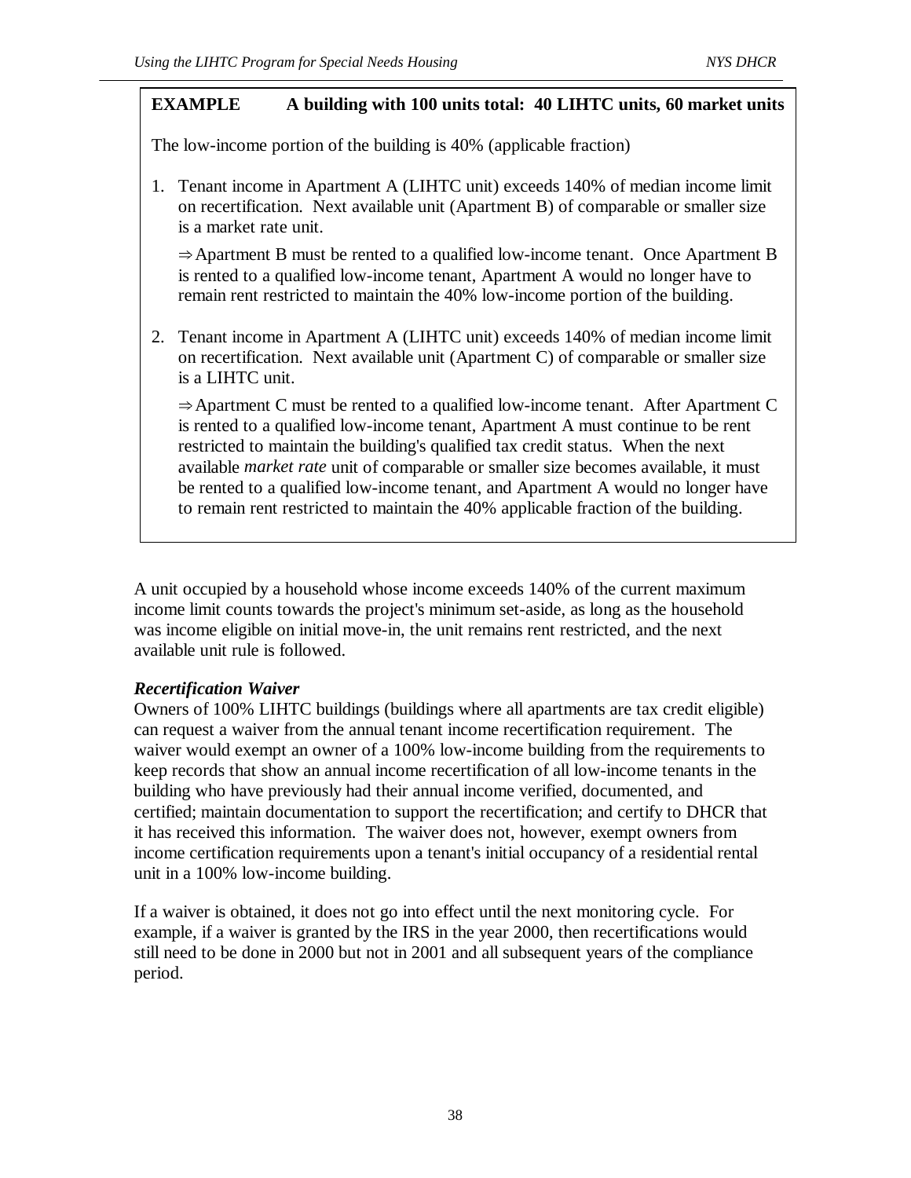**EXAMPLE A building with 100 units total: 40 LIHTC units, 60 market units**

The low-income portion of the building is 40% (applicable fraction)

1. Tenant income in Apartment A (LIHTC unit) exceeds 140% of median income limit on recertification. Next available unit (Apartment B) of comparable or smaller size is a market rate unit.

   ⇒ Apartment B must be rented to a qualified low-income tenant. Once Apartment B is rented to a qualified low-income tenant, Apartment A would no longer have to remain rent restricted to maintain the 40% low-income portion of the building.

2. Tenant income in Apartment A (LIHTC unit) exceeds 140% of median income limit on recertification. Next available unit (Apartment C) of comparable or smaller size is a LIHTC unit.

   ⇒ Apartment C must be rented to a qualified low-income tenant. After Apartment C is rented to a qualified low-income tenant, Apartment A must continue to be rent restricted to maintain the building's qualified tax credit status. When the next available *market rate* unit of comparable or smaller size becomes available, it must be rented to a qualified low-income tenant, and Apartment A would no longer have to remain rent restricted to maintain the 40% applicable fraction of the building.

A unit occupied by a household whose income exceeds 140% of the current maximum income limit counts towards the project's minimum set-aside, as long as the household was income eligible on initial move-in, the unit remains rent restricted, and the next available unit rule is followed.

***Recertification Waiver***

Owners of 100% LIHTC buildings (buildings where all apartments are tax credit eligible) can request a waiver from the annual tenant income recertification requirement. The waiver would exempt an owner of a 100% low-income building from the requirements to keep records that show an annual income recertification of all low-income tenants in the building who have previously had their annual income verified, documented, and certified; maintain documentation to support the recertification; and certify to DHCR that it has received this information. The waiver does not, however, exempt owners from income certification requirements upon a tenant's initial occupancy of a residential rental unit in a 100% low-income building.

If a waiver is obtained, it does not go into effect until the next monitoring cycle. For example, if a waiver is granted by the IRS in the year 2000, then recertifications would still need to be done in 2000 but not in 2001 and all subsequent years of the compliance period.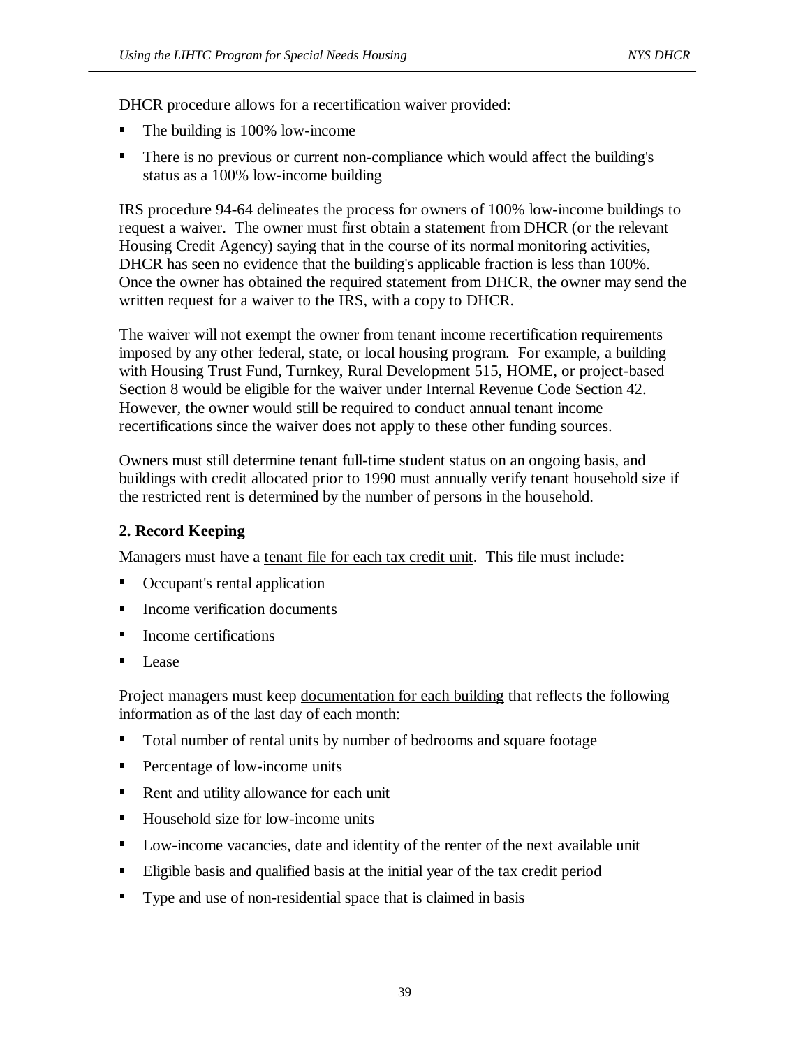DHCR procedure allows for a recertification waiver provided:

- The building is 100% low-income
- There is no previous or current non-compliance which would affect the building's status as a 100% low-income building

IRS procedure 94-64 delineates the process for owners of 100% low-income buildings to request a waiver. The owner must first obtain a statement from DHCR (or the relevant Housing Credit Agency) saying that in the course of its normal monitoring activities, DHCR has seen no evidence that the building's applicable fraction is less than 100%. Once the owner has obtained the required statement from DHCR, the owner may send the written request for a waiver to the IRS, with a copy to DHCR.

The waiver will not exempt the owner from tenant income recertification requirements imposed by any other federal, state, or local housing program. For example, a building with Housing Trust Fund, Turnkey, Rural Development 515, HOME, or project-based Section 8 would be eligible for the waiver under Internal Revenue Code Section 42. However, the owner would still be required to conduct annual tenant income recertifications since the waiver does not apply to these other funding sources.

Owners must still determine tenant full-time student status on an ongoing basis, and buildings with credit allocated prior to 1990 must annually verify tenant household size if the restricted rent is determined by the number of persons in the household.

### 2. Record Keeping

Managers must have a tenant file for each tax credit unit. This file must include:

- Occupant's rental application
- Income verification documents
- Income certifications
- Lease

Project managers must keep documentation for each building that reflects the following information as of the last day of each month:

- Total number of rental units by number of bedrooms and square footage
- Percentage of low-income units
- Rent and utility allowance for each unit
- Household size for low-income units
- Low-income vacancies, date and identity of the renter of the next available unit
- Eligible basis and qualified basis at the initial year of the tax credit period
- Type and use of non-residential space that is claimed in basis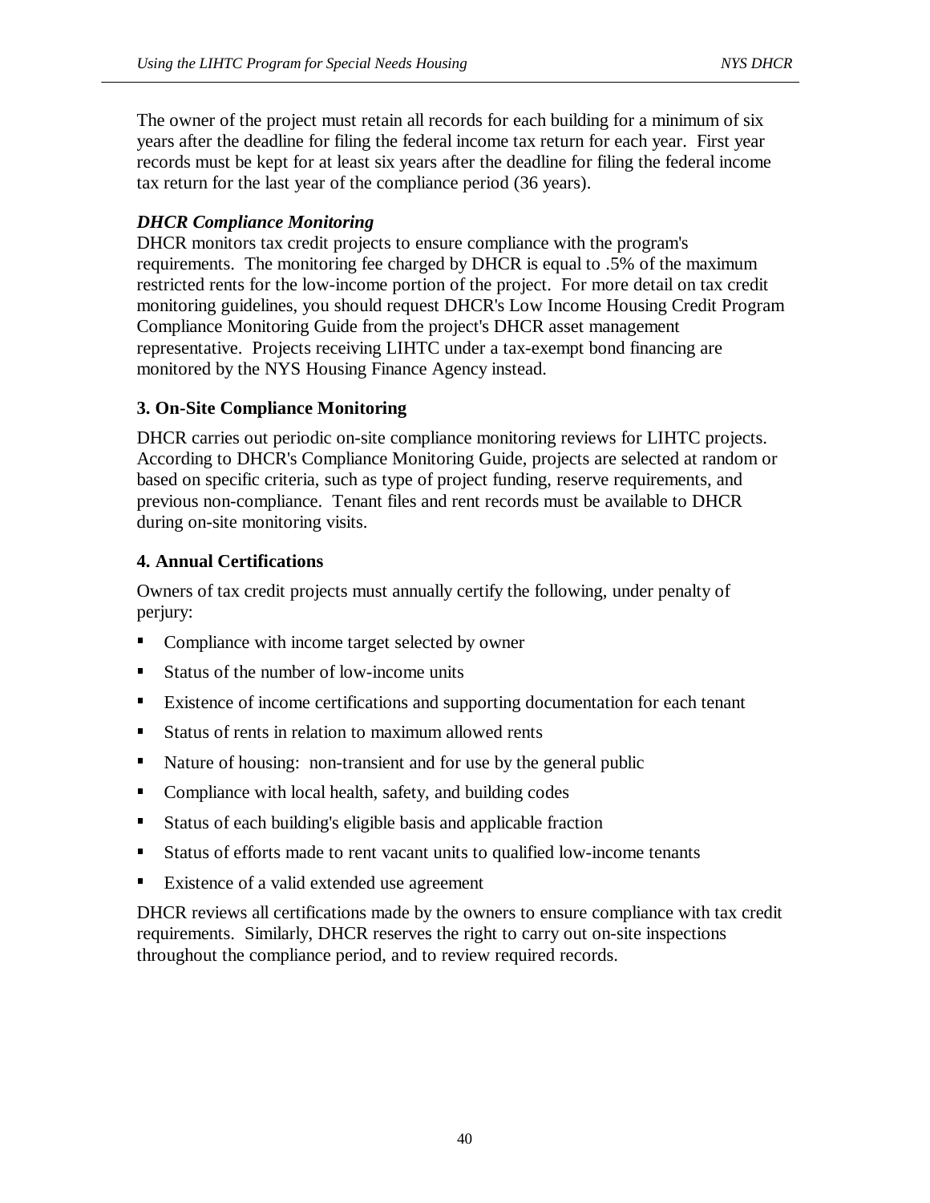The owner of the project must retain all records for each building for a minimum of six years after the deadline for filing the federal income tax return for each year. First year records must be kept for at least six years after the deadline for filing the federal income tax return for the last year of the compliance period (36 years).

***DHCR Compliance Monitoring***
DHCR monitors tax credit projects to ensure compliance with the program's requirements. The monitoring fee charged by DHCR is equal to .5% of the maximum restricted rents for the low-income portion of the project. For more detail on tax credit monitoring guidelines, you should request DHCR's Low Income Housing Credit Program Compliance Monitoring Guide from the project's DHCR asset management representative. Projects receiving LIHTC under a tax-exempt bond financing are monitored by the NYS Housing Finance Agency instead.

**3. On-Site Compliance Monitoring**

DHCR carries out periodic on-site compliance monitoring reviews for LIHTC projects. According to DHCR's Compliance Monitoring Guide, projects are selected at random or based on specific criteria, such as type of project funding, reserve requirements, and previous non-compliance. Tenant files and rent records must be available to DHCR during on-site monitoring visits.

**4. Annual Certifications**

Owners of tax credit projects must annually certify the following, under penalty of perjury:

- Compliance with income target selected by owner
- Status of the number of low-income units
- Existence of income certifications and supporting documentation for each tenant
- Status of rents in relation to maximum allowed rents
- Nature of housing: non-transient and for use by the general public
- Compliance with local health, safety, and building codes
- Status of each building's eligible basis and applicable fraction
- Status of efforts made to rent vacant units to qualified low-income tenants
- Existence of a valid extended use agreement

DHCR reviews all certifications made by the owners to ensure compliance with tax credit requirements. Similarly, DHCR reserves the right to carry out on-site inspections throughout the compliance period, and to review required records.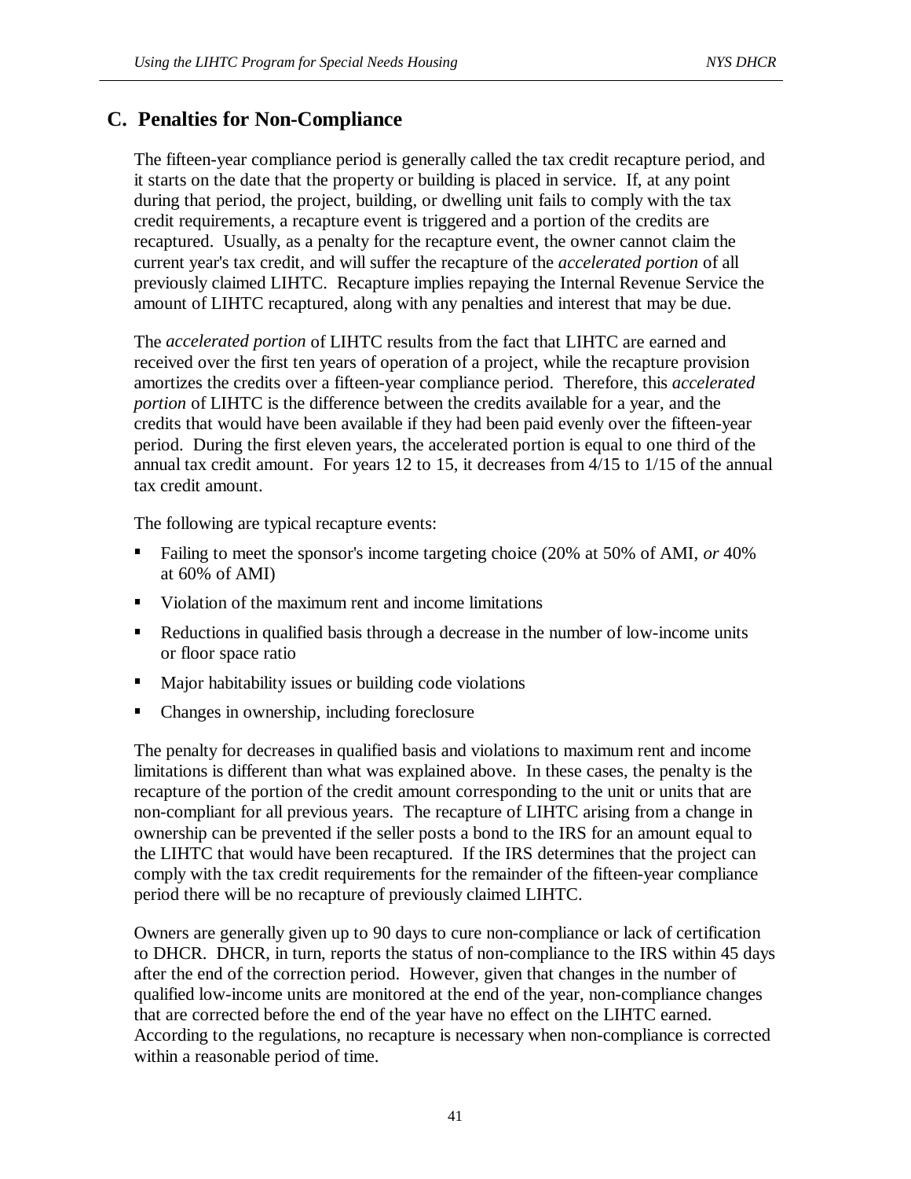## C. Penalties for Non-Compliance

The fifteen-year compliance period is generally called the tax credit recapture period, and it starts on the date that the property or building is placed in service. If, at any point during that period, the project, building, or dwelling unit fails to comply with the tax credit requirements, a recapture event is triggered and a portion of the credits are recaptured. Usually, as a penalty for the recapture event, the owner cannot claim the current year's tax credit, and will suffer the recapture of the *accelerated portion* of all previously claimed LIHTC. Recapture implies repaying the Internal Revenue Service the amount of LIHTC recaptured, along with any penalties and interest that may be due.

The *accelerated portion* of LIHTC results from the fact that LIHTC are earned and received over the first ten years of operation of a project, while the recapture provision amortizes the credits over a fifteen-year compliance period. Therefore, this *accelerated portion* of LIHTC is the difference between the credits available for a year, and the credits that would have been available if they had been paid evenly over the fifteen-year period. During the first eleven years, the accelerated portion is equal to one third of the annual tax credit amount. For years 12 to 15, it decreases from 4/15 to 1/15 of the annual tax credit amount.

The following are typical recapture events:

- Failing to meet the sponsor's income targeting choice (20% at 50% of AMI, *or* 40% at 60% of AMI)
- Violation of the maximum rent and income limitations
- Reductions in qualified basis through a decrease in the number of low-income units or floor space ratio
- Major habitability issues or building code violations
- Changes in ownership, including foreclosure

The penalty for decreases in qualified basis and violations to maximum rent and income limitations is different than what was explained above. In these cases, the penalty is the recapture of the portion of the credit amount corresponding to the unit or units that are non-compliant for all previous years. The recapture of LIHTC arising from a change in ownership can be prevented if the seller posts a bond to the IRS for an amount equal to the LIHTC that would have been recaptured. If the IRS determines that the project can comply with the tax credit requirements for the remainder of the fifteen-year compliance period there will be no recapture of previously claimed LIHTC.

Owners are generally given up to 90 days to cure non-compliance or lack of certification to DHCR. DHCR, in turn, reports the status of non-compliance to the IRS within 45 days after the end of the correction period. However, given that changes in the number of qualified low-income units are monitored at the end of the year, non-compliance changes that are corrected before the end of the year have no effect on the LIHTC earned. According to the regulations, no recapture is necessary when non-compliance is corrected within a reasonable period of time.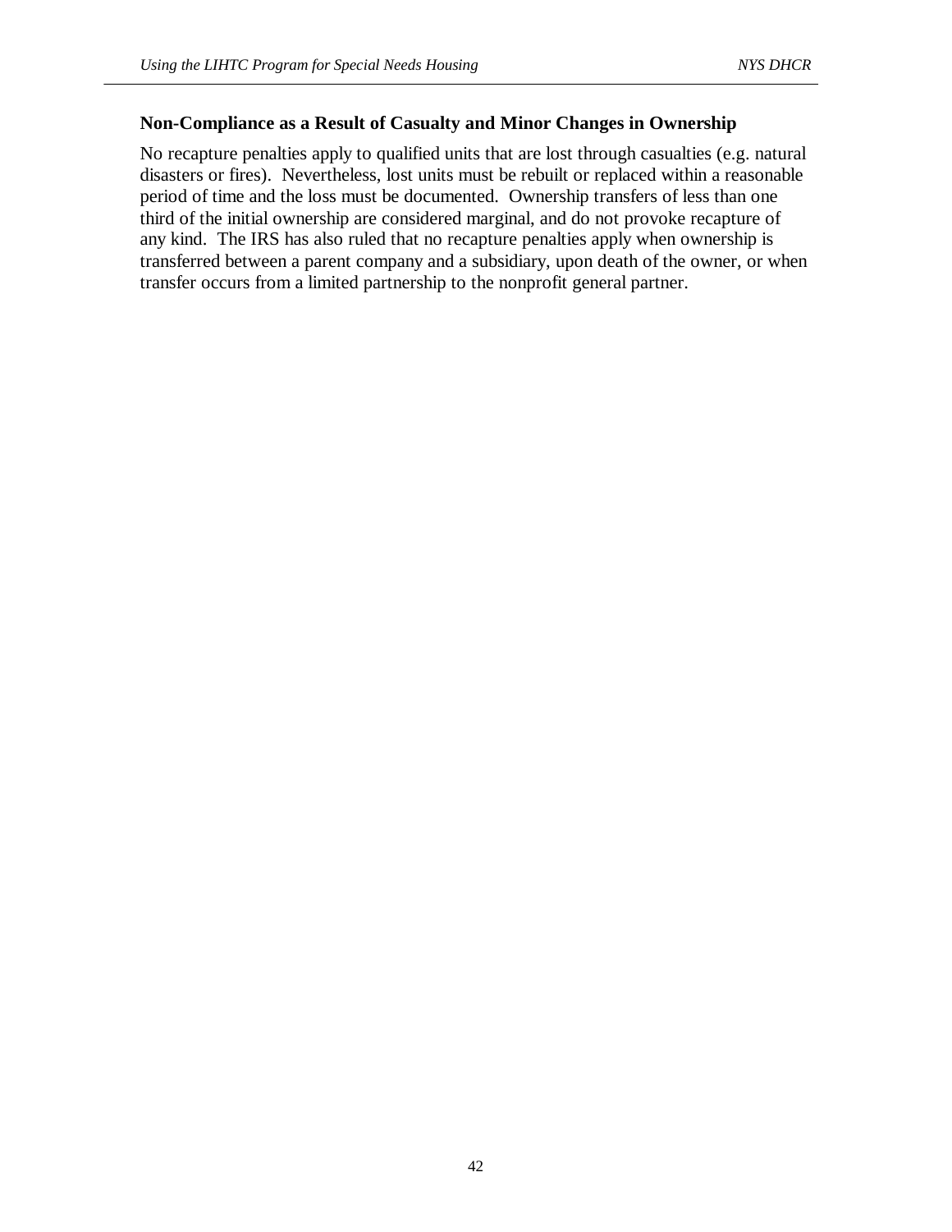### Non-Compliance as a Result of Casualty and Minor Changes in Ownership

No recapture penalties apply to qualified units that are lost through casualties (e.g. natural disasters or fires). Nevertheless, lost units must be rebuilt or replaced within a reasonable period of time and the loss must be documented. Ownership transfers of less than one third of the initial ownership are considered marginal, and do not provoke recapture of any kind. The IRS has also ruled that no recapture penalties apply when ownership is transferred between a parent company and a subsidiary, upon death of the owner, or when transfer occurs from a limited partnership to the nonprofit general partner.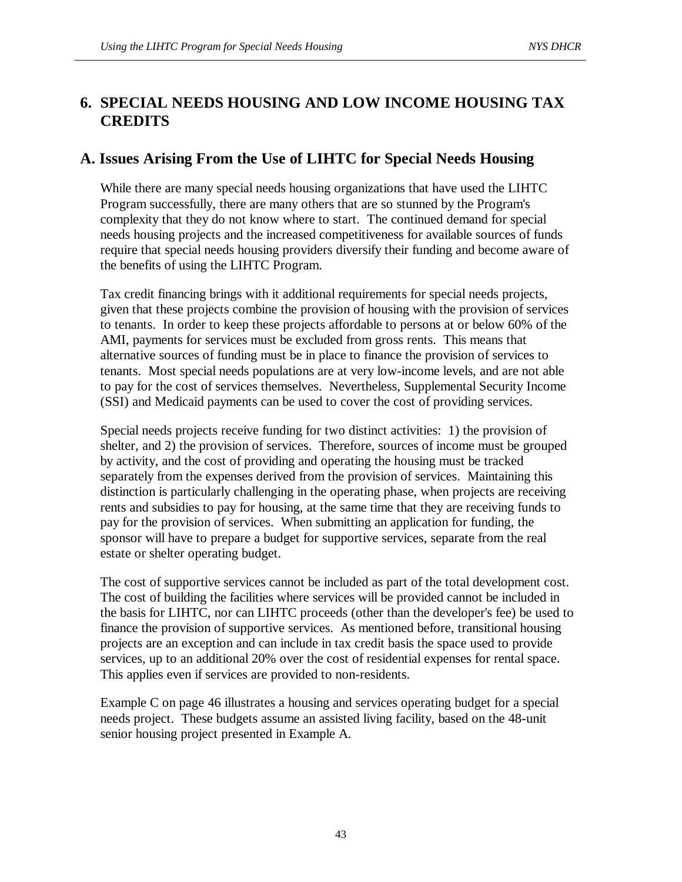# 6. SPECIAL NEEDS HOUSING AND LOW INCOME HOUSING TAX CREDITS

## A. Issues Arising From the Use of LIHTC for Special Needs Housing

While there are many special needs housing organizations that have used the LIHTC Program successfully, there are many others that are so stunned by the Program's complexity that they do not know where to start. The continued demand for special needs housing projects and the increased competitiveness for available sources of funds require that special needs housing providers diversify their funding and become aware of the benefits of using the LIHTC Program.

Tax credit financing brings with it additional requirements for special needs projects, given that these projects combine the provision of housing with the provision of services to tenants. In order to keep these projects affordable to persons at or below 60% of the AMI, payments for services must be excluded from gross rents. This means that alternative sources of funding must be in place to finance the provision of services to tenants. Most special needs populations are at very low-income levels, and are not able to pay for the cost of services themselves. Nevertheless, Supplemental Security Income (SSI) and Medicaid payments can be used to cover the cost of providing services.

Special needs projects receive funding for two distinct activities: 1) the provision of shelter, and 2) the provision of services. Therefore, sources of income must be grouped by activity, and the cost of providing and operating the housing must be tracked separately from the expenses derived from the provision of services. Maintaining this distinction is particularly challenging in the operating phase, when projects are receiving rents and subsidies to pay for housing, at the same time that they are receiving funds to pay for the provision of services. When submitting an application for funding, the sponsor will have to prepare a budget for supportive services, separate from the real estate or shelter operating budget.

The cost of supportive services cannot be included as part of the total development cost. The cost of building the facilities where services will be provided cannot be included in the basis for LIHTC, nor can LIHTC proceeds (other than the developer's fee) be used to finance the provision of supportive services. As mentioned before, transitional housing projects are an exception and can include in tax credit basis the space used to provide services, up to an additional 20% over the cost of residential expenses for rental space. This applies even if services are provided to non-residents.

Example C on page 46 illustrates a housing and services operating budget for a special needs project. These budgets assume an assisted living facility, based on the 48-unit senior housing project presented in Example A.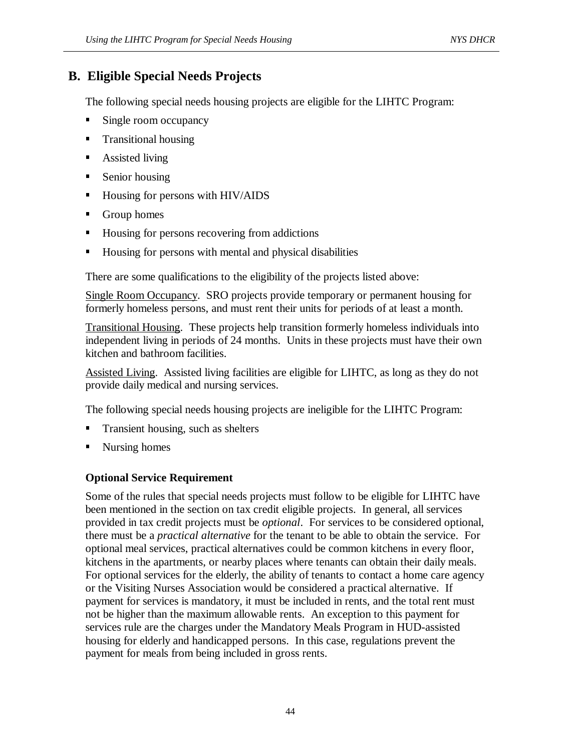## B. Eligible Special Needs Projects

The following special needs housing projects are eligible for the LIHTC Program:

- Single room occupancy
- Transitional housing
- Assisted living
- Senior housing
- Housing for persons with HIV/AIDS
- Group homes
- Housing for persons recovering from addictions
- Housing for persons with mental and physical disabilities

There are some qualifications to the eligibility of the projects listed above:

Single Room Occupancy. SRO projects provide temporary or permanent housing for formerly homeless persons, and must rent their units for periods of at least a month.

Transitional Housing. These projects help transition formerly homeless individuals into independent living in periods of 24 months. Units in these projects must have their own kitchen and bathroom facilities.

Assisted Living. Assisted living facilities are eligible for LIHTC, as long as they do not provide daily medical and nursing services.

The following special needs housing projects are ineligible for the LIHTC Program:

- Transient housing, such as shelters
- Nursing homes

### Optional Service Requirement

Some of the rules that special needs projects must follow to be eligible for LIHTC have been mentioned in the section on tax credit eligible projects. In general, all services provided in tax credit projects must be *optional*. For services to be considered optional, there must be a *practical alternative* for the tenant to be able to obtain the service. For optional meal services, practical alternatives could be common kitchens in every floor, kitchens in the apartments, or nearby places where tenants can obtain their daily meals. For optional services for the elderly, the ability of tenants to contact a home care agency or the Visiting Nurses Association would be considered a practical alternative. If payment for services is mandatory, it must be included in rents, and the total rent must not be higher than the maximum allowable rents. An exception to this payment for services rule are the charges under the Mandatory Meals Program in HUD-assisted housing for elderly and handicapped persons. In this case, regulations prevent the payment for meals from being included in gross rents.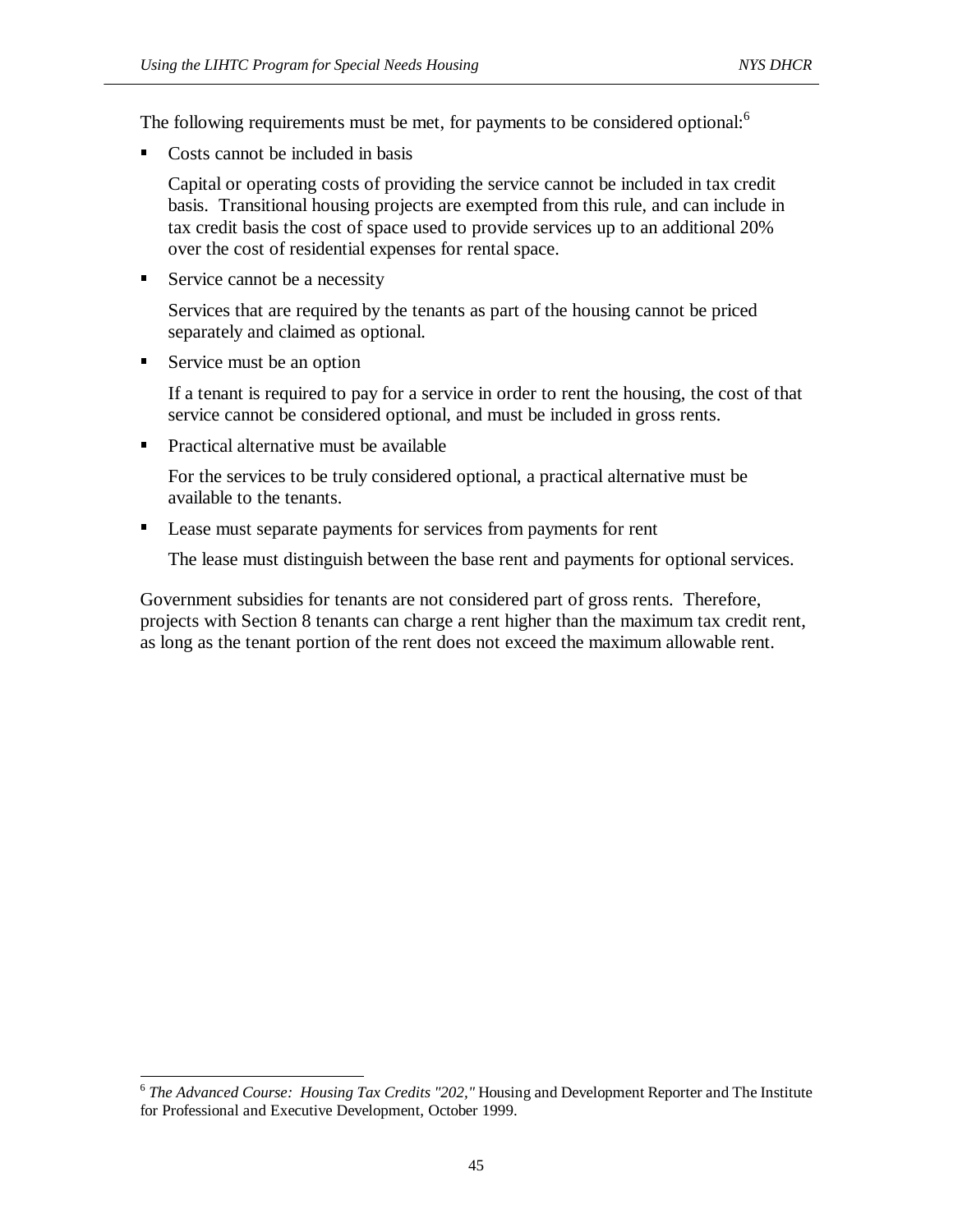The following requirements must be met, for payments to be considered optional:[6]

- Costs cannot be included in basis

  Capital or operating costs of providing the service cannot be included in tax credit basis. Transitional housing projects are exempted from this rule, and can include in tax credit basis the cost of space used to provide services up to an additional 20% over the cost of residential expenses for rental space.

- Service cannot be a necessity

  Services that are required by the tenants as part of the housing cannot be priced separately and claimed as optional.

- Service must be an option

  If a tenant is required to pay for a service in order to rent the housing, the cost of that service cannot be considered optional, and must be included in gross rents.

- Practical alternative must be available

  For the services to be truly considered optional, a practical alternative must be available to the tenants.

- Lease must separate payments for services from payments for rent

  The lease must distinguish between the base rent and payments for optional services.

Government subsidies for tenants are not considered part of gross rents. Therefore, projects with Section 8 tenants can charge a rent higher than the maximum tax credit rent, as long as the tenant portion of the rent does not exceed the maximum allowable rent.

---

[6] *The Advanced Course: Housing Tax Credits "202,"* Housing and Development Reporter and The Institute for Professional and Executive Development, October 1999.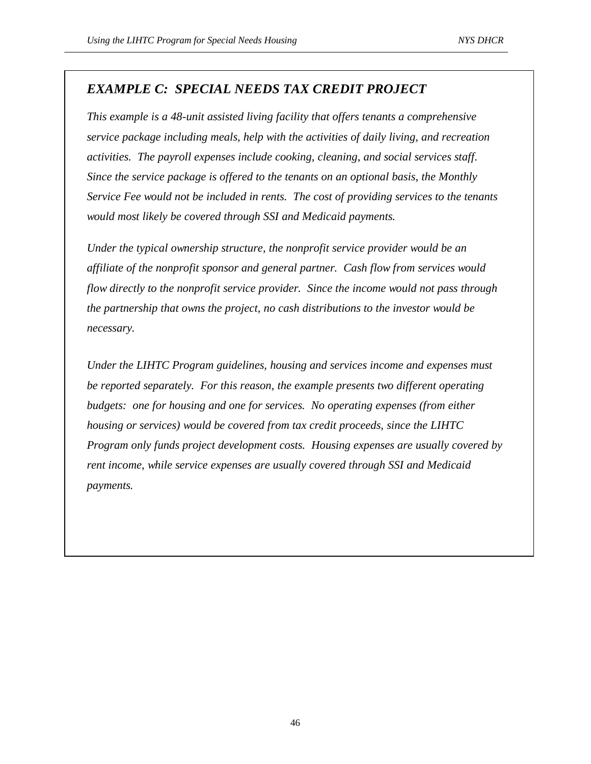## *EXAMPLE C: SPECIAL NEEDS TAX CREDIT PROJECT*

*This example is a 48-unit assisted living facility that offers tenants a comprehensive service package including meals, help with the activities of daily living, and recreation activities. The payroll expenses include cooking, cleaning, and social services staff. Since the service package is offered to the tenants on an optional basis, the Monthly Service Fee would not be included in rents. The cost of providing services to the tenants would most likely be covered through SSI and Medicaid payments.*

*Under the typical ownership structure, the nonprofit service provider would be an affiliate of the nonprofit sponsor and general partner. Cash flow from services would flow directly to the nonprofit service provider. Since the income would not pass through the partnership that owns the project, no cash distributions to the investor would be necessary.*

*Under the LIHTC Program guidelines, housing and services income and expenses must be reported separately. For this reason, the example presents two different operating budgets: one for housing and one for services. No operating expenses (from either housing or services) would be covered from tax credit proceeds, since the LIHTC Program only funds project development costs. Housing expenses are usually covered by rent income, while service expenses are usually covered through SSI and Medicaid payments.*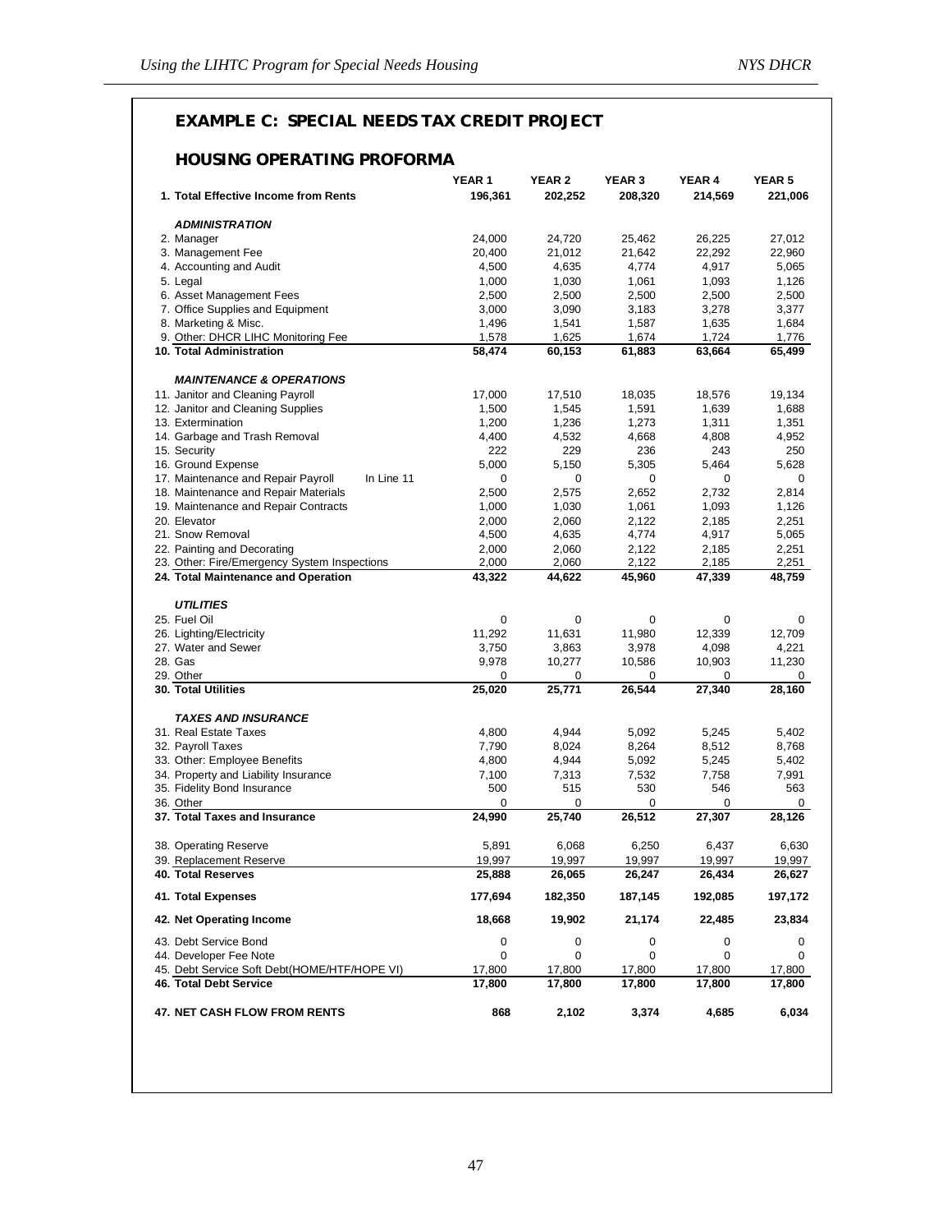## EXAMPLE C: SPECIAL NEEDS TAX CREDIT PROJECT

### HOUSING OPERATING PROFORMA

| | YEAR 1 | YEAR 2 | YEAR 3 | YEAR 4 | YEAR 5 |
|---|---|---|---|---|---|
| **1. Total Effective Income from Rents** | **196,361** | **202,252** | **208,320** | **214,569** | **221,006** |
| ***ADMINISTRATION*** | | | | | |
| 2. Manager | 24,000 | 24,720 | 25,462 | 26,225 | 27,012 |
| 3. Management Fee | 20,400 | 21,012 | 21,642 | 22,292 | 22,960 |
| 4. Accounting and Audit | 4,500 | 4,635 | 4,774 | 4,917 | 5,065 |
| 5. Legal | 1,000 | 1,030 | 1,061 | 1,093 | 1,126 |
| 6. Asset Management Fees | 2,500 | 2,500 | 2,500 | 2,500 | 2,500 |
| 7. Office Supplies and Equipment | 3,000 | 3,090 | 3,183 | 3,278 | 3,377 |
| 8. Marketing & Misc. | 1,496 | 1,541 | 1,587 | 1,635 | 1,684 |
| 9. Other: DHCR LIHC Monitoring Fee | 1,578 | 1,625 | 1,674 | 1,724 | 1,776 |
| **10. Total Administration** | **58,474** | **60,153** | **61,883** | **63,664** | **65,499** |
| ***MAINTENANCE & OPERATIONS*** | | | | | |
| 11. Janitor and Cleaning Payroll | 17,000 | 17,510 | 18,035 | 18,576 | 19,134 |
| 12. Janitor and Cleaning Supplies | 1,500 | 1,545 | 1,591 | 1,639 | 1,688 |
| 13. Extermination | 1,200 | 1,236 | 1,273 | 1,311 | 1,351 |
| 14. Garbage and Trash Removal | 4,400 | 4,532 | 4,668 | 4,808 | 4,952 |
| 15. Security | 222 | 229 | 236 | 243 | 250 |
| 16. Ground Expense | 5,000 | 5,150 | 5,305 | 5,464 | 5,628 |
| 17. Maintenance and Repair Payroll — In Line 11 | 0 | 0 | 0 | 0 | 0 |
| 18. Maintenance and Repair Materials | 2,500 | 2,575 | 2,652 | 2,732 | 2,814 |
| 19. Maintenance and Repair Contracts | 1,000 | 1,030 | 1,061 | 1,093 | 1,126 |
| 20. Elevator | 2,000 | 2,060 | 2,122 | 2,185 | 2,251 |
| 21. Snow Removal | 4,500 | 4,635 | 4,774 | 4,917 | 5,065 |
| 22. Painting and Decorating | 2,000 | 2,060 | 2,122 | 2,185 | 2,251 |
| 23. Other: Fire/Emergency System Inspections | 2,000 | 2,060 | 2,122 | 2,185 | 2,251 |
| **24. Total Maintenance and Operation** | **43,322** | **44,622** | **45,960** | **47,339** | **48,759** |
| ***UTILITIES*** | | | | | |
| 25. Fuel Oil | 0 | 0 | 0 | 0 | 0 |
| 26. Lighting/Electricity | 11,292 | 11,631 | 11,980 | 12,339 | 12,709 |
| 27. Water and Sewer | 3,750 | 3,863 | 3,978 | 4,098 | 4,221 |
| 28. Gas | 9,978 | 10,277 | 10,586 | 10,903 | 11,230 |
| 29. Other | 0 | 0 | 0 | 0 | 0 |
| **30. Total Utilities** | **25,020** | **25,771** | **26,544** | **27,340** | **28,160** |
| ***TAXES AND INSURANCE*** | | | | | |
| 31. Real Estate Taxes | 4,800 | 4,944 | 5,092 | 5,245 | 5,402 |
| 32. Payroll Taxes | 7,790 | 8,024 | 8,264 | 8,512 | 8,768 |
| 33. Other: Employee Benefits | 4,800 | 4,944 | 5,092 | 5,245 | 5,402 |
| 34. Property and Liability Insurance | 7,100 | 7,313 | 7,532 | 7,758 | 7,991 |
| 35. Fidelity Bond Insurance | 500 | 515 | 530 | 546 | 563 |
| 36. Other | 0 | 0 | 0 | 0 | 0 |
| **37. Total Taxes and Insurance** | **24,990** | **25,740** | **26,512** | **27,307** | **28,126** |
| 38. Operating Reserve | 5,891 | 6,068 | 6,250 | 6,437 | 6,630 |
| 39. Replacement Reserve | 19,997 | 19,997 | 19,997 | 19,997 | 19,997 |
| **40. Total Reserves** | **25,888** | **26,065** | **26,247** | **26,434** | **26,627** |
| **41. Total Expenses** | **177,694** | **182,350** | **187,145** | **192,085** | **197,172** |
| **42. Net Operating Income** | **18,668** | **19,902** | **21,174** | **22,485** | **23,834** |
| 43. Debt Service Bond | 0 | 0 | 0 | 0 | 0 |
| 44. Developer Fee Note | 0 | 0 | 0 | 0 | 0 |
| 45. Debt Service Soft Debt(HOME/HTF/HOPE VI) | 17,800 | 17,800 | 17,800 | 17,800 | 17,800 |
| **46. Total Debt Service** | **17,800** | **17,800** | **17,800** | **17,800** | **17,800** |
| **47. NET CASH FLOW FROM RENTS** | **868** | **2,102** | **3,374** | **4,685** | **6,034** |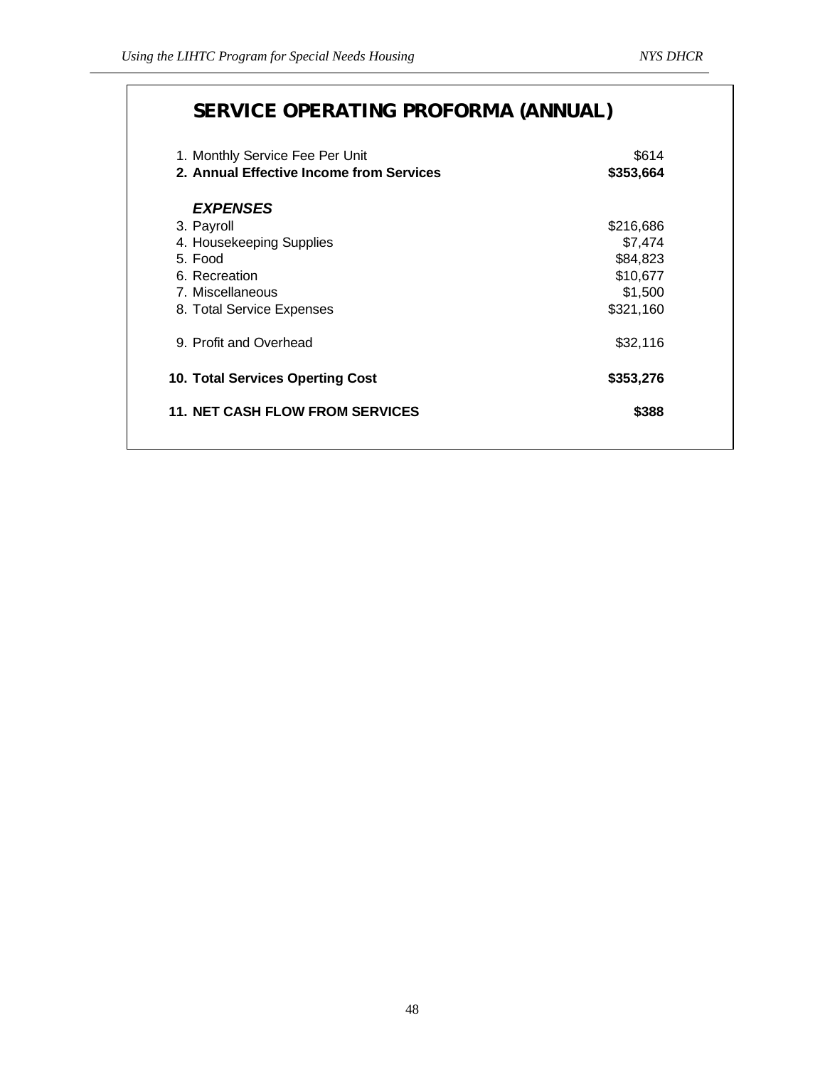## SERVICE OPERATING PROFORMA (ANNUAL)

| | |
|---|---|
| 1. Monthly Service Fee Per Unit | $614 |
| **2. Annual Effective Income from Services** | **$353,664** |
| ***EXPENSES*** | |
| 3. Payroll | $216,686 |
| 4. Housekeeping Supplies | $7,474 |
| 5. Food | $84,823 |
| 6. Recreation | $10,677 |
| 7. Miscellaneous | $1,500 |
| 8. Total Service Expenses | $321,160 |
| 9. Profit and Overhead | $32,116 |
| **10. Total Services Operting Cost** | **$353,276** |
| **11. NET CASH FLOW FROM SERVICES** | **$388** |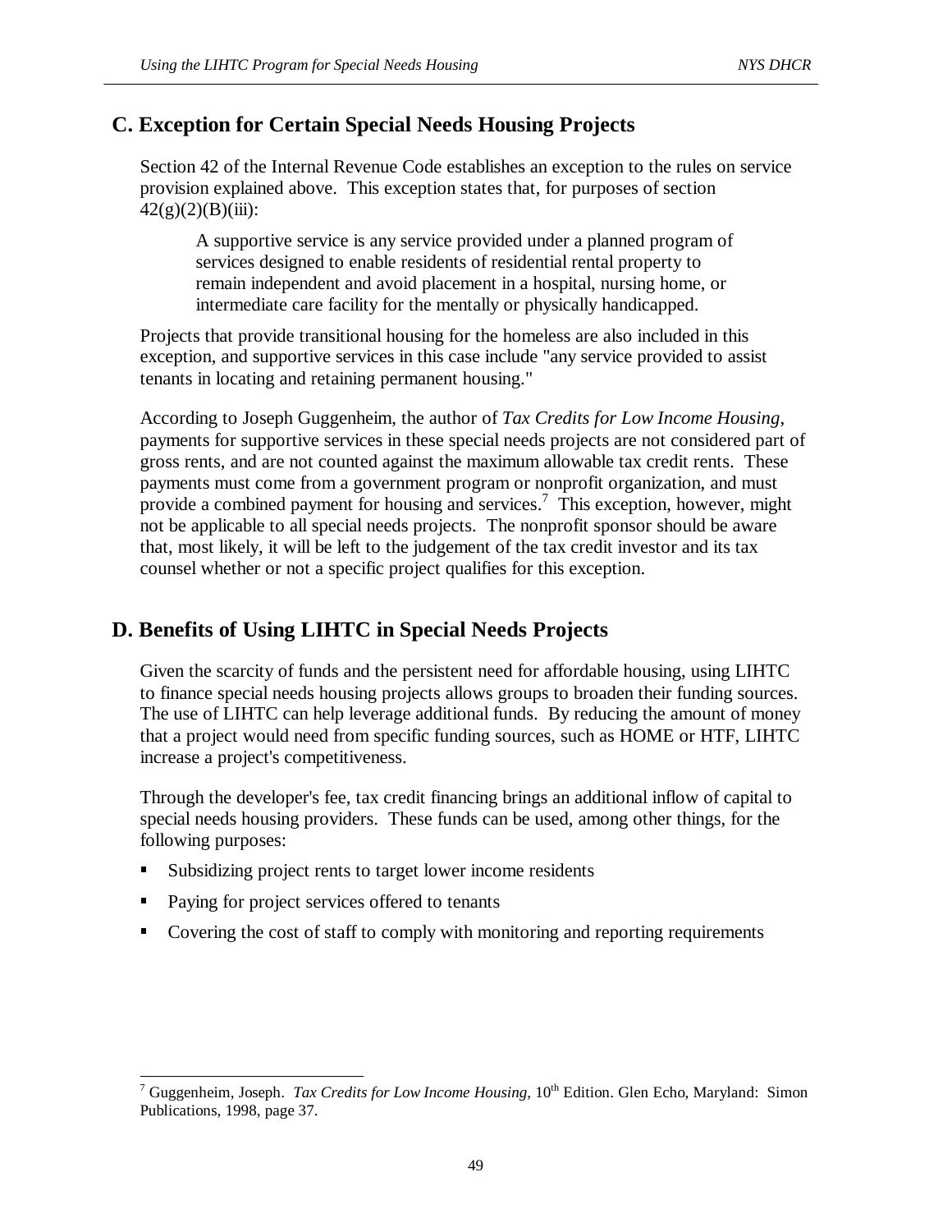## C. Exception for Certain Special Needs Housing Projects

Section 42 of the Internal Revenue Code establishes an exception to the rules on service provision explained above. This exception states that, for purposes of section 42(g)(2)(B)(iii):

> A supportive service is any service provided under a planned program of services designed to enable residents of residential rental property to remain independent and avoid placement in a hospital, nursing home, or intermediate care facility for the mentally or physically handicapped.

Projects that provide transitional housing for the homeless are also included in this exception, and supportive services in this case include "any service provided to assist tenants in locating and retaining permanent housing."

According to Joseph Guggenheim, the author of *Tax Credits for Low Income Housing*, payments for supportive services in these special needs projects are not considered part of gross rents, and are not counted against the maximum allowable tax credit rents. These payments must come from a government program or nonprofit organization, and must provide a combined payment for housing and services.[7] This exception, however, might not be applicable to all special needs projects. The nonprofit sponsor should be aware that, most likely, it will be left to the judgement of the tax credit investor and its tax counsel whether or not a specific project qualifies for this exception.

## D. Benefits of Using LIHTC in Special Needs Projects

Given the scarcity of funds and the persistent need for affordable housing, using LIHTC to finance special needs housing projects allows groups to broaden their funding sources. The use of LIHTC can help leverage additional funds. By reducing the amount of money that a project would need from specific funding sources, such as HOME or HTF, LIHTC increase a project's competitiveness.

Through the developer's fee, tax credit financing brings an additional inflow of capital to special needs housing providers. These funds can be used, among other things, for the following purposes:

- Subsidizing project rents to target lower income residents
- Paying for project services offered to tenants
- Covering the cost of staff to comply with monitoring and reporting requirements

---

[7] Guggenheim, Joseph. *Tax Credits for Low Income Housing*, 10th Edition. Glen Echo, Maryland: Simon Publications, 1998, page 37.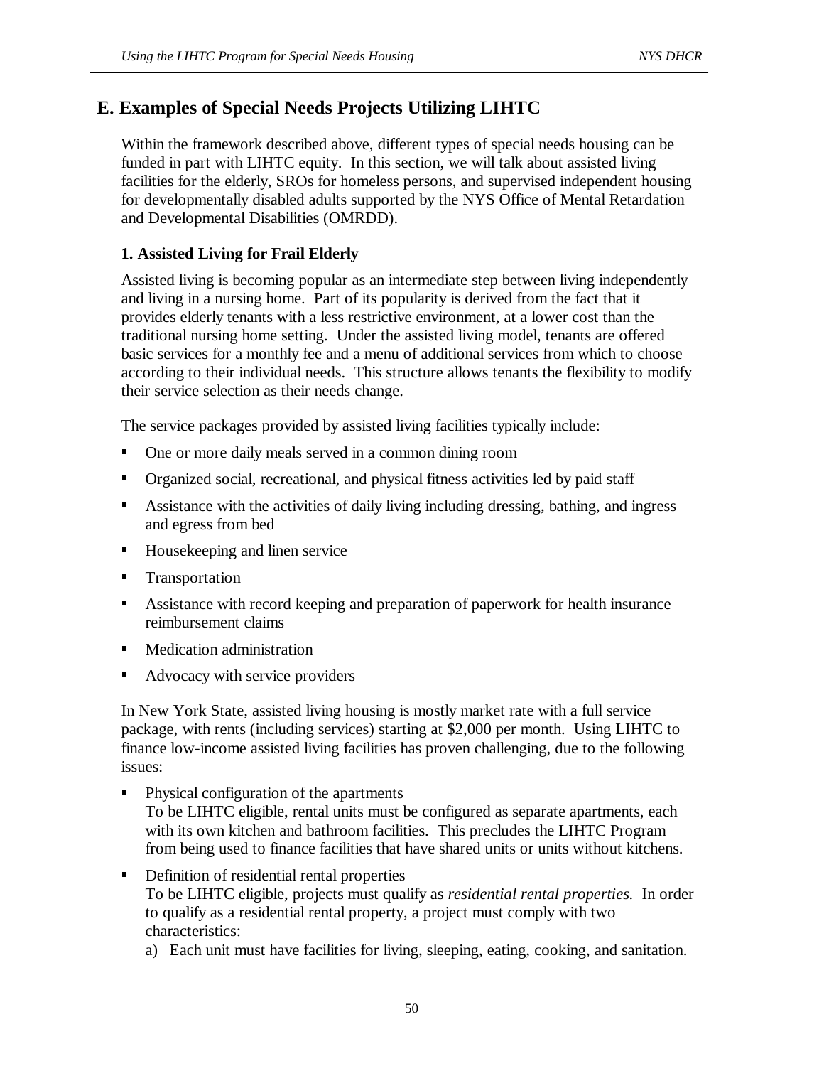## E. Examples of Special Needs Projects Utilizing LIHTC

Within the framework described above, different types of special needs housing can be funded in part with LIHTC equity. In this section, we will talk about assisted living facilities for the elderly, SROs for homeless persons, and supervised independent housing for developmentally disabled adults supported by the NYS Office of Mental Retardation and Developmental Disabilities (OMRDD).

### 1. Assisted Living for Frail Elderly

Assisted living is becoming popular as an intermediate step between living independently and living in a nursing home. Part of its popularity is derived from the fact that it provides elderly tenants with a less restrictive environment, at a lower cost than the traditional nursing home setting. Under the assisted living model, tenants are offered basic services for a monthly fee and a menu of additional services from which to choose according to their individual needs. This structure allows tenants the flexibility to modify their service selection as their needs change.

The service packages provided by assisted living facilities typically include:

- One or more daily meals served in a common dining room
- Organized social, recreational, and physical fitness activities led by paid staff
- Assistance with the activities of daily living including dressing, bathing, and ingress and egress from bed
- Housekeeping and linen service
- Transportation
- Assistance with record keeping and preparation of paperwork for health insurance reimbursement claims
- Medication administration
- Advocacy with service providers

In New York State, assisted living housing is mostly market rate with a full service package, with rents (including services) starting at $2,000 per month. Using LIHTC to finance low-income assisted living facilities has proven challenging, due to the following issues:

- Physical configuration of the apartments
  To be LIHTC eligible, rental units must be configured as separate apartments, each with its own kitchen and bathroom facilities. This precludes the LIHTC Program from being used to finance facilities that have shared units or units without kitchens.
- Definition of residential rental properties
  To be LIHTC eligible, projects must qualify as *residential rental properties.* In order to qualify as a residential rental property, a project must comply with two characteristics:
  a) Each unit must have facilities for living, sleeping, eating, cooking, and sanitation.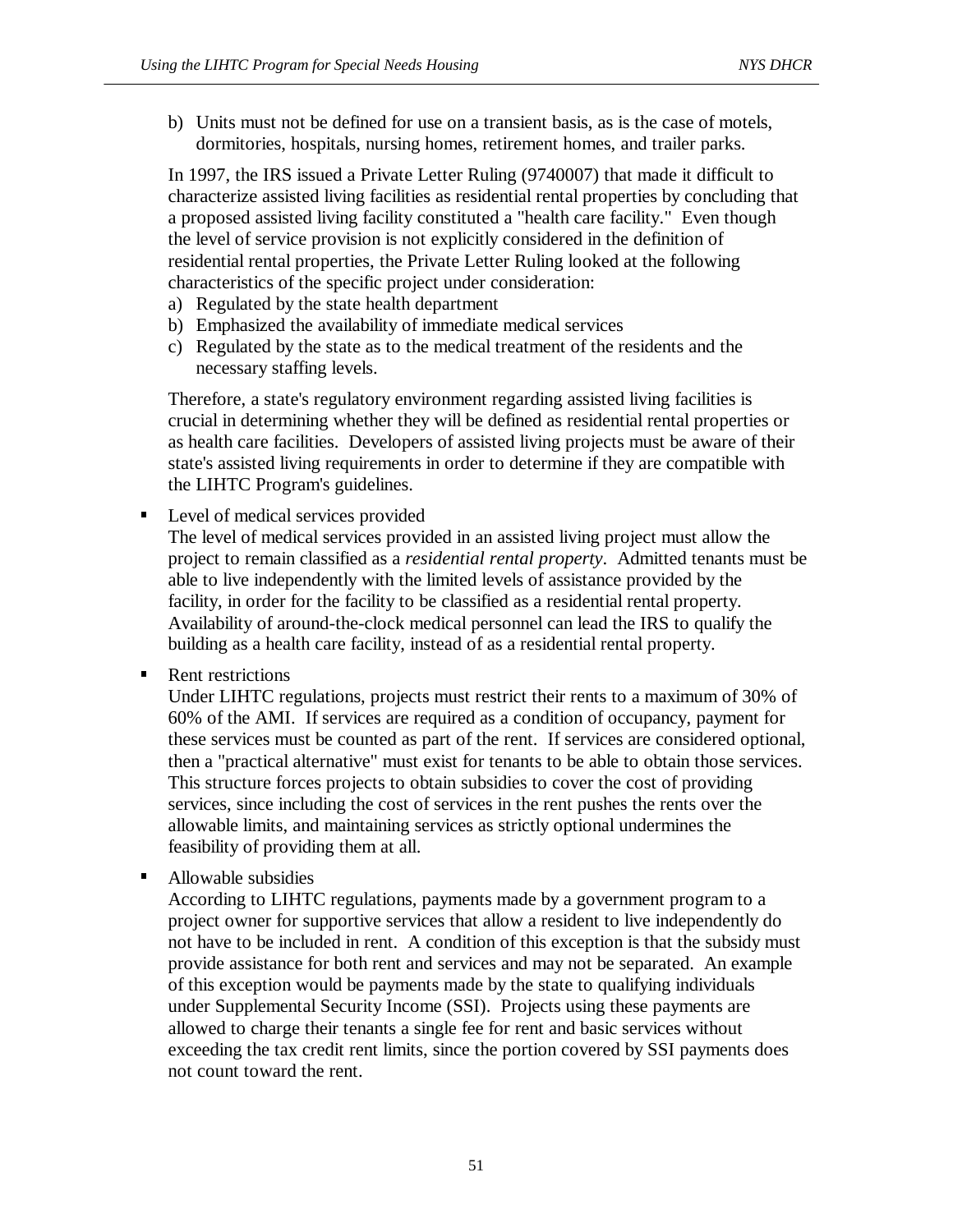b) Units must not be defined for use on a transient basis, as is the case of motels, dormitories, hospitals, nursing homes, retirement homes, and trailer parks.

In 1997, the IRS issued a Private Letter Ruling (9740007) that made it difficult to characterize assisted living facilities as residential rental properties by concluding that a proposed assisted living facility constituted a "health care facility." Even though the level of service provision is not explicitly considered in the definition of residential rental properties, the Private Letter Ruling looked at the following characteristics of the specific project under consideration:

a) Regulated by the state health department
b) Emphasized the availability of immediate medical services
c) Regulated by the state as to the medical treatment of the residents and the necessary staffing levels.

Therefore, a state's regulatory environment regarding assisted living facilities is crucial in determining whether they will be defined as residential rental properties or as health care facilities. Developers of assisted living projects must be aware of their state's assisted living requirements in order to determine if they are compatible with the LIHTC Program's guidelines.

- Level of medical services provided

  The level of medical services provided in an assisted living project must allow the project to remain classified as a *residential rental property*. Admitted tenants must be able to live independently with the limited levels of assistance provided by the facility, in order for the facility to be classified as a residential rental property. Availability of around-the-clock medical personnel can lead the IRS to qualify the building as a health care facility, instead of as a residential rental property.

- Rent restrictions

  Under LIHTC regulations, projects must restrict their rents to a maximum of 30% of 60% of the AMI. If services are required as a condition of occupancy, payment for these services must be counted as part of the rent. If services are considered optional, then a "practical alternative" must exist for tenants to be able to obtain those services. This structure forces projects to obtain subsidies to cover the cost of providing services, since including the cost of services in the rent pushes the rents over the allowable limits, and maintaining services as strictly optional undermines the feasibility of providing them at all.

- Allowable subsidies

  According to LIHTC regulations, payments made by a government program to a project owner for supportive services that allow a resident to live independently do not have to be included in rent. A condition of this exception is that the subsidy must provide assistance for both rent and services and may not be separated. An example of this exception would be payments made by the state to qualifying individuals under Supplemental Security Income (SSI). Projects using these payments are allowed to charge their tenants a single fee for rent and basic services without exceeding the tax credit rent limits, since the portion covered by SSI payments does not count toward the rent.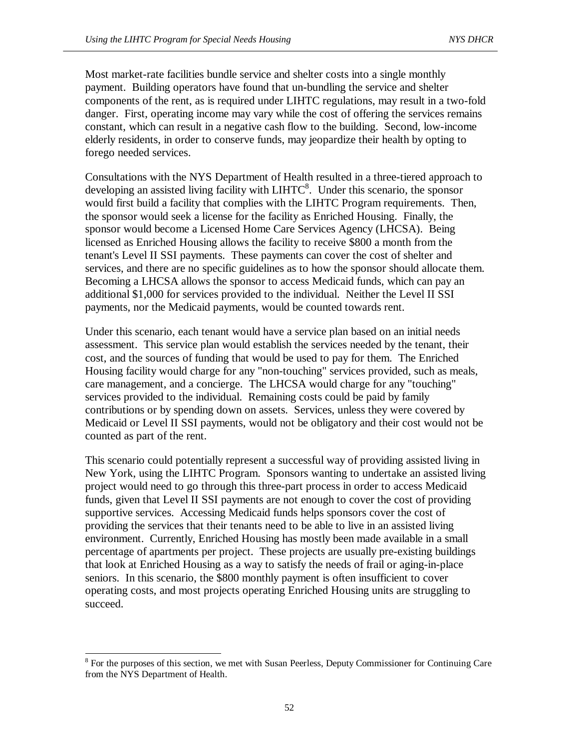Most market-rate facilities bundle service and shelter costs into a single monthly payment. Building operators have found that un-bundling the service and shelter components of the rent, as is required under LIHTC regulations, may result in a two-fold danger. First, operating income may vary while the cost of offering the services remains constant, which can result in a negative cash flow to the building. Second, low-income elderly residents, in order to conserve funds, may jeopardize their health by opting to forego needed services.

Consultations with the NYS Department of Health resulted in a three-tiered approach to developing an assisted living facility with LIHTC[8]. Under this scenario, the sponsor would first build a facility that complies with the LIHTC Program requirements. Then, the sponsor would seek a license for the facility as Enriched Housing. Finally, the sponsor would become a Licensed Home Care Services Agency (LHCSA). Being licensed as Enriched Housing allows the facility to receive $800 a month from the tenant's Level II SSI payments. These payments can cover the cost of shelter and services, and there are no specific guidelines as to how the sponsor should allocate them. Becoming a LHCSA allows the sponsor to access Medicaid funds, which can pay an additional $1,000 for services provided to the individual. Neither the Level II SSI payments, nor the Medicaid payments, would be counted towards rent.

Under this scenario, each tenant would have a service plan based on an initial needs assessment. This service plan would establish the services needed by the tenant, their cost, and the sources of funding that would be used to pay for them. The Enriched Housing facility would charge for any "non-touching" services provided, such as meals, care management, and a concierge. The LHCSA would charge for any "touching" services provided to the individual. Remaining costs could be paid by family contributions or by spending down on assets. Services, unless they were covered by Medicaid or Level II SSI payments, would not be obligatory and their cost would not be counted as part of the rent.

This scenario could potentially represent a successful way of providing assisted living in New York, using the LIHTC Program. Sponsors wanting to undertake an assisted living project would need to go through this three-part process in order to access Medicaid funds, given that Level II SSI payments are not enough to cover the cost of providing supportive services. Accessing Medicaid funds helps sponsors cover the cost of providing the services that their tenants need to be able to live in an assisted living environment. Currently, Enriched Housing has mostly been made available in a small percentage of apartments per project. These projects are usually pre-existing buildings that look at Enriched Housing as a way to satisfy the needs of frail or aging-in-place seniors. In this scenario, the $800 monthly payment is often insufficient to cover operating costs, and most projects operating Enriched Housing units are struggling to succeed.

[8] For the purposes of this section, we met with Susan Peerless, Deputy Commissioner for Continuing Care from the NYS Department of Health.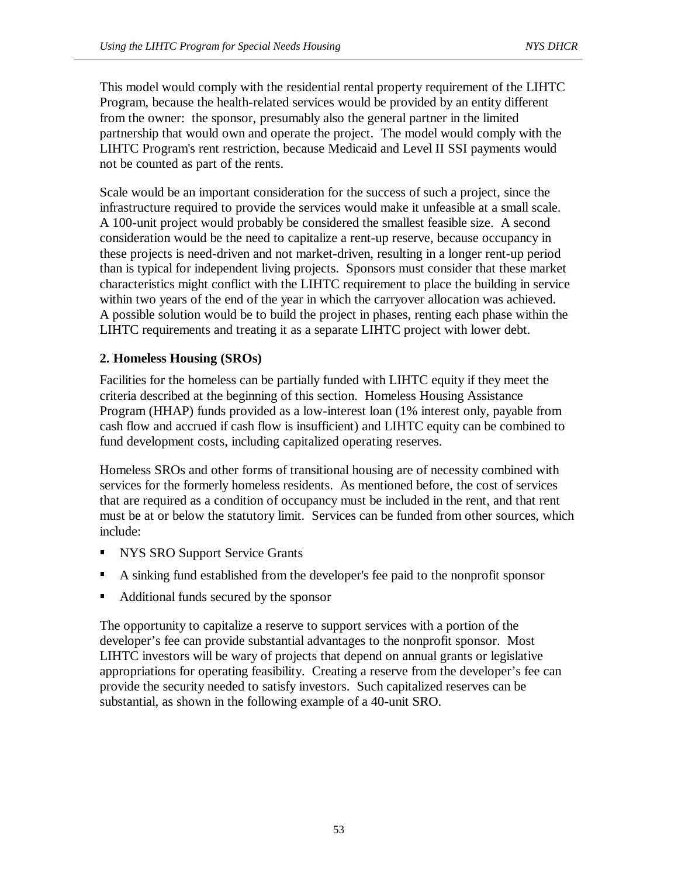This model would comply with the residential rental property requirement of the LIHTC Program, because the health-related services would be provided by an entity different from the owner:  the sponsor, presumably also the general partner in the limited partnership that would own and operate the project.  The model would comply with the LIHTC Program's rent restriction, because Medicaid and Level II SSI payments would not be counted as part of the rents.

Scale would be an important consideration for the success of such a project, since the infrastructure required to provide the services would make it unfeasible at a small scale. A 100-unit project would probably be considered the smallest feasible size.  A second consideration would be the need to capitalize a rent-up reserve, because occupancy in these projects is need-driven and not market-driven, resulting in a longer rent-up period than is typical for independent living projects.  Sponsors must consider that these market characteristics might conflict with the LIHTC requirement to place the building in service within two years of the end of the year in which the carryover allocation was achieved. A possible solution would be to build the project in phases, renting each phase within the LIHTC requirements and treating it as a separate LIHTC project with lower debt.

**2. Homeless Housing (SROs)**

Facilities for the homeless can be partially funded with LIHTC equity if they meet the criteria described at the beginning of this section.  Homeless Housing Assistance Program (HHAP) funds provided as a low-interest loan (1% interest only, payable from cash flow and accrued if cash flow is insufficient) and LIHTC equity can be combined to fund development costs, including capitalized operating reserves.

Homeless SROs and other forms of transitional housing are of necessity combined with services for the formerly homeless residents.  As mentioned before, the cost of services that are required as a condition of occupancy must be included in the rent, and that rent must be at or below the statutory limit.  Services can be funded from other sources, which include:

- NYS SRO Support Service Grants
- A sinking fund established from the developer's fee paid to the nonprofit sponsor
- Additional funds secured by the sponsor

The opportunity to capitalize a reserve to support services with a portion of the developer's fee can provide substantial advantages to the nonprofit sponsor.  Most LIHTC investors will be wary of projects that depend on annual grants or legislative appropriations for operating feasibility.  Creating a reserve from the developer's fee can provide the security needed to satisfy investors.  Such capitalized reserves can be substantial, as shown in the following example of a 40-unit SRO.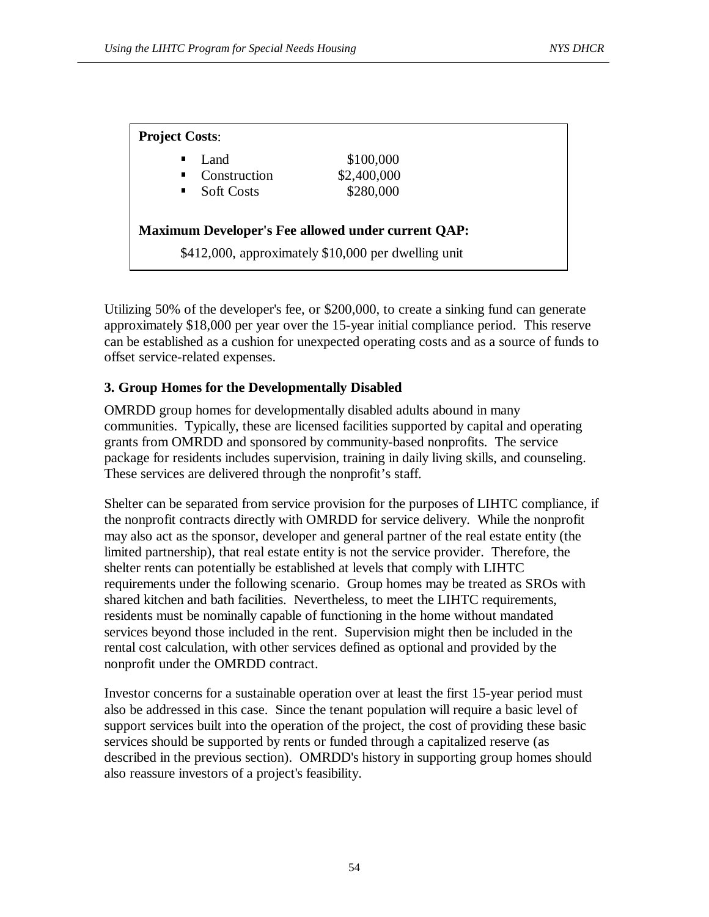**Project Costs**:

- Land $100,000
- Construction $2,400,000
- Soft Costs $280,000

**Maximum Developer's Fee allowed under current QAP:**

$412,000, approximately $10,000 per dwelling unit

Utilizing 50% of the developer's fee, or $200,000, to create a sinking fund can generate approximately $18,000 per year over the 15-year initial compliance period. This reserve can be established as a cushion for unexpected operating costs and as a source of funds to offset service-related expenses.

### 3. Group Homes for the Developmentally Disabled

OMRDD group homes for developmentally disabled adults abound in many communities. Typically, these are licensed facilities supported by capital and operating grants from OMRDD and sponsored by community-based nonprofits. The service package for residents includes supervision, training in daily living skills, and counseling. These services are delivered through the nonprofit's staff.

Shelter can be separated from service provision for the purposes of LIHTC compliance, if the nonprofit contracts directly with OMRDD for service delivery. While the nonprofit may also act as the sponsor, developer and general partner of the real estate entity (the limited partnership), that real estate entity is not the service provider. Therefore, the shelter rents can potentially be established at levels that comply with LIHTC requirements under the following scenario. Group homes may be treated as SROs with shared kitchen and bath facilities. Nevertheless, to meet the LIHTC requirements, residents must be nominally capable of functioning in the home without mandated services beyond those included in the rent. Supervision might then be included in the rental cost calculation, with other services defined as optional and provided by the nonprofit under the OMRDD contract.

Investor concerns for a sustainable operation over at least the first 15-year period must also be addressed in this case. Since the tenant population will require a basic level of support services built into the operation of the project, the cost of providing these basic services should be supported by rents or funded through a capitalized reserve (as described in the previous section). OMRDD's history in supporting group homes should also reassure investors of a project's feasibility.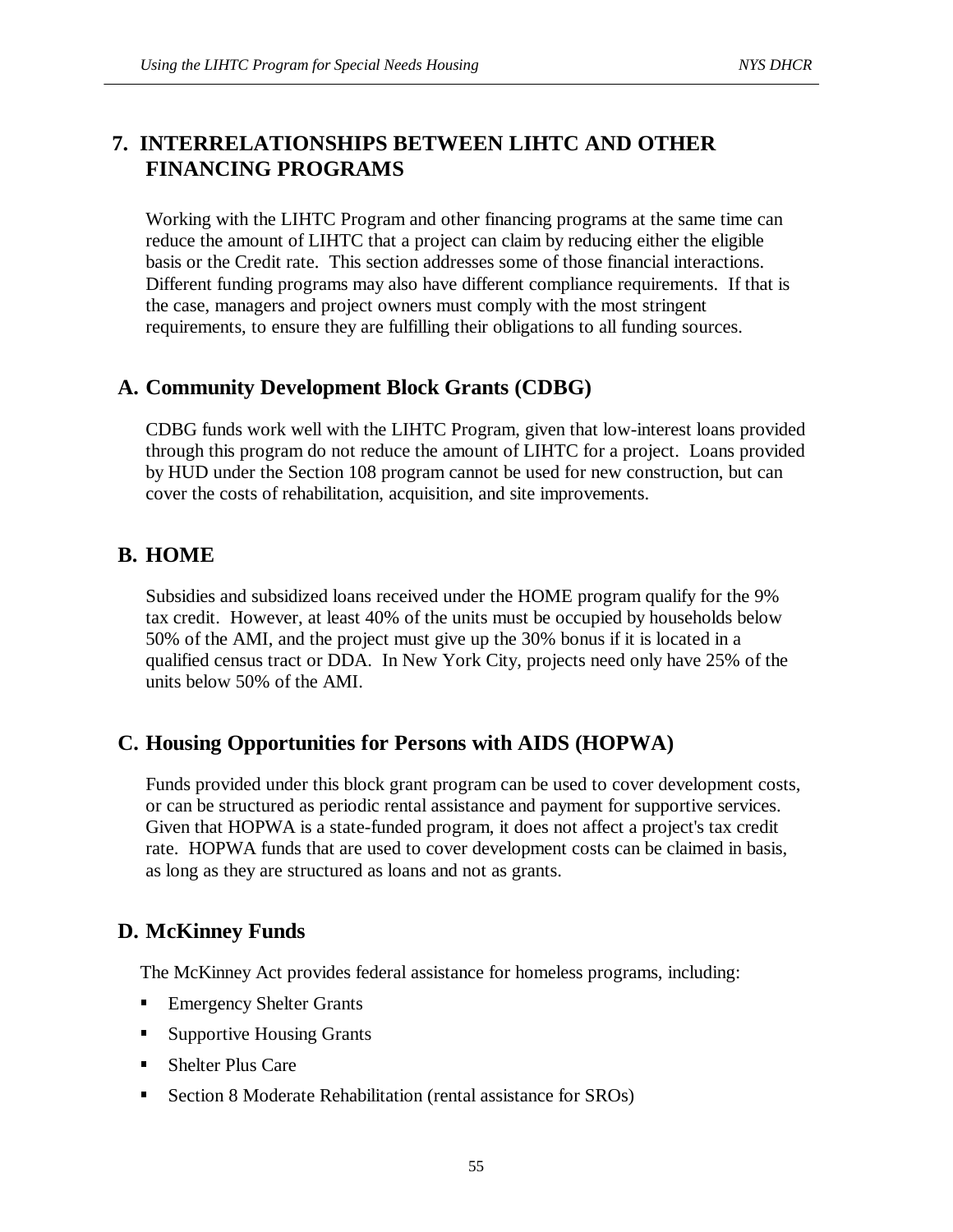## 7. INTERRELATIONSHIPS BETWEEN LIHTC AND OTHER FINANCING PROGRAMS

Working with the LIHTC Program and other financing programs at the same time can reduce the amount of LIHTC that a project can claim by reducing either the eligible basis or the Credit rate. This section addresses some of those financial interactions. Different funding programs may also have different compliance requirements. If that is the case, managers and project owners must comply with the most stringent requirements, to ensure they are fulfilling their obligations to all funding sources.

### A. Community Development Block Grants (CDBG)

CDBG funds work well with the LIHTC Program, given that low-interest loans provided through this program do not reduce the amount of LIHTC for a project. Loans provided by HUD under the Section 108 program cannot be used for new construction, but can cover the costs of rehabilitation, acquisition, and site improvements.

### B. HOME

Subsidies and subsidized loans received under the HOME program qualify for the 9% tax credit. However, at least 40% of the units must be occupied by households below 50% of the AMI, and the project must give up the 30% bonus if it is located in a qualified census tract or DDA. In New York City, projects need only have 25% of the units below 50% of the AMI.

### C. Housing Opportunities for Persons with AIDS (HOPWA)

Funds provided under this block grant program can be used to cover development costs, or can be structured as periodic rental assistance and payment for supportive services. Given that HOPWA is a state-funded program, it does not affect a project's tax credit rate. HOPWA funds that are used to cover development costs can be claimed in basis, as long as they are structured as loans and not as grants.

### D. McKinney Funds

The McKinney Act provides federal assistance for homeless programs, including:

- Emergency Shelter Grants
- Supportive Housing Grants
- Shelter Plus Care
- Section 8 Moderate Rehabilitation (rental assistance for SROs)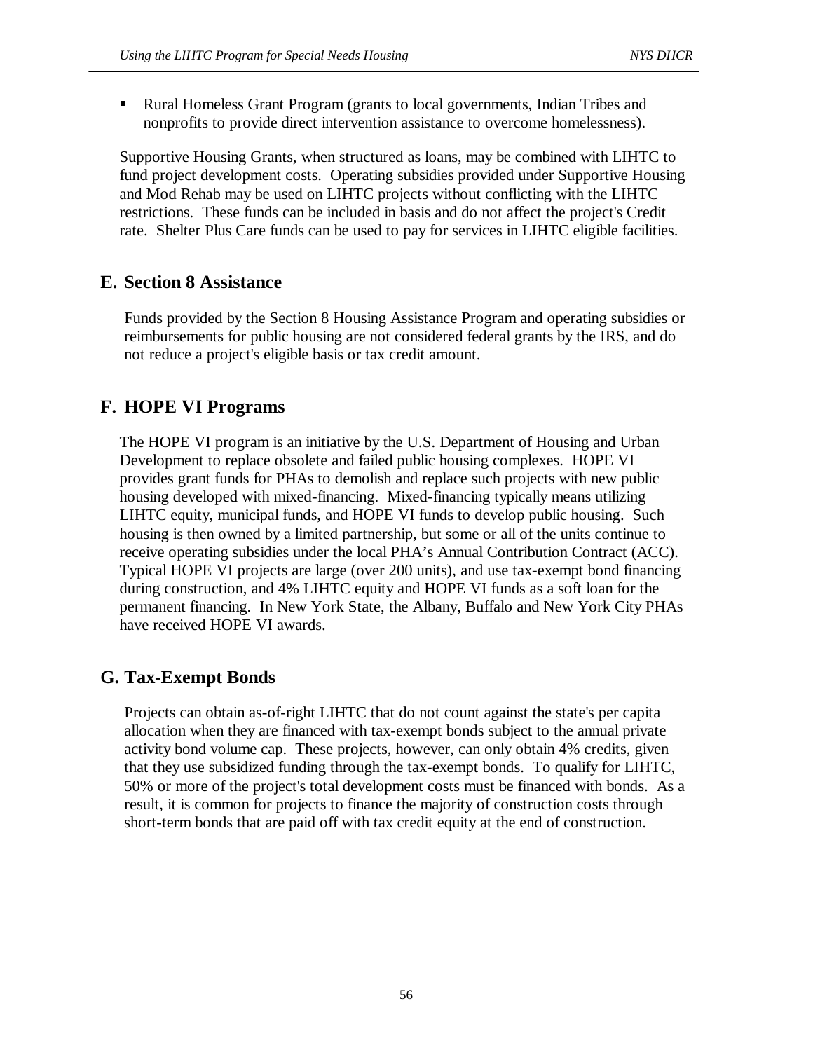- Rural Homeless Grant Program (grants to local governments, Indian Tribes and nonprofits to provide direct intervention assistance to overcome homelessness).

Supportive Housing Grants, when structured as loans, may be combined with LIHTC to fund project development costs. Operating subsidies provided under Supportive Housing and Mod Rehab may be used on LIHTC projects without conflicting with the LIHTC restrictions. These funds can be included in basis and do not affect the project's Credit rate. Shelter Plus Care funds can be used to pay for services in LIHTC eligible facilities.

## E. Section 8 Assistance

Funds provided by the Section 8 Housing Assistance Program and operating subsidies or reimbursements for public housing are not considered federal grants by the IRS, and do not reduce a project's eligible basis or tax credit amount.

## F. HOPE VI Programs

The HOPE VI program is an initiative by the U.S. Department of Housing and Urban Development to replace obsolete and failed public housing complexes. HOPE VI provides grant funds for PHAs to demolish and replace such projects with new public housing developed with mixed-financing. Mixed-financing typically means utilizing LIHTC equity, municipal funds, and HOPE VI funds to develop public housing. Such housing is then owned by a limited partnership, but some or all of the units continue to receive operating subsidies under the local PHA's Annual Contribution Contract (ACC). Typical HOPE VI projects are large (over 200 units), and use tax-exempt bond financing during construction, and 4% LIHTC equity and HOPE VI funds as a soft loan for the permanent financing. In New York State, the Albany, Buffalo and New York City PHAs have received HOPE VI awards.

## G. Tax-Exempt Bonds

Projects can obtain as-of-right LIHTC that do not count against the state's per capita allocation when they are financed with tax-exempt bonds subject to the annual private activity bond volume cap. These projects, however, can only obtain 4% credits, given that they use subsidized funding through the tax-exempt bonds. To qualify for LIHTC, 50% or more of the project's total development costs must be financed with bonds. As a result, it is common for projects to finance the majority of construction costs through short-term bonds that are paid off with tax credit equity at the end of construction.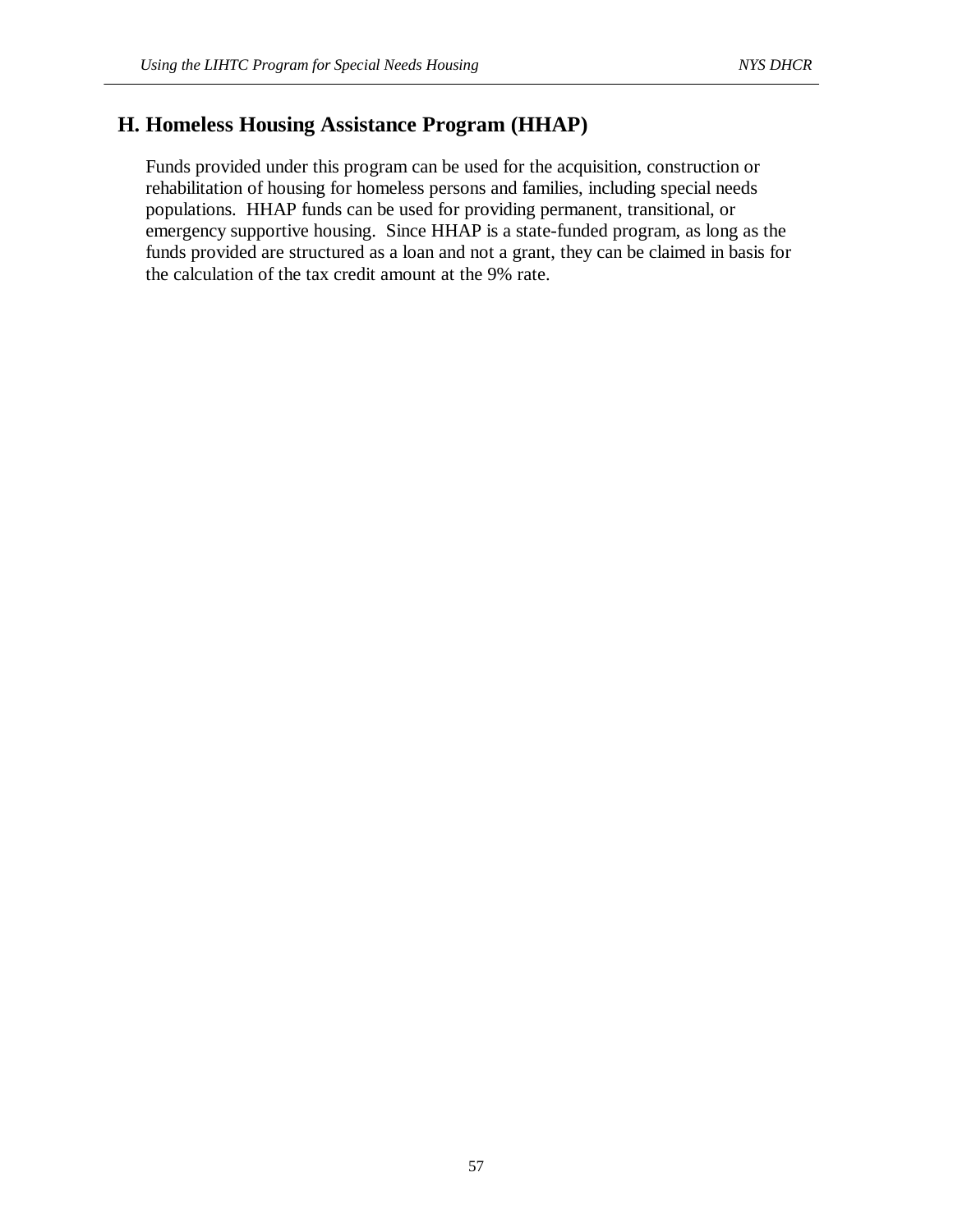## H. Homeless Housing Assistance Program (HHAP)

Funds provided under this program can be used for the acquisition, construction or rehabilitation of housing for homeless persons and families, including special needs populations. HHAP funds can be used for providing permanent, transitional, or emergency supportive housing. Since HHAP is a state-funded program, as long as the funds provided are structured as a loan and not a grant, they can be claimed in basis for the calculation of the tax credit amount at the 9% rate.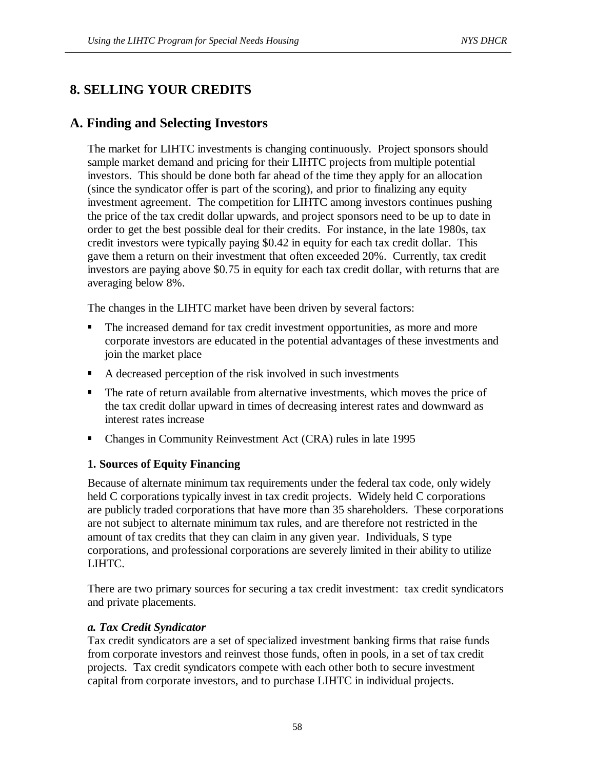# 8. SELLING YOUR CREDITS

## A. Finding and Selecting Investors

The market for LIHTC investments is changing continuously. Project sponsors should sample market demand and pricing for their LIHTC projects from multiple potential investors. This should be done both far ahead of the time they apply for an allocation (since the syndicator offer is part of the scoring), and prior to finalizing any equity investment agreement. The competition for LIHTC among investors continues pushing the price of the tax credit dollar upwards, and project sponsors need to be up to date in order to get the best possible deal for their credits. For instance, in the late 1980s, tax credit investors were typically paying $0.42 in equity for each tax credit dollar. This gave them a return on their investment that often exceeded 20%. Currently, tax credit investors are paying above $0.75 in equity for each tax credit dollar, with returns that are averaging below 8%.

The changes in the LIHTC market have been driven by several factors:

- The increased demand for tax credit investment opportunities, as more and more corporate investors are educated in the potential advantages of these investments and join the market place
- A decreased perception of the risk involved in such investments
- The rate of return available from alternative investments, which moves the price of the tax credit dollar upward in times of decreasing interest rates and downward as interest rates increase
- Changes in Community Reinvestment Act (CRA) rules in late 1995

### 1. Sources of Equity Financing

Because of alternate minimum tax requirements under the federal tax code, only widely held C corporations typically invest in tax credit projects. Widely held C corporations are publicly traded corporations that have more than 35 shareholders. These corporations are not subject to alternate minimum tax rules, and are therefore not restricted in the amount of tax credits that they can claim in any given year. Individuals, S type corporations, and professional corporations are severely limited in their ability to utilize LIHTC.

There are two primary sources for securing a tax credit investment: tax credit syndicators and private placements.

#### *a. Tax Credit Syndicator*

Tax credit syndicators are a set of specialized investment banking firms that raise funds from corporate investors and reinvest those funds, often in pools, in a set of tax credit projects. Tax credit syndicators compete with each other both to secure investment capital from corporate investors, and to purchase LIHTC in individual projects.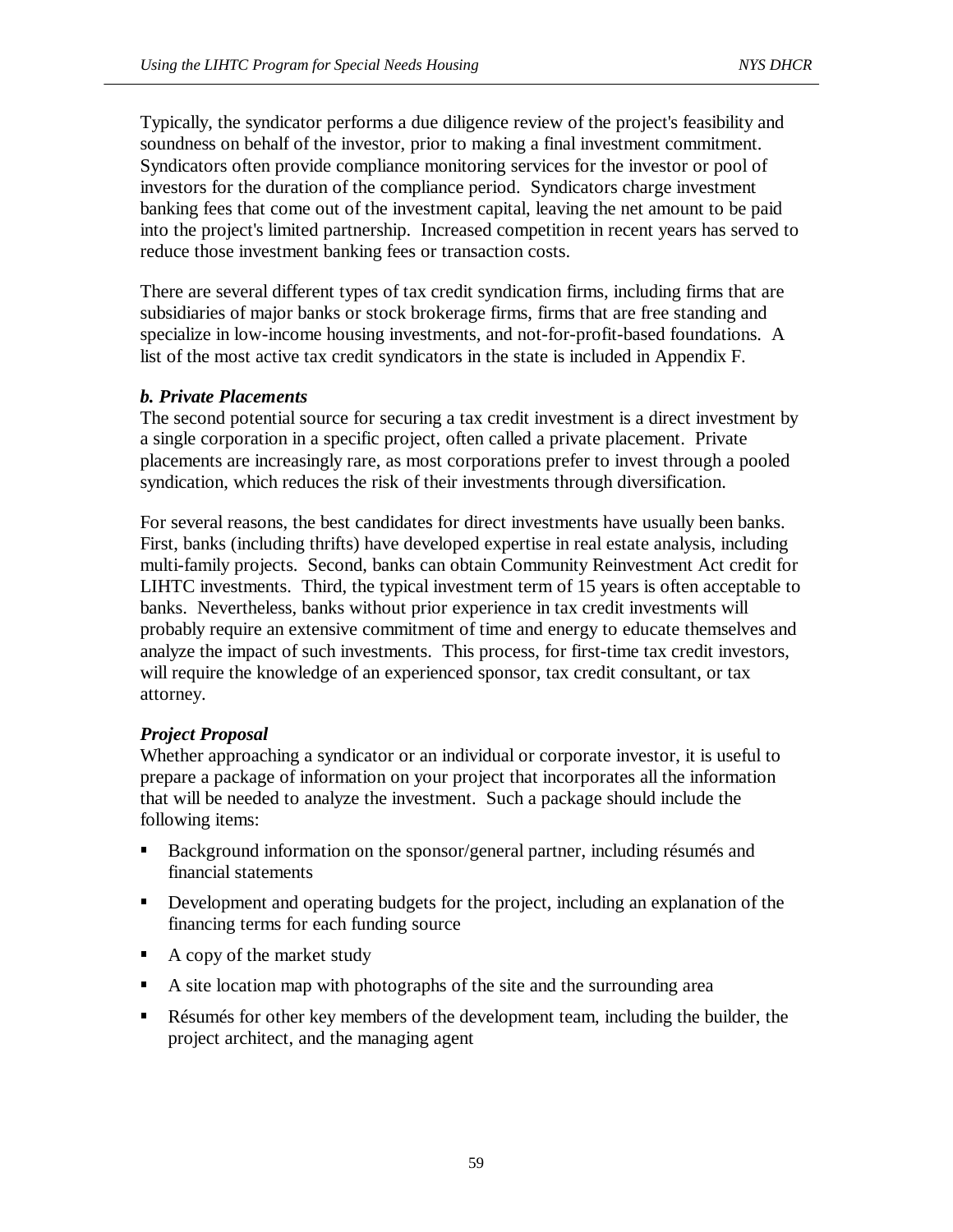Typically, the syndicator performs a due diligence review of the project's feasibility and soundness on behalf of the investor, prior to making a final investment commitment. Syndicators often provide compliance monitoring services for the investor or pool of investors for the duration of the compliance period. Syndicators charge investment banking fees that come out of the investment capital, leaving the net amount to be paid into the project's limited partnership. Increased competition in recent years has served to reduce those investment banking fees or transaction costs.

There are several different types of tax credit syndication firms, including firms that are subsidiaries of major banks or stock brokerage firms, firms that are free standing and specialize in low-income housing investments, and not-for-profit-based foundations. A list of the most active tax credit syndicators in the state is included in Appendix F.

***b. Private Placements***

The second potential source for securing a tax credit investment is a direct investment by a single corporation in a specific project, often called a private placement. Private placements are increasingly rare, as most corporations prefer to invest through a pooled syndication, which reduces the risk of their investments through diversification.

For several reasons, the best candidates for direct investments have usually been banks. First, banks (including thrifts) have developed expertise in real estate analysis, including multi-family projects. Second, banks can obtain Community Reinvestment Act credit for LIHTC investments. Third, the typical investment term of 15 years is often acceptable to banks. Nevertheless, banks without prior experience in tax credit investments will probably require an extensive commitment of time and energy to educate themselves and analyze the impact of such investments. This process, for first-time tax credit investors, will require the knowledge of an experienced sponsor, tax credit consultant, or tax attorney.

***Project Proposal***

Whether approaching a syndicator or an individual or corporate investor, it is useful to prepare a package of information on your project that incorporates all the information that will be needed to analyze the investment. Such a package should include the following items:

- Background information on the sponsor/general partner, including résumés and financial statements
- Development and operating budgets for the project, including an explanation of the financing terms for each funding source
- A copy of the market study
- A site location map with photographs of the site and the surrounding area
- Résumés for other key members of the development team, including the builder, the project architect, and the managing agent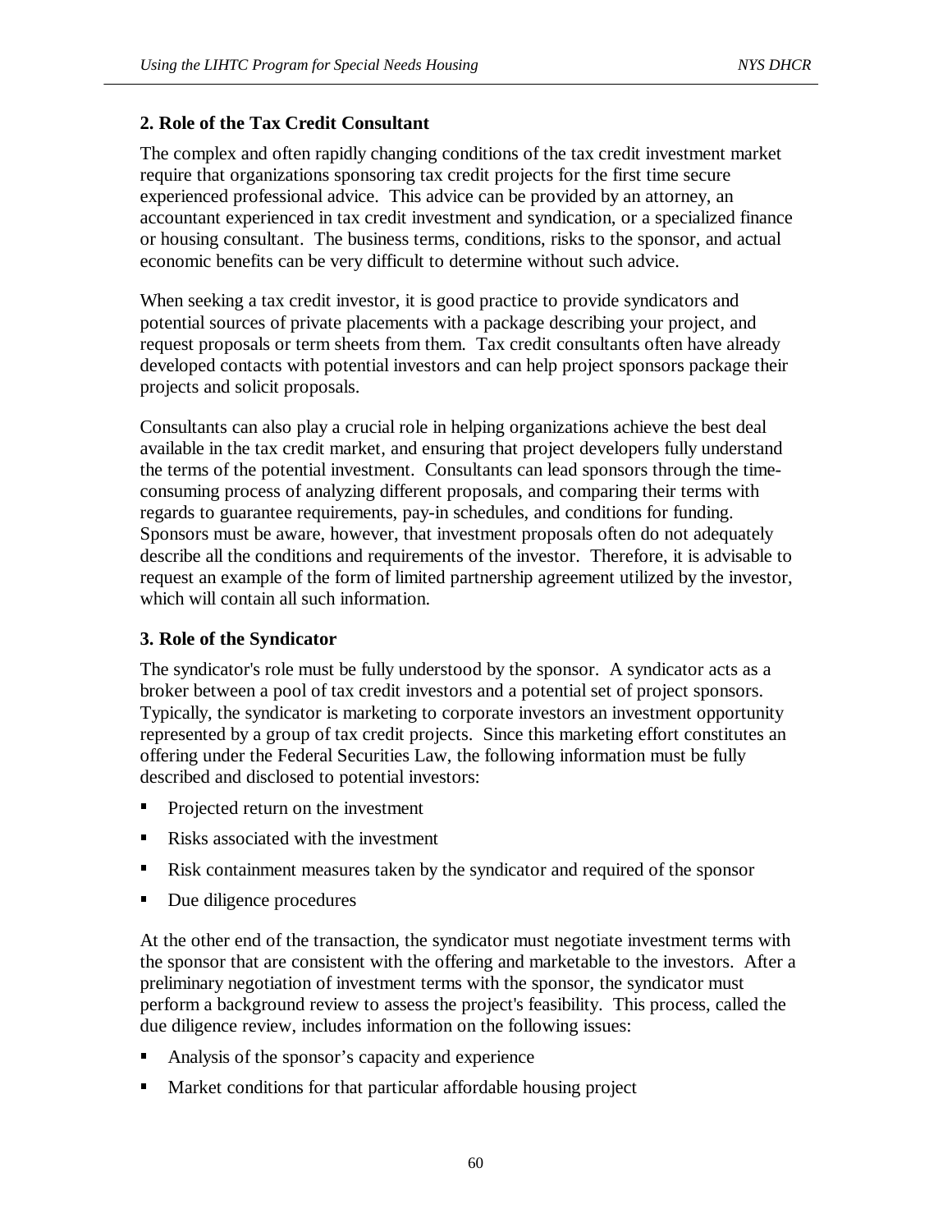### 2. Role of the Tax Credit Consultant

The complex and often rapidly changing conditions of the tax credit investment market require that organizations sponsoring tax credit projects for the first time secure experienced professional advice. This advice can be provided by an attorney, an accountant experienced in tax credit investment and syndication, or a specialized finance or housing consultant. The business terms, conditions, risks to the sponsor, and actual economic benefits can be very difficult to determine without such advice.

When seeking a tax credit investor, it is good practice to provide syndicators and potential sources of private placements with a package describing your project, and request proposals or term sheets from them. Tax credit consultants often have already developed contacts with potential investors and can help project sponsors package their projects and solicit proposals.

Consultants can also play a crucial role in helping organizations achieve the best deal available in the tax credit market, and ensuring that project developers fully understand the terms of the potential investment. Consultants can lead sponsors through the time-consuming process of analyzing different proposals, and comparing their terms with regards to guarantee requirements, pay-in schedules, and conditions for funding. Sponsors must be aware, however, that investment proposals often do not adequately describe all the conditions and requirements of the investor. Therefore, it is advisable to request an example of the form of limited partnership agreement utilized by the investor, which will contain all such information.

### 3. Role of the Syndicator

The syndicator's role must be fully understood by the sponsor. A syndicator acts as a broker between a pool of tax credit investors and a potential set of project sponsors. Typically, the syndicator is marketing to corporate investors an investment opportunity represented by a group of tax credit projects. Since this marketing effort constitutes an offering under the Federal Securities Law, the following information must be fully described and disclosed to potential investors:

- Projected return on the investment
- Risks associated with the investment
- Risk containment measures taken by the syndicator and required of the sponsor
- Due diligence procedures

At the other end of the transaction, the syndicator must negotiate investment terms with the sponsor that are consistent with the offering and marketable to the investors. After a preliminary negotiation of investment terms with the sponsor, the syndicator must perform a background review to assess the project's feasibility. This process, called the due diligence review, includes information on the following issues:

- Analysis of the sponsor's capacity and experience
- Market conditions for that particular affordable housing project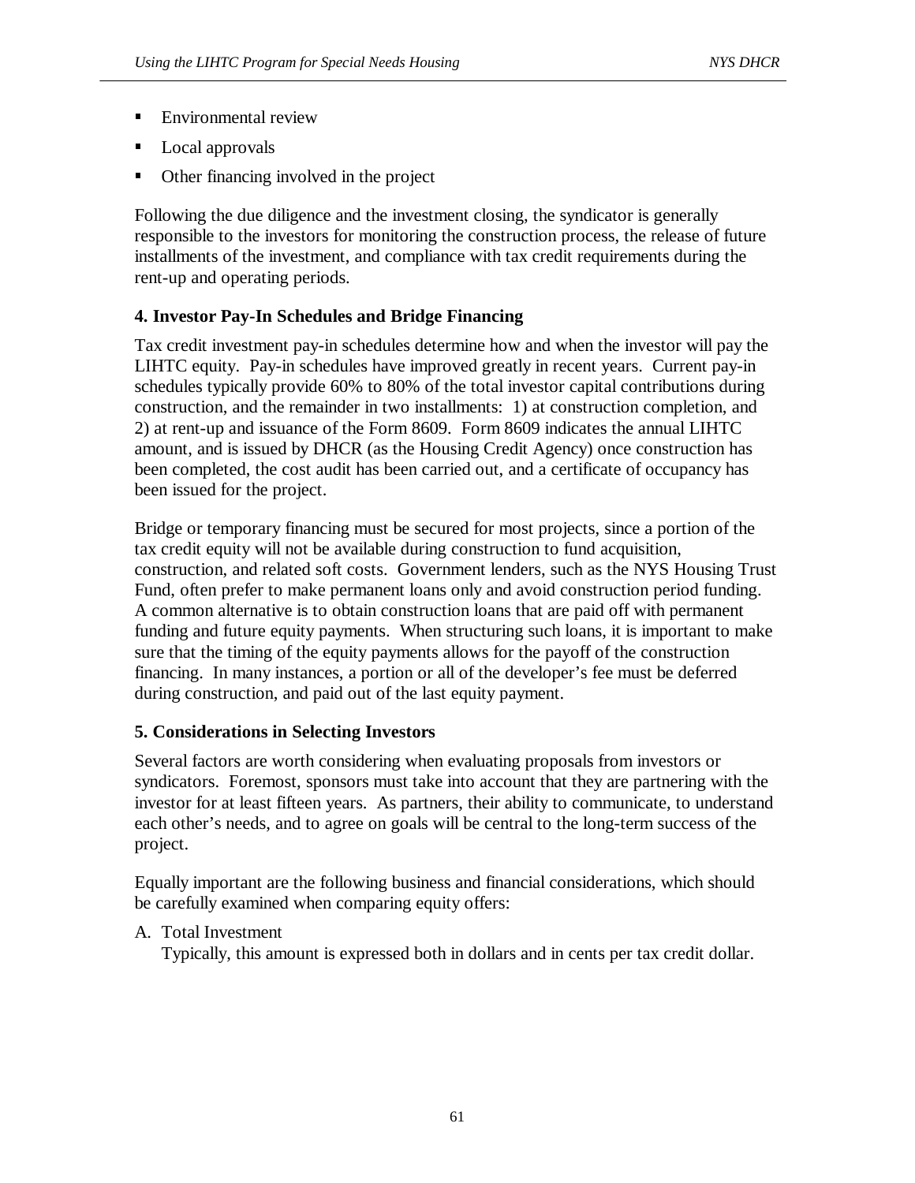- Environmental review
- Local approvals
- Other financing involved in the project

Following the due diligence and the investment closing, the syndicator is generally responsible to the investors for monitoring the construction process, the release of future installments of the investment, and compliance with tax credit requirements during the rent-up and operating periods.

### 4. Investor Pay-In Schedules and Bridge Financing

Tax credit investment pay-in schedules determine how and when the investor will pay the LIHTC equity. Pay-in schedules have improved greatly in recent years. Current pay-in schedules typically provide 60% to 80% of the total investor capital contributions during construction, and the remainder in two installments: 1) at construction completion, and 2) at rent-up and issuance of the Form 8609. Form 8609 indicates the annual LIHTC amount, and is issued by DHCR (as the Housing Credit Agency) once construction has been completed, the cost audit has been carried out, and a certificate of occupancy has been issued for the project.

Bridge or temporary financing must be secured for most projects, since a portion of the tax credit equity will not be available during construction to fund acquisition, construction, and related soft costs. Government lenders, such as the NYS Housing Trust Fund, often prefer to make permanent loans only and avoid construction period funding. A common alternative is to obtain construction loans that are paid off with permanent funding and future equity payments. When structuring such loans, it is important to make sure that the timing of the equity payments allows for the payoff of the construction financing. In many instances, a portion or all of the developer's fee must be deferred during construction, and paid out of the last equity payment.

### 5. Considerations in Selecting Investors

Several factors are worth considering when evaluating proposals from investors or syndicators. Foremost, sponsors must take into account that they are partnering with the investor for at least fifteen years. As partners, their ability to communicate, to understand each other's needs, and to agree on goals will be central to the long-term success of the project.

Equally important are the following business and financial considerations, which should be carefully examined when comparing equity offers:

A. Total Investment
   Typically, this amount is expressed both in dollars and in cents per tax credit dollar.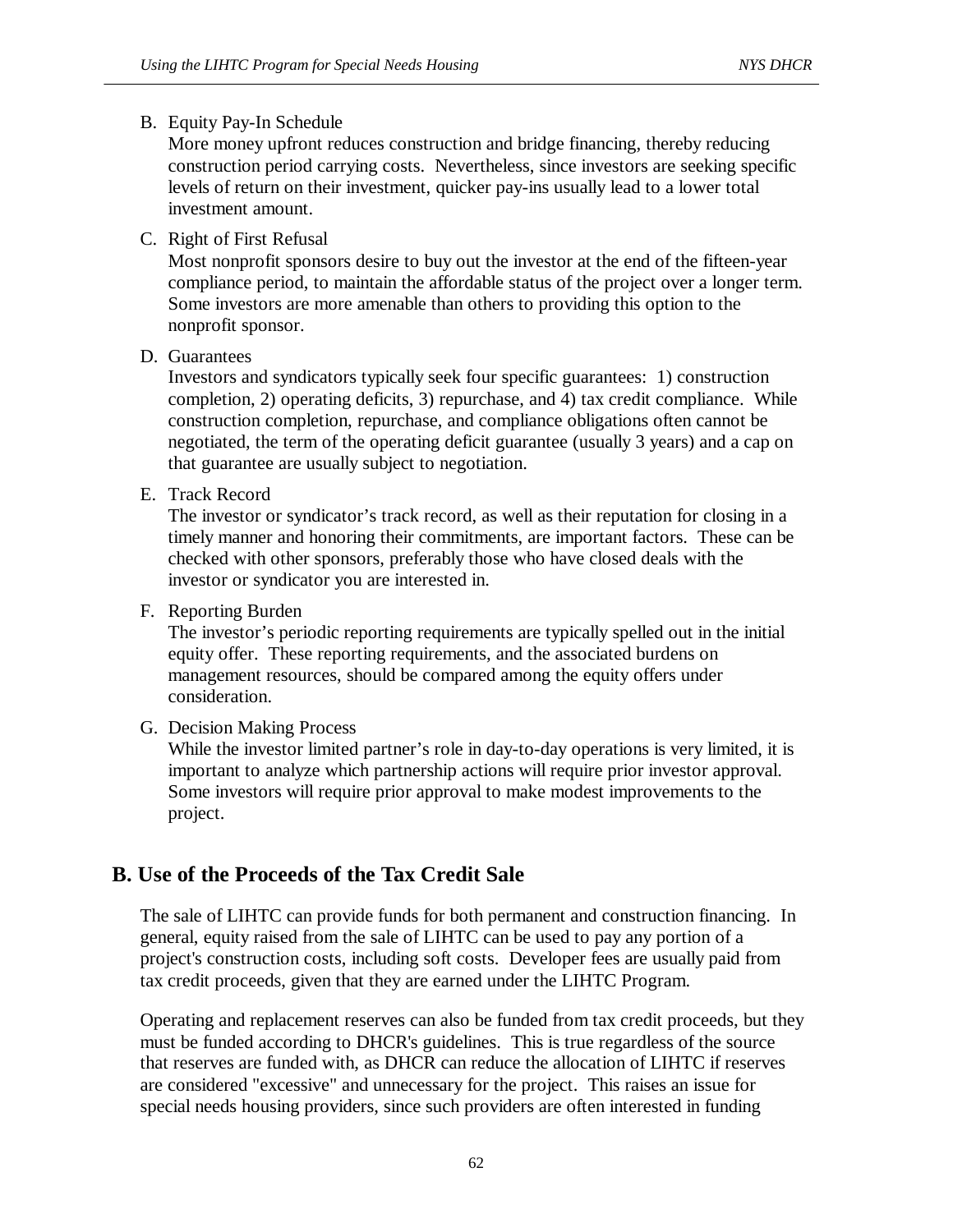B. Equity Pay-In Schedule

   More money upfront reduces construction and bridge financing, thereby reducing construction period carrying costs. Nevertheless, since investors are seeking specific levels of return on their investment, quicker pay-ins usually lead to a lower total investment amount.

C. Right of First Refusal

   Most nonprofit sponsors desire to buy out the investor at the end of the fifteen-year compliance period, to maintain the affordable status of the project over a longer term. Some investors are more amenable than others to providing this option to the nonprofit sponsor.

D. Guarantees

   Investors and syndicators typically seek four specific guarantees: 1) construction completion, 2) operating deficits, 3) repurchase, and 4) tax credit compliance. While construction completion, repurchase, and compliance obligations often cannot be negotiated, the term of the operating deficit guarantee (usually 3 years) and a cap on that guarantee are usually subject to negotiation.

E. Track Record

   The investor or syndicator's track record, as well as their reputation for closing in a timely manner and honoring their commitments, are important factors. These can be checked with other sponsors, preferably those who have closed deals with the investor or syndicator you are interested in.

F. Reporting Burden

   The investor's periodic reporting requirements are typically spelled out in the initial equity offer. These reporting requirements, and the associated burdens on management resources, should be compared among the equity offers under consideration.

G. Decision Making Process

   While the investor limited partner's role in day-to-day operations is very limited, it is important to analyze which partnership actions will require prior investor approval. Some investors will require prior approval to make modest improvements to the project.

## B. Use of the Proceeds of the Tax Credit Sale

The sale of LIHTC can provide funds for both permanent and construction financing. In general, equity raised from the sale of LIHTC can be used to pay any portion of a project's construction costs, including soft costs. Developer fees are usually paid from tax credit proceeds, given that they are earned under the LIHTC Program.

Operating and replacement reserves can also be funded from tax credit proceeds, but they must be funded according to DHCR's guidelines. This is true regardless of the source that reserves are funded with, as DHCR can reduce the allocation of LIHTC if reserves are considered "excessive" and unnecessary for the project. This raises an issue for special needs housing providers, since such providers are often interested in funding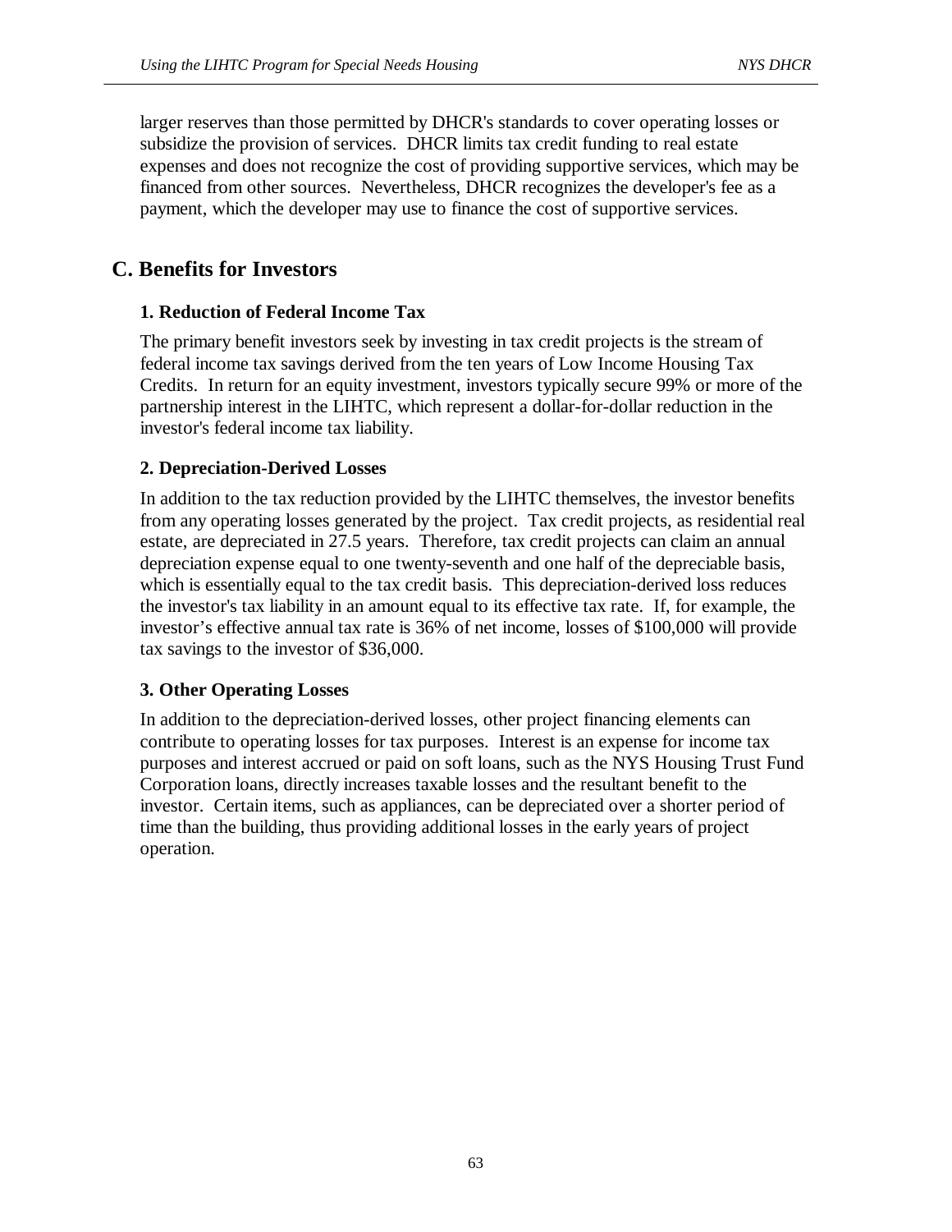larger reserves than those permitted by DHCR's standards to cover operating losses or subsidize the provision of services. DHCR limits tax credit funding to real estate expenses and does not recognize the cost of providing supportive services, which may be financed from other sources. Nevertheless, DHCR recognizes the developer's fee as a payment, which the developer may use to finance the cost of supportive services.

## C. Benefits for Investors

### 1. Reduction of Federal Income Tax

The primary benefit investors seek by investing in tax credit projects is the stream of federal income tax savings derived from the ten years of Low Income Housing Tax Credits. In return for an equity investment, investors typically secure 99% or more of the partnership interest in the LIHTC, which represent a dollar-for-dollar reduction in the investor's federal income tax liability.

### 2. Depreciation-Derived Losses

In addition to the tax reduction provided by the LIHTC themselves, the investor benefits from any operating losses generated by the project. Tax credit projects, as residential real estate, are depreciated in 27.5 years. Therefore, tax credit projects can claim an annual depreciation expense equal to one twenty-seventh and one half of the depreciable basis, which is essentially equal to the tax credit basis. This depreciation-derived loss reduces the investor's tax liability in an amount equal to its effective tax rate. If, for example, the investor’s effective annual tax rate is 36% of net income, losses of $100,000 will provide tax savings to the investor of $36,000.

### 3. Other Operating Losses

In addition to the depreciation-derived losses, other project financing elements can contribute to operating losses for tax purposes. Interest is an expense for income tax purposes and interest accrued or paid on soft loans, such as the NYS Housing Trust Fund Corporation loans, directly increases taxable losses and the resultant benefit to the investor. Certain items, such as appliances, can be depreciated over a shorter period of time than the building, thus providing additional losses in the early years of project operation.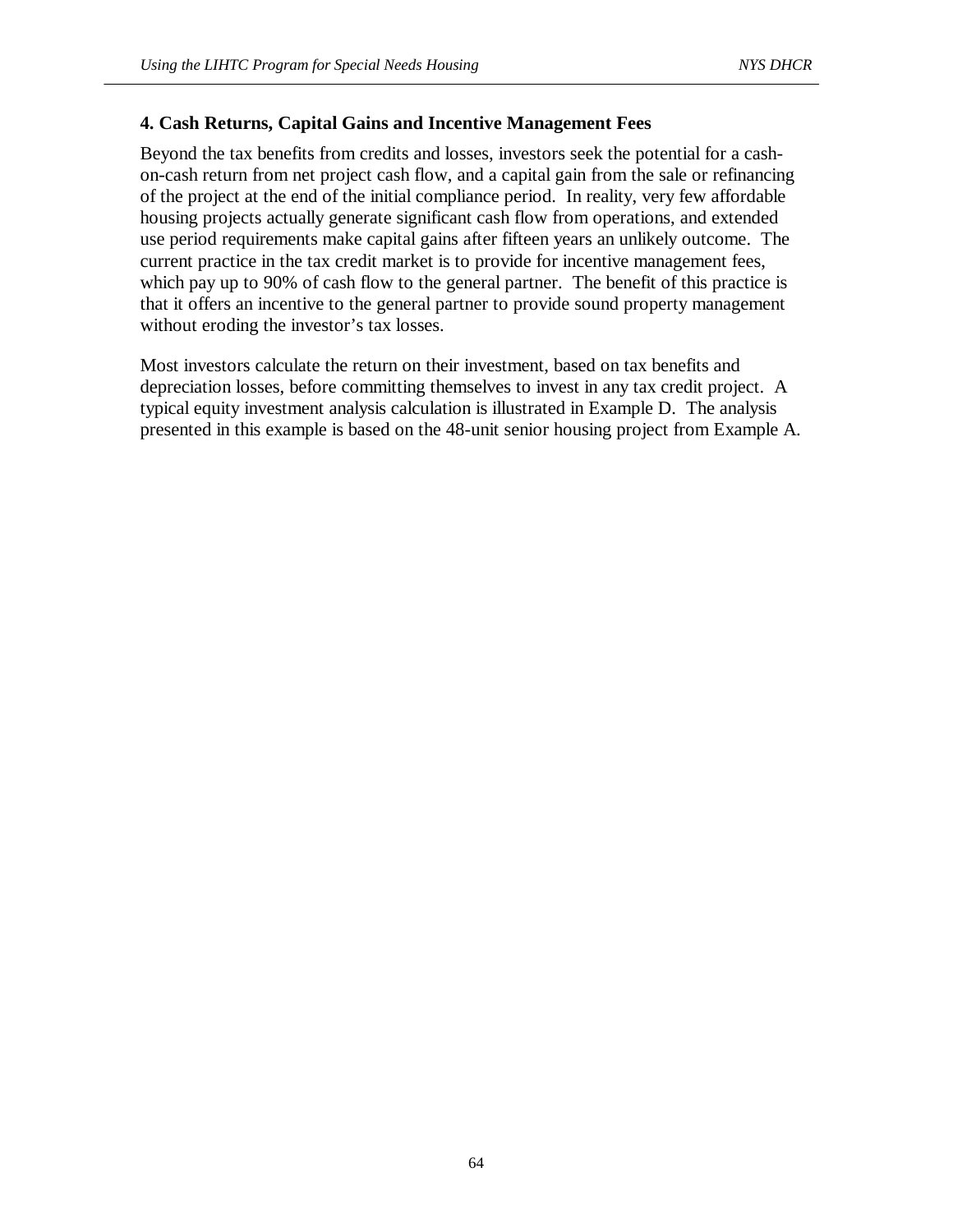### 4. Cash Returns, Capital Gains and Incentive Management Fees

Beyond the tax benefits from credits and losses, investors seek the potential for a cash-on-cash return from net project cash flow, and a capital gain from the sale or refinancing of the project at the end of the initial compliance period. In reality, very few affordable housing projects actually generate significant cash flow from operations, and extended use period requirements make capital gains after fifteen years an unlikely outcome. The current practice in the tax credit market is to provide for incentive management fees, which pay up to 90% of cash flow to the general partner. The benefit of this practice is that it offers an incentive to the general partner to provide sound property management without eroding the investor's tax losses.

Most investors calculate the return on their investment, based on tax benefits and depreciation losses, before committing themselves to invest in any tax credit project. A typical equity investment analysis calculation is illustrated in Example D. The analysis presented in this example is based on the 48-unit senior housing project from Example A.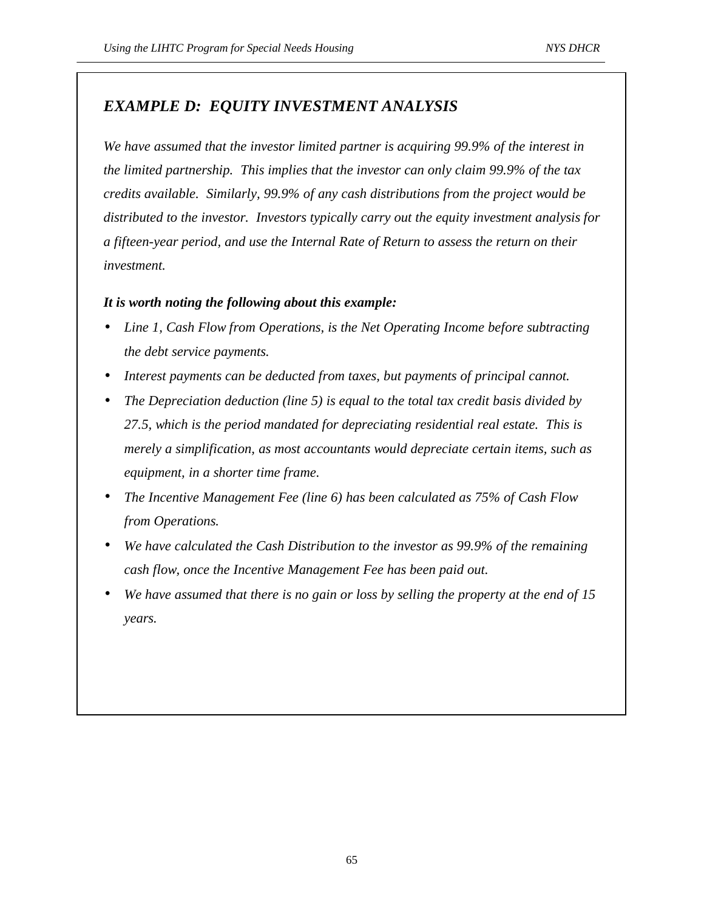## *EXAMPLE D: EQUITY INVESTMENT ANALYSIS*

*We have assumed that the investor limited partner is acquiring 99.9% of the interest in the limited partnership. This implies that the investor can only claim 99.9% of the tax credits available. Similarly, 99.9% of any cash distributions from the project would be distributed to the investor. Investors typically carry out the equity investment analysis for a fifteen-year period, and use the Internal Rate of Return to assess the return on their investment.*

***It is worth noting the following about this example:***

- *Line 1, Cash Flow from Operations, is the Net Operating Income before subtracting the debt service payments.*
- *Interest payments can be deducted from taxes, but payments of principal cannot.*
- *The Depreciation deduction (line 5) is equal to the total tax credit basis divided by 27.5, which is the period mandated for depreciating residential real estate. This is merely a simplification, as most accountants would depreciate certain items, such as equipment, in a shorter time frame.*
- *The Incentive Management Fee (line 6) has been calculated as 75% of Cash Flow from Operations.*
- *We have calculated the Cash Distribution to the investor as 99.9% of the remaining cash flow, once the Incentive Management Fee has been paid out.*
- *We have assumed that there is no gain or loss by selling the property at the end of 15 years.*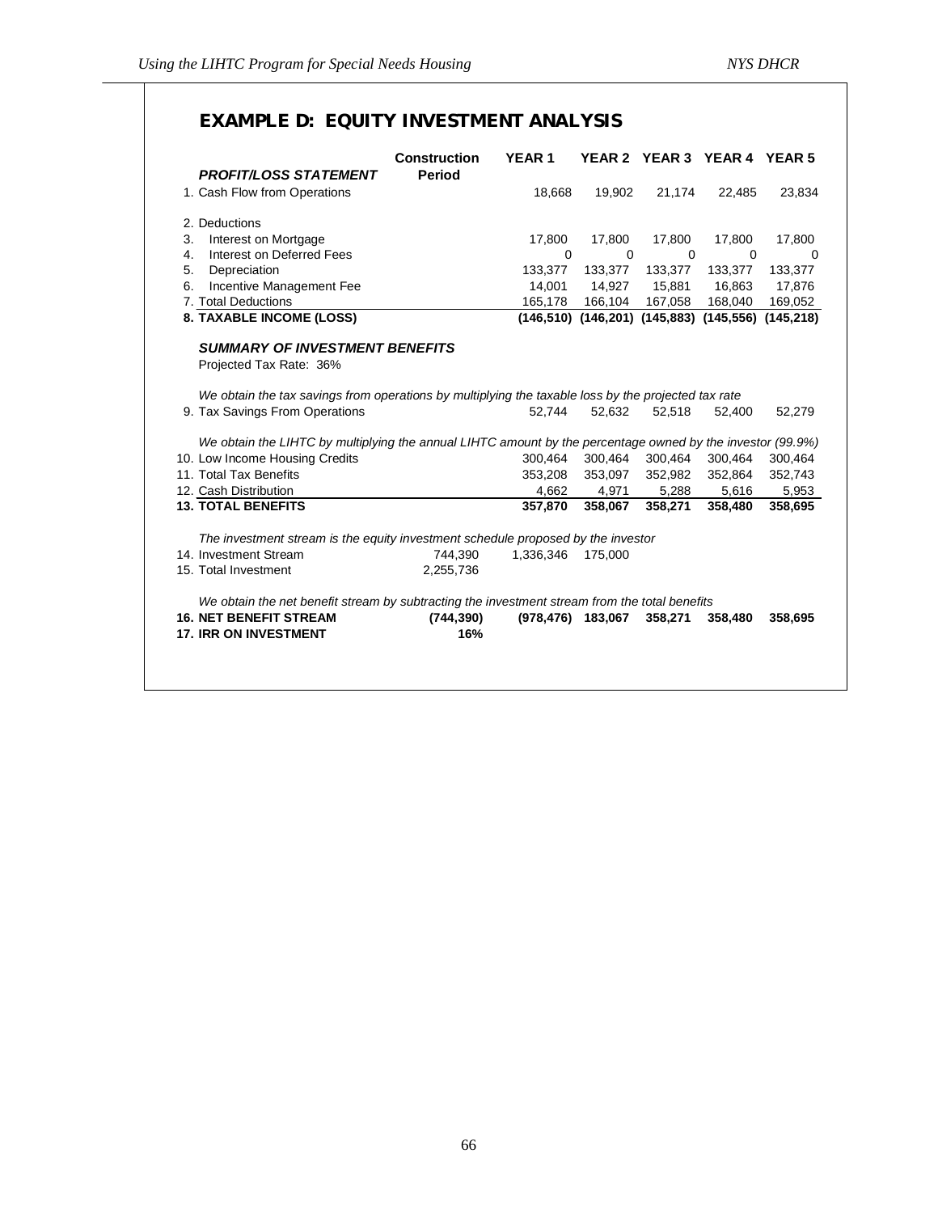## EXAMPLE D: EQUITY INVESTMENT ANALYSIS

| *PROFIT/LOSS STATEMENT* | Construction Period | YEAR 1 | YEAR 2 | YEAR 3 | YEAR 4 | YEAR 5 |
|---|---|---|---|---|---|---|
| 1. Cash Flow from Operations | | 18,668 | 19,902 | 21,174 | 22,485 | 23,834 |
| 2. Deductions | | | | | | |
| 3. Interest on Mortgage | | 17,800 | 17,800 | 17,800 | 17,800 | 17,800 |
| 4. Interest on Deferred Fees | | 0 | 0 | 0 | 0 | 0 |
| 5. Depreciation | | 133,377 | 133,377 | 133,377 | 133,377 | 133,377 |
| 6. Incentive Management Fee | | 14,001 | 14,927 | 15,881 | 16,863 | 17,876 |
| 7. Total Deductions | | 165,178 | 166,104 | 167,058 | 168,040 | 169,052 |
| **8. TAXABLE INCOME (LOSS)** | | **(146,510)** | **(146,201)** | **(145,883)** | **(145,556)** | **(145,218)** |
| ***SUMMARY OF INVESTMENT BENEFITS*** | | | | | | |
| Projected Tax Rate: 36% | | | | | | |
| *We obtain the tax savings from operations by multiplying the taxable loss by the projected tax rate* | | | | | | |
| 9. Tax Savings From Operations | | 52,744 | 52,632 | 52,518 | 52,400 | 52,279 |
| *We obtain the LIHTC by multiplying the annual LIHTC amount by the percentage owned by the investor (99.9%)* | | | | | | |
| 10. Low Income Housing Credits | | 300,464 | 300,464 | 300,464 | 300,464 | 300,464 |
| 11. Total Tax Benefits | | 353,208 | 353,097 | 352,982 | 352,864 | 352,743 |
| 12. Cash Distribution | | 4,662 | 4,971 | 5,288 | 5,616 | 5,953 |
| **13. TOTAL BENEFITS** | | **357,870** | **358,067** | **358,271** | **358,480** | **358,695** |
| *The investment stream is the equity investment schedule proposed by the investor* | | | | | | |
| 14. Investment Stream | 744,390 | 1,336,346 | 175,000 | | | |
| 15. Total Investment | 2,255,736 | | | | | |
| *We obtain the net benefit stream by subtracting the investment stream from the total benefits* | | | | | | |
| **16. NET BENEFIT STREAM** | **(744,390)** | **(978,476)** | **183,067** | **358,271** | **358,480** | **358,695** |
| **17. IRR ON INVESTMENT** | **16%** | | | | | |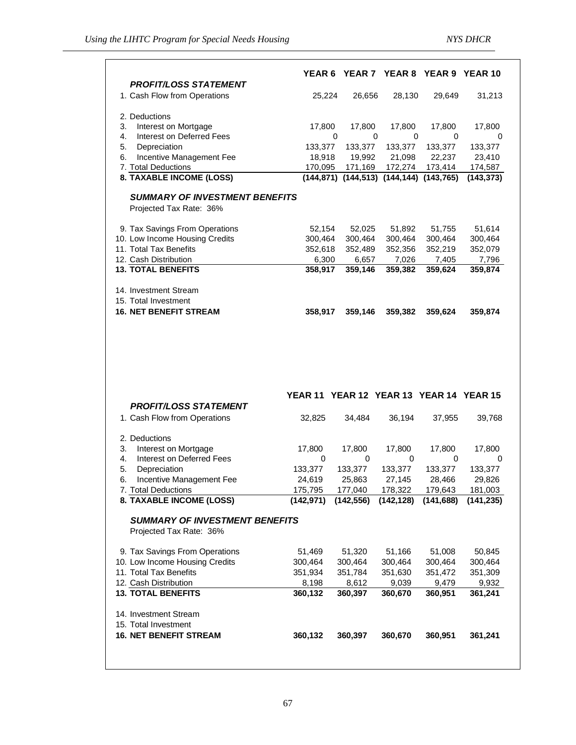| | YEAR 6 | YEAR 7 | YEAR 8 | YEAR 9 | YEAR 10 |
|---|---|---|---|---|---|
| ***PROFIT/LOSS STATEMENT*** | | | | | |
| 1. Cash Flow from Operations | 25,224 | 26,656 | 28,130 | 29,649 | 31,213 |
| 2. Deductions | | | | | |
| 3. Interest on Mortgage | 17,800 | 17,800 | 17,800 | 17,800 | 17,800 |
| 4. Interest on Deferred Fees | 0 | 0 | 0 | 0 | 0 |
| 5. Depreciation | 133,377 | 133,377 | 133,377 | 133,377 | 133,377 |
| 6. Incentive Management Fee | 18,918 | 19,992 | 21,098 | 22,237 | 23,410 |
| 7. Total Deductions | 170,095 | 171,169 | 172,274 | 173,414 | 174,587 |
| **8. TAXABLE INCOME (LOSS)** | **(144,871)** | **(144,513)** | **(144,144)** | **(143,765)** | **(143,373)** |
| ***SUMMARY OF INVESTMENT BENEFITS*** | | | | | |
| Projected Tax Rate: 36% | | | | | |
| 9. Tax Savings From Operations | 52,154 | 52,025 | 51,892 | 51,755 | 51,614 |
| 10. Low Income Housing Credits | 300,464 | 300,464 | 300,464 | 300,464 | 300,464 |
| 11. Total Tax Benefits | 352,618 | 352,489 | 352,356 | 352,219 | 352,079 |
| 12. Cash Distribution | 6,300 | 6,657 | 7,026 | 7,405 | 7,796 |
| **13. TOTAL BENEFITS** | **358,917** | **359,146** | **359,382** | **359,624** | **359,874** |
| 14. Investment Stream | | | | | |
| 15. Total Investment | | | | | |
| **16. NET BENEFIT STREAM** | **358,917** | **359,146** | **359,382** | **359,624** | **359,874** |

| | YEAR 11 | YEAR 12 | YEAR 13 | YEAR 14 | YEAR 15 |
|---|---|---|---|---|---|
| ***PROFIT/LOSS STATEMENT*** | | | | | |
| 1. Cash Flow from Operations | 32,825 | 34,484 | 36,194 | 37,955 | 39,768 |
| 2. Deductions | | | | | |
| 3. Interest on Mortgage | 17,800 | 17,800 | 17,800 | 17,800 | 17,800 |
| 4. Interest on Deferred Fees | 0 | 0 | 0 | 0 | 0 |
| 5. Depreciation | 133,377 | 133,377 | 133,377 | 133,377 | 133,377 |
| 6. Incentive Management Fee | 24,619 | 25,863 | 27,145 | 28,466 | 29,826 |
| 7. Total Deductions | 175,795 | 177,040 | 178,322 | 179,643 | 181,003 |
| **8. TAXABLE INCOME (LOSS)** | **(142,971)** | **(142,556)** | **(142,128)** | **(141,688)** | **(141,235)** |
| ***SUMMARY OF INVESTMENT BENEFITS*** | | | | | |
| Projected Tax Rate: 36% | | | | | |
| 9. Tax Savings From Operations | 51,469 | 51,320 | 51,166 | 51,008 | 50,845 |
| 10. Low Income Housing Credits | 300,464 | 300,464 | 300,464 | 300,464 | 300,464 |
| 11. Total Tax Benefits | 351,934 | 351,784 | 351,630 | 351,472 | 351,309 |
| 12. Cash Distribution | 8,198 | 8,612 | 9,039 | 9,479 | 9,932 |
| **13. TOTAL BENEFITS** | **360,132** | **360,397** | **360,670** | **360,951** | **361,241** |
| 14. Investment Stream | | | | | |
| 15. Total Investment | | | | | |
| **16. NET BENEFIT STREAM** | **360,132** | **360,397** | **360,670** | **360,951** | **361,241** |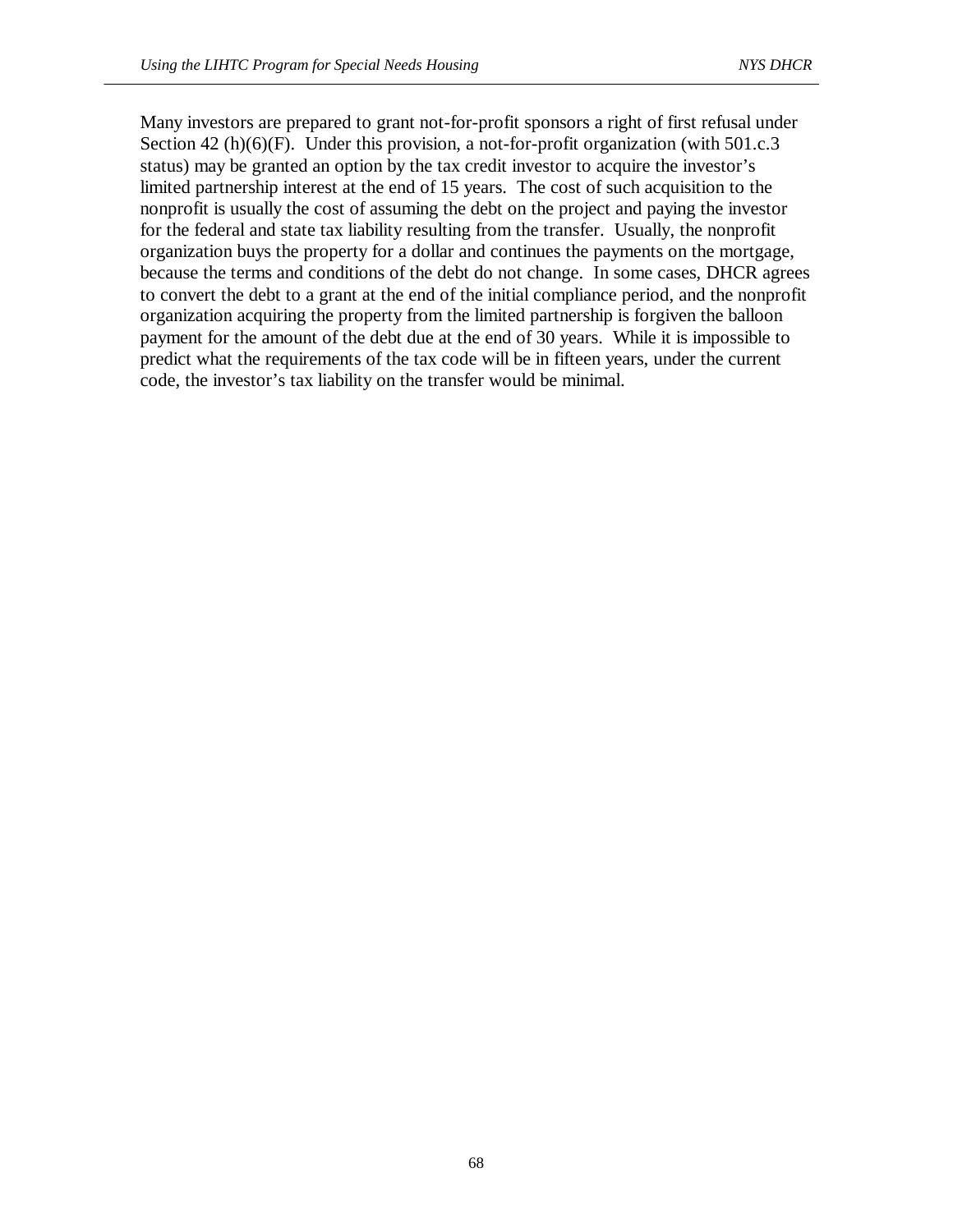Many investors are prepared to grant not-for-profit sponsors a right of first refusal under Section 42 (h)(6)(F). Under this provision, a not-for-profit organization (with 501.c.3 status) may be granted an option by the tax credit investor to acquire the investor's limited partnership interest at the end of 15 years. The cost of such acquisition to the nonprofit is usually the cost of assuming the debt on the project and paying the investor for the federal and state tax liability resulting from the transfer. Usually, the nonprofit organization buys the property for a dollar and continues the payments on the mortgage, because the terms and conditions of the debt do not change. In some cases, DHCR agrees to convert the debt to a grant at the end of the initial compliance period, and the nonprofit organization acquiring the property from the limited partnership is forgiven the balloon payment for the amount of the debt due at the end of 30 years. While it is impossible to predict what the requirements of the tax code will be in fifteen years, under the current code, the investor's tax liability on the transfer would be minimal.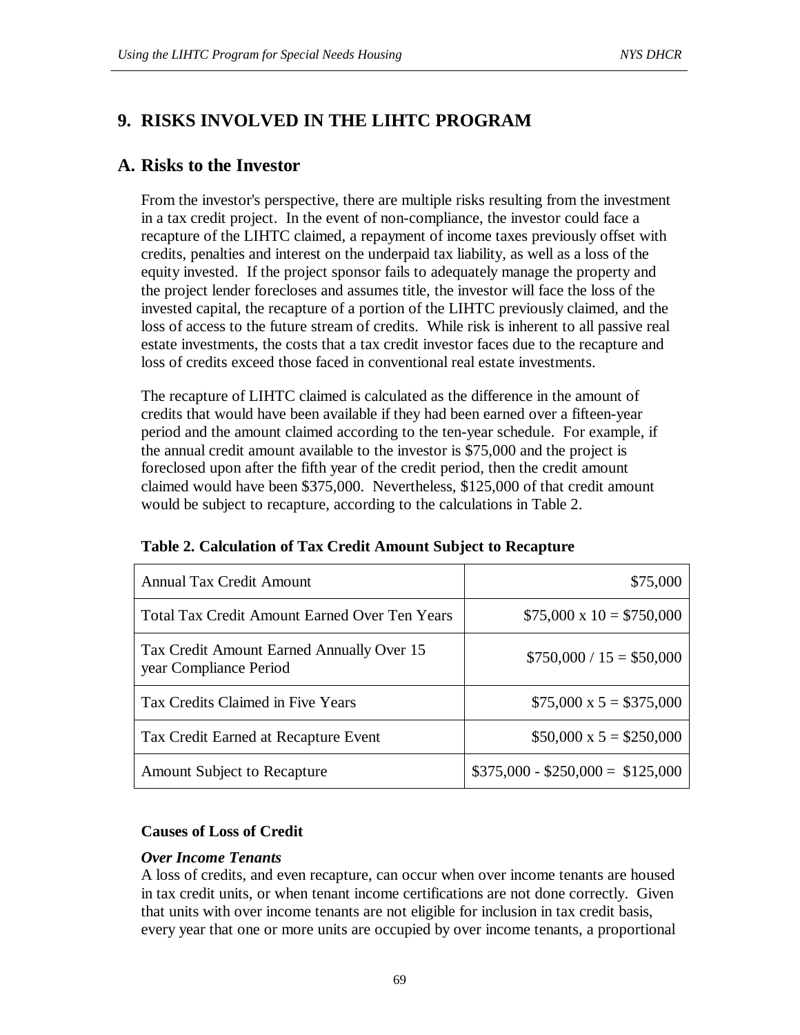## 9. RISKS INVOLVED IN THE LIHTC PROGRAM

### A. Risks to the Investor

From the investor's perspective, there are multiple risks resulting from the investment in a tax credit project. In the event of non-compliance, the investor could face a recapture of the LIHTC claimed, a repayment of income taxes previously offset with credits, penalties and interest on the underpaid tax liability, as well as a loss of the equity invested. If the project sponsor fails to adequately manage the property and the project lender forecloses and assumes title, the investor will face the loss of the invested capital, the recapture of a portion of the LIHTC previously claimed, and the loss of access to the future stream of credits. While risk is inherent to all passive real estate investments, the costs that a tax credit investor faces due to the recapture and loss of credits exceed those faced in conventional real estate investments.

The recapture of LIHTC claimed is calculated as the difference in the amount of credits that would have been available if they had been earned over a fifteen-year period and the amount claimed according to the ten-year schedule. For example, if the annual credit amount available to the investor is $75,000 and the project is foreclosed upon after the fifth year of the credit period, then the credit amount claimed would have been $375,000. Nevertheless, $125,000 of that credit amount would be subject to recapture, according to the calculations in Table 2.

**Table 2. Calculation of Tax Credit Amount Subject to Recapture**

| | |
|---|---:|
| Annual Tax Credit Amount | $75,000 |
| Total Tax Credit Amount Earned Over Ten Years | $75,000 x 10 = $750,000 |
| Tax Credit Amount Earned Annually Over 15 year Compliance Period | $750,000 / 15 = $50,000 |
| Tax Credits Claimed in Five Years | $75,000 x 5 = $375,000 |
| Tax Credit Earned at Recapture Event | $50,000 x 5 = $250,000 |
| Amount Subject to Recapture | $375,000 - $250,000 = $125,000 |

**Causes of Loss of Credit**

***Over Income Tenants***

A loss of credits, and even recapture, can occur when over income tenants are housed in tax credit units, or when tenant income certifications are not done correctly. Given that units with over income tenants are not eligible for inclusion in tax credit basis, every year that one or more units are occupied by over income tenants, a proportional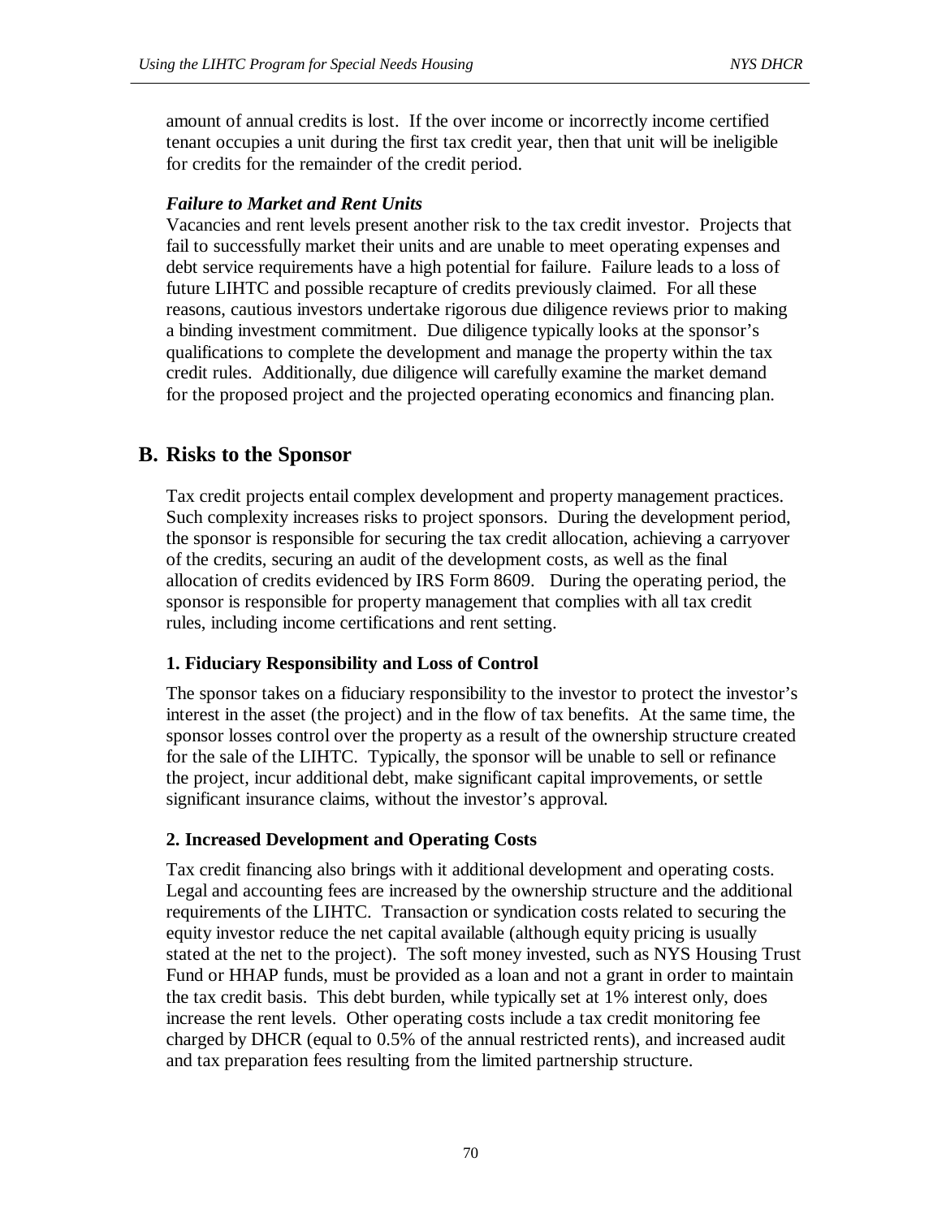amount of annual credits is lost. If the over income or incorrectly income certified tenant occupies a unit during the first tax credit year, then that unit will be ineligible for credits for the remainder of the credit period.

***Failure to Market and Rent Units***

Vacancies and rent levels present another risk to the tax credit investor. Projects that fail to successfully market their units and are unable to meet operating expenses and debt service requirements have a high potential for failure. Failure leads to a loss of future LIHTC and possible recapture of credits previously claimed. For all these reasons, cautious investors undertake rigorous due diligence reviews prior to making a binding investment commitment. Due diligence typically looks at the sponsor's qualifications to complete the development and manage the property within the tax credit rules. Additionally, due diligence will carefully examine the market demand for the proposed project and the projected operating economics and financing plan.

## B. Risks to the Sponsor

Tax credit projects entail complex development and property management practices. Such complexity increases risks to project sponsors. During the development period, the sponsor is responsible for securing the tax credit allocation, achieving a carryover of the credits, securing an audit of the development costs, as well as the final allocation of credits evidenced by IRS Form 8609. During the operating period, the sponsor is responsible for property management that complies with all tax credit rules, including income certifications and rent setting.

### 1. Fiduciary Responsibility and Loss of Control

The sponsor takes on a fiduciary responsibility to the investor to protect the investor's interest in the asset (the project) and in the flow of tax benefits. At the same time, the sponsor losses control over the property as a result of the ownership structure created for the sale of the LIHTC. Typically, the sponsor will be unable to sell or refinance the project, incur additional debt, make significant capital improvements, or settle significant insurance claims, without the investor's approval.

### 2. Increased Development and Operating Costs

Tax credit financing also brings with it additional development and operating costs. Legal and accounting fees are increased by the ownership structure and the additional requirements of the LIHTC. Transaction or syndication costs related to securing the equity investor reduce the net capital available (although equity pricing is usually stated at the net to the project). The soft money invested, such as NYS Housing Trust Fund or HHAP funds, must be provided as a loan and not a grant in order to maintain the tax credit basis. This debt burden, while typically set at 1% interest only, does increase the rent levels. Other operating costs include a tax credit monitoring fee charged by DHCR (equal to 0.5% of the annual restricted rents), and increased audit and tax preparation fees resulting from the limited partnership structure.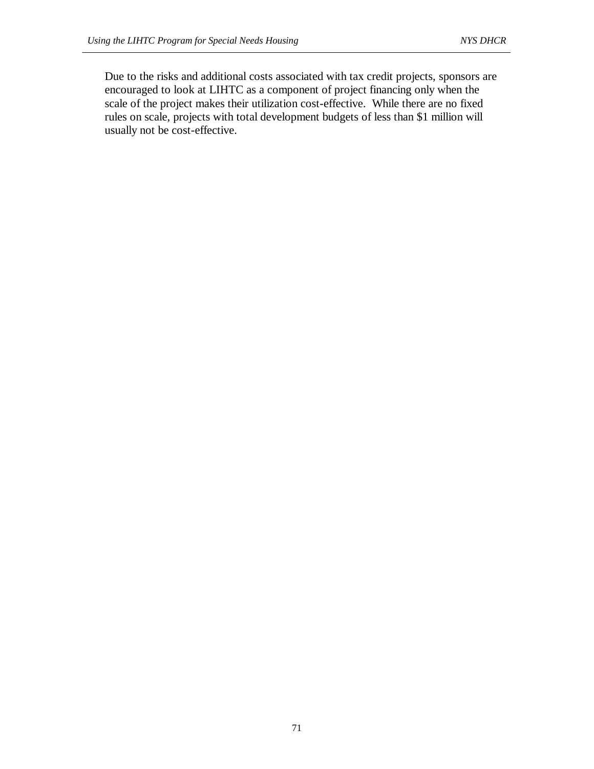Due to the risks and additional costs associated with tax credit projects, sponsors are encouraged to look at LIHTC as a component of project financing only when the scale of the project makes their utilization cost-effective. While there are no fixed rules on scale, projects with total development budgets of less than $1 million will usually not be cost-effective.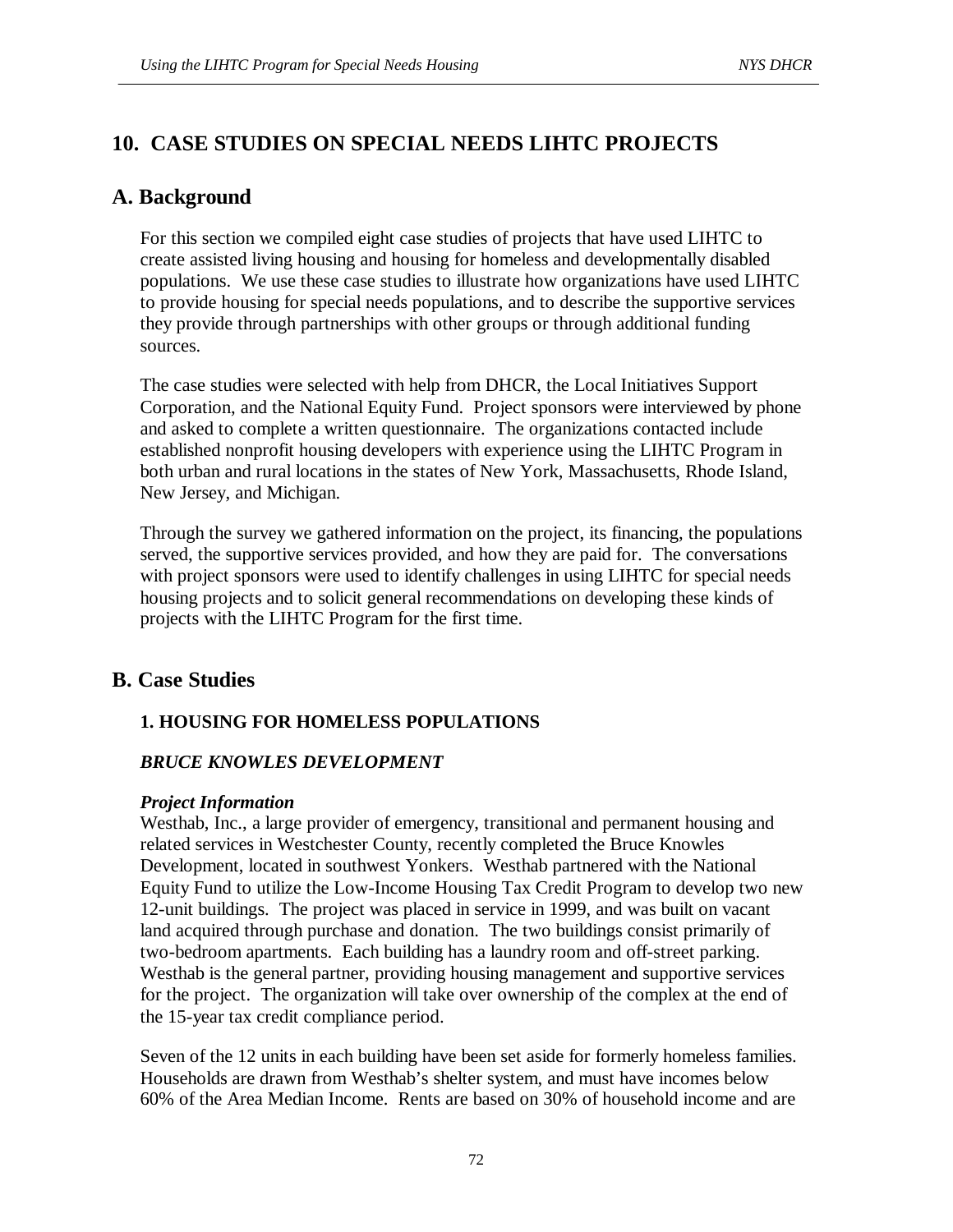# 10. CASE STUDIES ON SPECIAL NEEDS LIHTC PROJECTS

## A. Background

For this section we compiled eight case studies of projects that have used LIHTC to create assisted living housing and housing for homeless and developmentally disabled populations. We use these case studies to illustrate how organizations have used LIHTC to provide housing for special needs populations, and to describe the supportive services they provide through partnerships with other groups or through additional funding sources.

The case studies were selected with help from DHCR, the Local Initiatives Support Corporation, and the National Equity Fund. Project sponsors were interviewed by phone and asked to complete a written questionnaire. The organizations contacted include established nonprofit housing developers with experience using the LIHTC Program in both urban and rural locations in the states of New York, Massachusetts, Rhode Island, New Jersey, and Michigan.

Through the survey we gathered information on the project, its financing, the populations served, the supportive services provided, and how they are paid for. The conversations with project sponsors were used to identify challenges in using LIHTC for special needs housing projects and to solicit general recommendations on developing these kinds of projects with the LIHTC Program for the first time.

## B. Case Studies

### 1. HOUSING FOR HOMELESS POPULATIONS

#### *BRUCE KNOWLES DEVELOPMENT*

***Project Information***

Westhab, Inc., a large provider of emergency, transitional and permanent housing and related services in Westchester County, recently completed the Bruce Knowles Development, located in southwest Yonkers. Westhab partnered with the National Equity Fund to utilize the Low-Income Housing Tax Credit Program to develop two new 12-unit buildings. The project was placed in service in 1999, and was built on vacant land acquired through purchase and donation. The two buildings consist primarily of two-bedroom apartments. Each building has a laundry room and off-street parking. Westhab is the general partner, providing housing management and supportive services for the project. The organization will take over ownership of the complex at the end of the 15-year tax credit compliance period.

Seven of the 12 units in each building have been set aside for formerly homeless families. Households are drawn from Westhab's shelter system, and must have incomes below 60% of the Area Median Income. Rents are based on 30% of household income and are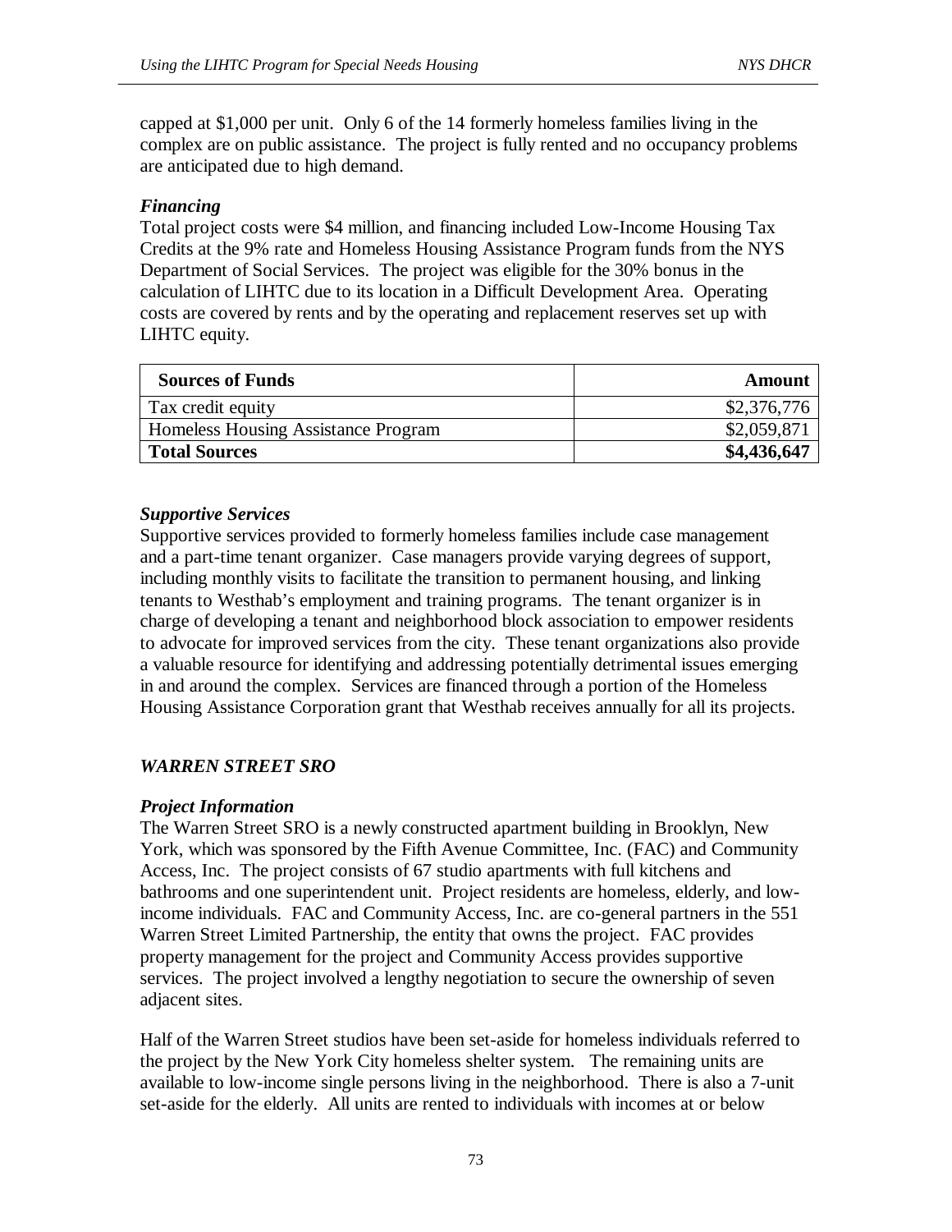capped at $1,000 per unit. Only 6 of the 14 formerly homeless families living in the complex are on public assistance. The project is fully rented and no occupancy problems are anticipated due to high demand.

***Financing***

Total project costs were $4 million, and financing included Low-Income Housing Tax Credits at the 9% rate and Homeless Housing Assistance Program funds from the NYS Department of Social Services. The project was eligible for the 30% bonus in the calculation of LIHTC due to its location in a Difficult Development Area. Operating costs are covered by rents and by the operating and replacement reserves set up with LIHTC equity.

| **Sources of Funds** | **Amount** |
|---|---:|
| Tax credit equity | $2,376,776 |
| Homeless Housing Assistance Program | $2,059,871 |
| **Total Sources** | **$4,436,647** |

***Supportive Services***

Supportive services provided to formerly homeless families include case management and a part-time tenant organizer. Case managers provide varying degrees of support, including monthly visits to facilitate the transition to permanent housing, and linking tenants to Westhab's employment and training programs. The tenant organizer is in charge of developing a tenant and neighborhood block association to empower residents to advocate for improved services from the city. These tenant organizations also provide a valuable resource for identifying and addressing potentially detrimental issues emerging in and around the complex. Services are financed through a portion of the Homeless Housing Assistance Corporation grant that Westhab receives annually for all its projects.

## *WARREN STREET SRO*

***Project Information***

The Warren Street SRO is a newly constructed apartment building in Brooklyn, New York, which was sponsored by the Fifth Avenue Committee, Inc. (FAC) and Community Access, Inc. The project consists of 67 studio apartments with full kitchens and bathrooms and one superintendent unit. Project residents are homeless, elderly, and low-income individuals. FAC and Community Access, Inc. are co-general partners in the 551 Warren Street Limited Partnership, the entity that owns the project. FAC provides property management for the project and Community Access provides supportive services. The project involved a lengthy negotiation to secure the ownership of seven adjacent sites.

Half of the Warren Street studios have been set-aside for homeless individuals referred to the project by the New York City homeless shelter system. The remaining units are available to low-income single persons living in the neighborhood. There is also a 7-unit set-aside for the elderly. All units are rented to individuals with incomes at or below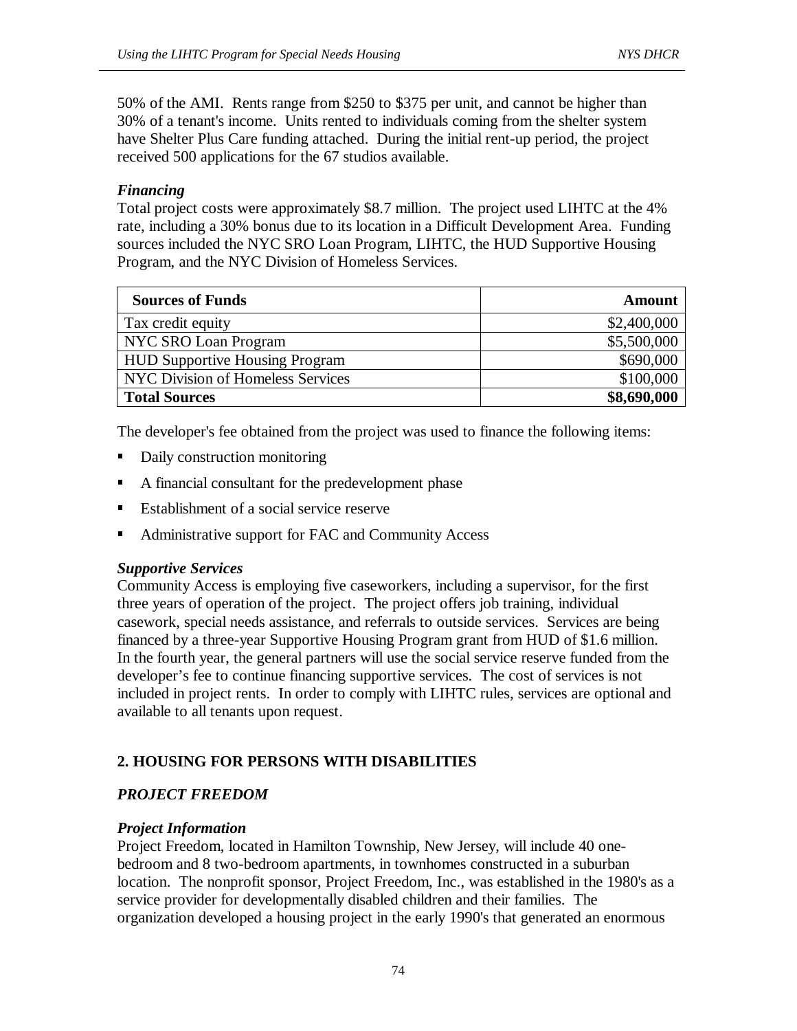50% of the AMI. Rents range from $250 to $375 per unit, and cannot be higher than 30% of a tenant's income. Units rented to individuals coming from the shelter system have Shelter Plus Care funding attached. During the initial rent-up period, the project received 500 applications for the 67 studios available.

### *Financing*

Total project costs were approximately $8.7 million. The project used LIHTC at the 4% rate, including a 30% bonus due to its location in a Difficult Development Area. Funding sources included the NYC SRO Loan Program, LIHTC, the HUD Supportive Housing Program, and the NYC Division of Homeless Services.

| Sources of Funds | Amount |
|---|---:|
| Tax credit equity | $2,400,000 |
| NYC SRO Loan Program | $5,500,000 |
| HUD Supportive Housing Program | $690,000 |
| NYC Division of Homeless Services | $100,000 |
| **Total Sources** | **$8,690,000** |

The developer's fee obtained from the project was used to finance the following items:

- Daily construction monitoring
- A financial consultant for the predevelopment phase
- Establishment of a social service reserve
- Administrative support for FAC and Community Access

### *Supportive Services*

Community Access is employing five caseworkers, including a supervisor, for the first three years of operation of the project. The project offers job training, individual casework, special needs assistance, and referrals to outside services. Services are being financed by a three-year Supportive Housing Program grant from HUD of $1.6 million. In the fourth year, the general partners will use the social service reserve funded from the developer's fee to continue financing supportive services. The cost of services is not included in project rents. In order to comply with LIHTC rules, services are optional and available to all tenants upon request.

## 2. HOUSING FOR PERSONS WITH DISABILITIES

### *PROJECT FREEDOM*

### *Project Information*

Project Freedom, located in Hamilton Township, New Jersey, will include 40 one-bedroom and 8 two-bedroom apartments, in townhomes constructed in a suburban location. The nonprofit sponsor, Project Freedom, Inc., was established in the 1980's as a service provider for developmentally disabled children and their families. The organization developed a housing project in the early 1990's that generated an enormous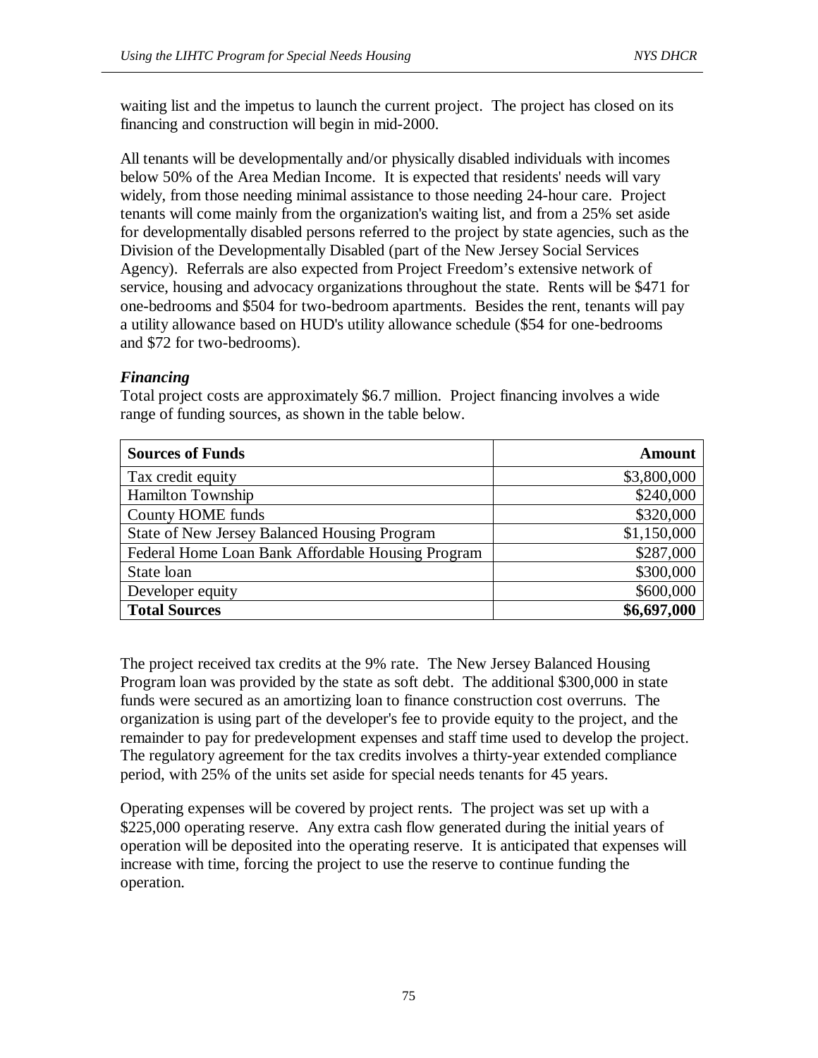waiting list and the impetus to launch the current project. The project has closed on its financing and construction will begin in mid-2000.

All tenants will be developmentally and/or physically disabled individuals with incomes below 50% of the Area Median Income. It is expected that residents' needs will vary widely, from those needing minimal assistance to those needing 24-hour care. Project tenants will come mainly from the organization's waiting list, and from a 25% set aside for developmentally disabled persons referred to the project by state agencies, such as the Division of the Developmentally Disabled (part of the New Jersey Social Services Agency). Referrals are also expected from Project Freedom's extensive network of service, housing and advocacy organizations throughout the state. Rents will be $471 for one-bedrooms and $504 for two-bedroom apartments. Besides the rent, tenants will pay a utility allowance based on HUD's utility allowance schedule ($54 for one-bedrooms and $72 for two-bedrooms).

***Financing***

Total project costs are approximately $6.7 million. Project financing involves a wide range of funding sources, as shown in the table below.

| **Sources of Funds** | **Amount** |
|---|---:|
| Tax credit equity | $3,800,000 |
| Hamilton Township | $240,000 |
| County HOME funds | $320,000 |
| State of New Jersey Balanced Housing Program | $1,150,000 |
| Federal Home Loan Bank Affordable Housing Program | $287,000 |
| State loan | $300,000 |
| Developer equity | $600,000 |
| **Total Sources** | **$6,697,000** |

The project received tax credits at the 9% rate. The New Jersey Balanced Housing Program loan was provided by the state as soft debt. The additional $300,000 in state funds were secured as an amortizing loan to finance construction cost overruns. The organization is using part of the developer's fee to provide equity to the project, and the remainder to pay for predevelopment expenses and staff time used to develop the project. The regulatory agreement for the tax credits involves a thirty-year extended compliance period, with 25% of the units set aside for special needs tenants for 45 years.

Operating expenses will be covered by project rents. The project was set up with a $225,000 operating reserve. Any extra cash flow generated during the initial years of operation will be deposited into the operating reserve. It is anticipated that expenses will increase with time, forcing the project to use the reserve to continue funding the operation.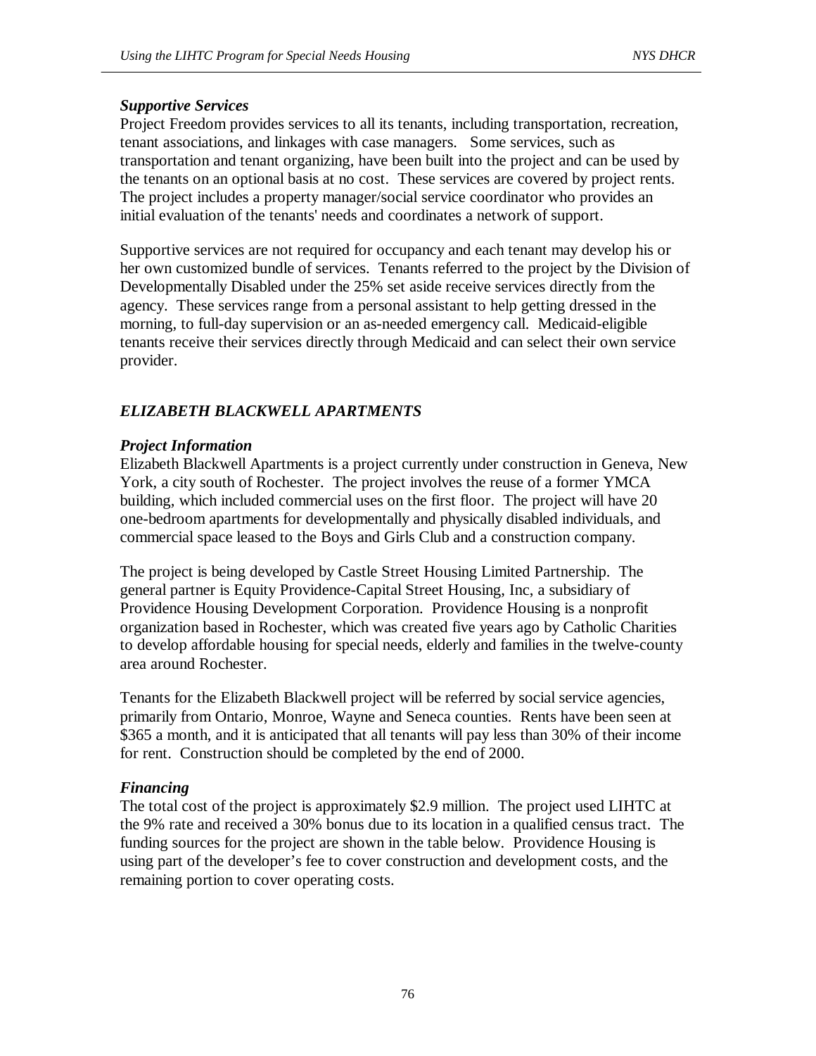### *Supportive Services*

Project Freedom provides services to all its tenants, including transportation, recreation, tenant associations, and linkages with case managers. Some services, such as transportation and tenant organizing, have been built into the project and can be used by the tenants on an optional basis at no cost. These services are covered by project rents. The project includes a property manager/social service coordinator who provides an initial evaluation of the tenants' needs and coordinates a network of support.

Supportive services are not required for occupancy and each tenant may develop his or her own customized bundle of services. Tenants referred to the project by the Division of Developmentally Disabled under the 25% set aside receive services directly from the agency. These services range from a personal assistant to help getting dressed in the morning, to full-day supervision or an as-needed emergency call. Medicaid-eligible tenants receive their services directly through Medicaid and can select their own service provider.

## *ELIZABETH BLACKWELL APARTMENTS*

### *Project Information*

Elizabeth Blackwell Apartments is a project currently under construction in Geneva, New York, a city south of Rochester. The project involves the reuse of a former YMCA building, which included commercial uses on the first floor. The project will have 20 one-bedroom apartments for developmentally and physically disabled individuals, and commercial space leased to the Boys and Girls Club and a construction company.

The project is being developed by Castle Street Housing Limited Partnership. The general partner is Equity Providence-Capital Street Housing, Inc, a subsidiary of Providence Housing Development Corporation. Providence Housing is a nonprofit organization based in Rochester, which was created five years ago by Catholic Charities to develop affordable housing for special needs, elderly and families in the twelve-county area around Rochester.

Tenants for the Elizabeth Blackwell project will be referred by social service agencies, primarily from Ontario, Monroe, Wayne and Seneca counties. Rents have been seen at $365 a month, and it is anticipated that all tenants will pay less than 30% of their income for rent. Construction should be completed by the end of 2000.

### *Financing*

The total cost of the project is approximately $2.9 million. The project used LIHTC at the 9% rate and received a 30% bonus due to its location in a qualified census tract. The funding sources for the project are shown in the table below. Providence Housing is using part of the developer's fee to cover construction and development costs, and the remaining portion to cover operating costs.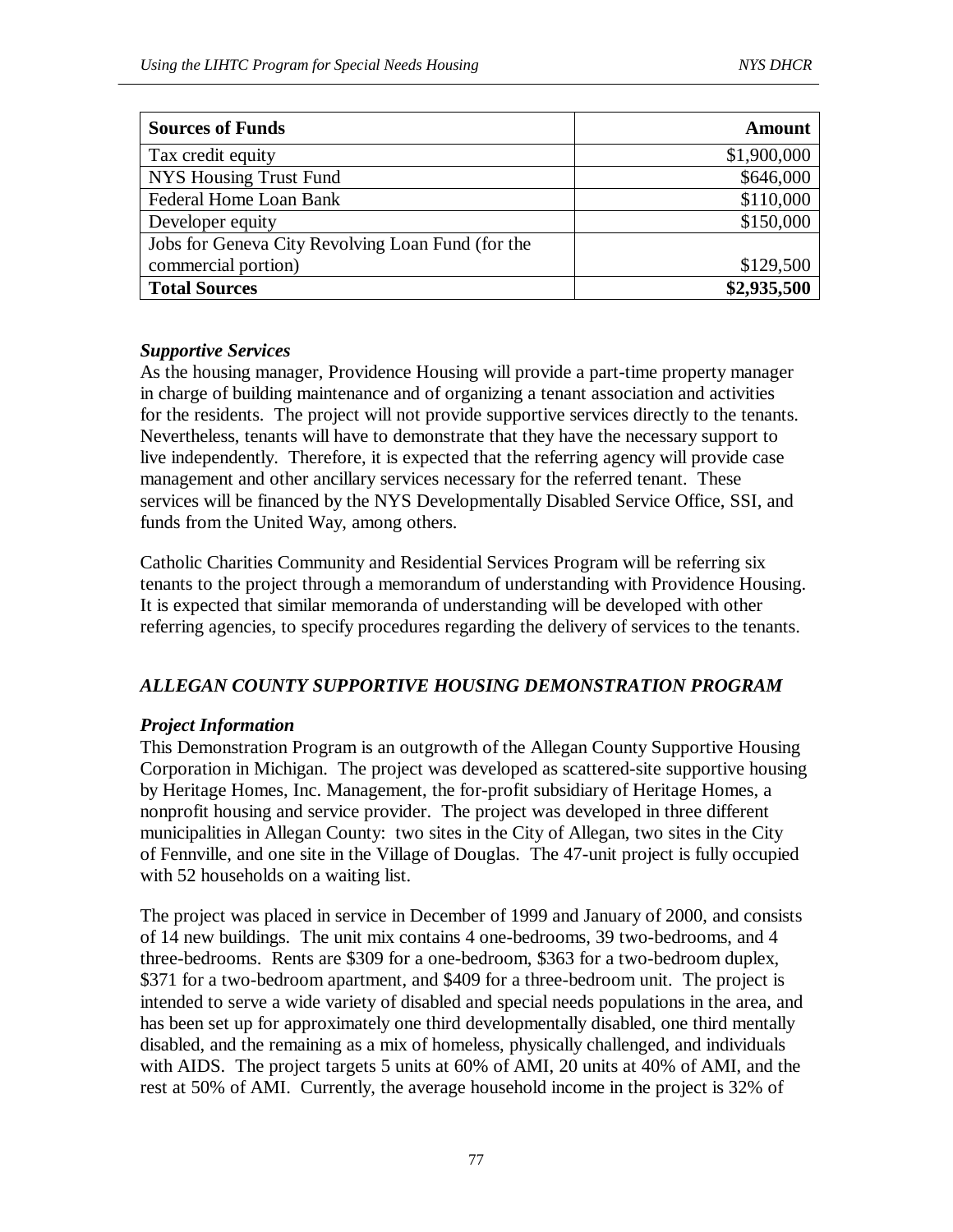| Sources of Funds | Amount |
| --- | ---: |
| Tax credit equity | $1,900,000 |
| NYS Housing Trust Fund | $646,000 |
| Federal Home Loan Bank | $110,000 |
| Developer equity | $150,000 |
| Jobs for Geneva City Revolving Loan Fund (for the commercial portion) | $129,500 |
| **Total Sources** | **$2,935,500** |

***Supportive Services***

As the housing manager, Providence Housing will provide a part-time property manager in charge of building maintenance and of organizing a tenant association and activities for the residents. The project will not provide supportive services directly to the tenants. Nevertheless, tenants will have to demonstrate that they have the necessary support to live independently. Therefore, it is expected that the referring agency will provide case management and other ancillary services necessary for the referred tenant. These services will be financed by the NYS Developmentally Disabled Service Office, SSI, and funds from the United Way, among others.

Catholic Charities Community and Residential Services Program will be referring six tenants to the project through a memorandum of understanding with Providence Housing. It is expected that similar memoranda of understanding will be developed with other referring agencies, to specify procedures regarding the delivery of services to the tenants.

## *ALLEGAN COUNTY SUPPORTIVE HOUSING DEMONSTRATION PROGRAM*

***Project Information***

This Demonstration Program is an outgrowth of the Allegan County Supportive Housing Corporation in Michigan. The project was developed as scattered-site supportive housing by Heritage Homes, Inc. Management, the for-profit subsidiary of Heritage Homes, a nonprofit housing and service provider. The project was developed in three different municipalities in Allegan County: two sites in the City of Allegan, two sites in the City of Fennville, and one site in the Village of Douglas. The 47-unit project is fully occupied with 52 households on a waiting list.

The project was placed in service in December of 1999 and January of 2000, and consists of 14 new buildings. The unit mix contains 4 one-bedrooms, 39 two-bedrooms, and 4 three-bedrooms. Rents are $309 for a one-bedroom, $363 for a two-bedroom duplex, $371 for a two-bedroom apartment, and $409 for a three-bedroom unit. The project is intended to serve a wide variety of disabled and special needs populations in the area, and has been set up for approximately one third developmentally disabled, one third mentally disabled, and the remaining as a mix of homeless, physically challenged, and individuals with AIDS. The project targets 5 units at 60% of AMI, 20 units at 40% of AMI, and the rest at 50% of AMI. Currently, the average household income in the project is 32% of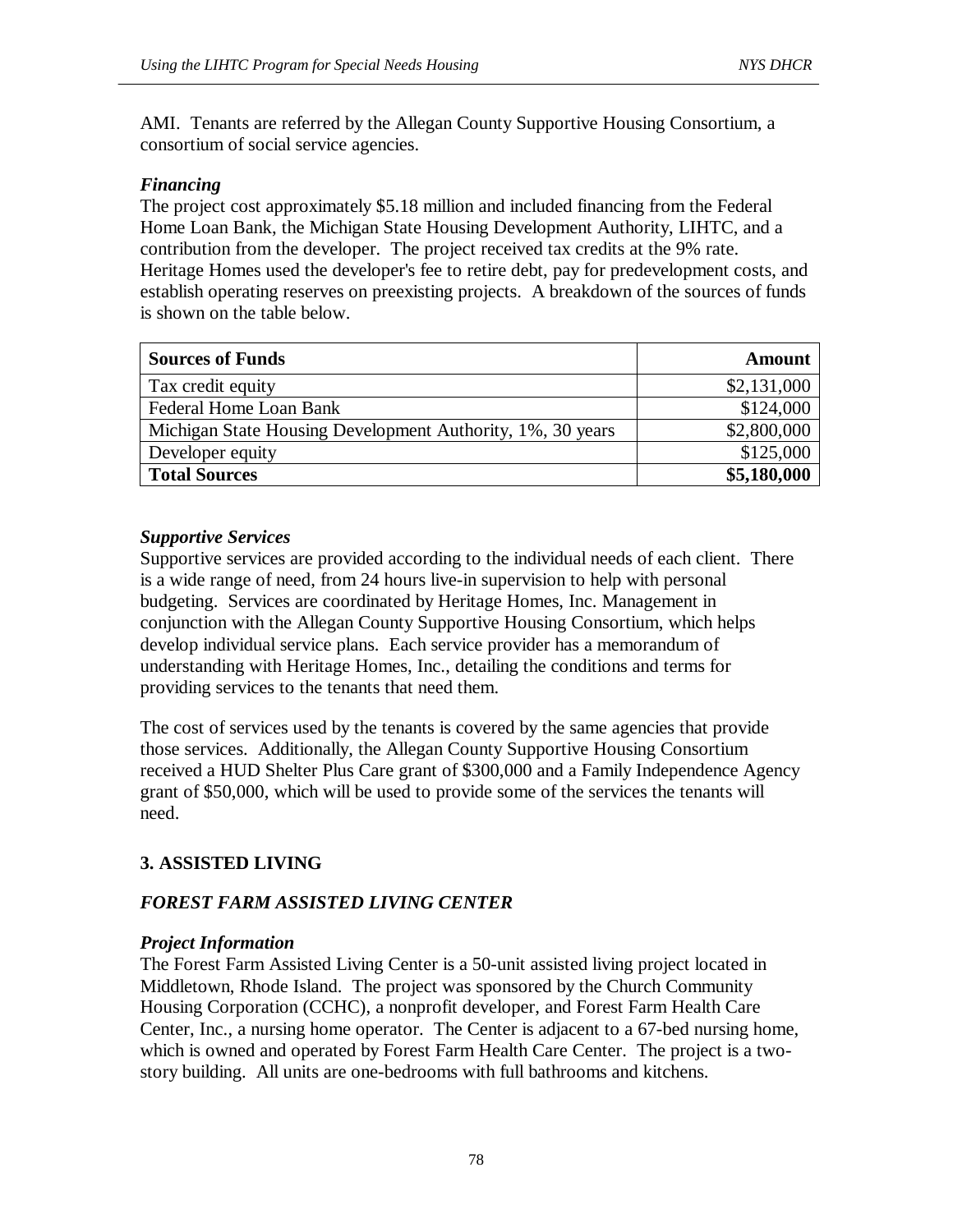AMI. Tenants are referred by the Allegan County Supportive Housing Consortium, a consortium of social service agencies.

### *Financing*

The project cost approximately $5.18 million and included financing from the Federal Home Loan Bank, the Michigan State Housing Development Authority, LIHTC, and a contribution from the developer. The project received tax credits at the 9% rate. Heritage Homes used the developer's fee to retire debt, pay for predevelopment costs, and establish operating reserves on preexisting projects. A breakdown of the sources of funds is shown on the table below.

| **Sources of Funds** | **Amount** |
|---|---:|
| Tax credit equity | $2,131,000 |
| Federal Home Loan Bank | $124,000 |
| Michigan State Housing Development Authority, 1%, 30 years | $2,800,000 |
| Developer equity | $125,000 |
| **Total Sources** | **$5,180,000** |

### *Supportive Services*

Supportive services are provided according to the individual needs of each client. There is a wide range of need, from 24 hours live-in supervision to help with personal budgeting. Services are coordinated by Heritage Homes, Inc. Management in conjunction with the Allegan County Supportive Housing Consortium, which helps develop individual service plans. Each service provider has a memorandum of understanding with Heritage Homes, Inc., detailing the conditions and terms for providing services to the tenants that need them.

The cost of services used by the tenants is covered by the same agencies that provide those services. Additionally, the Allegan County Supportive Housing Consortium received a HUD Shelter Plus Care grant of $300,000 and a Family Independence Agency grant of $50,000, which will be used to provide some of the services the tenants will need.

## 3. ASSISTED LIVING

### *FOREST FARM ASSISTED LIVING CENTER*

### *Project Information*

The Forest Farm Assisted Living Center is a 50-unit assisted living project located in Middletown, Rhode Island. The project was sponsored by the Church Community Housing Corporation (CCHC), a nonprofit developer, and Forest Farm Health Care Center, Inc., a nursing home operator. The Center is adjacent to a 67-bed nursing home, which is owned and operated by Forest Farm Health Care Center. The project is a two-story building. All units are one-bedrooms with full bathrooms and kitchens.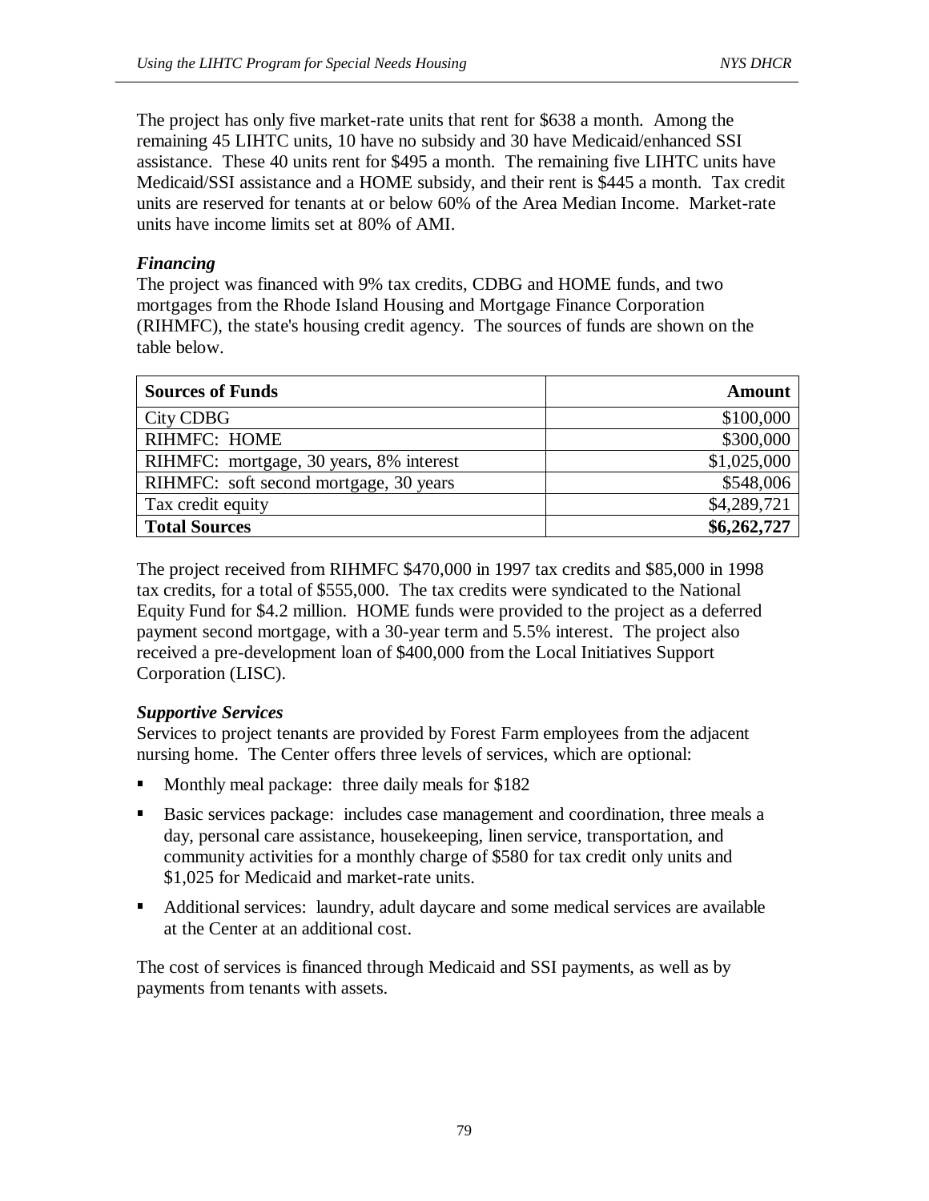The project has only five market-rate units that rent for $638 a month. Among the remaining 45 LIHTC units, 10 have no subsidy and 30 have Medicaid/enhanced SSI assistance. These 40 units rent for $495 a month. The remaining five LIHTC units have Medicaid/SSI assistance and a HOME subsidy, and their rent is $445 a month. Tax credit units are reserved for tenants at or below 60% of the Area Median Income. Market-rate units have income limits set at 80% of AMI.

### *Financing*

The project was financed with 9% tax credits, CDBG and HOME funds, and two mortgages from the Rhode Island Housing and Mortgage Finance Corporation (RIHMFC), the state's housing credit agency. The sources of funds are shown on the table below.

| **Sources of Funds** | **Amount** |
|---|---:|
| City CDBG | $100,000 |
| RIHMFC: HOME | $300,000 |
| RIHMFC: mortgage, 30 years, 8% interest | $1,025,000 |
| RIHMFC: soft second mortgage, 30 years | $548,006 |
| Tax credit equity | $4,289,721 |
| **Total Sources** | **$6,262,727** |

The project received from RIHMFC $470,000 in 1997 tax credits and $85,000 in 1998 tax credits, for a total of $555,000. The tax credits were syndicated to the National Equity Fund for $4.2 million. HOME funds were provided to the project as a deferred payment second mortgage, with a 30-year term and 5.5% interest. The project also received a pre-development loan of $400,000 from the Local Initiatives Support Corporation (LISC).

### *Supportive Services*

Services to project tenants are provided by Forest Farm employees from the adjacent nursing home. The Center offers three levels of services, which are optional:

- Monthly meal package: three daily meals for $182
- Basic services package: includes case management and coordination, three meals a day, personal care assistance, housekeeping, linen service, transportation, and community activities for a monthly charge of $580 for tax credit only units and $1,025 for Medicaid and market-rate units.
- Additional services: laundry, adult daycare and some medical services are available at the Center at an additional cost.

The cost of services is financed through Medicaid and SSI payments, as well as by payments from tenants with assets.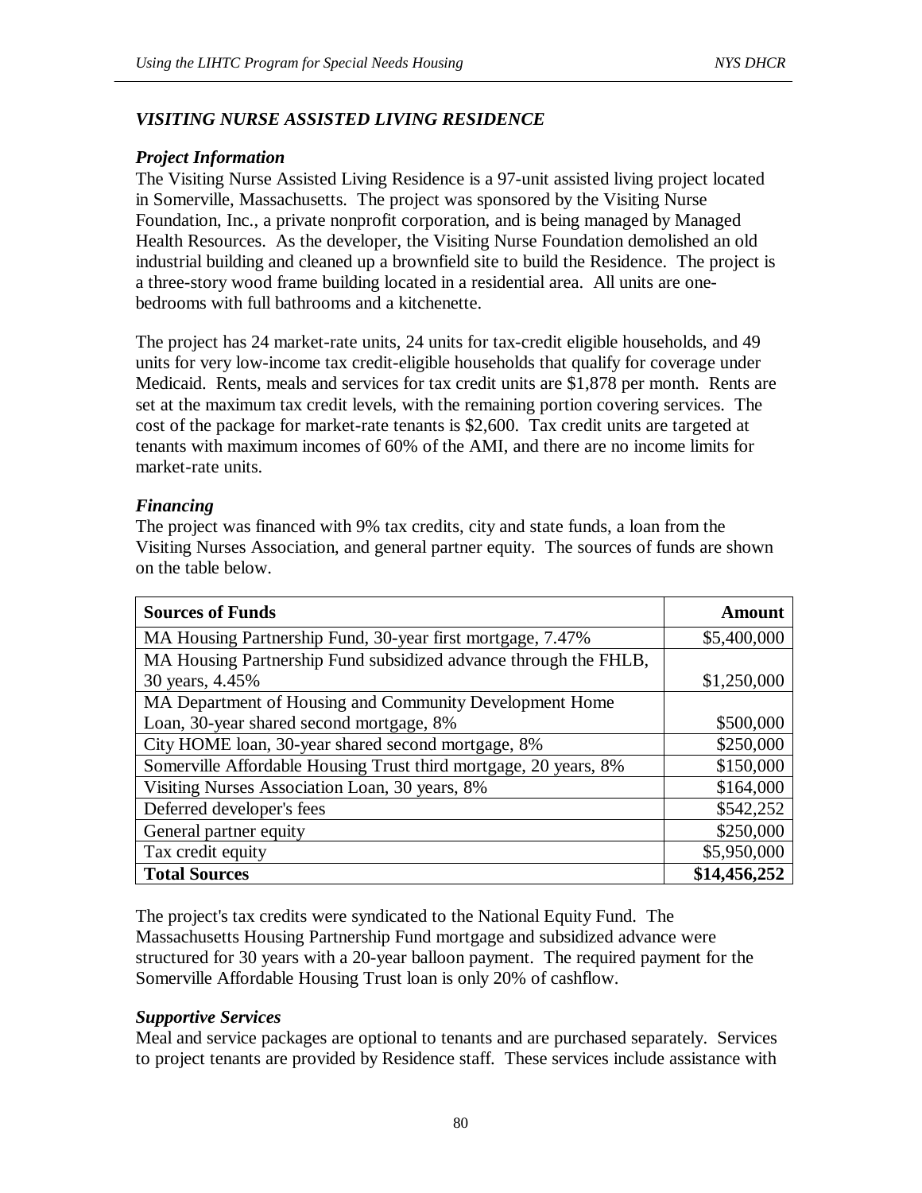### *VISITING NURSE ASSISTED LIVING RESIDENCE*

#### *Project Information*

The Visiting Nurse Assisted Living Residence is a 97-unit assisted living project located in Somerville, Massachusetts. The project was sponsored by the Visiting Nurse Foundation, Inc., a private nonprofit corporation, and is being managed by Managed Health Resources. As the developer, the Visiting Nurse Foundation demolished an old industrial building and cleaned up a brownfield site to build the Residence. The project is a three-story wood frame building located in a residential area. All units are one-bedrooms with full bathrooms and a kitchenette.

The project has 24 market-rate units, 24 units for tax-credit eligible households, and 49 units for very low-income tax credit-eligible households that qualify for coverage under Medicaid. Rents, meals and services for tax credit units are $1,878 per month. Rents are set at the maximum tax credit levels, with the remaining portion covering services. The cost of the package for market-rate tenants is $2,600. Tax credit units are targeted at tenants with maximum incomes of 60% of the AMI, and there are no income limits for market-rate units.

#### *Financing*

The project was financed with 9% tax credits, city and state funds, a loan from the Visiting Nurses Association, and general partner equity. The sources of funds are shown on the table below.

| **Sources of Funds** | **Amount** |
|---|---:|
| MA Housing Partnership Fund, 30-year first mortgage, 7.47% | $5,400,000 |
| MA Housing Partnership Fund subsidized advance through the FHLB, 30 years, 4.45% | $1,250,000 |
| MA Department of Housing and Community Development Home Loan, 30-year shared second mortgage, 8% | $500,000 |
| City HOME loan, 30-year shared second mortgage, 8% | $250,000 |
| Somerville Affordable Housing Trust third mortgage, 20 years, 8% | $150,000 |
| Visiting Nurses Association Loan, 30 years, 8% | $164,000 |
| Deferred developer's fees | $542,252 |
| General partner equity | $250,000 |
| Tax credit equity | $5,950,000 |
| **Total Sources** | **$14,456,252** |

The project's tax credits were syndicated to the National Equity Fund. The Massachusetts Housing Partnership Fund mortgage and subsidized advance were structured for 30 years with a 20-year balloon payment. The required payment for the Somerville Affordable Housing Trust loan is only 20% of cashflow.

#### *Supportive Services*

Meal and service packages are optional to tenants and are purchased separately. Services to project tenants are provided by Residence staff. These services include assistance with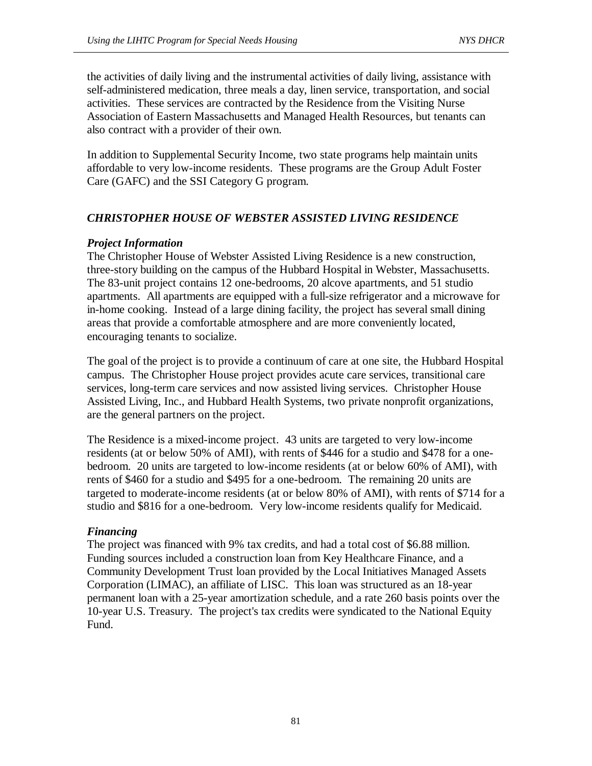the activities of daily living and the instrumental activities of daily living, assistance with self-administered medication, three meals a day, linen service, transportation, and social activities. These services are contracted by the Residence from the Visiting Nurse Association of Eastern Massachusetts and Managed Health Resources, but tenants can also contract with a provider of their own.

In addition to Supplemental Security Income, two state programs help maintain units affordable to very low-income residents. These programs are the Group Adult Foster Care (GAFC) and the SSI Category G program.

## *CHRISTOPHER HOUSE OF WEBSTER ASSISTED LIVING RESIDENCE*

### *Project Information*

The Christopher House of Webster Assisted Living Residence is a new construction, three-story building on the campus of the Hubbard Hospital in Webster, Massachusetts. The 83-unit project contains 12 one-bedrooms, 20 alcove apartments, and 51 studio apartments. All apartments are equipped with a full-size refrigerator and a microwave for in-home cooking. Instead of a large dining facility, the project has several small dining areas that provide a comfortable atmosphere and are more conveniently located, encouraging tenants to socialize.

The goal of the project is to provide a continuum of care at one site, the Hubbard Hospital campus. The Christopher House project provides acute care services, transitional care services, long-term care services and now assisted living services. Christopher House Assisted Living, Inc., and Hubbard Health Systems, two private nonprofit organizations, are the general partners on the project.

The Residence is a mixed-income project. 43 units are targeted to very low-income residents (at or below 50% of AMI), with rents of $446 for a studio and $478 for a one-bedroom. 20 units are targeted to low-income residents (at or below 60% of AMI), with rents of $460 for a studio and $495 for a one-bedroom. The remaining 20 units are targeted to moderate-income residents (at or below 80% of AMI), with rents of $714 for a studio and $816 for a one-bedroom. Very low-income residents qualify for Medicaid.

### *Financing*

The project was financed with 9% tax credits, and had a total cost of $6.88 million. Funding sources included a construction loan from Key Healthcare Finance, and a Community Development Trust loan provided by the Local Initiatives Managed Assets Corporation (LIMAC), an affiliate of LISC. This loan was structured as an 18-year permanent loan with a 25-year amortization schedule, and a rate 260 basis points over the 10-year U.S. Treasury. The project's tax credits were syndicated to the National Equity Fund.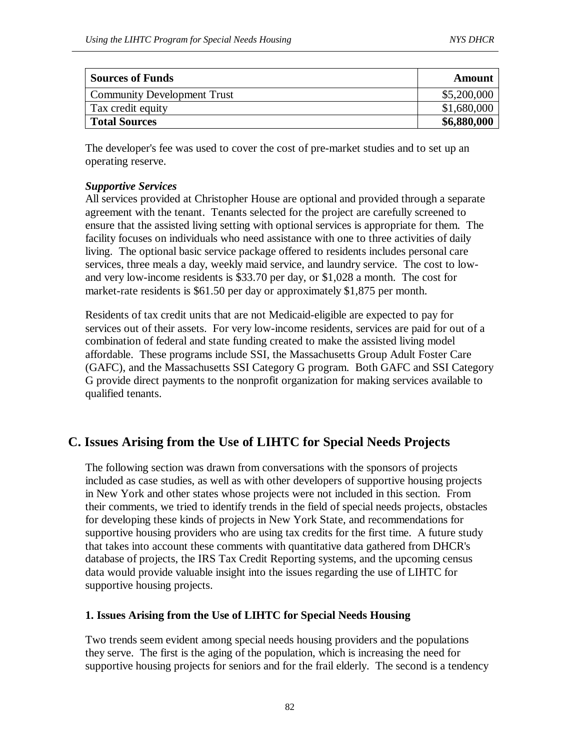| Sources of Funds | Amount |
| --- | ---: |
| Community Development Trust | \$5,200,000 |
| Tax credit equity | \$1,680,000 |
| **Total Sources** | **\$6,880,000** |

The developer's fee was used to cover the cost of pre-market studies and to set up an operating reserve.

***Supportive Services***
All services provided at Christopher House are optional and provided through a separate agreement with the tenant. Tenants selected for the project are carefully screened to ensure that the assisted living setting with optional services is appropriate for them. The facility focuses on individuals who need assistance with one to three activities of daily living. The optional basic service package offered to residents includes personal care services, three meals a day, weekly maid service, and laundry service. The cost to low- and very low-income residents is \$33.70 per day, or \$1,028 a month. The cost for market-rate residents is \$61.50 per day or approximately \$1,875 per month.

Residents of tax credit units that are not Medicaid-eligible are expected to pay for services out of their assets. For very low-income residents, services are paid for out of a combination of federal and state funding created to make the assisted living model affordable. These programs include SSI, the Massachusetts Group Adult Foster Care (GAFC), and the Massachusetts SSI Category G program. Both GAFC and SSI Category G provide direct payments to the nonprofit organization for making services available to qualified tenants.

## C. Issues Arising from the Use of LIHTC for Special Needs Projects

The following section was drawn from conversations with the sponsors of projects included as case studies, as well as with other developers of supportive housing projects in New York and other states whose projects were not included in this section. From their comments, we tried to identify trends in the field of special needs projects, obstacles for developing these kinds of projects in New York State, and recommendations for supportive housing providers who are using tax credits for the first time. A future study that takes into account these comments with quantitative data gathered from DHCR's database of projects, the IRS Tax Credit Reporting systems, and the upcoming census data would provide valuable insight into the issues regarding the use of LIHTC for supportive housing projects.

### 1. Issues Arising from the Use of LIHTC for Special Needs Housing

Two trends seem evident among special needs housing providers and the populations they serve. The first is the aging of the population, which is increasing the need for supportive housing projects for seniors and for the frail elderly. The second is a tendency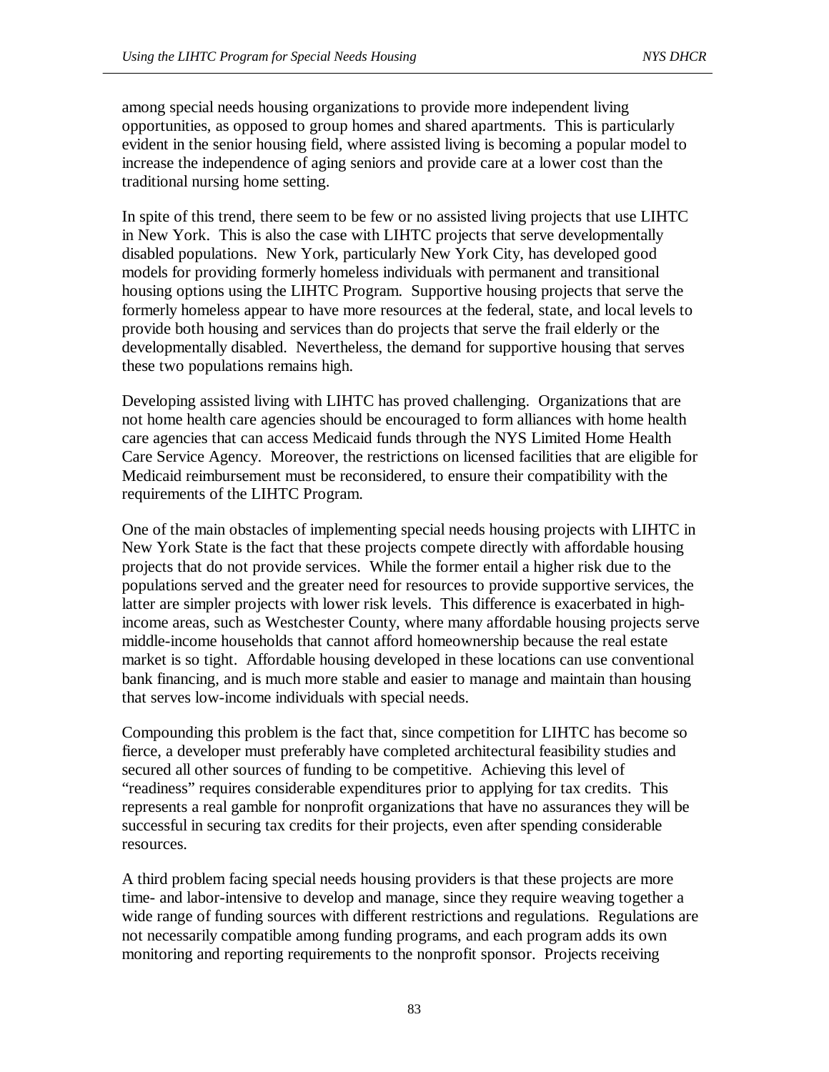among special needs housing organizations to provide more independent living opportunities, as opposed to group homes and shared apartments. This is particularly evident in the senior housing field, where assisted living is becoming a popular model to increase the independence of aging seniors and provide care at a lower cost than the traditional nursing home setting.

In spite of this trend, there seem to be few or no assisted living projects that use LIHTC in New York. This is also the case with LIHTC projects that serve developmentally disabled populations. New York, particularly New York City, has developed good models for providing formerly homeless individuals with permanent and transitional housing options using the LIHTC Program. Supportive housing projects that serve the formerly homeless appear to have more resources at the federal, state, and local levels to provide both housing and services than do projects that serve the frail elderly or the developmentally disabled. Nevertheless, the demand for supportive housing that serves these two populations remains high.

Developing assisted living with LIHTC has proved challenging. Organizations that are not home health care agencies should be encouraged to form alliances with home health care agencies that can access Medicaid funds through the NYS Limited Home Health Care Service Agency. Moreover, the restrictions on licensed facilities that are eligible for Medicaid reimbursement must be reconsidered, to ensure their compatibility with the requirements of the LIHTC Program.

One of the main obstacles of implementing special needs housing projects with LIHTC in New York State is the fact that these projects compete directly with affordable housing projects that do not provide services. While the former entail a higher risk due to the populations served and the greater need for resources to provide supportive services, the latter are simpler projects with lower risk levels. This difference is exacerbated in high-income areas, such as Westchester County, where many affordable housing projects serve middle-income households that cannot afford homeownership because the real estate market is so tight. Affordable housing developed in these locations can use conventional bank financing, and is much more stable and easier to manage and maintain than housing that serves low-income individuals with special needs.

Compounding this problem is the fact that, since competition for LIHTC has become so fierce, a developer must preferably have completed architectural feasibility studies and secured all other sources of funding to be competitive. Achieving this level of "readiness" requires considerable expenditures prior to applying for tax credits. This represents a real gamble for nonprofit organizations that have no assurances they will be successful in securing tax credits for their projects, even after spending considerable resources.

A third problem facing special needs housing providers is that these projects are more time- and labor-intensive to develop and manage, since they require weaving together a wide range of funding sources with different restrictions and regulations. Regulations are not necessarily compatible among funding programs, and each program adds its own monitoring and reporting requirements to the nonprofit sponsor. Projects receiving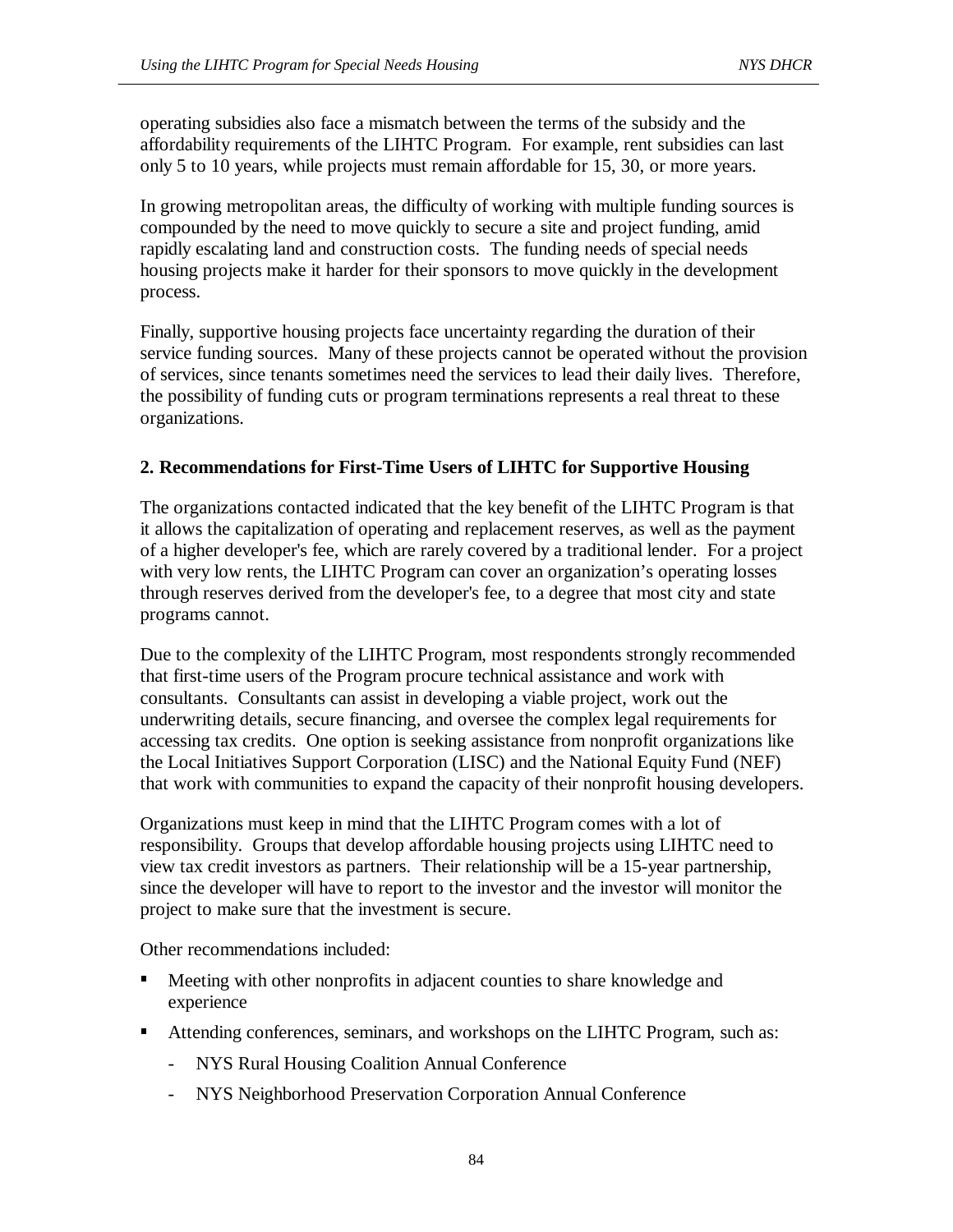operating subsidies also face a mismatch between the terms of the subsidy and the affordability requirements of the LIHTC Program. For example, rent subsidies can last only 5 to 10 years, while projects must remain affordable for 15, 30, or more years.

In growing metropolitan areas, the difficulty of working with multiple funding sources is compounded by the need to move quickly to secure a site and project funding, amid rapidly escalating land and construction costs. The funding needs of special needs housing projects make it harder for their sponsors to move quickly in the development process.

Finally, supportive housing projects face uncertainty regarding the duration of their service funding sources. Many of these projects cannot be operated without the provision of services, since tenants sometimes need the services to lead their daily lives. Therefore, the possibility of funding cuts or program terminations represents a real threat to these organizations.

### 2. Recommendations for First-Time Users of LIHTC for Supportive Housing

The organizations contacted indicated that the key benefit of the LIHTC Program is that it allows the capitalization of operating and replacement reserves, as well as the payment of a higher developer's fee, which are rarely covered by a traditional lender. For a project with very low rents, the LIHTC Program can cover an organization's operating losses through reserves derived from the developer's fee, to a degree that most city and state programs cannot.

Due to the complexity of the LIHTC Program, most respondents strongly recommended that first-time users of the Program procure technical assistance and work with consultants. Consultants can assist in developing a viable project, work out the underwriting details, secure financing, and oversee the complex legal requirements for accessing tax credits. One option is seeking assistance from nonprofit organizations like the Local Initiatives Support Corporation (LISC) and the National Equity Fund (NEF) that work with communities to expand the capacity of their nonprofit housing developers.

Organizations must keep in mind that the LIHTC Program comes with a lot of responsibility. Groups that develop affordable housing projects using LIHTC need to view tax credit investors as partners. Their relationship will be a 15-year partnership, since the developer will have to report to the investor and the investor will monitor the project to make sure that the investment is secure.

Other recommendations included:

- Meeting with other nonprofits in adjacent counties to share knowledge and experience
- Attending conferences, seminars, and workshops on the LIHTC Program, such as:
    - NYS Rural Housing Coalition Annual Conference
    - NYS Neighborhood Preservation Corporation Annual Conference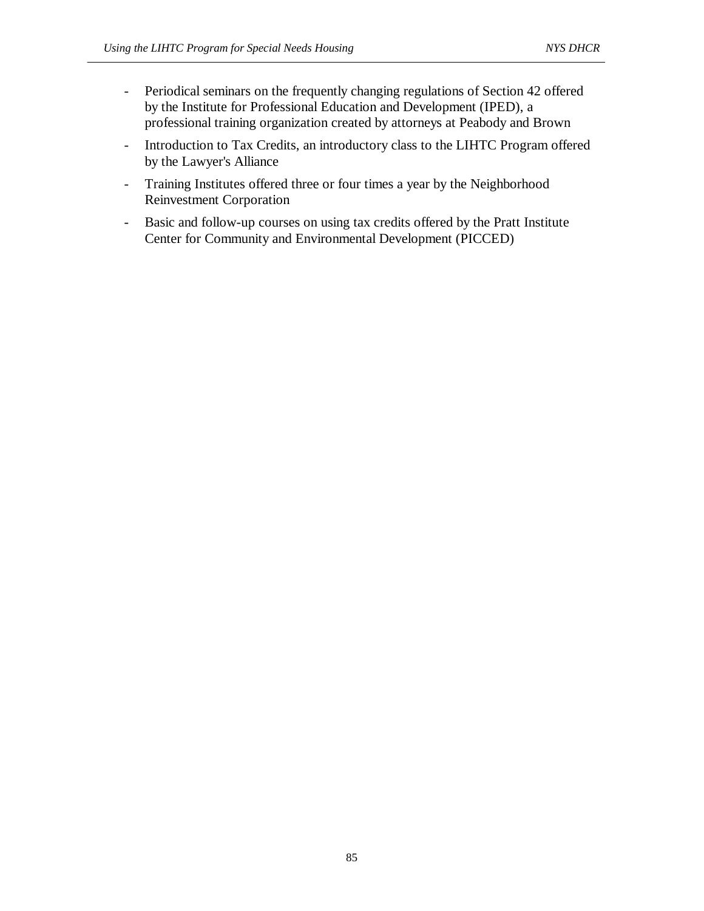- Periodical seminars on the frequently changing regulations of Section 42 offered by the Institute for Professional Education and Development (IPED), a professional training organization created by attorneys at Peabody and Brown
- Introduction to Tax Credits, an introductory class to the LIHTC Program offered by the Lawyer's Alliance
- Training Institutes offered three or four times a year by the Neighborhood Reinvestment Corporation
- Basic and follow-up courses on using tax credits offered by the Pratt Institute Center for Community and Environmental Development (PICCED)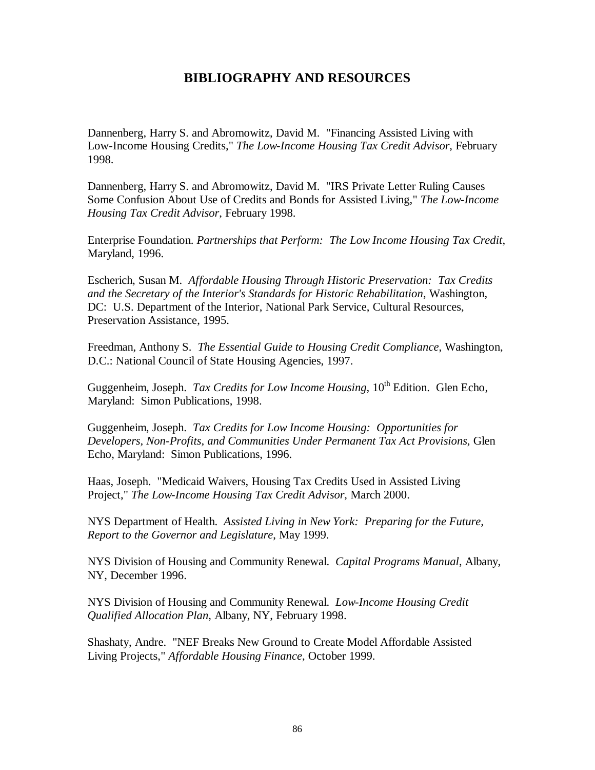# BIBLIOGRAPHY AND RESOURCES

Dannenberg, Harry S. and Abromowitz, David M. "Financing Assisted Living with Low-Income Housing Credits," *The Low-Income Housing Tax Credit Advisor*, February 1998.

Dannenberg, Harry S. and Abromowitz, David M. "IRS Private Letter Ruling Causes Some Confusion About Use of Credits and Bonds for Assisted Living," *The Low-Income Housing Tax Credit Advisor*, February 1998.

Enterprise Foundation. *Partnerships that Perform: The Low Income Housing Tax Credit*, Maryland, 1996.

Escherich, Susan M. *Affordable Housing Through Historic Preservation: Tax Credits and the Secretary of the Interior's Standards for Historic Rehabilitation*, Washington, DC: U.S. Department of the Interior, National Park Service, Cultural Resources, Preservation Assistance, 1995.

Freedman, Anthony S. *The Essential Guide to Housing Credit Compliance*, Washington, D.C.: National Council of State Housing Agencies, 1997.

Guggenheim, Joseph. *Tax Credits for Low Income Housing*, 10th Edition. Glen Echo, Maryland: Simon Publications, 1998.

Guggenheim, Joseph. *Tax Credits for Low Income Housing: Opportunities for Developers, Non-Profits, and Communities Under Permanent Tax Act Provisions*, Glen Echo, Maryland: Simon Publications, 1996.

Haas, Joseph. "Medicaid Waivers, Housing Tax Credits Used in Assisted Living Project," *The Low-Income Housing Tax Credit Advisor*, March 2000.

NYS Department of Health. *Assisted Living in New York: Preparing for the Future, Report to the Governor and Legislature*, May 1999.

NYS Division of Housing and Community Renewal. *Capital Programs Manual*, Albany, NY, December 1996.

NYS Division of Housing and Community Renewal. *Low-Income Housing Credit Qualified Allocation Plan*, Albany, NY, February 1998.

Shashaty, Andre. "NEF Breaks New Ground to Create Model Affordable Assisted Living Projects," *Affordable Housing Finance*, October 1999.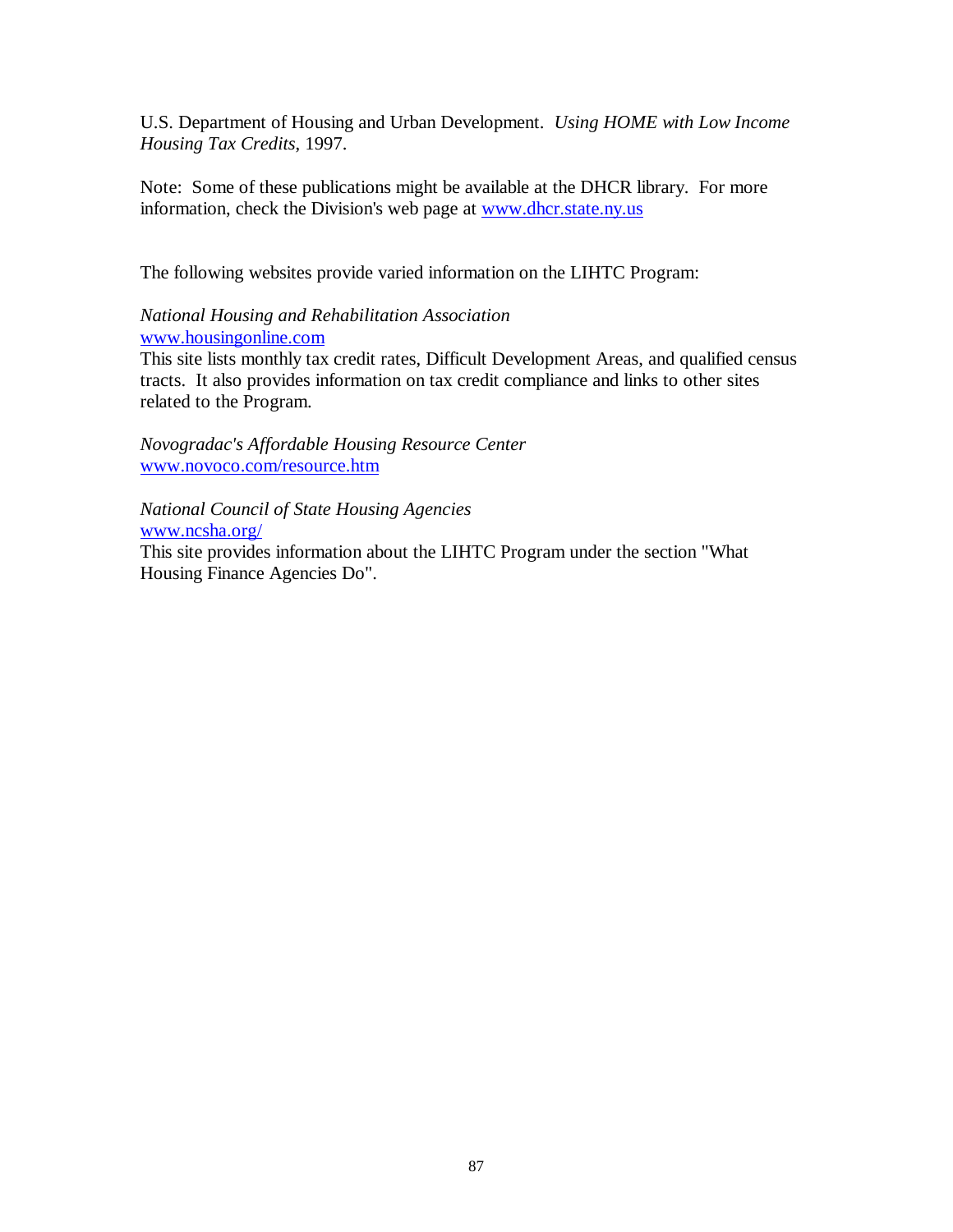U.S. Department of Housing and Urban Development. *Using HOME with Low Income Housing Tax Credits*, 1997.

Note: Some of these publications might be available at the DHCR library. For more information, check the Division's web page at www.dhcr.state.ny.us

The following websites provide varied information on the LIHTC Program:

*National Housing and Rehabilitation Association*
www.housingonline.com
This site lists monthly tax credit rates, Difficult Development Areas, and qualified census tracts. It also provides information on tax credit compliance and links to other sites related to the Program.

*Novogradac's Affordable Housing Resource Center*
www.novoco.com/resource.htm

*National Council of State Housing Agencies*
www.ncsha.org/
This site provides information about the LIHTC Program under the section "What Housing Finance Agencies Do".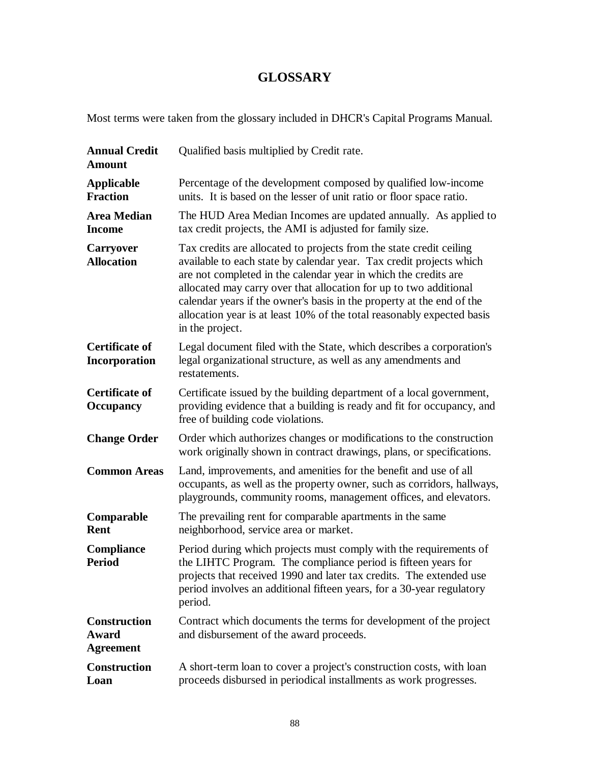# GLOSSARY

Most terms were taken from the glossary included in DHCR's Capital Programs Manual.

| | |
|---|---|
| **Annual Credit Amount** | Qualified basis multiplied by Credit rate. |
| **Applicable Fraction** | Percentage of the development composed by qualified low-income units. It is based on the lesser of unit ratio or floor space ratio. |
| **Area Median Income** | The HUD Area Median Incomes are updated annually. As applied to tax credit projects, the AMI is adjusted for family size. |
| **Carryover Allocation** | Tax credits are allocated to projects from the state credit ceiling available to each state by calendar year. Tax credit projects which are not completed in the calendar year in which the credits are allocated may carry over that allocation for up to two additional calendar years if the owner's basis in the property at the end of the allocation year is at least 10% of the total reasonably expected basis in the project. |
| **Certificate of Incorporation** | Legal document filed with the State, which describes a corporation's legal organizational structure, as well as any amendments and restatements. |
| **Certificate of Occupancy** | Certificate issued by the building department of a local government, providing evidence that a building is ready and fit for occupancy, and free of building code violations. |
| **Change Order** | Order which authorizes changes or modifications to the construction work originally shown in contract drawings, plans, or specifications. |
| **Common Areas** | Land, improvements, and amenities for the benefit and use of all occupants, as well as the property owner, such as corridors, hallways, playgrounds, community rooms, management offices, and elevators. |
| **Comparable Rent** | The prevailing rent for comparable apartments in the same neighborhood, service area or market. |
| **Compliance Period** | Period during which projects must comply with the requirements of the LIHTC Program. The compliance period is fifteen years for projects that received 1990 and later tax credits. The extended use period involves an additional fifteen years, for a 30-year regulatory period. |
| **Construction Award Agreement** | Contract which documents the terms for development of the project and disbursement of the award proceeds. |
| **Construction Loan** | A short-term loan to cover a project's construction costs, with loan proceeds disbursed in periodical installments as work progresses. |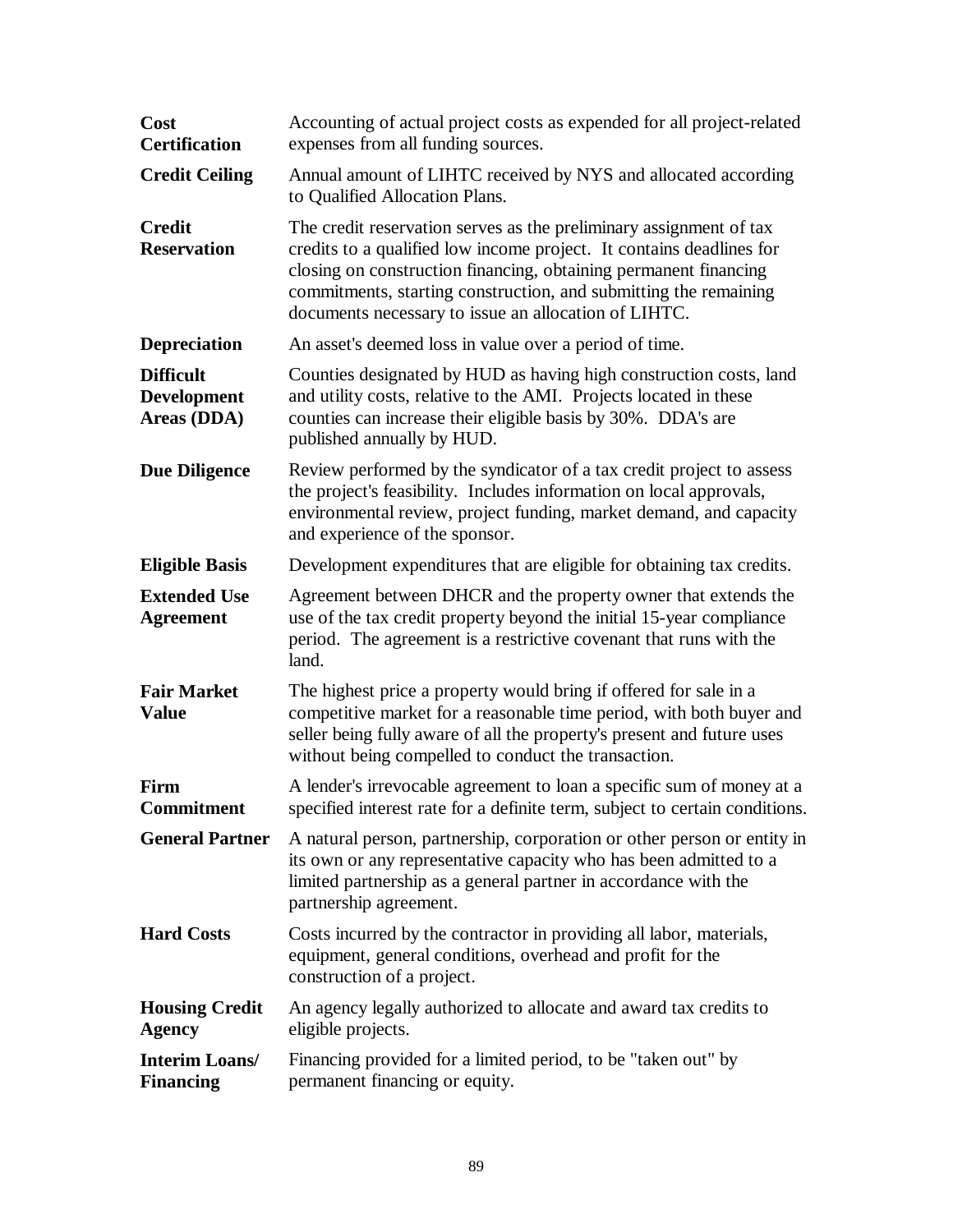**Cost Certification** Accounting of actual project costs as expended for all project-related expenses from all funding sources.

**Credit Ceiling** Annual amount of LIHTC received by NYS and allocated according to Qualified Allocation Plans.

**Credit Reservation** The credit reservation serves as the preliminary assignment of tax credits to a qualified low income project. It contains deadlines for closing on construction financing, obtaining permanent financing commitments, starting construction, and submitting the remaining documents necessary to issue an allocation of LIHTC.

**Depreciation** An asset's deemed loss in value over a period of time.

**Difficult Development Areas (DDA)** Counties designated by HUD as having high construction costs, land and utility costs, relative to the AMI. Projects located in these counties can increase their eligible basis by 30%. DDA's are published annually by HUD.

**Due Diligence** Review performed by the syndicator of a tax credit project to assess the project's feasibility. Includes information on local approvals, environmental review, project funding, market demand, and capacity and experience of the sponsor.

**Eligible Basis** Development expenditures that are eligible for obtaining tax credits.

**Extended Use Agreement** Agreement between DHCR and the property owner that extends the use of the tax credit property beyond the initial 15-year compliance period. The agreement is a restrictive covenant that runs with the land.

**Fair Market Value** The highest price a property would bring if offered for sale in a competitive market for a reasonable time period, with both buyer and seller being fully aware of all the property's present and future uses without being compelled to conduct the transaction.

**Firm Commitment** A lender's irrevocable agreement to loan a specific sum of money at a specified interest rate for a definite term, subject to certain conditions.

**General Partner** A natural person, partnership, corporation or other person or entity in its own or any representative capacity who has been admitted to a limited partnership as a general partner in accordance with the partnership agreement.

**Hard Costs** Costs incurred by the contractor in providing all labor, materials, equipment, general conditions, overhead and profit for the construction of a project.

**Housing Credit Agency** An agency legally authorized to allocate and award tax credits to eligible projects.

**Interim Loans/ Financing** Financing provided for a limited period, to be "taken out" by permanent financing or equity.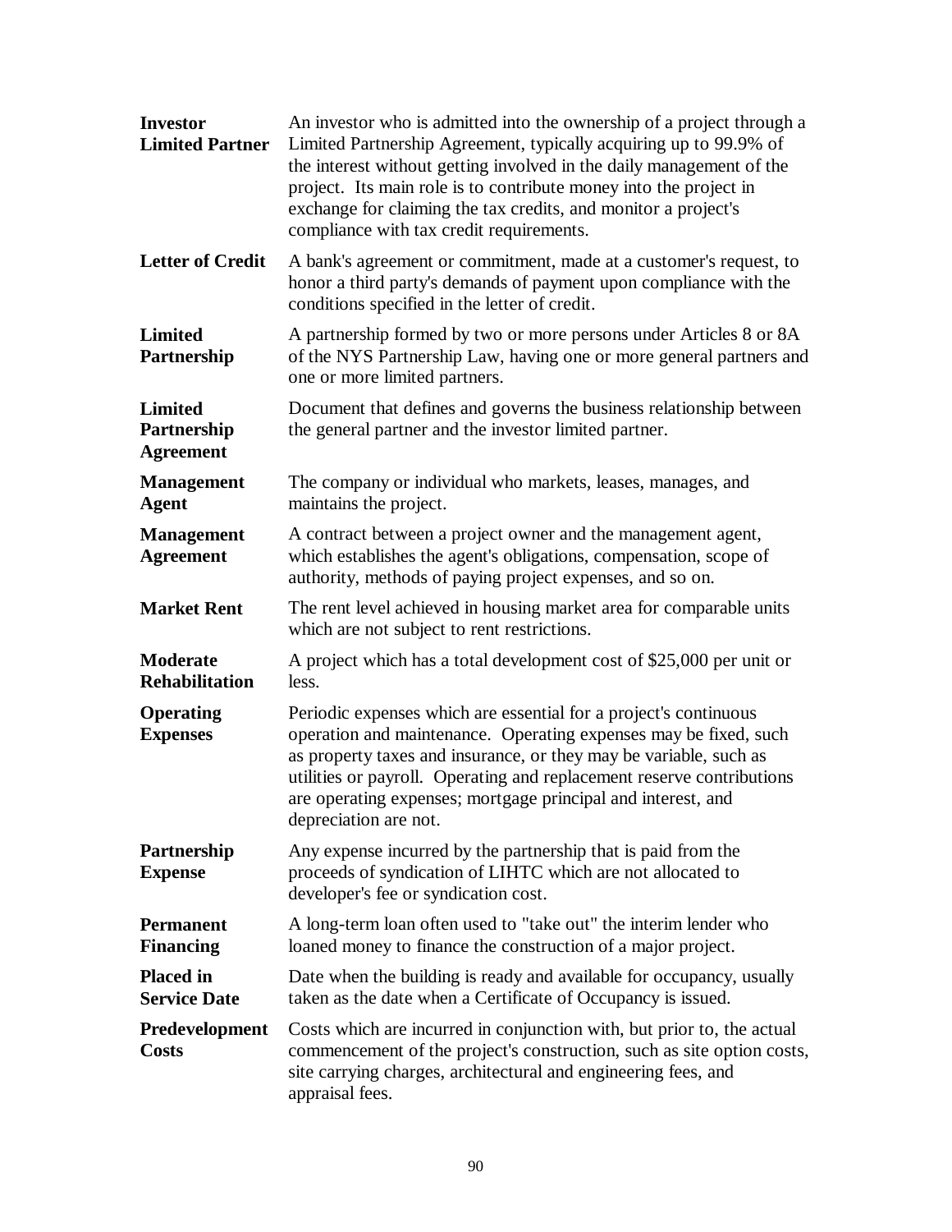**Investor Limited Partner** An investor who is admitted into the ownership of a project through a Limited Partnership Agreement, typically acquiring up to 99.9% of the interest without getting involved in the daily management of the project. Its main role is to contribute money into the project in exchange for claiming the tax credits, and monitor a project's compliance with tax credit requirements.

**Letter of Credit** A bank's agreement or commitment, made at a customer's request, to honor a third party's demands of payment upon compliance with the conditions specified in the letter of credit.

**Limited Partnership** A partnership formed by two or more persons under Articles 8 or 8A of the NYS Partnership Law, having one or more general partners and one or more limited partners.

**Limited Partnership Agreement** Document that defines and governs the business relationship between the general partner and the investor limited partner.

**Management Agent** The company or individual who markets, leases, manages, and maintains the project.

**Management Agreement** A contract between a project owner and the management agent, which establishes the agent's obligations, compensation, scope of authority, methods of paying project expenses, and so on.

**Market Rent** The rent level achieved in housing market area for comparable units which are not subject to rent restrictions.

**Moderate Rehabilitation** A project which has a total development cost of $25,000 per unit or less.

**Operating Expenses** Periodic expenses which are essential for a project's continuous operation and maintenance. Operating expenses may be fixed, such as property taxes and insurance, or they may be variable, such as utilities or payroll. Operating and replacement reserve contributions are operating expenses; mortgage principal and interest, and depreciation are not.

**Partnership Expense** Any expense incurred by the partnership that is paid from the proceeds of syndication of LIHTC which are not allocated to developer's fee or syndication cost.

**Permanent Financing** A long-term loan often used to "take out" the interim lender who loaned money to finance the construction of a major project.

**Placed in Service Date** Date when the building is ready and available for occupancy, usually taken as the date when a Certificate of Occupancy is issued.

**Predevelopment Costs** Costs which are incurred in conjunction with, but prior to, the actual commencement of the project's construction, such as site option costs, site carrying charges, architectural and engineering fees, and appraisal fees.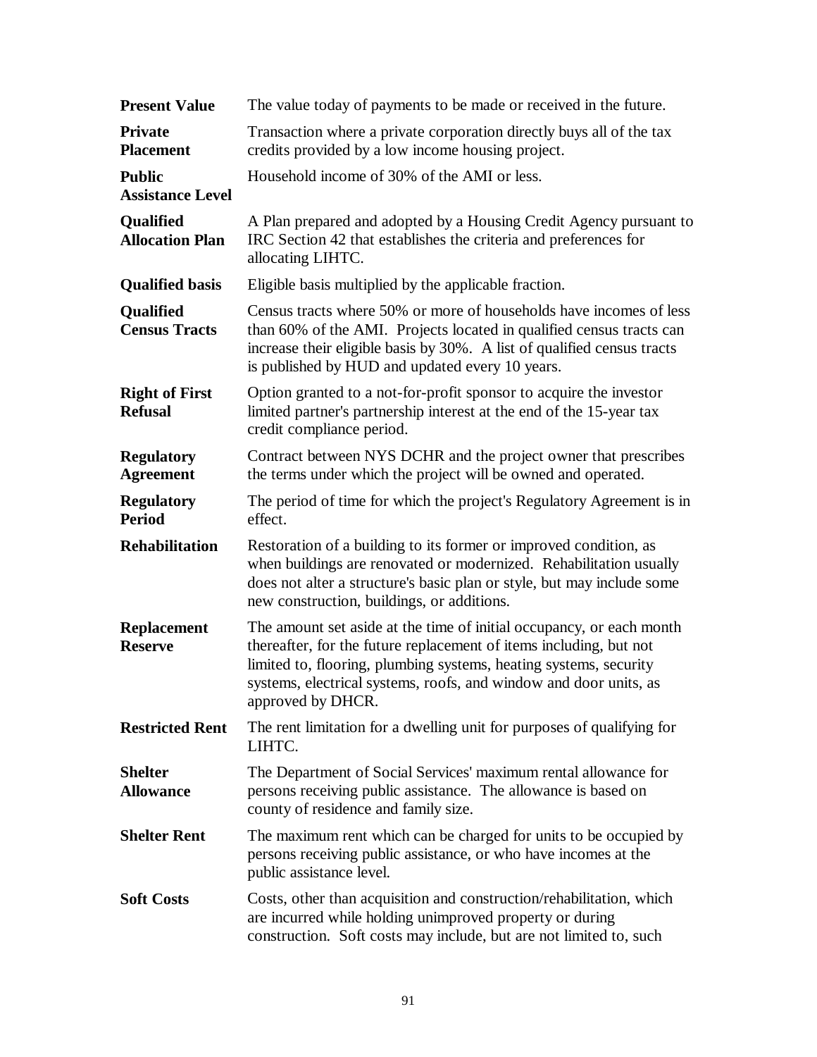**Present Value** The value today of payments to be made or received in the future.

**Private Placement** Transaction where a private corporation directly buys all of the tax credits provided by a low income housing project.

**Public Assistance Level** Household income of 30% of the AMI or less.

**Qualified Allocation Plan** A Plan prepared and adopted by a Housing Credit Agency pursuant to IRC Section 42 that establishes the criteria and preferences for allocating LIHTC.

**Qualified basis** Eligible basis multiplied by the applicable fraction.

**Qualified Census Tracts** Census tracts where 50% or more of households have incomes of less than 60% of the AMI. Projects located in qualified census tracts can increase their eligible basis by 30%. A list of qualified census tracts is published by HUD and updated every 10 years.

**Right of First Refusal** Option granted to a not-for-profit sponsor to acquire the investor limited partner's partnership interest at the end of the 15-year tax credit compliance period.

**Regulatory Agreement** Contract between NYS DCHR and the project owner that prescribes the terms under which the project will be owned and operated.

**Regulatory Period** The period of time for which the project's Regulatory Agreement is in effect.

**Rehabilitation** Restoration of a building to its former or improved condition, as when buildings are renovated or modernized. Rehabilitation usually does not alter a structure's basic plan or style, but may include some new construction, buildings, or additions.

**Replacement Reserve** The amount set aside at the time of initial occupancy, or each month thereafter, for the future replacement of items including, but not limited to, flooring, plumbing systems, heating systems, security systems, electrical systems, roofs, and window and door units, as approved by DHCR.

**Restricted Rent** The rent limitation for a dwelling unit for purposes of qualifying for LIHTC.

**Shelter Allowance** The Department of Social Services' maximum rental allowance for persons receiving public assistance. The allowance is based on county of residence and family size.

**Shelter Rent** The maximum rent which can be charged for units to be occupied by persons receiving public assistance, or who have incomes at the public assistance level.

**Soft Costs** Costs, other than acquisition and construction/rehabilitation, which are incurred while holding unimproved property or during construction. Soft costs may include, but are not limited to, such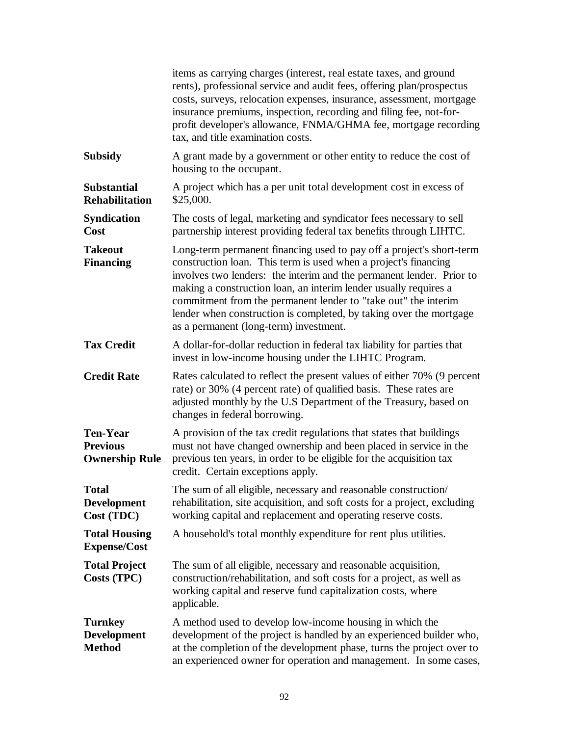items as carrying charges (interest, real estate taxes, and ground rents), professional service and audit fees, offering plan/prospectus costs, surveys, relocation expenses, insurance, assessment, mortgage insurance premiums, inspection, recording and filing fee, not-for-profit developer's allowance, FNMA/GHMA fee, mortgage recording tax, and title examination costs.

**Subsidy** — A grant made by a government or other entity to reduce the cost of housing to the occupant.

**Substantial Rehabilitation** — A project which has a per unit total development cost in excess of $25,000.

**Syndication Cost** — The costs of legal, marketing and syndicator fees necessary to sell partnership interest providing federal tax benefits through LIHTC.

**Takeout Financing** — Long-term permanent financing used to pay off a project's short-term construction loan. This term is used when a project's financing involves two lenders: the interim and the permanent lender. Prior to making a construction loan, an interim lender usually requires a commitment from the permanent lender to "take out" the interim lender when construction is completed, by taking over the mortgage as a permanent (long-term) investment.

**Tax Credit** — A dollar-for-dollar reduction in federal tax liability for parties that invest in low-income housing under the LIHTC Program.

**Credit Rate** — Rates calculated to reflect the present values of either 70% (9 percent rate) or 30% (4 percent rate) of qualified basis. These rates are adjusted monthly by the U.S Department of the Treasury, based on changes in federal borrowing.

**Ten-Year Previous Ownership Rule** — A provision of the tax credit regulations that states that buildings must not have changed ownership and been placed in service in the previous ten years, in order to be eligible for the acquisition tax credit. Certain exceptions apply.

**Total Development Cost (TDC)** — The sum of all eligible, necessary and reasonable construction/ rehabilitation, site acquisition, and soft costs for a project, excluding working capital and replacement and operating reserve costs.

**Total Housing Expense/Cost** — A household's total monthly expenditure for rent plus utilities.

**Total Project Costs (TPC)** — The sum of all eligible, necessary and reasonable acquisition, construction/rehabilitation, and soft costs for a project, as well as working capital and reserve fund capitalization costs, where applicable.

**Turnkey Development Method** — A method used to develop low-income housing in which the development of the project is handled by an experienced builder who, at the completion of the development phase, turns the project over to an experienced owner for operation and management. In some cases,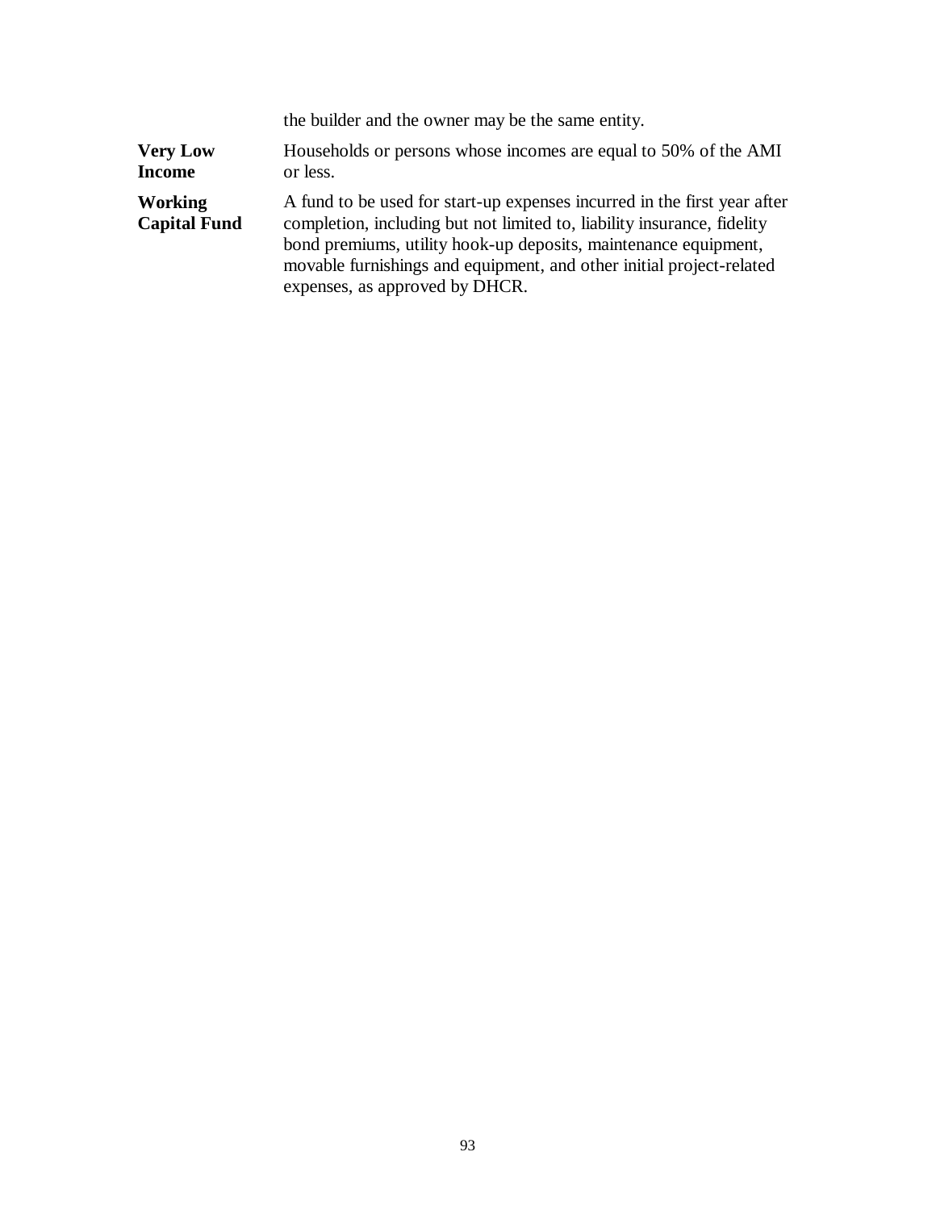the builder and the owner may be the same entity.

**Very Low Income** Households or persons whose incomes are equal to 50% of the AMI or less.

**Working Capital Fund** A fund to be used for start-up expenses incurred in the first year after completion, including but not limited to, liability insurance, fidelity bond premiums, utility hook-up deposits, maintenance equipment, movable furnishings and equipment, and other initial project-related expenses, as approved by DHCR.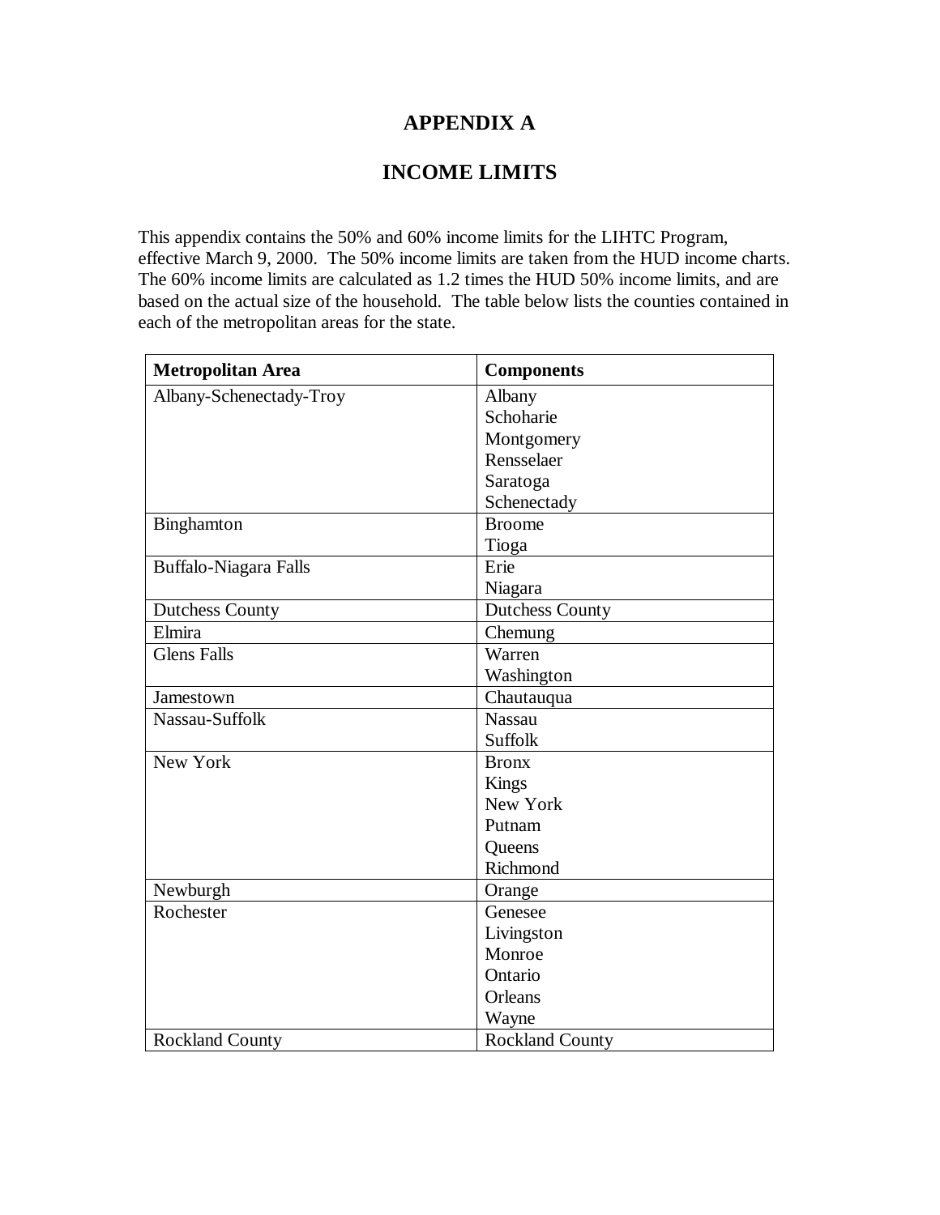# APPENDIX A

# INCOME LIMITS

This appendix contains the 50% and 60% income limits for the LIHTC Program, effective March 9, 2000. The 50% income limits are taken from the HUD income charts. The 60% income limits are calculated as 1.2 times the HUD 50% income limits, and are based on the actual size of the household. The table below lists the counties contained in each of the metropolitan areas for the state.

| Metropolitan Area | Components |
|---|---|
| Albany-Schenectady-Troy | Albany<br>Schoharie<br>Montgomery<br>Rensselaer<br>Saratoga<br>Schenectady |
| Binghamton | Broome<br>Tioga |
| Buffalo-Niagara Falls | Erie<br>Niagara |
| Dutchess County | Dutchess County |
| Elmira | Chemung |
| Glens Falls | Warren<br>Washington |
| Jamestown | Chautauqua |
| Nassau-Suffolk | Nassau<br>Suffolk |
| New York | Bronx<br>Kings<br>New York<br>Putnam<br>Queens<br>Richmond |
| Newburgh | Orange |
| Rochester | Genesee<br>Livingston<br>Monroe<br>Ontario<br>Orleans<br>Wayne |
| Rockland County | Rockland County |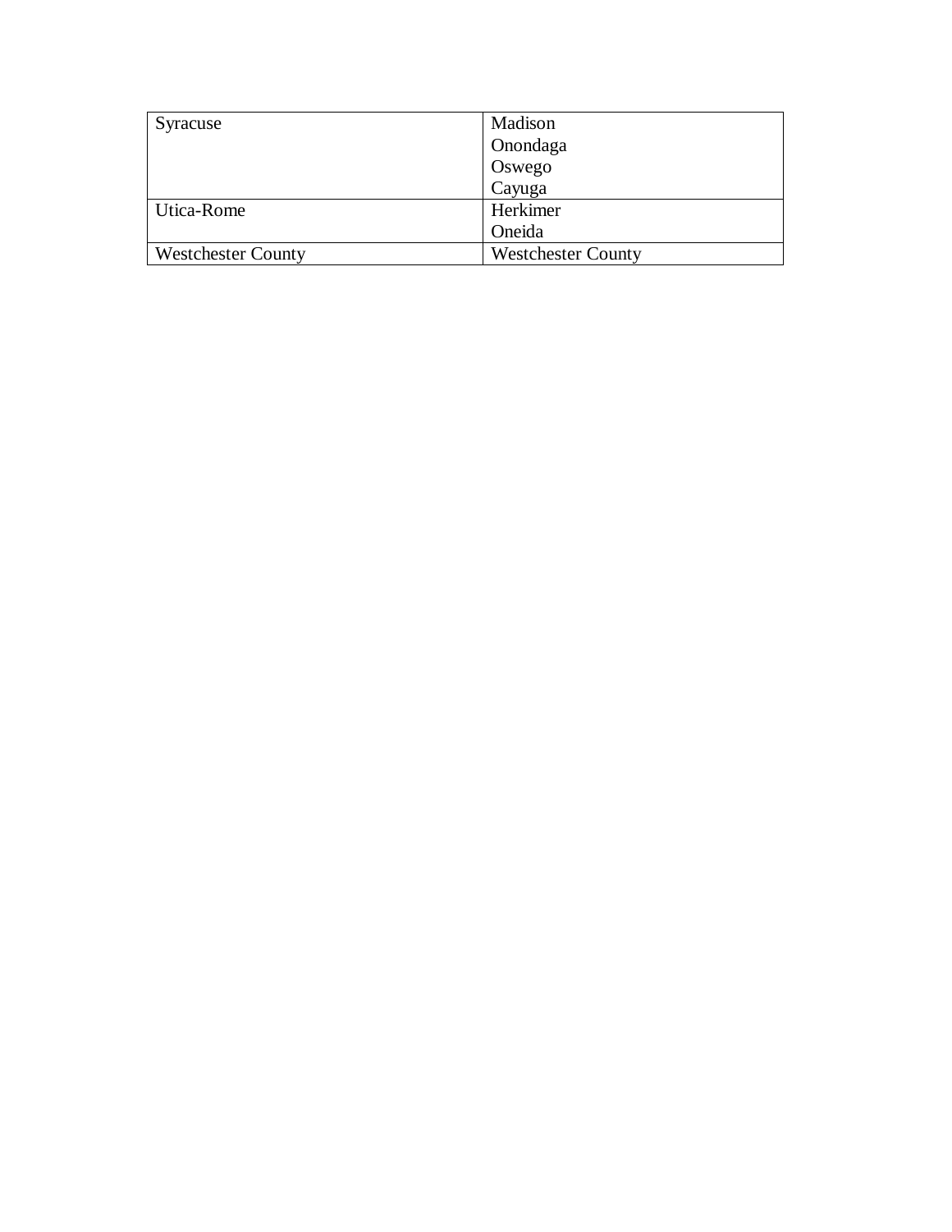| | |
|---|---|
| Syracuse | Madison<br>Onondaga<br>Oswego<br>Cayuga |
| Utica-Rome | Herkimer<br>Oneida |
| Westchester County | Westchester County |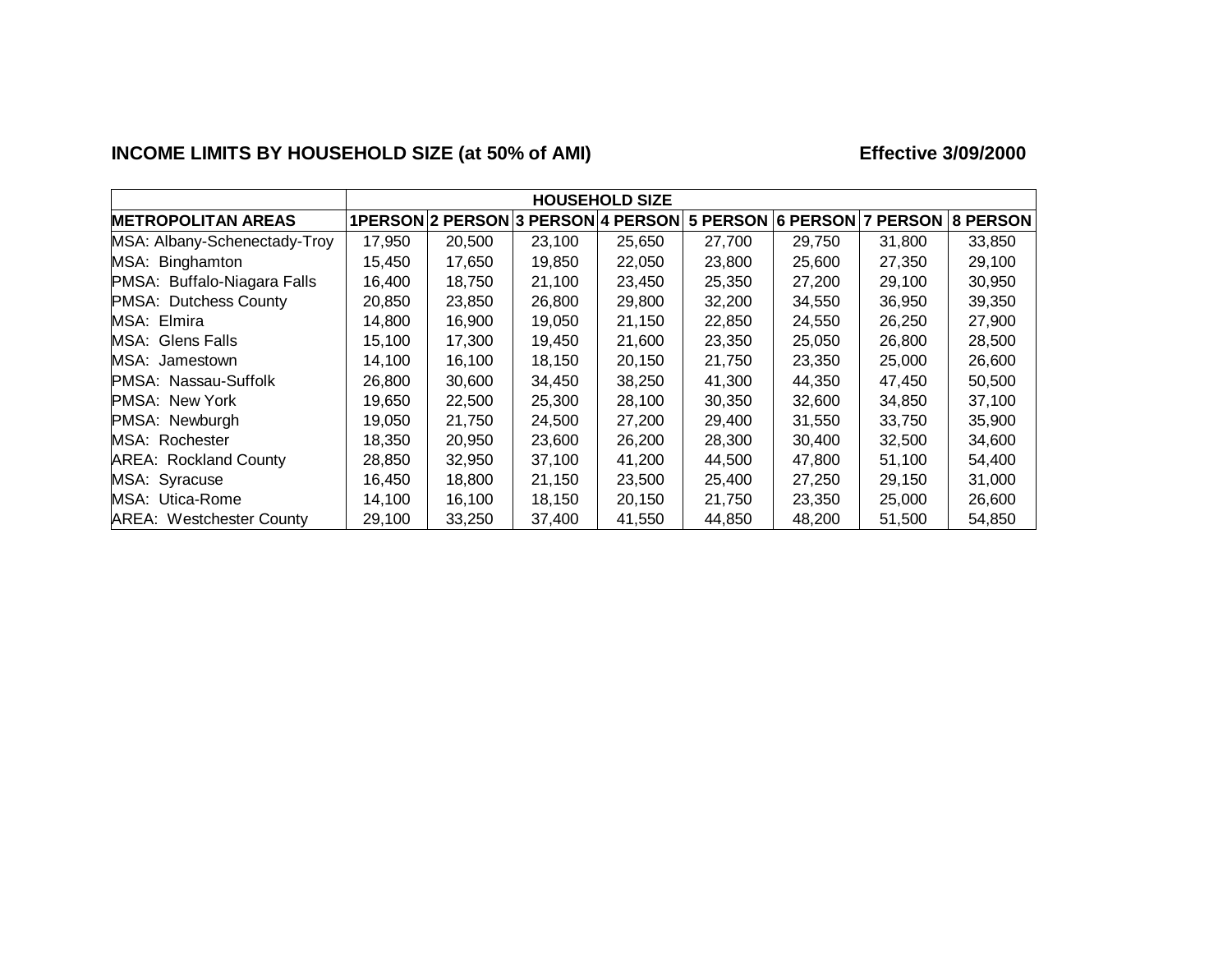**INCOME LIMITS BY HOUSEHOLD SIZE (at 50% of AMI)** **Effective 3/09/2000**

| | HOUSEHOLD SIZE | | | | | | | |
|---|---|---|---|---|---|---|---|---|
| **METROPOLITAN AREAS** | **1PERSON** | **2 PERSON** | **3 PERSON** | **4 PERSON** | **5 PERSON** | **6 PERSON** | **7 PERSON** | **8 PERSON** |
| MSA: Albany-Schenectady-Troy | 17,950 | 20,500 | 23,100 | 25,650 | 27,700 | 29,750 | 31,800 | 33,850 |
| MSA: Binghamton | 15,450 | 17,650 | 19,850 | 22,050 | 23,800 | 25,600 | 27,350 | 29,100 |
| PMSA: Buffalo-Niagara Falls | 16,400 | 18,750 | 21,100 | 23,450 | 25,350 | 27,200 | 29,100 | 30,950 |
| PMSA: Dutchess County | 20,850 | 23,850 | 26,800 | 29,800 | 32,200 | 34,550 | 36,950 | 39,350 |
| MSA: Elmira | 14,800 | 16,900 | 19,050 | 21,150 | 22,850 | 24,550 | 26,250 | 27,900 |
| MSA: Glens Falls | 15,100 | 17,300 | 19,450 | 21,600 | 23,350 | 25,050 | 26,800 | 28,500 |
| MSA: Jamestown | 14,100 | 16,100 | 18,150 | 20,150 | 21,750 | 23,350 | 25,000 | 26,600 |
| PMSA: Nassau-Suffolk | 26,800 | 30,600 | 34,450 | 38,250 | 41,300 | 44,350 | 47,450 | 50,500 |
| PMSA: New York | 19,650 | 22,500 | 25,300 | 28,100 | 30,350 | 32,600 | 34,850 | 37,100 |
| PMSA: Newburgh | 19,050 | 21,750 | 24,500 | 27,200 | 29,400 | 31,550 | 33,750 | 35,900 |
| MSA: Rochester | 18,350 | 20,950 | 23,600 | 26,200 | 28,300 | 30,400 | 32,500 | 34,600 |
| AREA: Rockland County | 28,850 | 32,950 | 37,100 | 41,200 | 44,500 | 47,800 | 51,100 | 54,400 |
| MSA: Syracuse | 16,450 | 18,800 | 21,150 | 23,500 | 25,400 | 27,250 | 29,150 | 31,000 |
| MSA: Utica-Rome | 14,100 | 16,100 | 18,150 | 20,150 | 21,750 | 23,350 | 25,000 | 26,600 |
| AREA: Westchester County | 29,100 | 33,250 | 37,400 | 41,550 | 44,850 | 48,200 | 51,500 | 54,850 |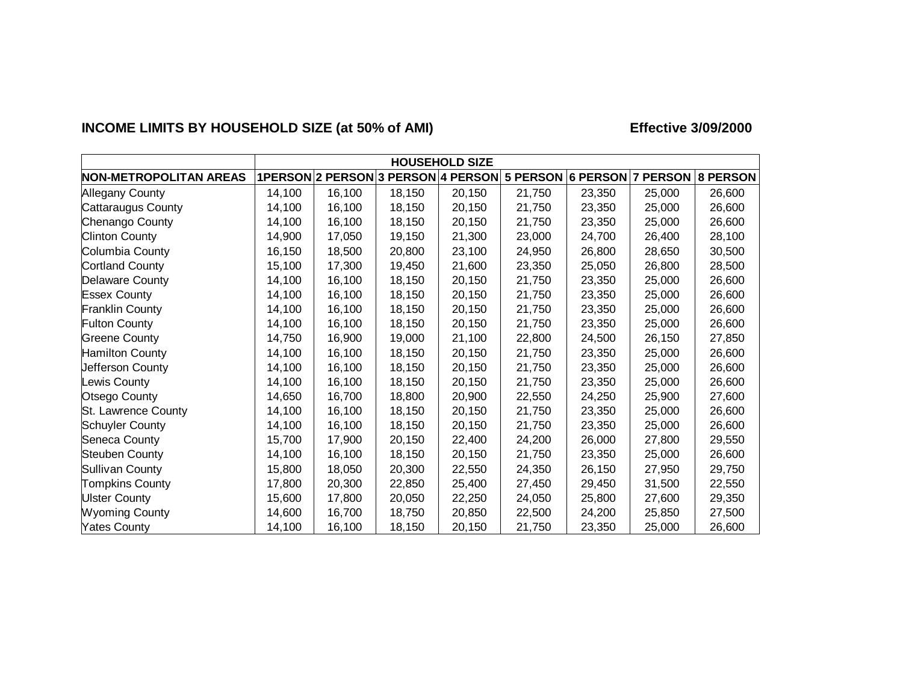**INCOME LIMITS BY HOUSEHOLD SIZE (at 50% of AMI)** **Effective 3/09/2000**

| | HOUSEHOLD SIZE | | | | | | | |
|---|---|---|---|---|---|---|---|---|
| **NON-METROPOLITAN AREAS** | **1PERSON** | **2 PERSON** | **3 PERSON** | **4 PERSON** | **5 PERSON** | **6 PERSON** | **7 PERSON** | **8 PERSON** |
| Allegany County | 14,100 | 16,100 | 18,150 | 20,150 | 21,750 | 23,350 | 25,000 | 26,600 |
| Cattaraugus County | 14,100 | 16,100 | 18,150 | 20,150 | 21,750 | 23,350 | 25,000 | 26,600 |
| Chenango County | 14,100 | 16,100 | 18,150 | 20,150 | 21,750 | 23,350 | 25,000 | 26,600 |
| Clinton County | 14,900 | 17,050 | 19,150 | 21,300 | 23,000 | 24,700 | 26,400 | 28,100 |
| Columbia County | 16,150 | 18,500 | 20,800 | 23,100 | 24,950 | 26,800 | 28,650 | 30,500 |
| Cortland County | 15,100 | 17,300 | 19,450 | 21,600 | 23,350 | 25,050 | 26,800 | 28,500 |
| Delaware County | 14,100 | 16,100 | 18,150 | 20,150 | 21,750 | 23,350 | 25,000 | 26,600 |
| Essex County | 14,100 | 16,100 | 18,150 | 20,150 | 21,750 | 23,350 | 25,000 | 26,600 |
| Franklin County | 14,100 | 16,100 | 18,150 | 20,150 | 21,750 | 23,350 | 25,000 | 26,600 |
| Fulton County | 14,100 | 16,100 | 18,150 | 20,150 | 21,750 | 23,350 | 25,000 | 26,600 |
| Greene County | 14,750 | 16,900 | 19,000 | 21,100 | 22,800 | 24,500 | 26,150 | 27,850 |
| Hamilton County | 14,100 | 16,100 | 18,150 | 20,150 | 21,750 | 23,350 | 25,000 | 26,600 |
| Jefferson County | 14,100 | 16,100 | 18,150 | 20,150 | 21,750 | 23,350 | 25,000 | 26,600 |
| Lewis County | 14,100 | 16,100 | 18,150 | 20,150 | 21,750 | 23,350 | 25,000 | 26,600 |
| Otsego County | 14,650 | 16,700 | 18,800 | 20,900 | 22,550 | 24,250 | 25,900 | 27,600 |
| St. Lawrence County | 14,100 | 16,100 | 18,150 | 20,150 | 21,750 | 23,350 | 25,000 | 26,600 |
| Schuyler County | 14,100 | 16,100 | 18,150 | 20,150 | 21,750 | 23,350 | 25,000 | 26,600 |
| Seneca County | 15,700 | 17,900 | 20,150 | 22,400 | 24,200 | 26,000 | 27,800 | 29,550 |
| Steuben County | 14,100 | 16,100 | 18,150 | 20,150 | 21,750 | 23,350 | 25,000 | 26,600 |
| Sullivan County | 15,800 | 18,050 | 20,300 | 22,550 | 24,350 | 26,150 | 27,950 | 29,750 |
| Tompkins County | 17,800 | 20,300 | 22,850 | 25,400 | 27,450 | 29,450 | 31,500 | 22,550 |
| Ulster County | 15,600 | 17,800 | 20,050 | 22,250 | 24,050 | 25,800 | 27,600 | 29,350 |
| Wyoming County | 14,600 | 16,700 | 18,750 | 20,850 | 22,500 | 24,200 | 25,850 | 27,500 |
| Yates County | 14,100 | 16,100 | 18,150 | 20,150 | 21,750 | 23,350 | 25,000 | 26,600 |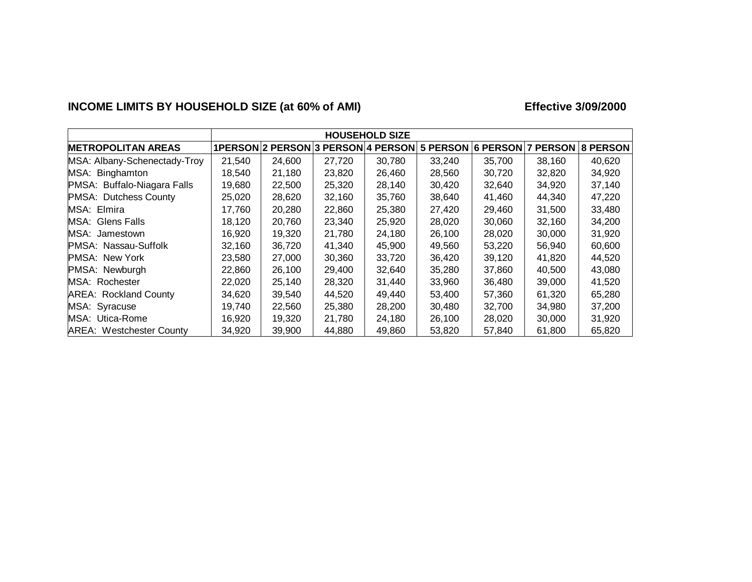**INCOME LIMITS BY HOUSEHOLD SIZE (at 60% of AMI)** **Effective 3/09/2000**

| | HOUSEHOLD SIZE | | | | | | | |
|---|---|---|---|---|---|---|---|---|
| **METROPOLITAN AREAS** | **1PERSON** | **2 PERSON** | **3 PERSON** | **4 PERSON** | **5 PERSON** | **6 PERSON** | **7 PERSON** | **8 PERSON** |
| MSA: Albany-Schenectady-Troy | 21,540 | 24,600 | 27,720 | 30,780 | 33,240 | 35,700 | 38,160 | 40,620 |
| MSA: Binghamton | 18,540 | 21,180 | 23,820 | 26,460 | 28,560 | 30,720 | 32,820 | 34,920 |
| PMSA: Buffalo-Niagara Falls | 19,680 | 22,500 | 25,320 | 28,140 | 30,420 | 32,640 | 34,920 | 37,140 |
| PMSA: Dutchess County | 25,020 | 28,620 | 32,160 | 35,760 | 38,640 | 41,460 | 44,340 | 47,220 |
| MSA: Elmira | 17,760 | 20,280 | 22,860 | 25,380 | 27,420 | 29,460 | 31,500 | 33,480 |
| MSA: Glens Falls | 18,120 | 20,760 | 23,340 | 25,920 | 28,020 | 30,060 | 32,160 | 34,200 |
| MSA: Jamestown | 16,920 | 19,320 | 21,780 | 24,180 | 26,100 | 28,020 | 30,000 | 31,920 |
| PMSA: Nassau-Suffolk | 32,160 | 36,720 | 41,340 | 45,900 | 49,560 | 53,220 | 56,940 | 60,600 |
| PMSA: New York | 23,580 | 27,000 | 30,360 | 33,720 | 36,420 | 39,120 | 41,820 | 44,520 |
| PMSA: Newburgh | 22,860 | 26,100 | 29,400 | 32,640 | 35,280 | 37,860 | 40,500 | 43,080 |
| MSA: Rochester | 22,020 | 25,140 | 28,320 | 31,440 | 33,960 | 36,480 | 39,000 | 41,520 |
| AREA: Rockland County | 34,620 | 39,540 | 44,520 | 49,440 | 53,400 | 57,360 | 61,320 | 65,280 |
| MSA: Syracuse | 19,740 | 22,560 | 25,380 | 28,200 | 30,480 | 32,700 | 34,980 | 37,200 |
| MSA: Utica-Rome | 16,920 | 19,320 | 21,780 | 24,180 | 26,100 | 28,020 | 30,000 | 31,920 |
| AREA: Westchester County | 34,920 | 39,900 | 44,880 | 49,860 | 53,820 | 57,840 | 61,800 | 65,820 |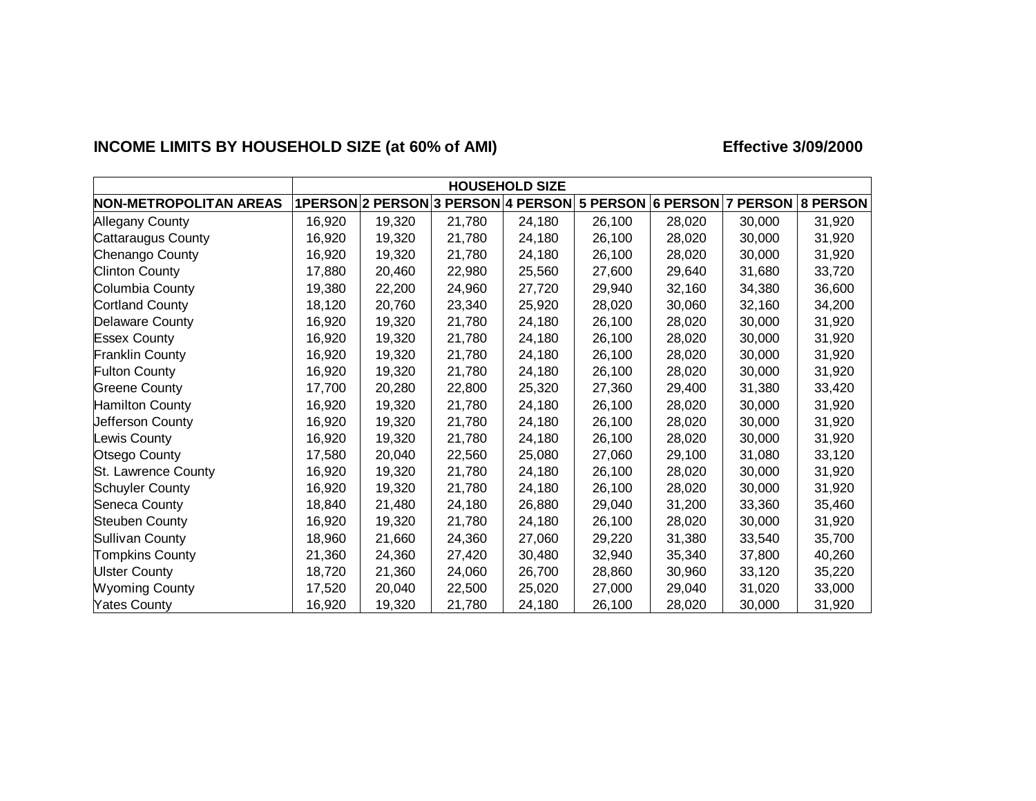**INCOME LIMITS BY HOUSEHOLD SIZE (at 60% of AMI)** **Effective 3/09/2000**

| | HOUSEHOLD SIZE | | | | | | | |
|---|---|---|---|---|---|---|---|---|
| **NON-METROPOLITAN AREAS** | **1PERSON** | **2 PERSON** | **3 PERSON** | **4 PERSON** | **5 PERSON** | **6 PERSON** | **7 PERSON** | **8 PERSON** |
| Allegany County | 16,920 | 19,320 | 21,780 | 24,180 | 26,100 | 28,020 | 30,000 | 31,920 |
| Cattaraugus County | 16,920 | 19,320 | 21,780 | 24,180 | 26,100 | 28,020 | 30,000 | 31,920 |
| Chenango County | 16,920 | 19,320 | 21,780 | 24,180 | 26,100 | 28,020 | 30,000 | 31,920 |
| Clinton County | 17,880 | 20,460 | 22,980 | 25,560 | 27,600 | 29,640 | 31,680 | 33,720 |
| Columbia County | 19,380 | 22,200 | 24,960 | 27,720 | 29,940 | 32,160 | 34,380 | 36,600 |
| Cortland County | 18,120 | 20,760 | 23,340 | 25,920 | 28,020 | 30,060 | 32,160 | 34,200 |
| Delaware County | 16,920 | 19,320 | 21,780 | 24,180 | 26,100 | 28,020 | 30,000 | 31,920 |
| Essex County | 16,920 | 19,320 | 21,780 | 24,180 | 26,100 | 28,020 | 30,000 | 31,920 |
| Franklin County | 16,920 | 19,320 | 21,780 | 24,180 | 26,100 | 28,020 | 30,000 | 31,920 |
| Fulton County | 16,920 | 19,320 | 21,780 | 24,180 | 26,100 | 28,020 | 30,000 | 31,920 |
| Greene County | 17,700 | 20,280 | 22,800 | 25,320 | 27,360 | 29,400 | 31,380 | 33,420 |
| Hamilton County | 16,920 | 19,320 | 21,780 | 24,180 | 26,100 | 28,020 | 30,000 | 31,920 |
| Jefferson County | 16,920 | 19,320 | 21,780 | 24,180 | 26,100 | 28,020 | 30,000 | 31,920 |
| Lewis County | 16,920 | 19,320 | 21,780 | 24,180 | 26,100 | 28,020 | 30,000 | 31,920 |
| Otsego County | 17,580 | 20,040 | 22,560 | 25,080 | 27,060 | 29,100 | 31,080 | 33,120 |
| St. Lawrence County | 16,920 | 19,320 | 21,780 | 24,180 | 26,100 | 28,020 | 30,000 | 31,920 |
| Schuyler County | 16,920 | 19,320 | 21,780 | 24,180 | 26,100 | 28,020 | 30,000 | 31,920 |
| Seneca County | 18,840 | 21,480 | 24,180 | 26,880 | 29,040 | 31,200 | 33,360 | 35,460 |
| Steuben County | 16,920 | 19,320 | 21,780 | 24,180 | 26,100 | 28,020 | 30,000 | 31,920 |
| Sullivan County | 18,960 | 21,660 | 24,360 | 27,060 | 29,220 | 31,380 | 33,540 | 35,700 |
| Tompkins County | 21,360 | 24,360 | 27,420 | 30,480 | 32,940 | 35,340 | 37,800 | 40,260 |
| Ulster County | 18,720 | 21,360 | 24,060 | 26,700 | 28,860 | 30,960 | 33,120 | 35,220 |
| Wyoming County | 17,520 | 20,040 | 22,500 | 25,020 | 27,000 | 29,040 | 31,020 | 33,000 |
| Yates County | 16,920 | 19,320 | 21,780 | 24,180 | 26,100 | 28,020 | 30,000 | 31,920 |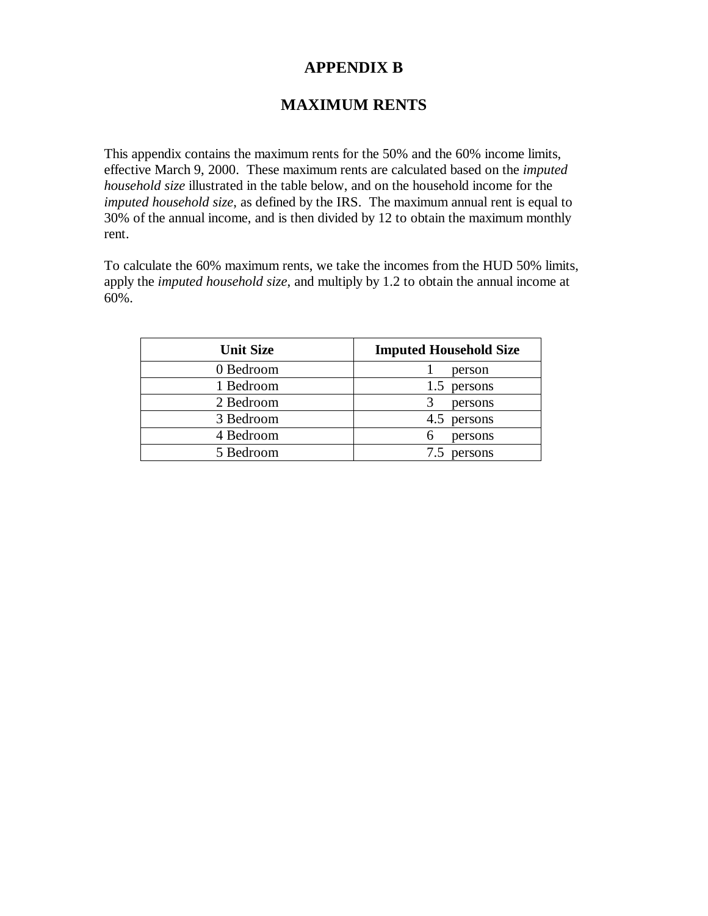# APPENDIX B

## MAXIMUM RENTS

This appendix contains the maximum rents for the 50% and the 60% income limits, effective March 9, 2000. These maximum rents are calculated based on the *imputed household size* illustrated in the table below, and on the household income for the *imputed household size*, as defined by the IRS. The maximum annual rent is equal to 30% of the annual income, and is then divided by 12 to obtain the maximum monthly rent.

To calculate the 60% maximum rents, we take the incomes from the HUD 50% limits, apply the *imputed household size*, and multiply by 1.2 to obtain the annual income at 60%.

| Unit Size | Imputed Household Size |
|---|---|
| 0 Bedroom | 1 person |
| 1 Bedroom | 1.5 persons |
| 2 Bedroom | 3 persons |
| 3 Bedroom | 4.5 persons |
| 4 Bedroom | 6 persons |
| 5 Bedroom | 7.5 persons |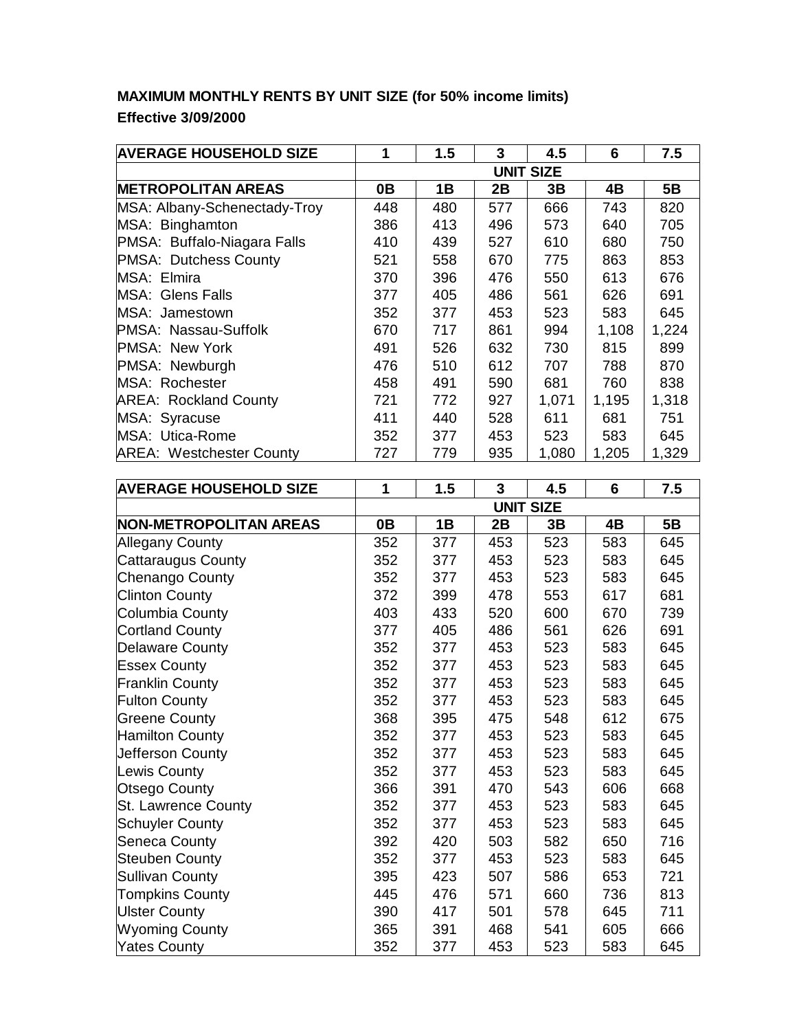**MAXIMUM MONTHLY RENTS BY UNIT SIZE (for 50% income limits)**

**Effective 3/09/2000**

| AVERAGE HOUSEHOLD SIZE | 1 | 1.5 | 3 | 4.5 | 6 | 7.5 |
|---|---|---|---|---|---|---|
| | UNIT SIZE | | | | | |
| **METROPOLITAN AREAS** | **0B** | **1B** | **2B** | **3B** | **4B** | **5B** |
| MSA: Albany-Schenectady-Troy | 448 | 480 | 577 | 666 | 743 | 820 |
| MSA: Binghamton | 386 | 413 | 496 | 573 | 640 | 705 |
| PMSA: Buffalo-Niagara Falls | 410 | 439 | 527 | 610 | 680 | 750 |
| PMSA: Dutchess County | 521 | 558 | 670 | 775 | 863 | 853 |
| MSA: Elmira | 370 | 396 | 476 | 550 | 613 | 676 |
| MSA: Glens Falls | 377 | 405 | 486 | 561 | 626 | 691 |
| MSA: Jamestown | 352 | 377 | 453 | 523 | 583 | 645 |
| PMSA: Nassau-Suffolk | 670 | 717 | 861 | 994 | 1,108 | 1,224 |
| PMSA: New York | 491 | 526 | 632 | 730 | 815 | 899 |
| PMSA: Newburgh | 476 | 510 | 612 | 707 | 788 | 870 |
| MSA: Rochester | 458 | 491 | 590 | 681 | 760 | 838 |
| AREA: Rockland County | 721 | 772 | 927 | 1,071 | 1,195 | 1,318 |
| MSA: Syracuse | 411 | 440 | 528 | 611 | 681 | 751 |
| MSA: Utica-Rome | 352 | 377 | 453 | 523 | 583 | 645 |
| AREA: Westchester County | 727 | 779 | 935 | 1,080 | 1,205 | 1,329 |

| AVERAGE HOUSEHOLD SIZE | 1 | 1.5 | 3 | 4.5 | 6 | 7.5 |
|---|---|---|---|---|---|---|
| | UNIT SIZE | | | | | |
| **NON-METROPOLITAN AREAS** | **0B** | **1B** | **2B** | **3B** | **4B** | **5B** |
| Allegany County | 352 | 377 | 453 | 523 | 583 | 645 |
| Cattaraugus County | 352 | 377 | 453 | 523 | 583 | 645 |
| Chenango County | 352 | 377 | 453 | 523 | 583 | 645 |
| Clinton County | 372 | 399 | 478 | 553 | 617 | 681 |
| Columbia County | 403 | 433 | 520 | 600 | 670 | 739 |
| Cortland County | 377 | 405 | 486 | 561 | 626 | 691 |
| Delaware County | 352 | 377 | 453 | 523 | 583 | 645 |
| Essex County | 352 | 377 | 453 | 523 | 583 | 645 |
| Franklin County | 352 | 377 | 453 | 523 | 583 | 645 |
| Fulton County | 352 | 377 | 453 | 523 | 583 | 645 |
| Greene County | 368 | 395 | 475 | 548 | 612 | 675 |
| Hamilton County | 352 | 377 | 453 | 523 | 583 | 645 |
| Jefferson County | 352 | 377 | 453 | 523 | 583 | 645 |
| Lewis County | 352 | 377 | 453 | 523 | 583 | 645 |
| Otsego County | 366 | 391 | 470 | 543 | 606 | 668 |
| St. Lawrence County | 352 | 377 | 453 | 523 | 583 | 645 |
| Schuyler County | 352 | 377 | 453 | 523 | 583 | 645 |
| Seneca County | 392 | 420 | 503 | 582 | 650 | 716 |
| Steuben County | 352 | 377 | 453 | 523 | 583 | 645 |
| Sullivan County | 395 | 423 | 507 | 586 | 653 | 721 |
| Tompkins County | 445 | 476 | 571 | 660 | 736 | 813 |
| Ulster County | 390 | 417 | 501 | 578 | 645 | 711 |
| Wyoming County | 365 | 391 | 468 | 541 | 605 | 666 |
| Yates County | 352 | 377 | 453 | 523 | 583 | 645 |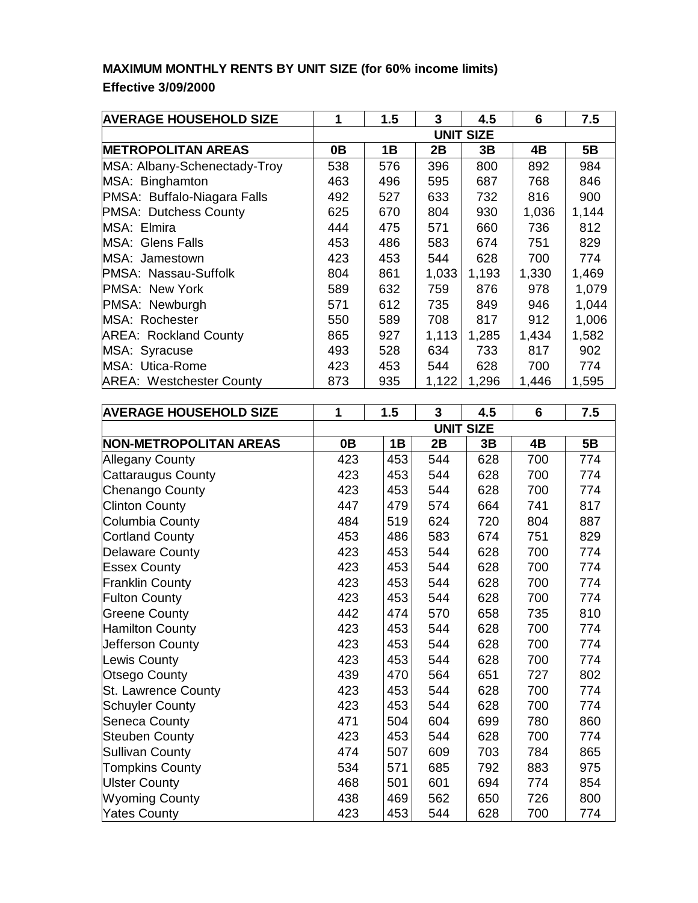**MAXIMUM MONTHLY RENTS BY UNIT SIZE (for 60% income limits)**

**Effective 3/09/2000**

| **AVERAGE HOUSEHOLD SIZE** | **1** | **1.5** | **3** | **4.5** | **6** | **7.5** |
|---|---|---|---|---|---|---|
| | **UNIT SIZE** | | | | | |
| **METROPOLITAN AREAS** | **0B** | **1B** | **2B** | **3B** | **4B** | **5B** |
| MSA: Albany-Schenectady-Troy | 538 | 576 | 396 | 800 | 892 | 984 |
| MSA: Binghamton | 463 | 496 | 595 | 687 | 768 | 846 |
| PMSA: Buffalo-Niagara Falls | 492 | 527 | 633 | 732 | 816 | 900 |
| PMSA: Dutchess County | 625 | 670 | 804 | 930 | 1,036 | 1,144 |
| MSA: Elmira | 444 | 475 | 571 | 660 | 736 | 812 |
| MSA: Glens Falls | 453 | 486 | 583 | 674 | 751 | 829 |
| MSA: Jamestown | 423 | 453 | 544 | 628 | 700 | 774 |
| PMSA: Nassau-Suffolk | 804 | 861 | 1,033 | 1,193 | 1,330 | 1,469 |
| PMSA: New York | 589 | 632 | 759 | 876 | 978 | 1,079 |
| PMSA: Newburgh | 571 | 612 | 735 | 849 | 946 | 1,044 |
| MSA: Rochester | 550 | 589 | 708 | 817 | 912 | 1,006 |
| AREA: Rockland County | 865 | 927 | 1,113 | 1,285 | 1,434 | 1,582 |
| MSA: Syracuse | 493 | 528 | 634 | 733 | 817 | 902 |
| MSA: Utica-Rome | 423 | 453 | 544 | 628 | 700 | 774 |
| AREA: Westchester County | 873 | 935 | 1,122 | 1,296 | 1,446 | 1,595 |

| **AVERAGE HOUSEHOLD SIZE** | **1** | **1.5** | **3** | **4.5** | **6** | **7.5** |
|---|---|---|---|---|---|---|
| | **UNIT SIZE** | | | | | |
| **NON-METROPOLITAN AREAS** | **0B** | **1B** | **2B** | **3B** | **4B** | **5B** |
| Allegany County | 423 | 453 | 544 | 628 | 700 | 774 |
| Cattaraugus County | 423 | 453 | 544 | 628 | 700 | 774 |
| Chenango County | 423 | 453 | 544 | 628 | 700 | 774 |
| Clinton County | 447 | 479 | 574 | 664 | 741 | 817 |
| Columbia County | 484 | 519 | 624 | 720 | 804 | 887 |
| Cortland County | 453 | 486 | 583 | 674 | 751 | 829 |
| Delaware County | 423 | 453 | 544 | 628 | 700 | 774 |
| Essex County | 423 | 453 | 544 | 628 | 700 | 774 |
| Franklin County | 423 | 453 | 544 | 628 | 700 | 774 |
| Fulton County | 423 | 453 | 544 | 628 | 700 | 774 |
| Greene County | 442 | 474 | 570 | 658 | 735 | 810 |
| Hamilton County | 423 | 453 | 544 | 628 | 700 | 774 |
| Jefferson County | 423 | 453 | 544 | 628 | 700 | 774 |
| Lewis County | 423 | 453 | 544 | 628 | 700 | 774 |
| Otsego County | 439 | 470 | 564 | 651 | 727 | 802 |
| St. Lawrence County | 423 | 453 | 544 | 628 | 700 | 774 |
| Schuyler County | 423 | 453 | 544 | 628 | 700 | 774 |
| Seneca County | 471 | 504 | 604 | 699 | 780 | 860 |
| Steuben County | 423 | 453 | 544 | 628 | 700 | 774 |
| Sullivan County | 474 | 507 | 609 | 703 | 784 | 865 |
| Tompkins County | 534 | 571 | 685 | 792 | 883 | 975 |
| Ulster County | 468 | 501 | 601 | 694 | 774 | 854 |
| Wyoming County | 438 | 469 | 562 | 650 | 726 | 800 |
| Yates County | 423 | 453 | 544 | 628 | 700 | 774 |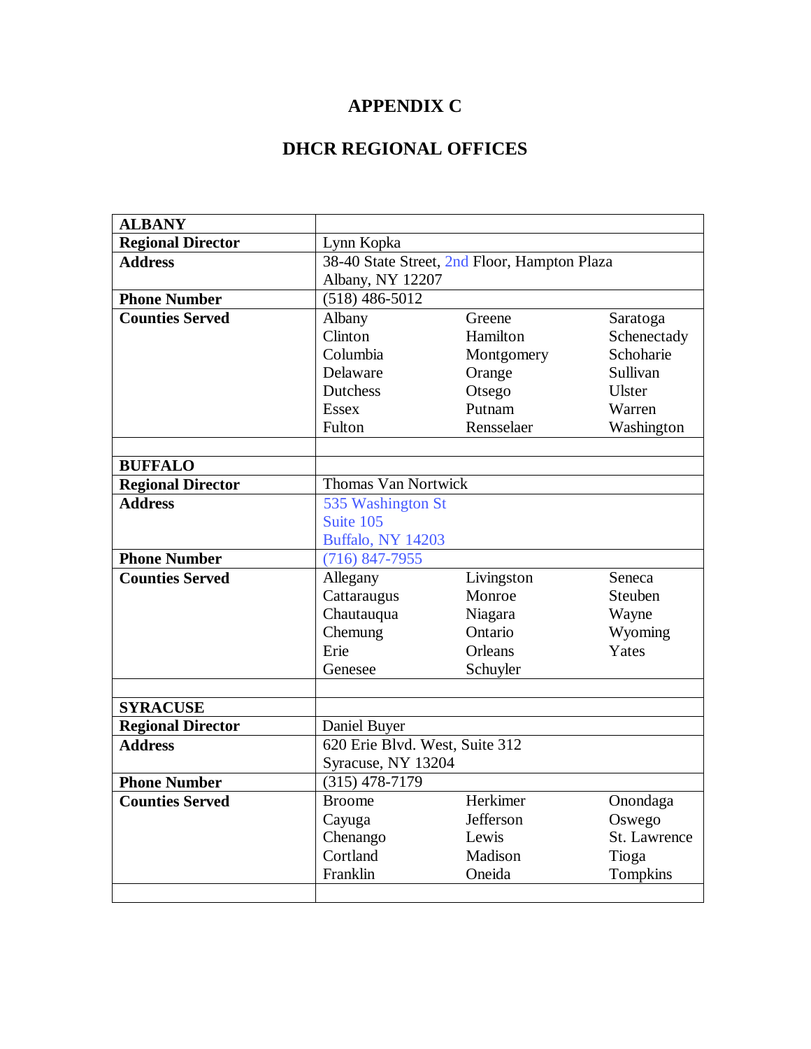# APPENDIX C

# DHCR REGIONAL OFFICES

| **ALBANY** | | | |
|---|---|---|---|
| **Regional Director** | Lynn Kopka | | |
| **Address** | 38-40 State Street, 2nd Floor, Hampton Plaza<br>Albany, NY 12207 | | |
| **Phone Number** | (518) 486-5012 | | |
| **Counties Served** | Albany | Greene | Saratoga |
| | Clinton | Hamilton | Schenectady |
| | Columbia | Montgomery | Schoharie |
| | Delaware | Orange | Sullivan |
| | Dutchess | Otsego | Ulster |
| | Essex | Putnam | Warren |
| | Fulton | Rensselaer | Washington |
| | | | |
| **BUFFALO** | | | |
| **Regional Director** | Thomas Van Nortwick | | |
| **Address** | 535 Washington St<br>Suite 105<br>Buffalo, NY 14203 | | |
| **Phone Number** | (716) 847-7955 | | |
| **Counties Served** | Allegany | Livingston | Seneca |
| | Cattaraugus | Monroe | Steuben |
| | Chautauqua | Niagara | Wayne |
| | Chemung | Ontario | Wyoming |
| | Erie | Orleans | Yates |
| | Genesee | Schuyler | |
| | | | |
| **SYRACUSE** | | | |
| **Regional Director** | Daniel Buyer | | |
| **Address** | 620 Erie Blvd. West, Suite 312<br>Syracuse, NY 13204 | | |
| **Phone Number** | (315) 478-7179 | | |
| **Counties Served** | Broome | Herkimer | Onondaga |
| | Cayuga | Jefferson | Oswego |
| | Chenango | Lewis | St. Lawrence |
| | Cortland | Madison | Tioga |
| | Franklin | Oneida | Tompkins |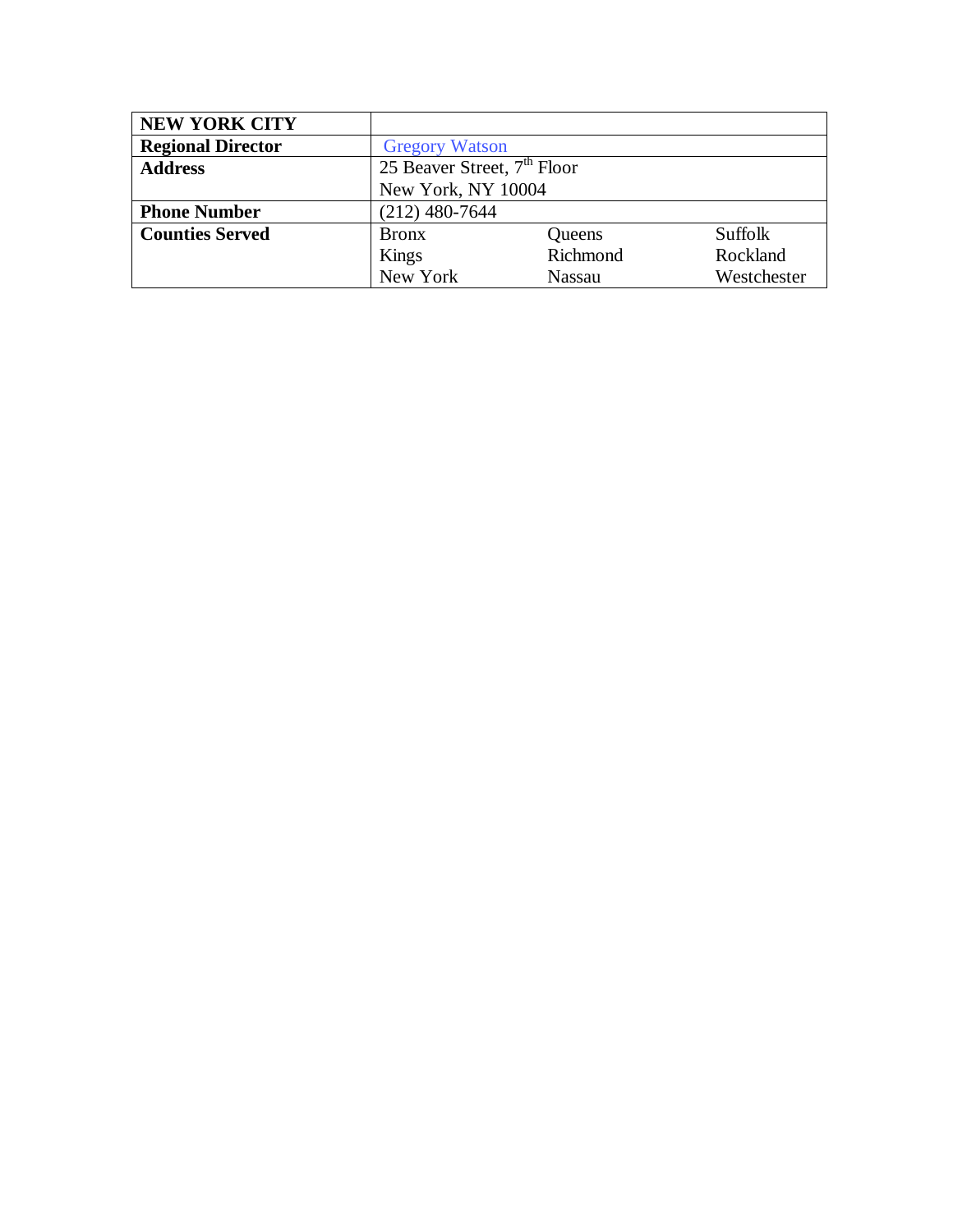| **NEW YORK CITY** | | | |
|---|---|---|---|
| **Regional Director** | Gregory Watson | | |
| **Address** | 25 Beaver Street, 7th Floor<br>New York, NY 10004 | | |
| **Phone Number** | (212) 480-7644 | | |
| **Counties Served** | Bronx<br>Kings<br>New York | Queens<br>Richmond<br>Nassau | Suffolk<br>Rockland<br>Westchester |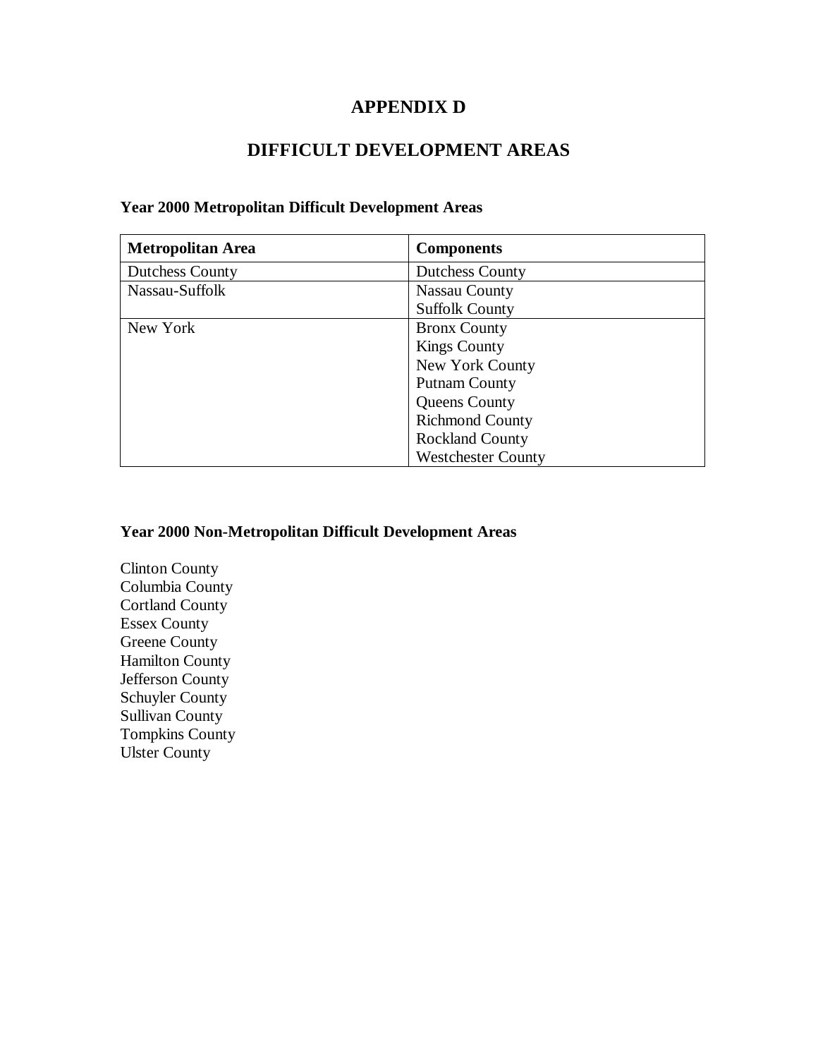# APPENDIX D

## DIFFICULT DEVELOPMENT AREAS

**Year 2000 Metropolitan Difficult Development Areas**

| Metropolitan Area | Components |
|---|---|
| Dutchess County | Dutchess County |
| Nassau-Suffolk | Nassau County<br>Suffolk County |
| New York | Bronx County<br>Kings County<br>New York County<br>Putnam County<br>Queens County<br>Richmond County<br>Rockland County<br>Westchester County |

**Year 2000 Non-Metropolitan Difficult Development Areas**

Clinton County
Columbia County
Cortland County
Essex County
Greene County
Hamilton County
Jefferson County
Schuyler County
Sullivan County
Tompkins County
Ulster County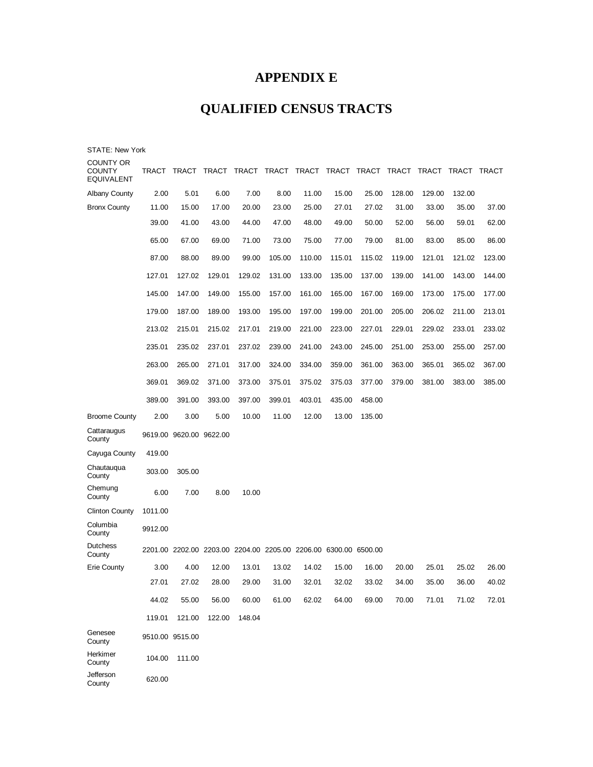# APPENDIX E

# QUALIFIED CENSUS TRACTS

STATE: New York

| COUNTY OR COUNTY EQUIVALENT | TRACT | TRACT | TRACT | TRACT | TRACT | TRACT | TRACT | TRACT | TRACT | TRACT | TRACT | TRACT |
|---|---|---|---|---|---|---|---|---|---|---|---|---|
| Albany County | 2.00 | 5.01 | 6.00 | 7.00 | 8.00 | 11.00 | 15.00 | 25.00 | 128.00 | 129.00 | 132.00 | |
| Bronx County | 11.00 | 15.00 | 17.00 | 20.00 | 23.00 | 25.00 | 27.01 | 27.02 | 31.00 | 33.00 | 35.00 | 37.00 |
| | 39.00 | 41.00 | 43.00 | 44.00 | 47.00 | 48.00 | 49.00 | 50.00 | 52.00 | 56.00 | 59.01 | 62.00 |
| | 65.00 | 67.00 | 69.00 | 71.00 | 73.00 | 75.00 | 77.00 | 79.00 | 81.00 | 83.00 | 85.00 | 86.00 |
| | 87.00 | 88.00 | 89.00 | 99.00 | 105.00 | 110.00 | 115.01 | 115.02 | 119.00 | 121.01 | 121.02 | 123.00 |
| | 127.01 | 127.02 | 129.01 | 129.02 | 131.00 | 133.00 | 135.00 | 137.00 | 139.00 | 141.00 | 143.00 | 144.00 |
| | 145.00 | 147.00 | 149.00 | 155.00 | 157.00 | 161.00 | 165.00 | 167.00 | 169.00 | 173.00 | 175.00 | 177.00 |
| | 179.00 | 187.00 | 189.00 | 193.00 | 195.00 | 197.00 | 199.00 | 201.00 | 205.00 | 206.02 | 211.00 | 213.01 |
| | 213.02 | 215.01 | 215.02 | 217.01 | 219.00 | 221.00 | 223.00 | 227.01 | 229.01 | 229.02 | 233.01 | 233.02 |
| | 235.01 | 235.02 | 237.01 | 237.02 | 239.00 | 241.00 | 243.00 | 245.00 | 251.00 | 253.00 | 255.00 | 257.00 |
| | 263.00 | 265.00 | 271.01 | 317.00 | 324.00 | 334.00 | 359.00 | 361.00 | 363.00 | 365.01 | 365.02 | 367.00 |
| | 369.01 | 369.02 | 371.00 | 373.00 | 375.01 | 375.02 | 375.03 | 377.00 | 379.00 | 381.00 | 383.00 | 385.00 |
| | 389.00 | 391.00 | 393.00 | 397.00 | 399.01 | 403.01 | 435.00 | 458.00 | | | | |
| Broome County | 2.00 | 3.00 | 5.00 | 10.00 | 11.00 | 12.00 | 13.00 | 135.00 | | | | |
| Cattaraugus County | 9619.00 | 9620.00 | 9622.00 | | | | | | | | | |
| Cayuga County | 419.00 | | | | | | | | | | | |
| Chautauqua County | 303.00 | 305.00 | | | | | | | | | | |
| Chemung County | 6.00 | 7.00 | 8.00 | 10.00 | | | | | | | | |
| Clinton County | 1011.00 | | | | | | | | | | | |
| Columbia County | 9912.00 | | | | | | | | | | | |
| Dutchess County | 2201.00 | 2202.00 | 2203.00 | 2204.00 | 2205.00 | 2206.00 | 6300.00 | 6500.00 | | | | |
| Erie County | 3.00 | 4.00 | 12.00 | 13.01 | 13.02 | 14.02 | 15.00 | 16.00 | 20.00 | 25.01 | 25.02 | 26.00 |
| | 27.01 | 27.02 | 28.00 | 29.00 | 31.00 | 32.01 | 32.02 | 33.02 | 34.00 | 35.00 | 36.00 | 40.02 |
| | 44.02 | 55.00 | 56.00 | 60.00 | 61.00 | 62.02 | 64.00 | 69.00 | 70.00 | 71.01 | 71.02 | 72.01 |
| | 119.01 | 121.00 | 122.00 | 148.04 | | | | | | | | |
| Genesee County | 9510.00 | 9515.00 | | | | | | | | | | |
| Herkimer County | 104.00 | 111.00 | | | | | | | | | | |
| Jefferson County | 620.00 | | | | | | | | | | | |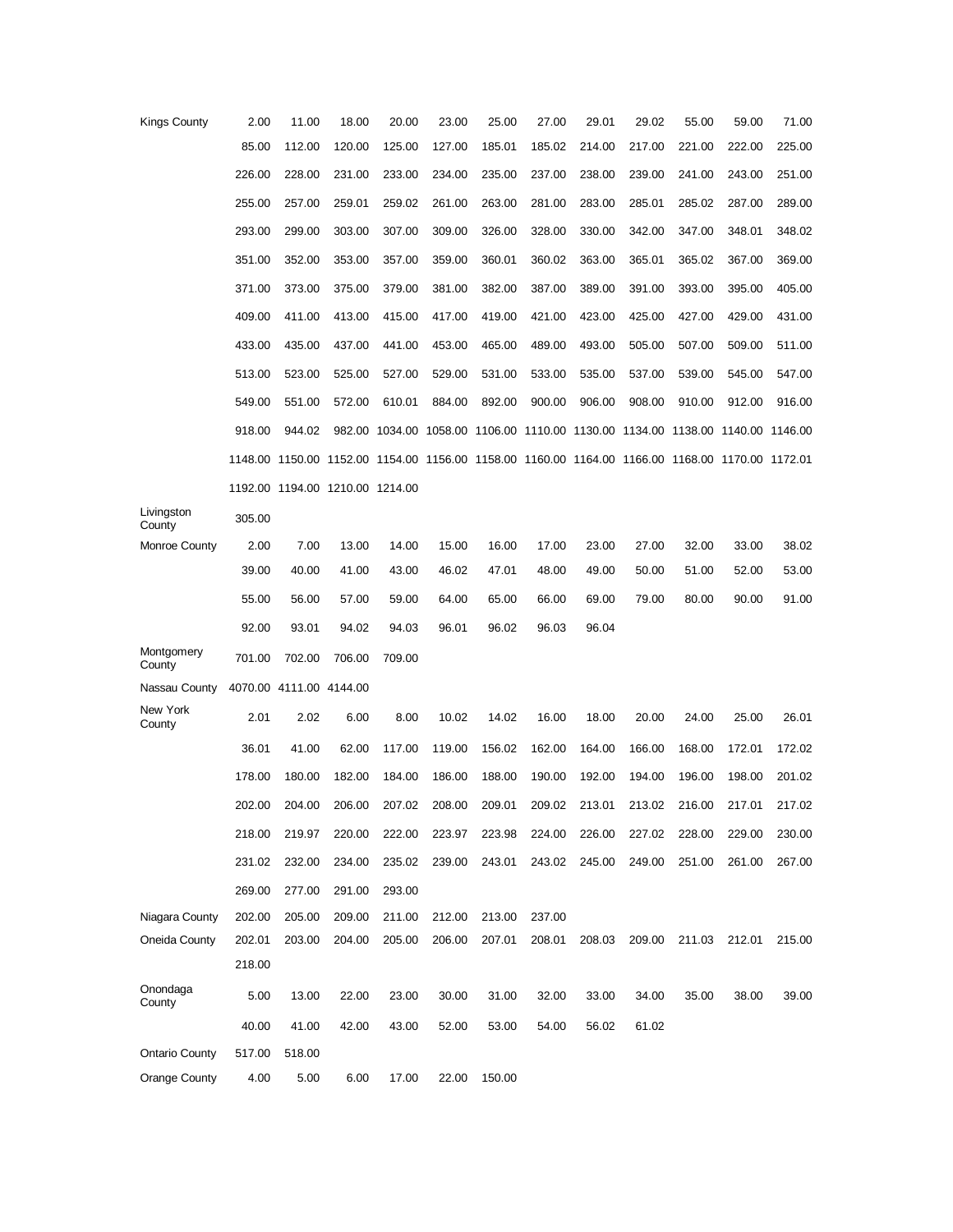| | | | | | | | | | | | | |
|---|---|---|---|---|---|---|---|---|---|---|---|---|
| Kings County | 2.00 | 11.00 | 18.00 | 20.00 | 23.00 | 25.00 | 27.00 | 29.01 | 29.02 | 55.00 | 59.00 | 71.00 |
| | 85.00 | 112.00 | 120.00 | 125.00 | 127.00 | 185.01 | 185.02 | 214.00 | 217.00 | 221.00 | 222.00 | 225.00 |
| | 226.00 | 228.00 | 231.00 | 233.00 | 234.00 | 235.00 | 237.00 | 238.00 | 239.00 | 241.00 | 243.00 | 251.00 |
| | 255.00 | 257.00 | 259.01 | 259.02 | 261.00 | 263.00 | 281.00 | 283.00 | 285.01 | 285.02 | 287.00 | 289.00 |
| | 293.00 | 299.00 | 303.00 | 307.00 | 309.00 | 326.00 | 328.00 | 330.00 | 342.00 | 347.00 | 348.01 | 348.02 |
| | 351.00 | 352.00 | 353.00 | 357.00 | 359.00 | 360.01 | 360.02 | 363.00 | 365.01 | 365.02 | 367.00 | 369.00 |
| | 371.00 | 373.00 | 375.00 | 379.00 | 381.00 | 382.00 | 387.00 | 389.00 | 391.00 | 393.00 | 395.00 | 405.00 |
| | 409.00 | 411.00 | 413.00 | 415.00 | 417.00 | 419.00 | 421.00 | 423.00 | 425.00 | 427.00 | 429.00 | 431.00 |
| | 433.00 | 435.00 | 437.00 | 441.00 | 453.00 | 465.00 | 489.00 | 493.00 | 505.00 | 507.00 | 509.00 | 511.00 |
| | 513.00 | 523.00 | 525.00 | 527.00 | 529.00 | 531.00 | 533.00 | 535.00 | 537.00 | 539.00 | 545.00 | 547.00 |
| | 549.00 | 551.00 | 572.00 | 610.01 | 884.00 | 892.00 | 900.00 | 906.00 | 908.00 | 910.00 | 912.00 | 916.00 |
| | 918.00 | 944.02 | 982.00 | 1034.00 | 1058.00 | 1106.00 | 1110.00 | 1130.00 | 1134.00 | 1138.00 | 1140.00 | 1146.00 |
| | 1148.00 | 1150.00 | 1152.00 | 1154.00 | 1156.00 | 1158.00 | 1160.00 | 1164.00 | 1166.00 | 1168.00 | 1170.00 | 1172.01 |
| | 1192.00 | 1194.00 | 1210.00 | 1214.00 | | | | | | | | |
| Livingston County | 305.00 | | | | | | | | | | | |
| Monroe County | 2.00 | 7.00 | 13.00 | 14.00 | 15.00 | 16.00 | 17.00 | 23.00 | 27.00 | 32.00 | 33.00 | 38.02 |
| | 39.00 | 40.00 | 41.00 | 43.00 | 46.02 | 47.01 | 48.00 | 49.00 | 50.00 | 51.00 | 52.00 | 53.00 |
| | 55.00 | 56.00 | 57.00 | 59.00 | 64.00 | 65.00 | 66.00 | 69.00 | 79.00 | 80.00 | 90.00 | 91.00 |
| | 92.00 | 93.01 | 94.02 | 94.03 | 96.01 | 96.02 | 96.03 | 96.04 | | | | |
| Montgomery County | 701.00 | 702.00 | 706.00 | 709.00 | | | | | | | | |
| Nassau County | 4070.00 | 4111.00 | 4144.00 | | | | | | | | | |
| New York County | 2.01 | 2.02 | 6.00 | 8.00 | 10.02 | 14.02 | 16.00 | 18.00 | 20.00 | 24.00 | 25.00 | 26.01 |
| | 36.01 | 41.00 | 62.00 | 117.00 | 119.00 | 156.02 | 162.00 | 164.00 | 166.00 | 168.00 | 172.01 | 172.02 |
| | 178.00 | 180.00 | 182.00 | 184.00 | 186.00 | 188.00 | 190.00 | 192.00 | 194.00 | 196.00 | 198.00 | 201.02 |
| | 202.00 | 204.00 | 206.00 | 207.02 | 208.00 | 209.01 | 209.02 | 213.01 | 213.02 | 216.00 | 217.01 | 217.02 |
| | 218.00 | 219.97 | 220.00 | 222.00 | 223.97 | 223.98 | 224.00 | 226.00 | 227.02 | 228.00 | 229.00 | 230.00 |
| | 231.02 | 232.00 | 234.00 | 235.02 | 239.00 | 243.01 | 243.02 | 245.00 | 249.00 | 251.00 | 261.00 | 267.00 |
| | 269.00 | 277.00 | 291.00 | 293.00 | | | | | | | | |
| Niagara County | 202.00 | 205.00 | 209.00 | 211.00 | 212.00 | 213.00 | 237.00 | | | | | |
| Oneida County | 202.01 | 203.00 | 204.00 | 205.00 | 206.00 | 207.01 | 208.01 | 208.03 | 209.00 | 211.03 | 212.01 | 215.00 |
| | 218.00 | | | | | | | | | | | |
| Onondaga County | 5.00 | 13.00 | 22.00 | 23.00 | 30.00 | 31.00 | 32.00 | 33.00 | 34.00 | 35.00 | 38.00 | 39.00 |
| | 40.00 | 41.00 | 42.00 | 43.00 | 52.00 | 53.00 | 54.00 | 56.02 | 61.02 | | | |
| Ontario County | 517.00 | 518.00 | | | | | | | | | | |
| Orange County | 4.00 | 5.00 | 6.00 | 17.00 | 22.00 | 150.00 | | | | | | |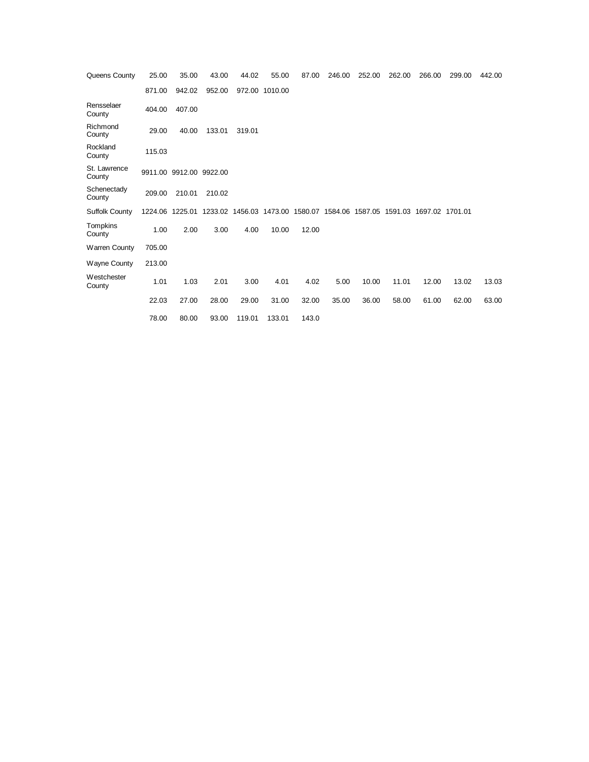| | | | | | | | | | | | | |
|---|---|---|---|---|---|---|---|---|---|---|---|---|
| Queens County | 25.00 | 35.00 | 43.00 | 44.02 | 55.00 | 87.00 | 246.00 | 252.00 | 262.00 | 266.00 | 299.00 | 442.00 |
| | 871.00 | 942.02 | 952.00 | 972.00 | 1010.00 | | | | | | | |
| Rensselaer County | 404.00 | 407.00 | | | | | | | | | | |
| Richmond County | 29.00 | 40.00 | 133.01 | 319.01 | | | | | | | | |
| Rockland County | 115.03 | | | | | | | | | | | |
| St. Lawrence County | 9911.00 | 9912.00 | 9922.00 | | | | | | | | | |
| Schenectady County | 209.00 | 210.01 | 210.02 | | | | | | | | | |
| Suffolk County | 1224.06 | 1225.01 | 1233.02 | 1456.03 | 1473.00 | 1580.07 | 1584.06 | 1587.05 | 1591.03 | 1697.02 | 1701.01 | |
| Tompkins County | 1.00 | 2.00 | 3.00 | 4.00 | 10.00 | 12.00 | | | | | | |
| Warren County | 705.00 | | | | | | | | | | | |
| Wayne County | 213.00 | | | | | | | | | | | |
| Westchester County | 1.01 | 1.03 | 2.01 | 3.00 | 4.01 | 4.02 | 5.00 | 10.00 | 11.01 | 12.00 | 13.02 | 13.03 |
| | 22.03 | 27.00 | 28.00 | 29.00 | 31.00 | 32.00 | 35.00 | 36.00 | 58.00 | 61.00 | 62.00 | 63.00 |
| | 78.00 | 80.00 | 93.00 | 119.01 | 133.01 | 143.0 | | | | | | |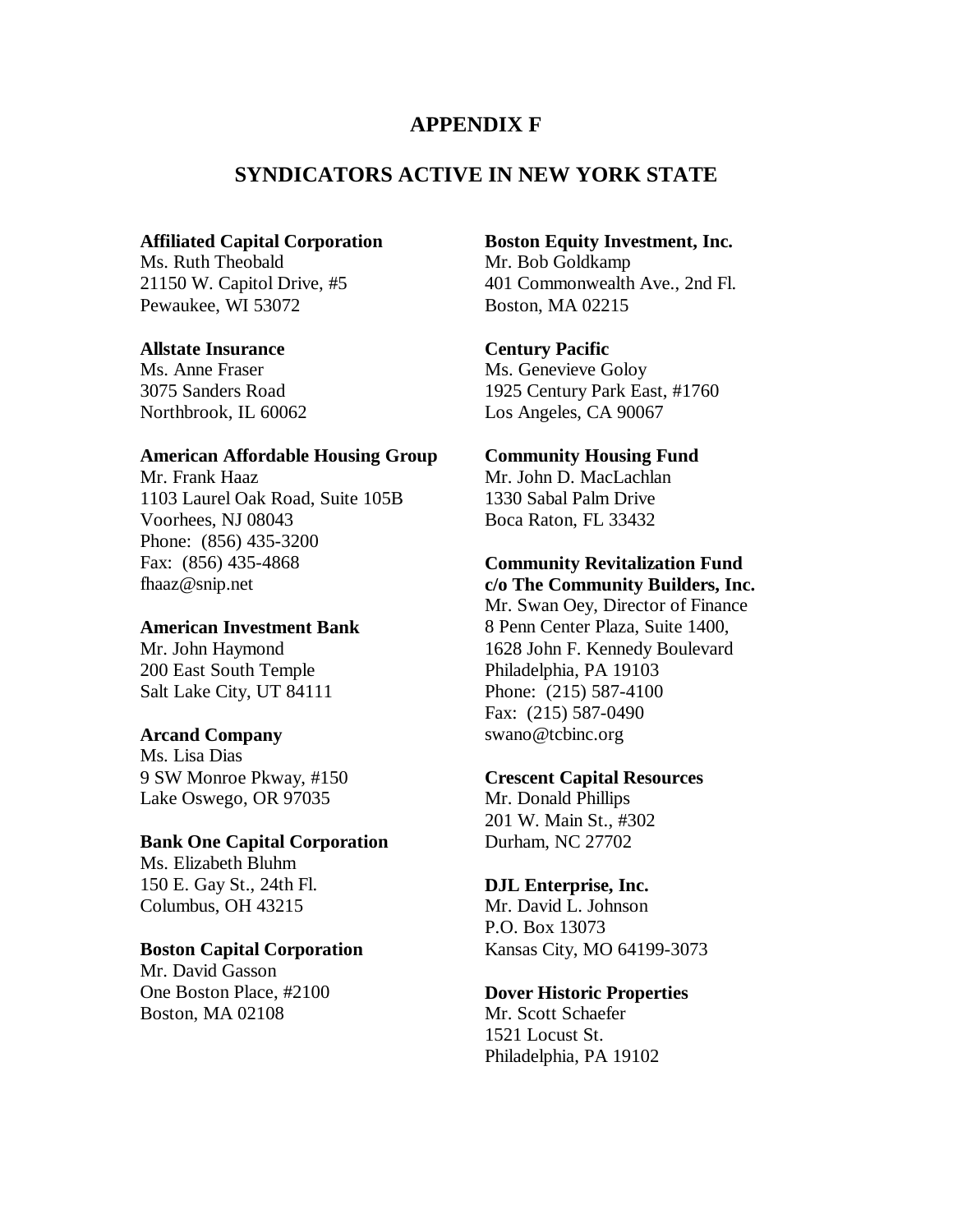# APPENDIX F

## SYNDICATORS ACTIVE IN NEW YORK STATE

**Affiliated Capital Corporation**
Ms. Ruth Theobald
21150 W. Capitol Drive, #5
Pewaukee, WI 53072

**Allstate Insurance**
Ms. Anne Fraser
3075 Sanders Road
Northbrook, IL 60062

**American Affordable Housing Group**
Mr. Frank Haaz
1103 Laurel Oak Road, Suite 105B
Voorhees, NJ 08043
Phone: (856) 435-3200
Fax: (856) 435-4868
fhaaz@snip.net

**American Investment Bank**
Mr. John Haymond
200 East South Temple
Salt Lake City, UT 84111

**Arcand Company**
Ms. Lisa Dias
9 SW Monroe Pkway, #150
Lake Oswego, OR 97035

**Bank One Capital Corporation**
Ms. Elizabeth Bluhm
150 E. Gay St., 24th Fl.
Columbus, OH 43215

**Boston Capital Corporation**
Mr. David Gasson
One Boston Place, #2100
Boston, MA 02108

**Boston Equity Investment, Inc.**
Mr. Bob Goldkamp
401 Commonwealth Ave., 2nd Fl.
Boston, MA 02215

**Century Pacific**
Ms. Genevieve Goloy
1925 Century Park East, #1760
Los Angeles, CA 90067

**Community Housing Fund**
Mr. John D. MacLachlan
1330 Sabal Palm Drive
Boca Raton, FL 33432

**Community Revitalization Fund c/o The Community Builders, Inc.**
Mr. Swan Oey, Director of Finance
8 Penn Center Plaza, Suite 1400,
1628 John F. Kennedy Boulevard
Philadelphia, PA 19103
Phone: (215) 587-4100
Fax: (215) 587-0490
swano@tcbinc.org

**Crescent Capital Resources**
Mr. Donald Phillips
201 W. Main St., #302
Durham, NC 27702

**DJL Enterprise, Inc.**
Mr. David L. Johnson
P.O. Box 13073
Kansas City, MO 64199-3073

**Dover Historic Properties**
Mr. Scott Schaefer
1521 Locust St.
Philadelphia, PA 19102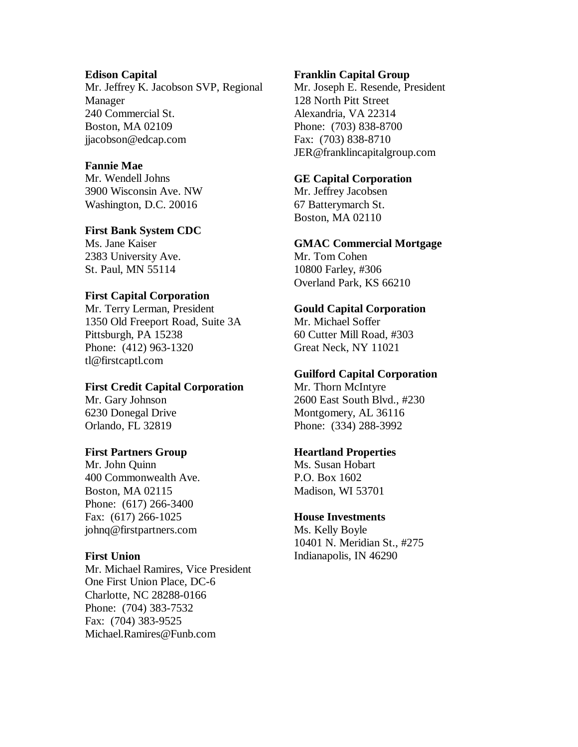**Edison Capital**
Mr. Jeffrey K. Jacobson SVP, Regional Manager
240 Commercial St.
Boston, MA 02109
jjacobson@edcap.com

**Fannie Mae**
Mr. Wendell Johns
3900 Wisconsin Ave. NW
Washington, D.C. 20016

**First Bank System CDC**
Ms. Jane Kaiser
2383 University Ave.
St. Paul, MN 55114

**First Capital Corporation**
Mr. Terry Lerman, President
1350 Old Freeport Road, Suite 3A
Pittsburgh, PA 15238
Phone: (412) 963-1320
tl@firstcaptl.com

**First Credit Capital Corporation**
Mr. Gary Johnson
6230 Donegal Drive
Orlando, FL 32819

**First Partners Group**
Mr. John Quinn
400 Commonwealth Ave.
Boston, MA 02115
Phone: (617) 266-3400
Fax: (617) 266-1025
johnq@firstpartners.com

**First Union**
Mr. Michael Ramires, Vice President
One First Union Place, DC-6
Charlotte, NC 28288-0166
Phone: (704) 383-7532
Fax: (704) 383-9525
Michael.Ramires@Funb.com

**Franklin Capital Group**
Mr. Joseph E. Resende, President
128 North Pitt Street
Alexandria, VA 22314
Phone: (703) 838-8700
Fax: (703) 838-8710
JER@franklincapitalgroup.com

**GE Capital Corporation**
Mr. Jeffrey Jacobsen
67 Batterymarch St.
Boston, MA 02110

**GMAC Commercial Mortgage**
Mr. Tom Cohen
10800 Farley, #306
Overland Park, KS 66210

**Gould Capital Corporation**
Mr. Michael Soffer
60 Cutter Mill Road, #303
Great Neck, NY 11021

**Guilford Capital Corporation**
Mr. Thorn McIntyre
2600 East South Blvd., #230
Montgomery, AL 36116
Phone: (334) 288-3992

**Heartland Properties**
Ms. Susan Hobart
P.O. Box 1602
Madison, WI 53701

**House Investments**
Ms. Kelly Boyle
10401 N. Meridian St., #275
Indianapolis, IN 46290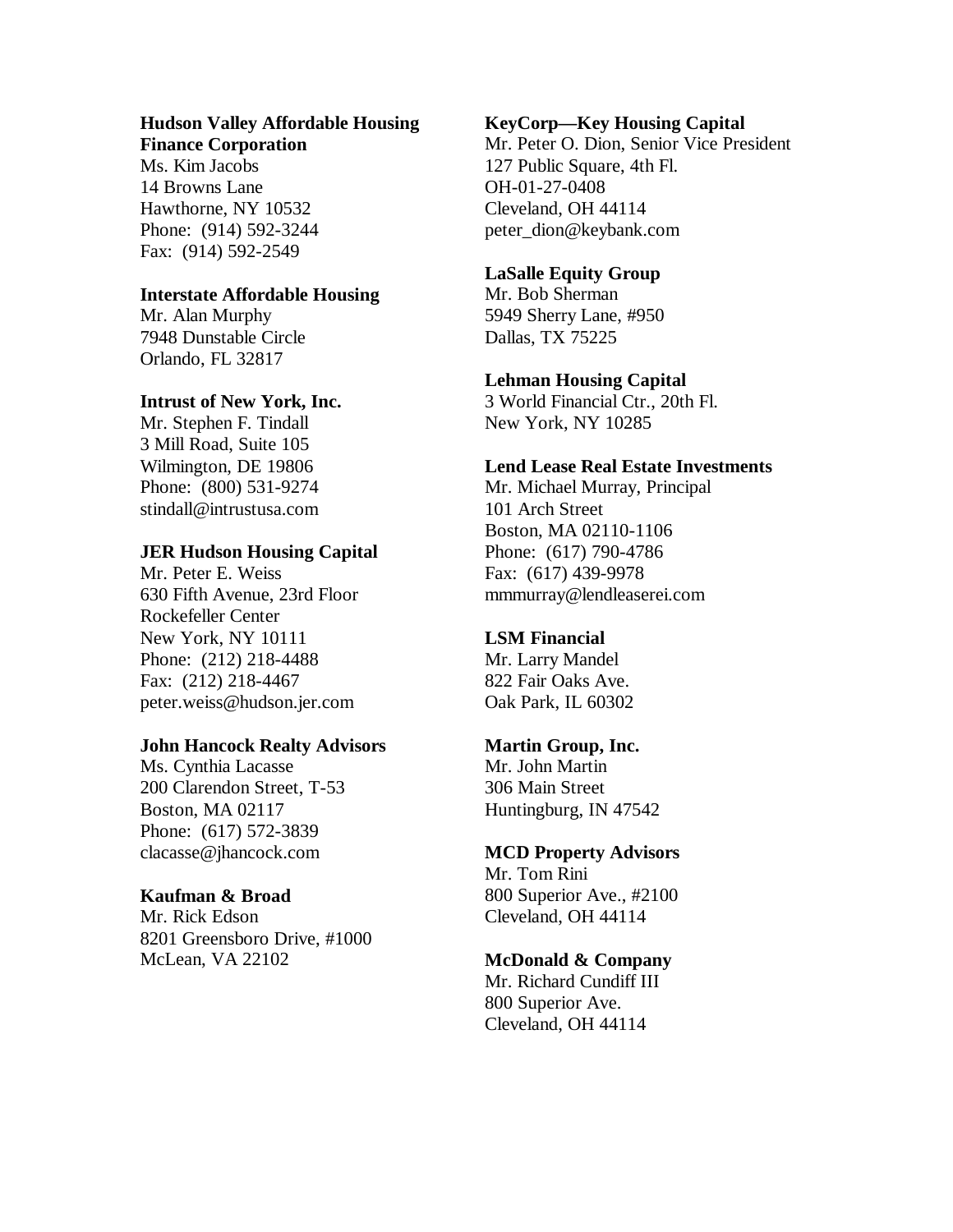**Hudson Valley Affordable Housing Finance Corporation**
Ms. Kim Jacobs
14 Browns Lane
Hawthorne, NY 10532
Phone: (914) 592-3244
Fax: (914) 592-2549

**Interstate Affordable Housing**
Mr. Alan Murphy
7948 Dunstable Circle
Orlando, FL 32817

**Intrust of New York, Inc.**
Mr. Stephen F. Tindall
3 Mill Road, Suite 105
Wilmington, DE 19806
Phone: (800) 531-9274
stindall@intrustusa.com

**JER Hudson Housing Capital**
Mr. Peter E. Weiss
630 Fifth Avenue, 23rd Floor
Rockefeller Center
New York, NY 10111
Phone: (212) 218-4488
Fax: (212) 218-4467
peter.weiss@hudson.jer.com

**John Hancock Realty Advisors**
Ms. Cynthia Lacasse
200 Clarendon Street, T-53
Boston, MA 02117
Phone: (617) 572-3839
clacasse@jhancock.com

**Kaufman & Broad**
Mr. Rick Edson
8201 Greensboro Drive, #1000
McLean, VA 22102

**KeyCorp—Key Housing Capital**
Mr. Peter O. Dion, Senior Vice President
127 Public Square, 4th Fl.
OH-01-27-0408
Cleveland, OH 44114
peter_dion@keybank.com

**LaSalle Equity Group**
Mr. Bob Sherman
5949 Sherry Lane, #950
Dallas, TX 75225

**Lehman Housing Capital**
3 World Financial Ctr., 20th Fl.
New York, NY 10285

**Lend Lease Real Estate Investments**
Mr. Michael Murray, Principal
101 Arch Street
Boston, MA 02110-1106
Phone: (617) 790-4786
Fax: (617) 439-9978
mmmurray@lendleaserei.com

**LSM Financial**
Mr. Larry Mandel
822 Fair Oaks Ave.
Oak Park, IL 60302

**Martin Group, Inc.**
Mr. John Martin
306 Main Street
Huntingburg, IN 47542

**MCD Property Advisors**
Mr. Tom Rini
800 Superior Ave., #2100
Cleveland, OH 44114

**McDonald & Company**
Mr. Richard Cundiff III
800 Superior Ave.
Cleveland, OH 44114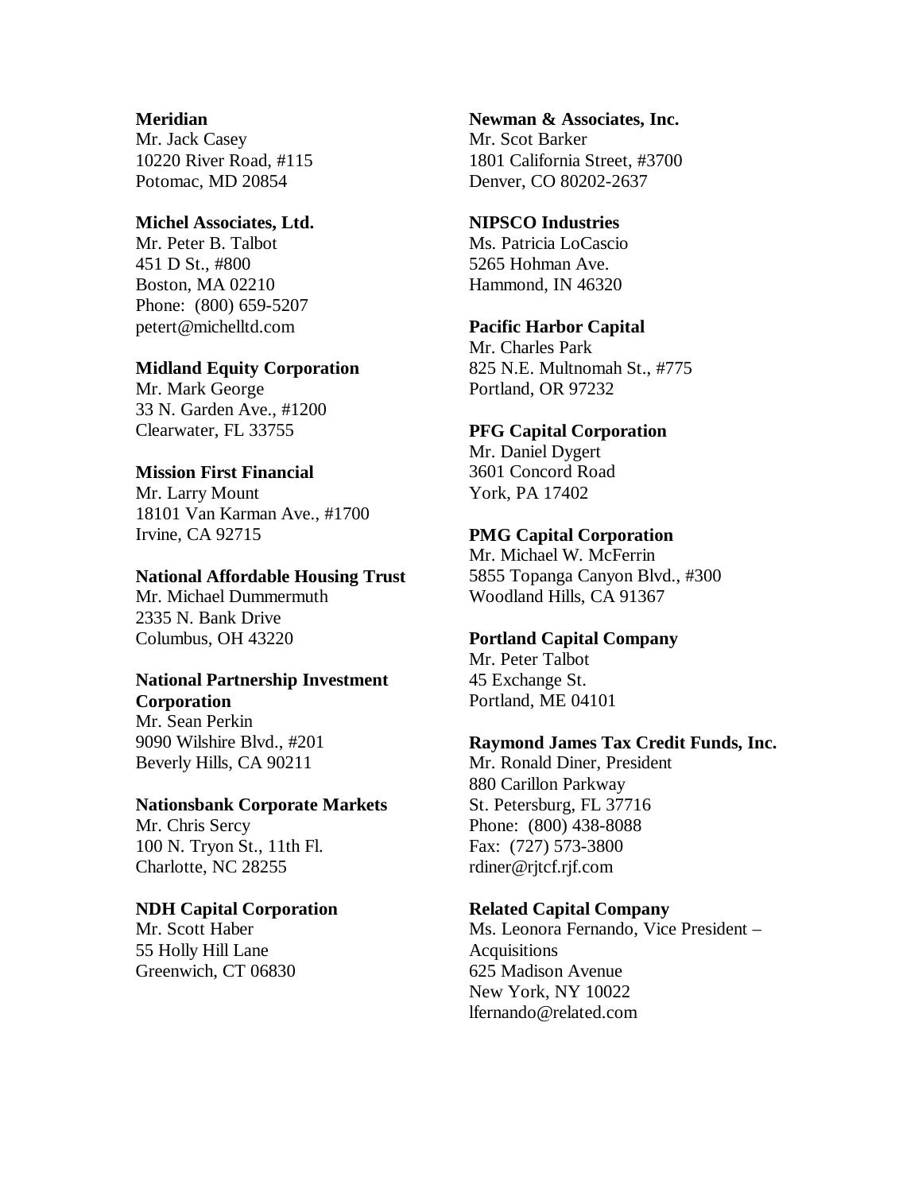**Meridian**
Mr. Jack Casey
10220 River Road, #115
Potomac, MD 20854

**Michel Associates, Ltd.**
Mr. Peter B. Talbot
451 D St., #800
Boston, MA 02210
Phone: (800) 659-5207
petert@michelltd.com

**Midland Equity Corporation**
Mr. Mark George
33 N. Garden Ave., #1200
Clearwater, FL 33755

**Mission First Financial**
Mr. Larry Mount
18101 Van Karman Ave., #1700
Irvine, CA 92715

**National Affordable Housing Trust**
Mr. Michael Dummermuth
2335 N. Bank Drive
Columbus, OH 43220

**National Partnership Investment Corporation**
Mr. Sean Perkin
9090 Wilshire Blvd., #201
Beverly Hills, CA 90211

**Nationsbank Corporate Markets**
Mr. Chris Sercy
100 N. Tryon St., 11th Fl.
Charlotte, NC 28255

**NDH Capital Corporation**
Mr. Scott Haber
55 Holly Hill Lane
Greenwich, CT 06830

**Newman & Associates, Inc.**
Mr. Scot Barker
1801 California Street, #3700
Denver, CO 80202-2637

**NIPSCO Industries**
Ms. Patricia LoCascio
5265 Hohman Ave.
Hammond, IN 46320

**Pacific Harbor Capital**
Mr. Charles Park
825 N.E. Multnomah St., #775
Portland, OR 97232

**PFG Capital Corporation**
Mr. Daniel Dygert
3601 Concord Road
York, PA 17402

**PMG Capital Corporation**
Mr. Michael W. McFerrin
5855 Topanga Canyon Blvd., #300
Woodland Hills, CA 91367

**Portland Capital Company**
Mr. Peter Talbot
45 Exchange St.
Portland, ME 04101

**Raymond James Tax Credit Funds, Inc.**
Mr. Ronald Diner, President
880 Carillon Parkway
St. Petersburg, FL 37716
Phone: (800) 438-8088
Fax: (727) 573-3800
rdiner@rjtcf.rjf.com

**Related Capital Company**
Ms. Leonora Fernando, Vice President – Acquisitions
625 Madison Avenue
New York, NY 10022
lfernando@related.com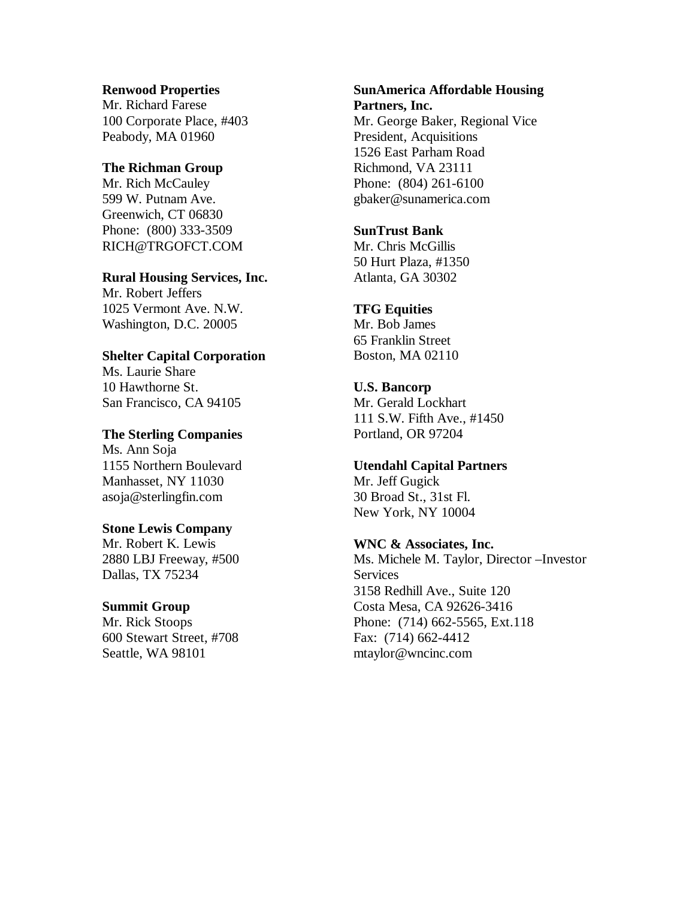**Renwood Properties**
Mr. Richard Farese
100 Corporate Place, #403
Peabody, MA 01960

**The Richman Group**
Mr. Rich McCauley
599 W. Putnam Ave.
Greenwich, CT 06830
Phone: (800) 333-3509
RICH@TRGOFCT.COM

**Rural Housing Services, Inc.**
Mr. Robert Jeffers
1025 Vermont Ave. N.W.
Washington, D.C. 20005

**Shelter Capital Corporation**
Ms. Laurie Share
10 Hawthorne St.
San Francisco, CA 94105

**The Sterling Companies**
Ms. Ann Soja
1155 Northern Boulevard
Manhasset, NY 11030
asoja@sterlingfin.com

**Stone Lewis Company**
Mr. Robert K. Lewis
2880 LBJ Freeway, #500
Dallas, TX 75234

**Summit Group**
Mr. Rick Stoops
600 Stewart Street, #708
Seattle, WA 98101

**SunAmerica Affordable Housing Partners, Inc.**
Mr. George Baker, Regional Vice President, Acquisitions
1526 East Parham Road
Richmond, VA 23111
Phone: (804) 261-6100
gbaker@sunamerica.com

**SunTrust Bank**
Mr. Chris McGillis
50 Hurt Plaza, #1350
Atlanta, GA 30302

**TFG Equities**
Mr. Bob James
65 Franklin Street
Boston, MA 02110

**U.S. Bancorp**
Mr. Gerald Lockhart
111 S.W. Fifth Ave., #1450
Portland, OR 97204

**Utendahl Capital Partners**
Mr. Jeff Gugick
30 Broad St., 31st Fl.
New York, NY 10004

**WNC & Associates, Inc.**
Ms. Michele M. Taylor, Director –Investor Services
3158 Redhill Ave., Suite 120
Costa Mesa, CA 92626-3416
Phone: (714) 662-5565, Ext.118
Fax: (714) 662-4412
mtaylor@wncinc.com